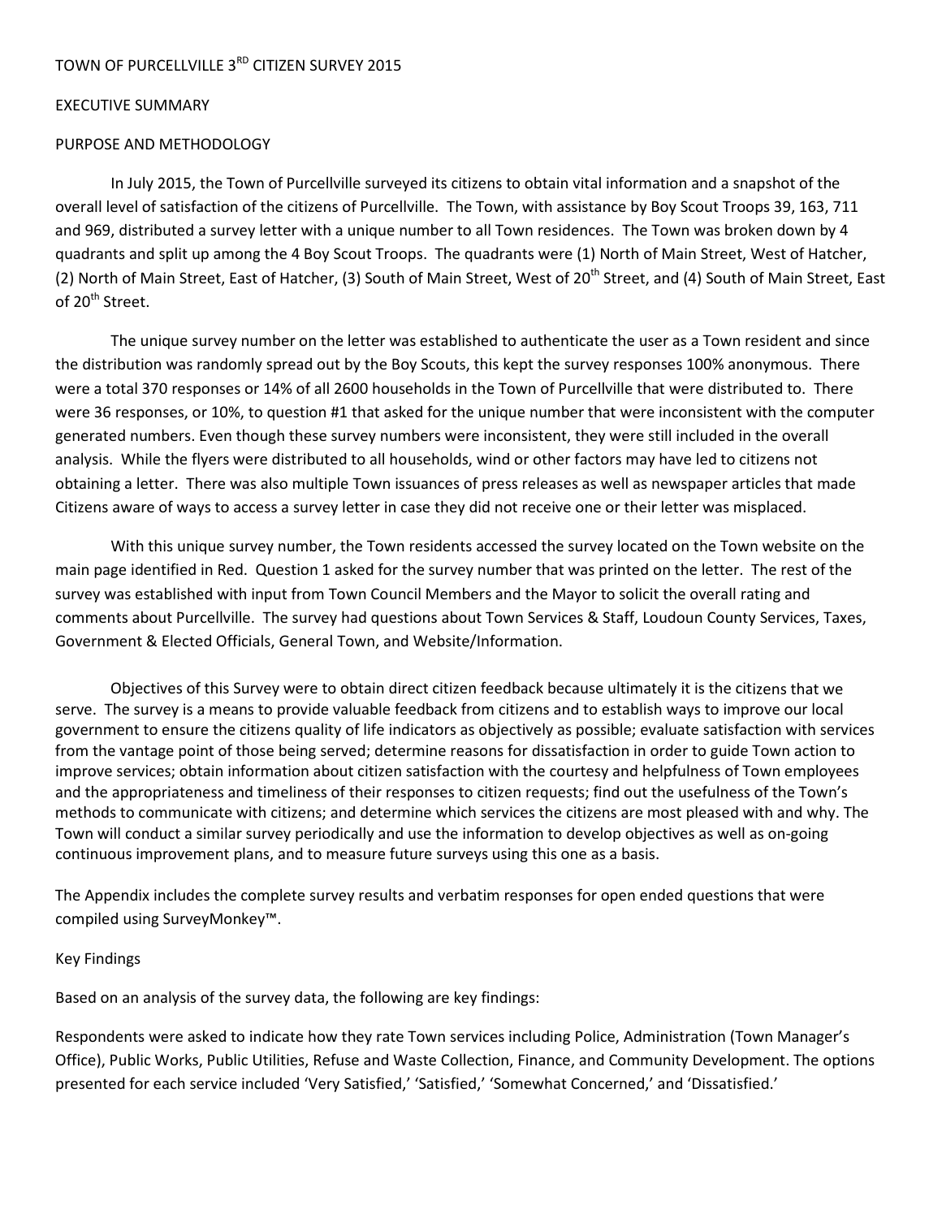# TOWN OF PURCELLVILLE 3RD CITIZEN SURVEY 2015

## EXECUTIVE SUMMARY

### PURPOSE AND METHODOLOGY

In July 2015, the Town of Purcellville surveyed its citizens to obtain vital information and a snapshot of the overall level of satisfaction of the citizens of Purcellville. The Town, with assistance by Boy Scout Troops 39, 163, 711 and 969, distributed a survey letter with a unique number to all Town residences. The Town was broken down by 4 quadrants and split up among the 4 Boy Scout Troops. The quadrants were (1) North of Main Street, West of Hatcher, (2) North of Main Street, East of Hatcher, (3) South of Main Street, West of 20th Street, and (4) South of Main Street, East of 20th Street.

The unique survey number on the letter was established to authenticate the user as a Town resident and since the distribution was randomly spread out by the Boy Scouts, this kept the survey responses 100% anonymous. There were a total 370 responses or 14% of all 2600 households in the Town of Purcellville that were distributed to. There were 36 responses, or 10%, to question #1 that asked for the unique number that were inconsistent with the computer generated numbers. Even though these survey numbers were inconsistent, they were still included in the overall analysis. While the flyers were distributed to all households, wind or other factors may have led to citizens not obtaining a letter. There was also multiple Town issuances of press releases as well as newspaper articles that made Citizens aware of ways to access a survey letter in case they did not receive one or their letter was misplaced.

With this unique survey number, the Town residents accessed the survey located on the Town website on the main page identified in Red. Question 1 asked for the survey number that was printed on the letter. The rest of the survey was established with input from Town Council Members and the Mayor to solicit the overall rating and comments about Purcellville. The survey had questions about Town Services & Staff, Loudoun County Services, Taxes, Government & Elected Officials, General Town, and Website/Information.

Objectives of this Survey were to obtain direct citizen feedback because ultimately it is the citizens that we serve. The survey is a means to provide valuable feedback from citizens and to establish ways to improve our local government to ensure the citizens quality of life indicators as objectively as possible; evaluate satisfaction with services from the vantage point of those being served; determine reasons for dissatisfaction in order to guide Town action to improve services; obtain information about citizen satisfaction with the courtesy and helpfulness of Town employees and the appropriateness and timeliness of their responses to citizen requests; find out the usefulness of the Town's methods to communicate with citizens; and determine which services the citizens are most pleased with and why. The Town will conduct a similar survey periodically and use the information to develop objectives as well as on-going continuous improvement plans, and to measure future surveys using this one as a basis.

The Appendix includes the complete survey results and verbatim responses for open ended questions that were compiled using SurveyMonkey™.

### Key Findings

Based on an analysis of the survey data, the following are key findings:

Respondents were asked to indicate how they rate Town services including Police, Administration (Town Manager's Office), Public Works, Public Utilities, Refuse and Waste Collection, Finance, and Community Development. The options presented for each service included 'Very Satisfied,' 'Satisfied,' 'Somewhat Concerned,' and 'Dissatisfied.'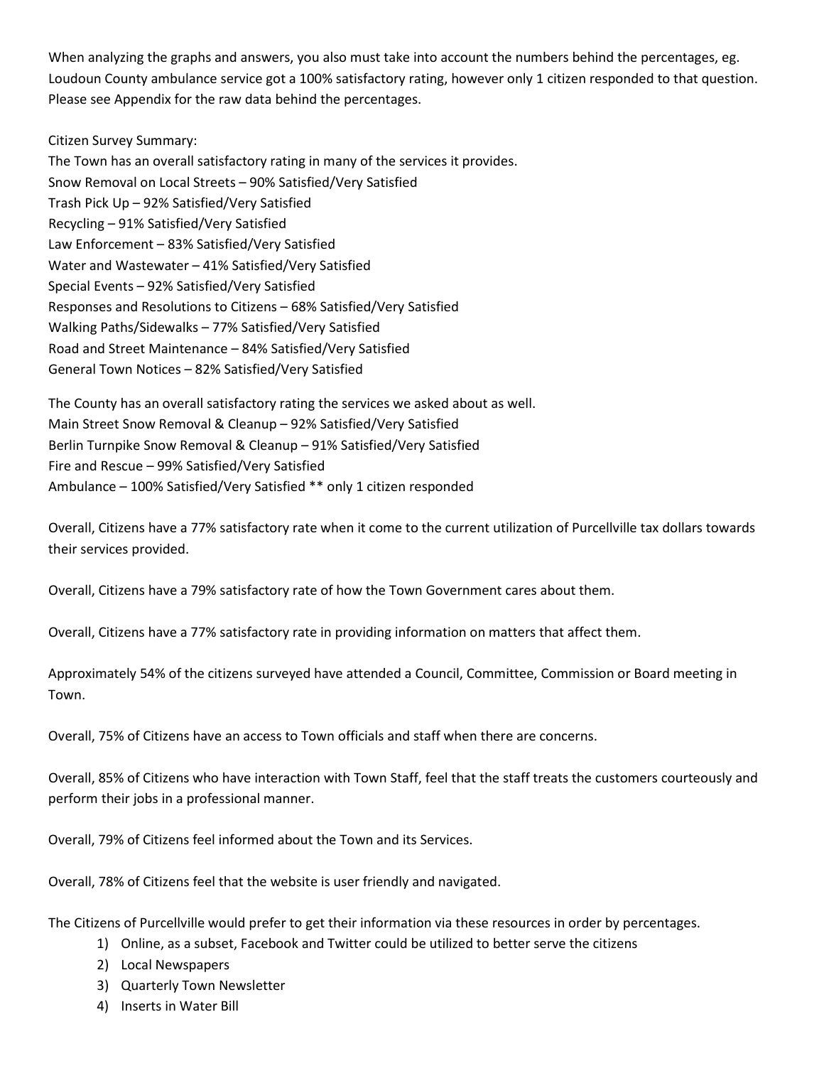When analyzing the graphs and answers, you also must take into account the numbers behind the percentages, eg. Loudoun County ambulance service got a 100% satisfactory rating, however only 1 citizen responded to that question. Please see Appendix for the raw data behind the percentages.

Citizen Survey Summary:

The Town has an overall satisfactory rating in many of the services it provides.
Snow Removal on Local Streets – 90% Satisfied/Very Satisfied
Trash Pick Up – 92% Satisfied/Very Satisfied
Recycling – 91% Satisfied/Very Satisfied
Law Enforcement – 83% Satisfied/Very Satisfied
Water and Wastewater – 41% Satisfied/Very Satisfied
Special Events – 92% Satisfied/Very Satisfied
Responses and Resolutions to Citizens – 68% Satisfied/Very Satisfied
Walking Paths/Sidewalks – 77% Satisfied/Very Satisfied
Road and Street Maintenance – 84% Satisfied/Very Satisfied
General Town Notices – 82% Satisfied/Very Satisfied

The County has an overall satisfactory rating the services we asked about as well.
Main Street Snow Removal & Cleanup – 92% Satisfied/Very Satisfied
Berlin Turnpike Snow Removal & Cleanup – 91% Satisfied/Very Satisfied
Fire and Rescue – 99% Satisfied/Very Satisfied
Ambulance – 100% Satisfied/Very Satisfied ** only 1 citizen responded

Overall, Citizens have a 77% satisfactory rate when it come to the current utilization of Purcellville tax dollars towards their services provided.

Overall, Citizens have a 79% satisfactory rate of how the Town Government cares about them.

Overall, Citizens have a 77% satisfactory rate in providing information on matters that affect them.

Approximately 54% of the citizens surveyed have attended a Council, Committee, Commission or Board meeting in Town.

Overall, 75% of Citizens have an access to Town officials and staff when there are concerns.

Overall, 85% of Citizens who have interaction with Town Staff, feel that the staff treats the customers courteously and perform their jobs in a professional manner.

Overall, 79% of Citizens feel informed about the Town and its Services.

Overall, 78% of Citizens feel that the website is user friendly and navigated.

The Citizens of Purcellville would prefer to get their information via these resources in order by percentages.

1) Online, as a subset, Facebook and Twitter could be utilized to better serve the citizens
2) Local Newspapers
3) Quarterly Town Newsletter
4) Inserts in Water Bill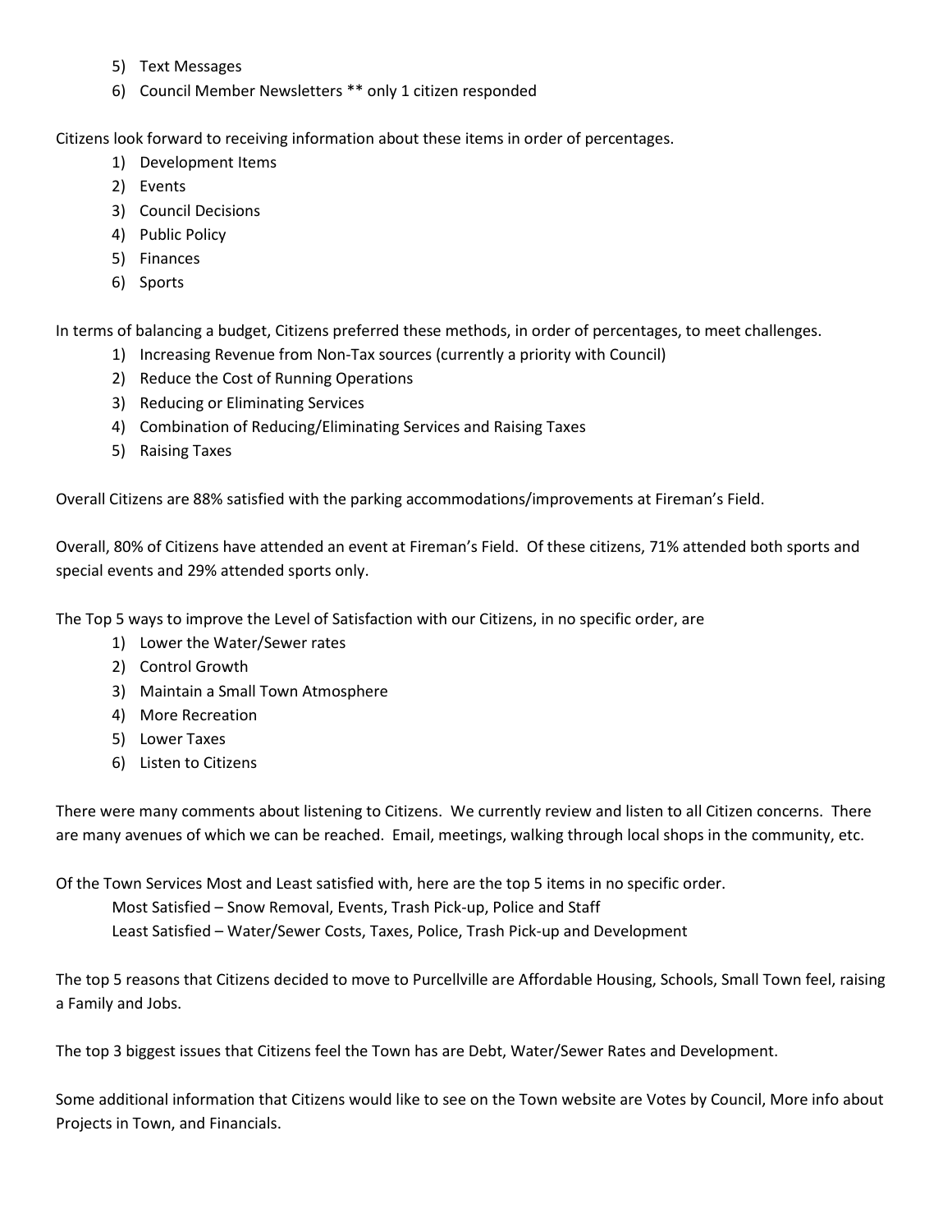5) Text Messages
6) Council Member Newsletters ** only 1 citizen responded

Citizens look forward to receiving information about these items in order of percentages.

1) Development Items
2) Events
3) Council Decisions
4) Public Policy
5) Finances
6) Sports

In terms of balancing a budget, Citizens preferred these methods, in order of percentages, to meet challenges.

1) Increasing Revenue from Non-Tax sources (currently a priority with Council)
2) Reduce the Cost of Running Operations
3) Reducing or Eliminating Services
4) Combination of Reducing/Eliminating Services and Raising Taxes
5) Raising Taxes

Overall Citizens are 88% satisfied with the parking accommodations/improvements at Fireman's Field.

Overall, 80% of Citizens have attended an event at Fireman's Field. Of these citizens, 71% attended both sports and special events and 29% attended sports only.

The Top 5 ways to improve the Level of Satisfaction with our Citizens, in no specific order, are

1) Lower the Water/Sewer rates
2) Control Growth
3) Maintain a Small Town Atmosphere
4) More Recreation
5) Lower Taxes
6) Listen to Citizens

There were many comments about listening to Citizens. We currently review and listen to all Citizen concerns. There are many avenues of which we can be reached. Email, meetings, walking through local shops in the community, etc.

Of the Town Services Most and Least satisfied with, here are the top 5 items in no specific order.

Most Satisfied – Snow Removal, Events, Trash Pick-up, Police and Staff
Least Satisfied – Water/Sewer Costs, Taxes, Police, Trash Pick-up and Development

The top 5 reasons that Citizens decided to move to Purcellville are Affordable Housing, Schools, Small Town feel, raising a Family and Jobs.

The top 3 biggest issues that Citizens feel the Town has are Debt, Water/Sewer Rates and Development.

Some additional information that Citizens would like to see on the Town website are Votes by Council, More info about Projects in Town, and Financials.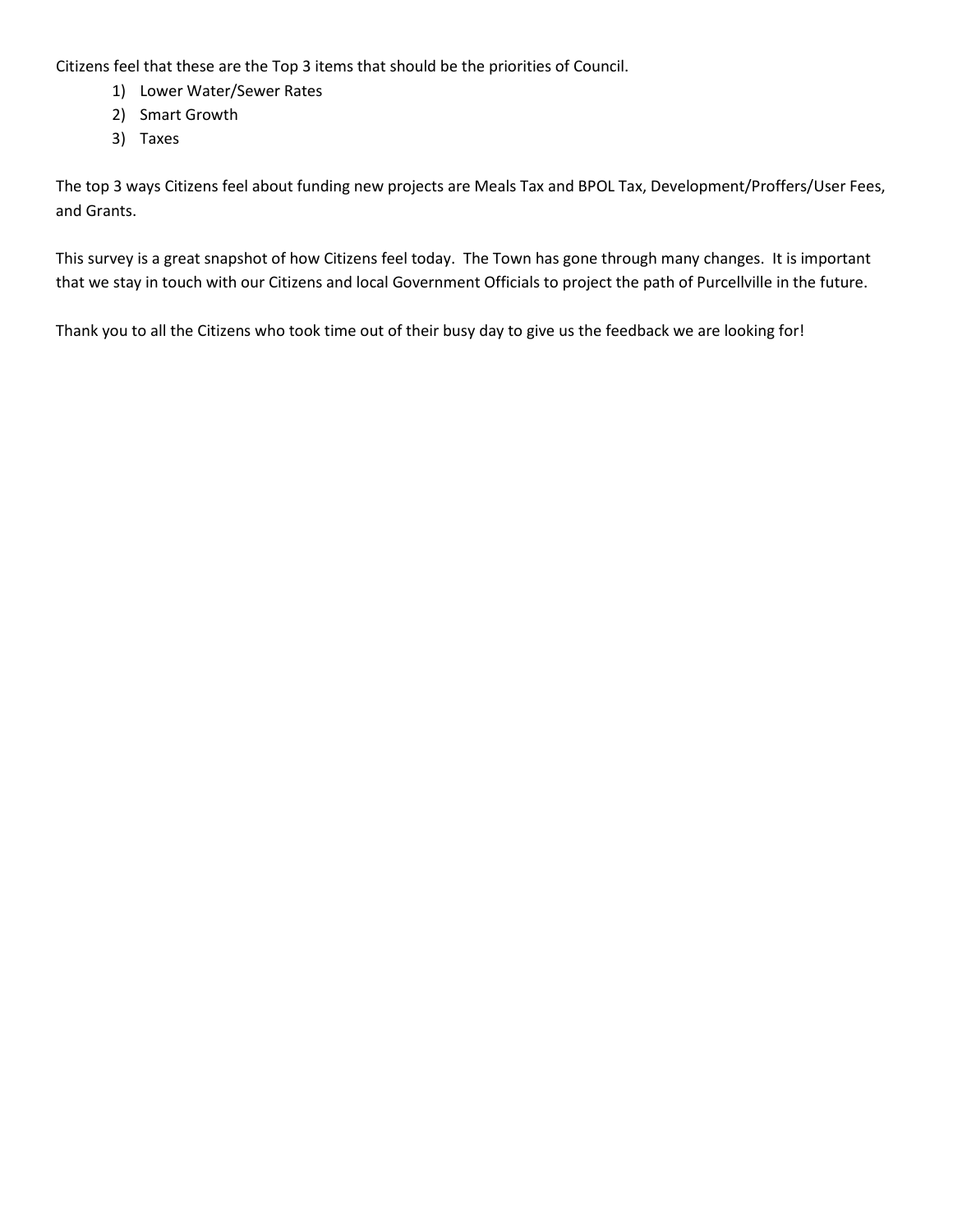Citizens feel that these are the Top 3 items that should be the priorities of Council.

1) Lower Water/Sewer Rates
2) Smart Growth
3) Taxes

The top 3 ways Citizens feel about funding new projects are Meals Tax and BPOL Tax, Development/Proffers/User Fees, and Grants.

This survey is a great snapshot of how Citizens feel today. The Town has gone through many changes. It is important that we stay in touch with our Citizens and local Government Officials to project the path of Purcellville in the future.

Thank you to all the Citizens who took time out of their busy day to give us the feedback we are looking for!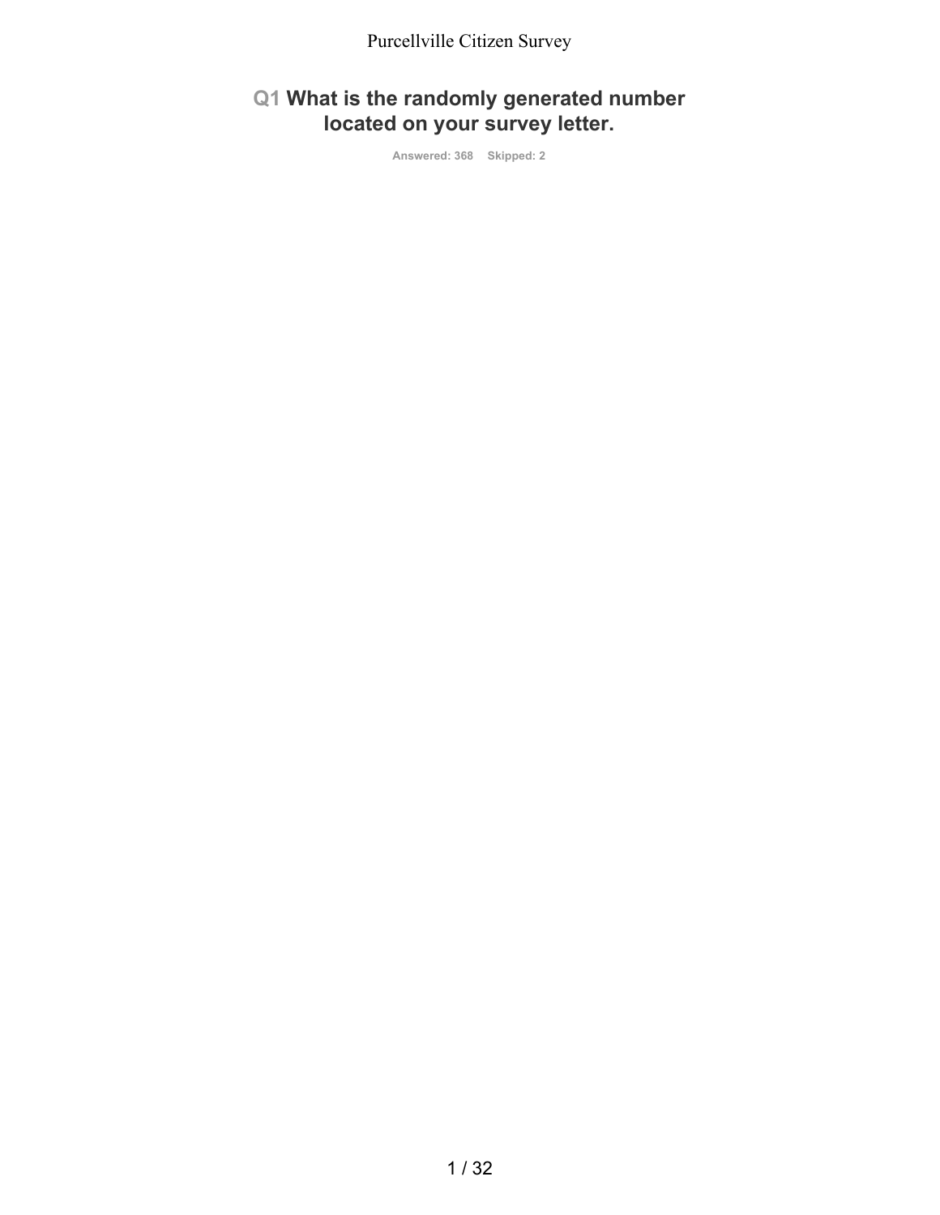## Q1 What is the randomly generated number located on your survey letter.

Answered: 368 Skipped: 2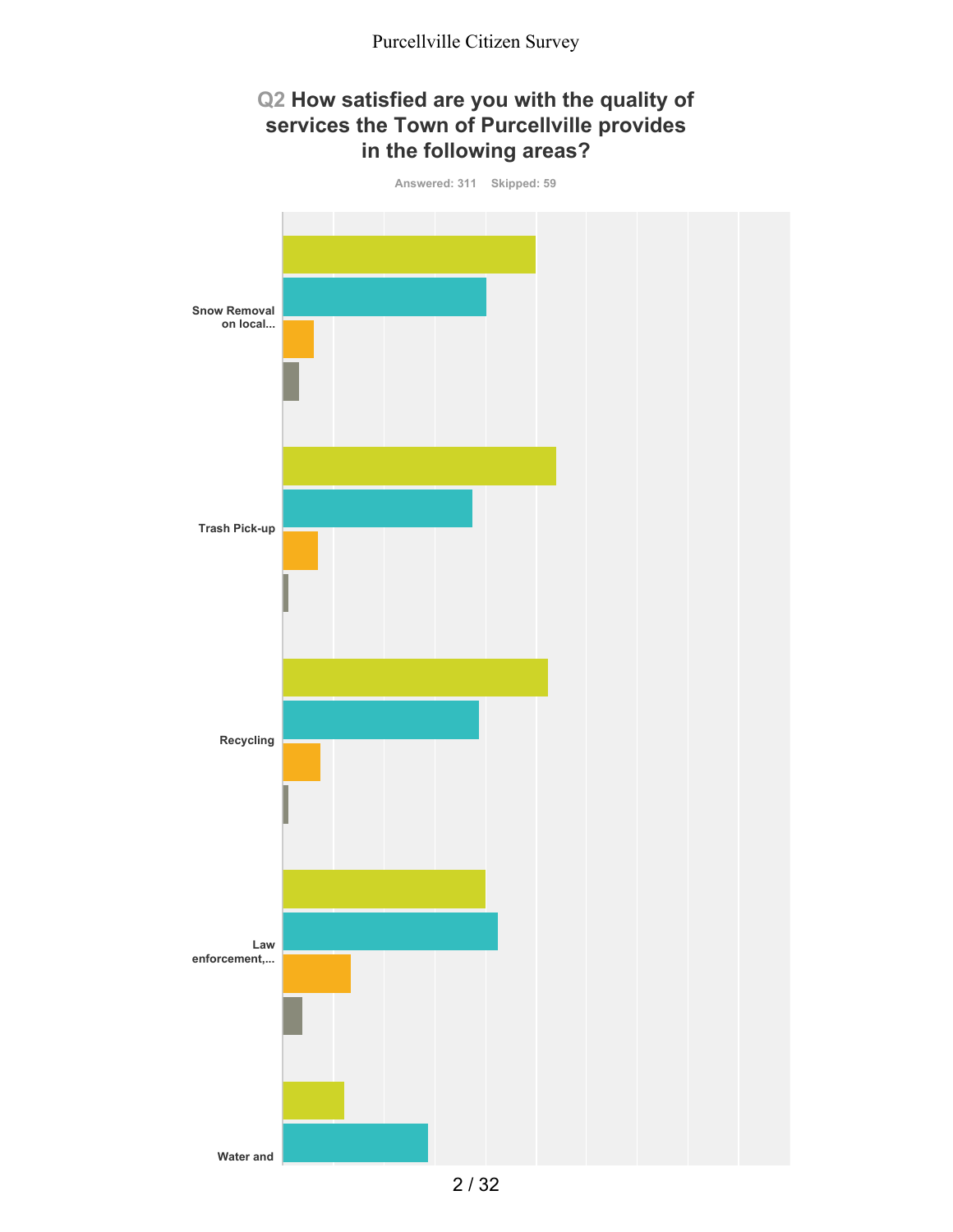## Q2 How satisfied are you with the quality of services the Town of Purcellville provides in the following areas?

Answered: 311 Skipped: 59

Snow Removal on local...

Trash Pick-up

Recycling

Law enforcement,...

Water and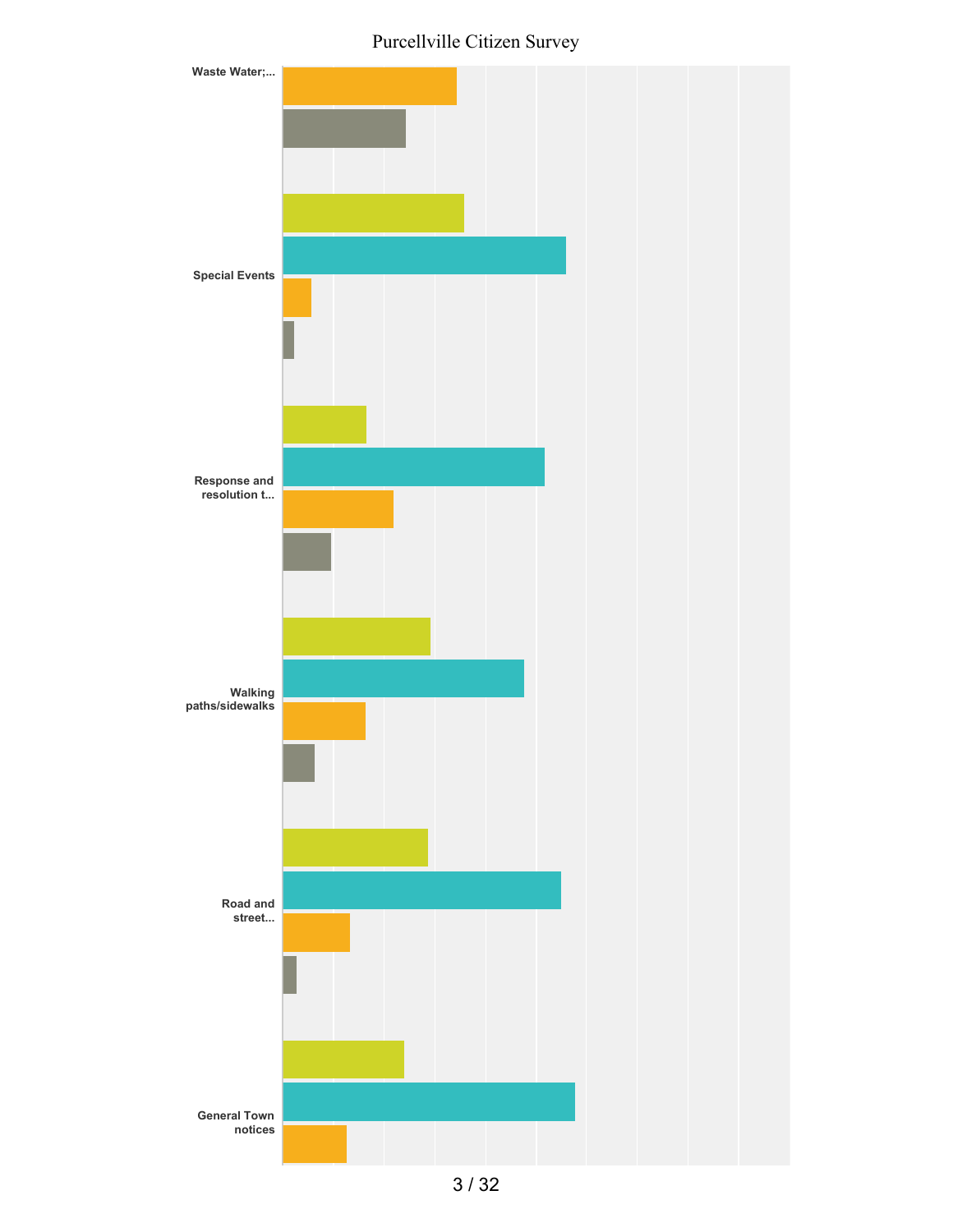# Purcellville Citizen Survey

Waste Water;...

Special Events

Response and resolution t...

Walking paths/sidewalks

Road and street...

General Town notices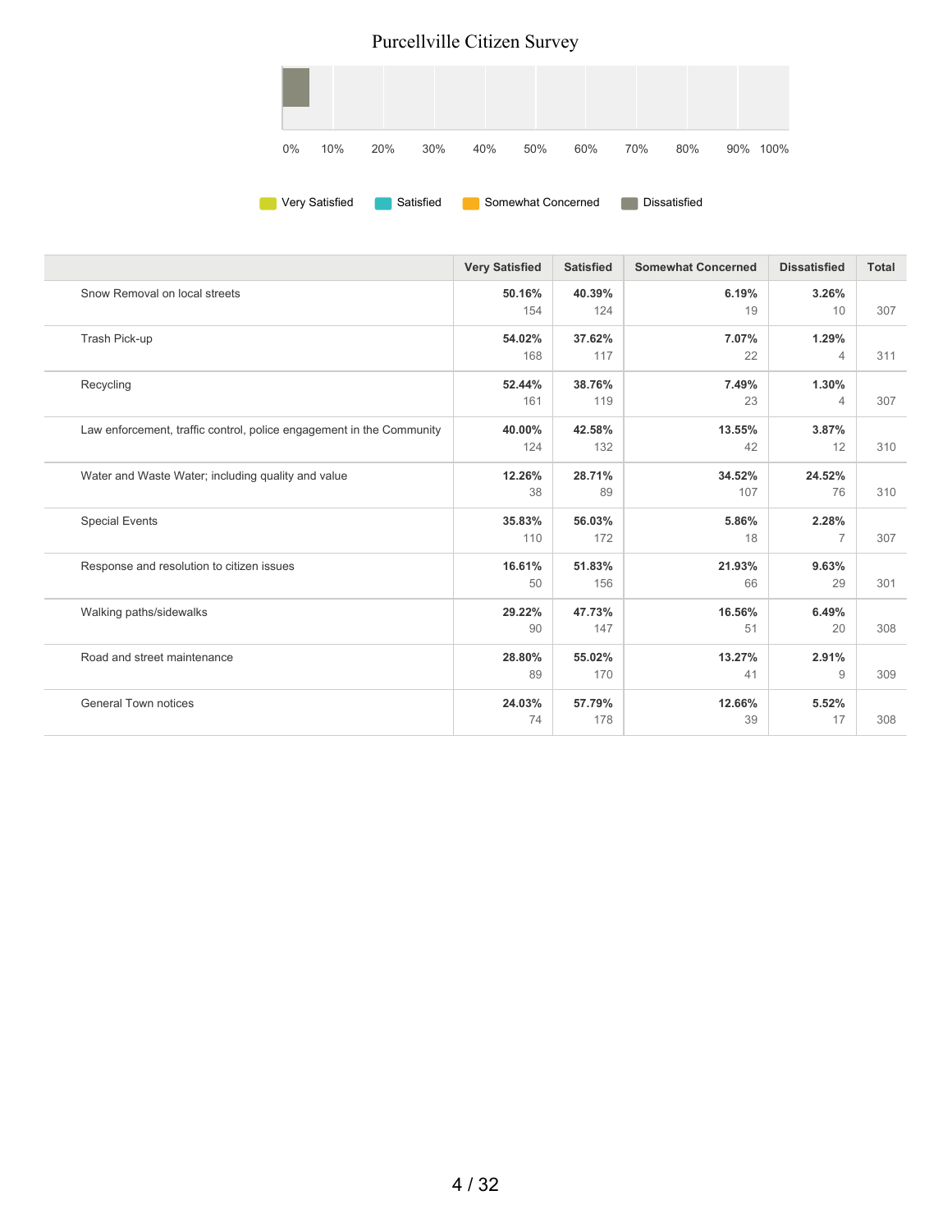Purcellville Citizen Survey

0% 10% 20% 30% 40% 50% 60% 70% 80% 90% 100%

Very Satisfied | Satisfied | Somewhat Concerned | Dissatisfied

| | Very Satisfied | Satisfied | Somewhat Concerned | Dissatisfied | Total |
|---|---|---|---|---|---|
| Snow Removal on local streets | **50.16%** 154 | **40.39%** 124 | **6.19%** 19 | **3.26%** 10 | 307 |
| Trash Pick-up | **54.02%** 168 | **37.62%** 117 | **7.07%** 22 | **1.29%** 4 | 311 |
| Recycling | **52.44%** 161 | **38.76%** 119 | **7.49%** 23 | **1.30%** 4 | 307 |
| Law enforcement, traffic control, police engagement in the Community | **40.00%** 124 | **42.58%** 132 | **13.55%** 42 | **3.87%** 12 | 310 |
| Water and Waste Water; including quality and value | **12.26%** 38 | **28.71%** 89 | **34.52%** 107 | **24.52%** 76 | 310 |
| Special Events | **35.83%** 110 | **56.03%** 172 | **5.86%** 18 | **2.28%** 7 | 307 |
| Response and resolution to citizen issues | **16.61%** 50 | **51.83%** 156 | **21.93%** 66 | **9.63%** 29 | 301 |
| Walking paths/sidewalks | **29.22%** 90 | **47.73%** 147 | **16.56%** 51 | **6.49%** 20 | 308 |
| Road and street maintenance | **28.80%** 89 | **55.02%** 170 | **13.27%** 41 | **2.91%** 9 | 309 |
| General Town notices | **24.03%** 74 | **57.79%** 178 | **12.66%** 39 | **5.52%** 17 | 308 |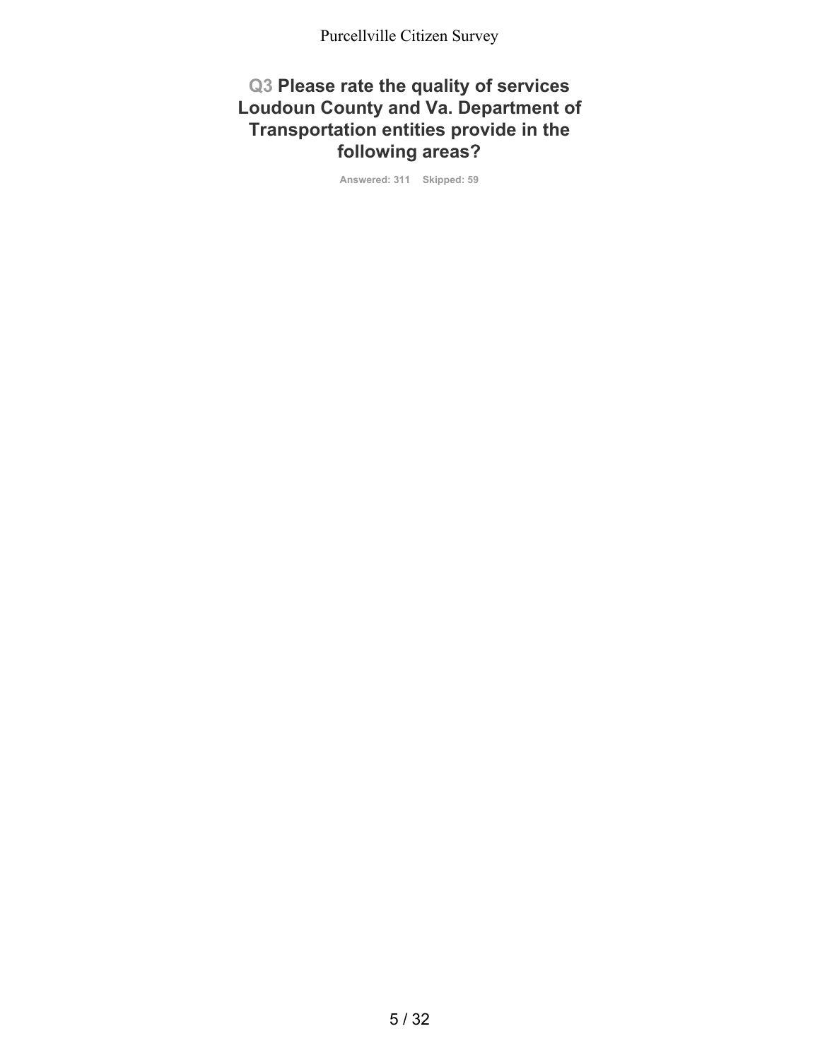## Q3 Please rate the quality of services Loudoun County and Va. Department of Transportation entities provide in the following areas?

Answered: 311 Skipped: 59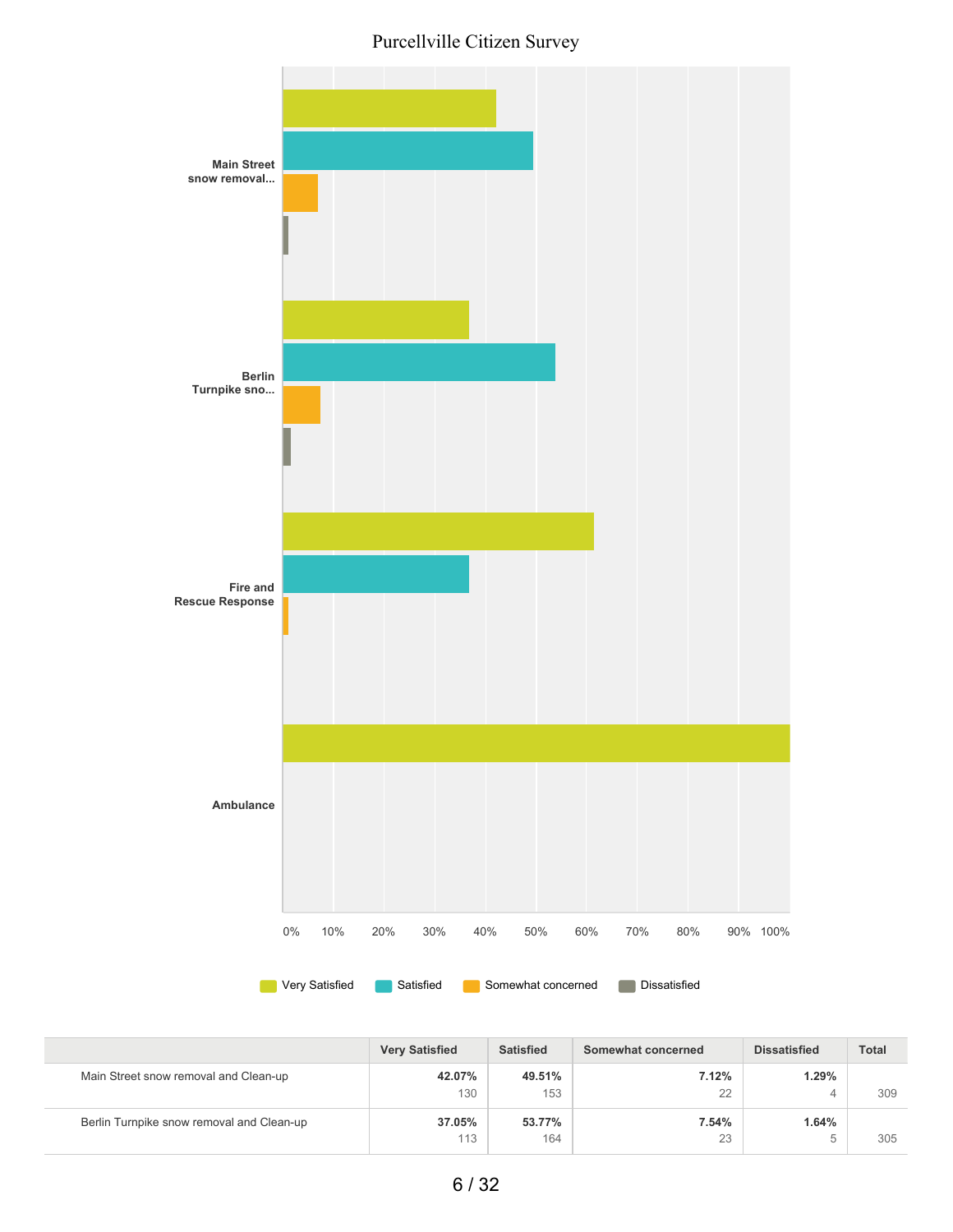# Purcellville Citizen Survey

Main Street snow removal...

Berlin Turnpike sno...

Fire and Rescue Response

Ambulance

0% 10% 20% 30% 40% 50% 60% 70% 80% 90% 100%

Very Satisfied | Satisfied | Somewhat concerned | Dissatisfied

| | Very Satisfied | Satisfied | Somewhat concerned | Dissatisfied | Total |
|---|---|---|---|---|---|
| Main Street snow removal and Clean-up | **42.07%** 130 | **49.51%** 153 | **7.12%** 22 | **1.29%** 4 | 309 |
| Berlin Turnpike snow removal and Clean-up | **37.05%** 113 | **53.77%** 164 | **7.54%** 23 | **1.64%** 5 | 305 |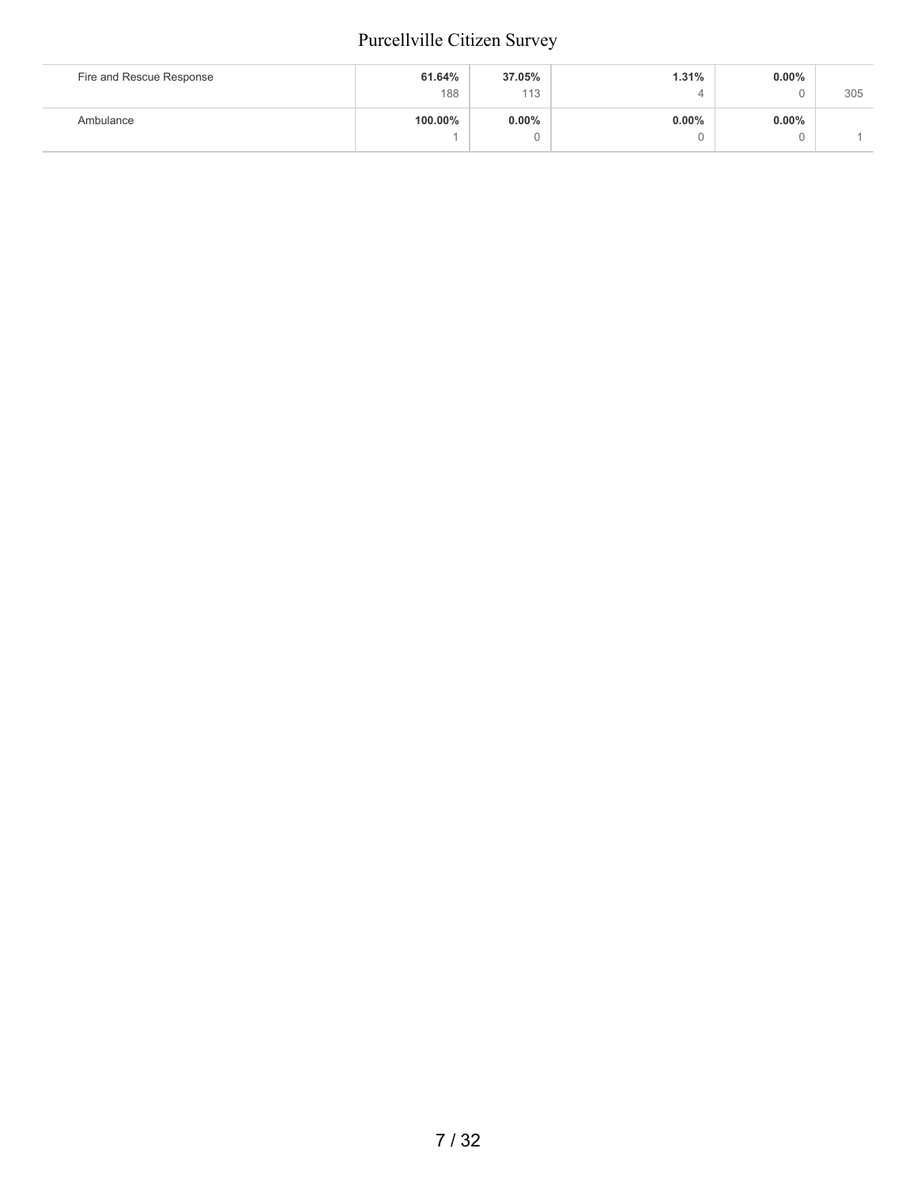|  |  |  |  |  |  |
|---|---|---|---|---|---|
| Fire and Rescue Response | **61.64%**<br>188 | **37.05%**<br>113 | **1.31%**<br>4 | **0.00%**<br>0 | 305 |
| Ambulance | **100.00%**<br>1 | **0.00%**<br>0 | **0.00%**<br>0 | **0.00%**<br>0 | 1 |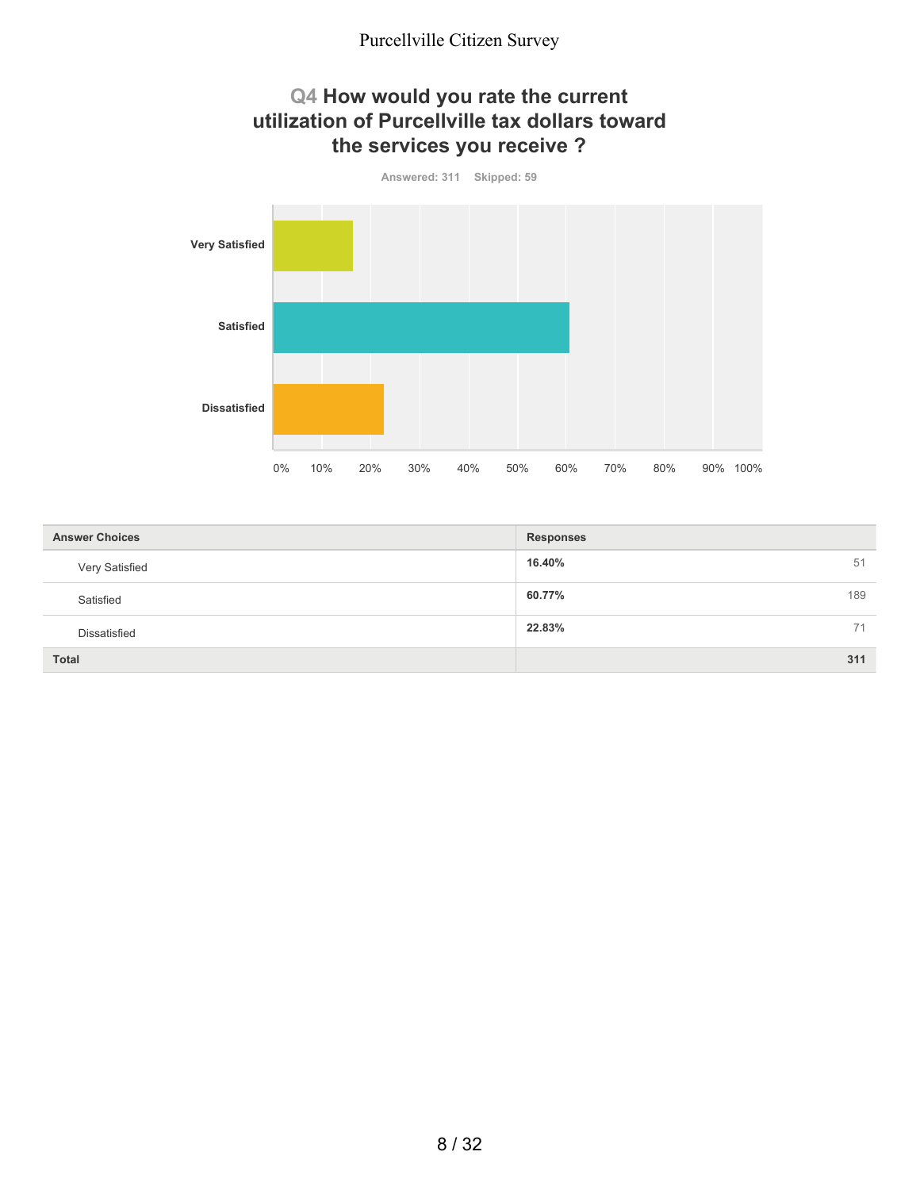## Q4 How would you rate the current utilization of Purcellville tax dollars toward the services you receive ?

Answered: 311 Skipped: 59

| Answer Choices | Responses | |
|---|---|---|
| Very Satisfied | 16.40% | 51 |
| Satisfied | 60.77% | 189 |
| Dissatisfied | 22.83% | 71 |
| **Total** | | **311** |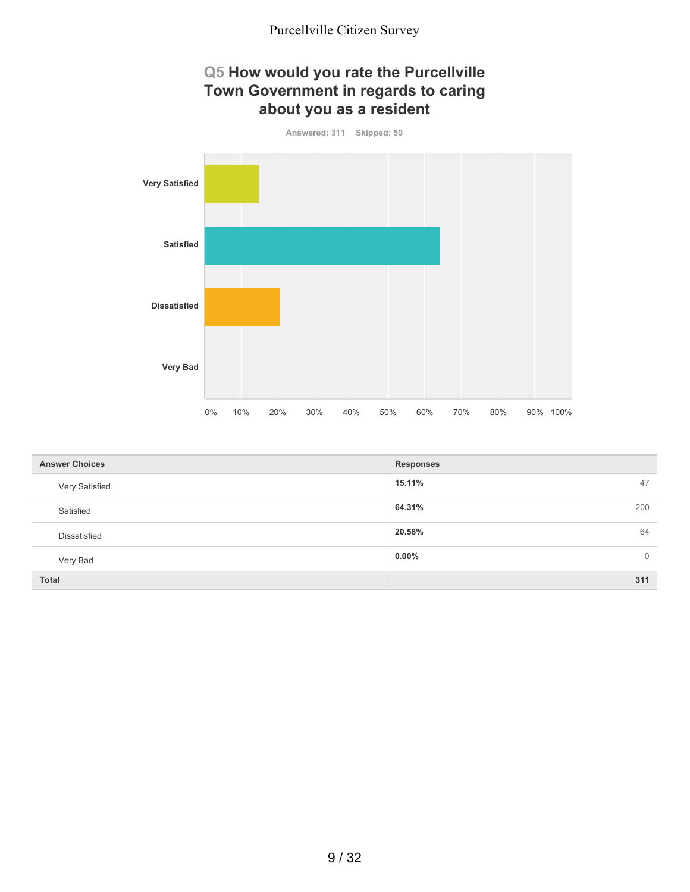## Q5 How would you rate the Purcellville Town Government in regards to caring about you as a resident

Answered: 311 Skipped: 59

| Answer Choices | Responses | |
|---|---|---|
| Very Satisfied | **15.11%** | 47 |
| Satisfied | **64.31%** | 200 |
| Dissatisfied | **20.58%** | 64 |
| Very Bad | **0.00%** | 0 |
| **Total** | | **311** |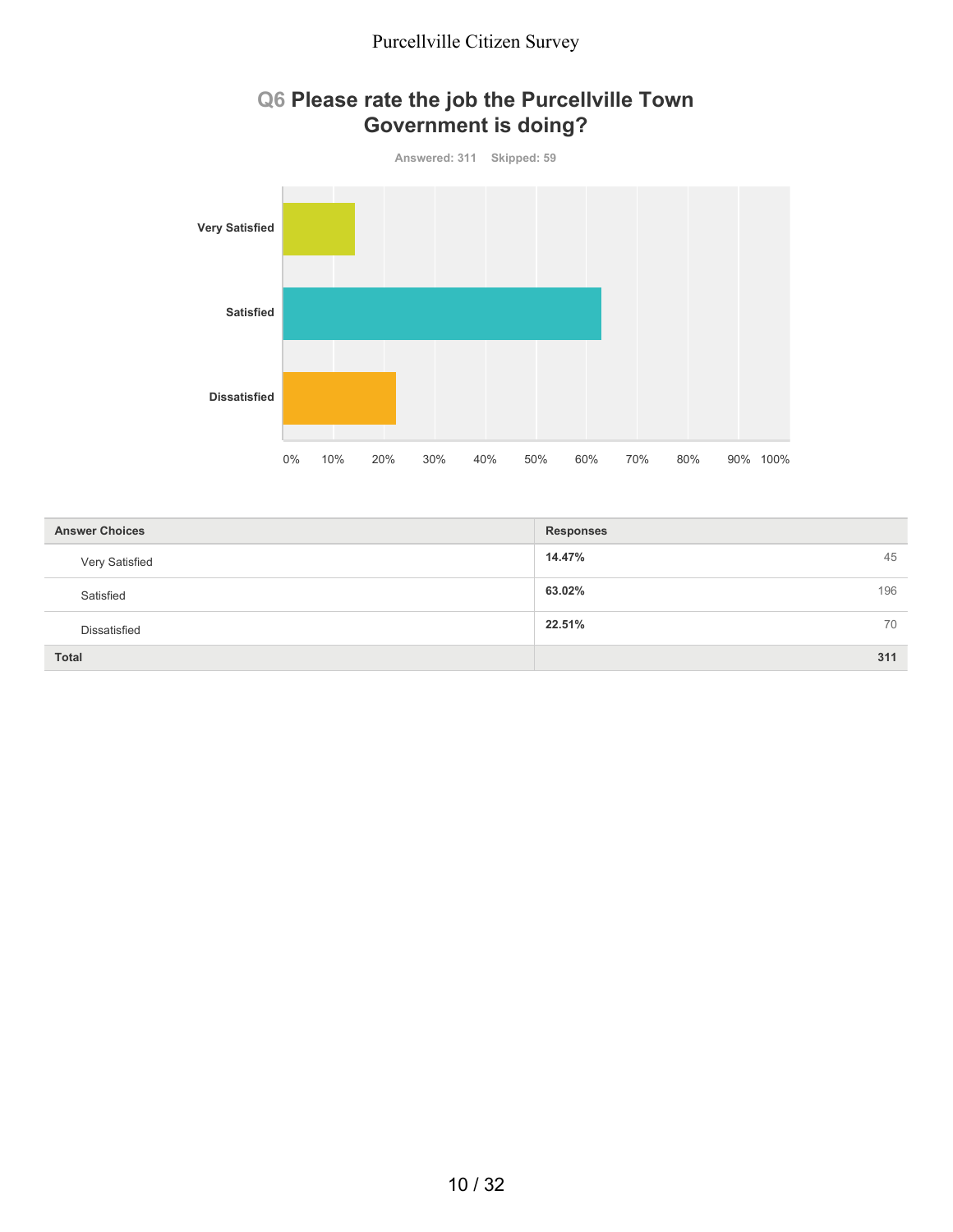## Q6 Please rate the job the Purcellville Town Government is doing?

Answered: 311 Skipped: 59

| Answer Choices | Responses | |
|---|---|---|
| Very Satisfied | 14.47% | 45 |
| Satisfied | 63.02% | 196 |
| Dissatisfied | 22.51% | 70 |
| **Total** | | **311** |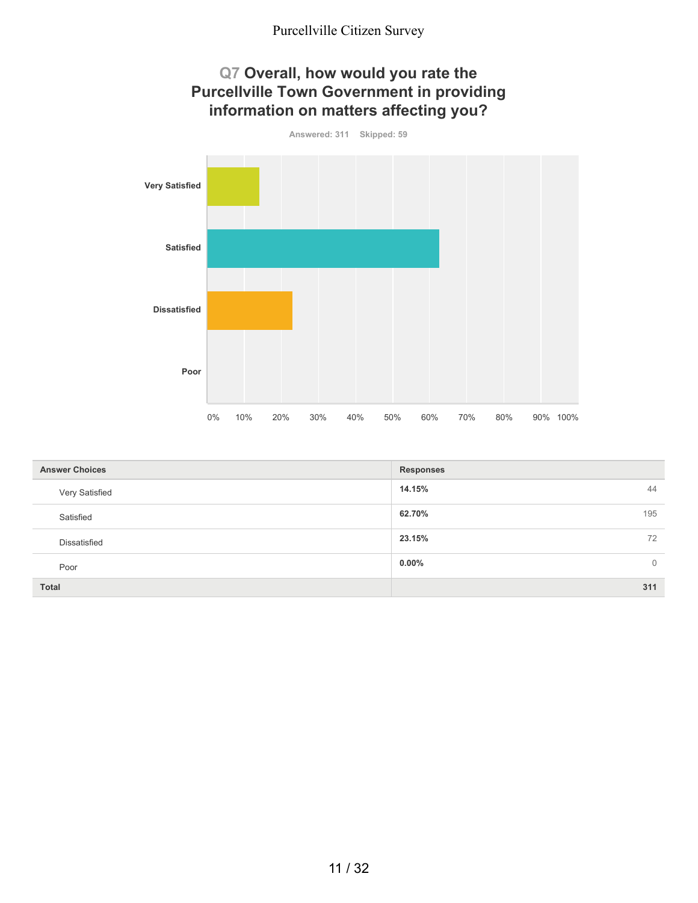## Q7 Overall, how would you rate the Purcellville Town Government in providing information on matters affecting you?

Answered: 311 Skipped: 59

| Answer Choices | Responses | |
|---|---|---|
| Very Satisfied | 14.15% | 44 |
| Satisfied | 62.70% | 195 |
| Dissatisfied | 23.15% | 72 |
| Poor | 0.00% | 0 |
| Total | | 311 |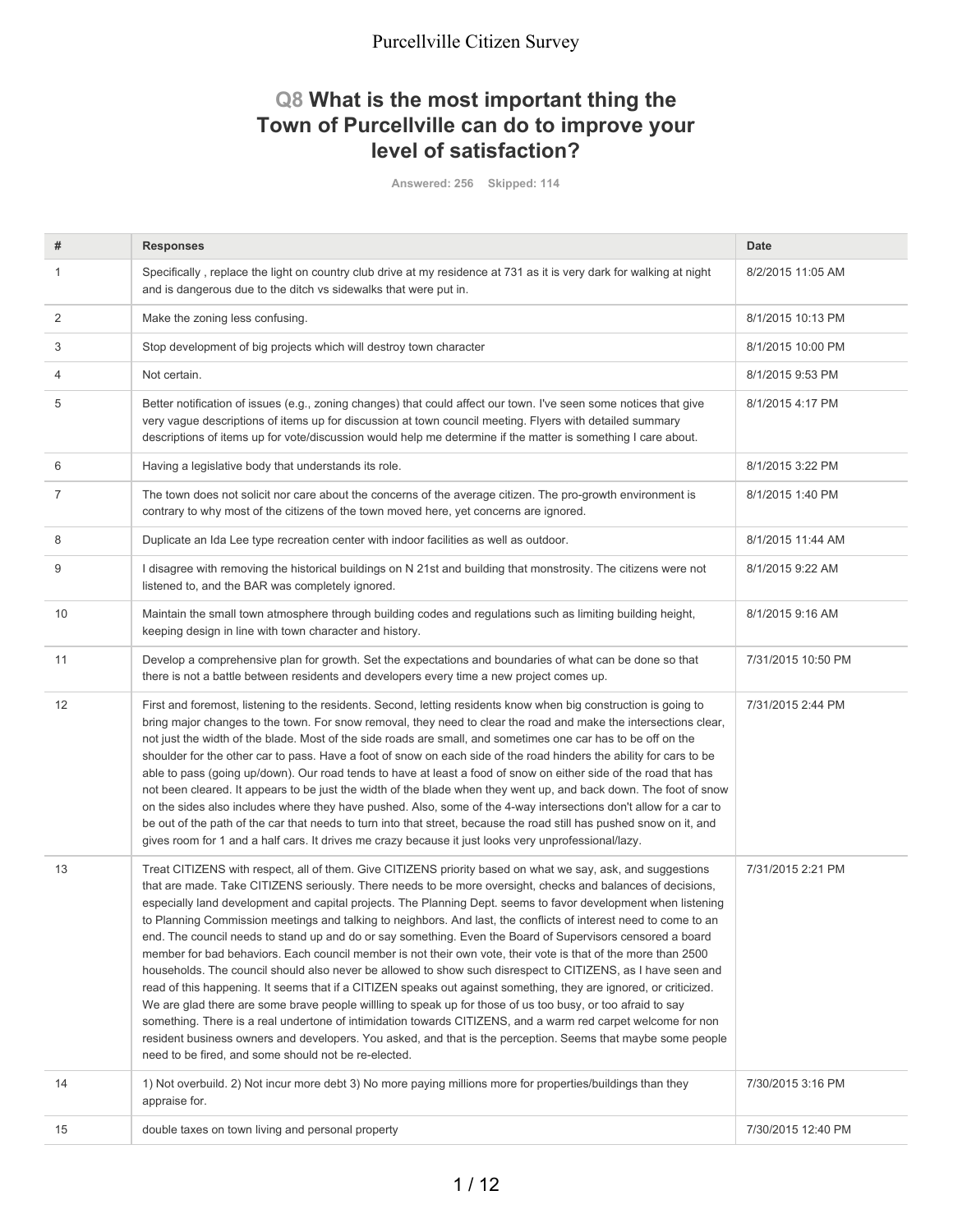## Q8 What is the most important thing the Town of Purcellville can do to improve your level of satisfaction?

Answered: 256 Skipped: 114

| # | Responses | Date |
|---|---|---|
| 1 | Specifically , replace the light on country club drive at my residence at 731 as it is very dark for walking at night and is dangerous due to the ditch vs sidewalks that were put in. | 8/2/2015 11:05 AM |
| 2 | Make the zoning less confusing. | 8/1/2015 10:13 PM |
| 3 | Stop development of big projects which will destroy town character | 8/1/2015 10:00 PM |
| 4 | Not certain. | 8/1/2015 9:53 PM |
| 5 | Better notification of issues (e.g., zoning changes) that could affect our town. I've seen some notices that give very vague descriptions of items up for discussion at town council meeting. Flyers with detailed summary descriptions of items up for vote/discussion would help me determine if the matter is something I care about. | 8/1/2015 4:17 PM |
| 6 | Having a legislative body that understands its role. | 8/1/2015 3:22 PM |
| 7 | The town does not solicit nor care about the concerns of the average citizen. The pro-growth environment is contrary to why most of the citizens of the town moved here, yet concerns are ignored. | 8/1/2015 1:40 PM |
| 8 | Duplicate an Ida Lee type recreation center with indoor facilities as well as outdoor. | 8/1/2015 11:44 AM |
| 9 | I disagree with removing the historical buildings on N 21st and building that monstrosity. The citizens were not listened to, and the BAR was completely ignored. | 8/1/2015 9:22 AM |
| 10 | Maintain the small town atmosphere through building codes and regulations such as limiting building height, keeping design in line with town character and history. | 8/1/2015 9:16 AM |
| 11 | Develop a comprehensive plan for growth. Set the expectations and boundaries of what can be done so that there is not a battle between residents and developers every time a new project comes up. | 7/31/2015 10:50 PM |
| 12 | First and foremost, listening to the residents. Second, letting residents know when big construction is going to bring major changes to the town. For snow removal, they need to clear the road and make the intersections clear, not just the width of the blade. Most of the side roads are small, and sometimes one car has to be off on the shoulder for the other car to pass. Have a foot of snow on each side of the road hinders the ability for cars to be able to pass (going up/down). Our road tends to have at least a food of snow on either side of the road that has not been cleared. It appears to be just the width of the blade when they went up, and back down. The foot of snow on the sides also includes where they have pushed. Also, some of the 4-way intersections don't allow for a car to be out of the path of the car that needs to turn into that street, because the road still has pushed snow on it, and gives room for 1 and a half cars. It drives me crazy because it just looks very unprofessional/lazy. | 7/31/2015 2:44 PM |
| 13 | Treat CITIZENS with respect, all of them. Give CITIZENS priority based on what we say, ask, and suggestions that are made. Take CITIZENS seriously. There needs to be more oversight, checks and balances of decisions, especially land development and capital projects. The Planning Dept. seems to favor development when listening to Planning Commission meetings and talking to neighbors. And last, the conflicts of interest need to come to an end. The council needs to stand up and do or say something. Even the Board of Supervisors censored a board member for bad behaviors. Each council member is not their own vote, their vote is that of the more than 2500 households. The council should also never be allowed to show such disrespect to CITIZENS, as I have seen and read of this happening. It seems that if a CITIZEN speaks out against something, they are ignored, or criticized. We are glad there are some brave people willling to speak up for those of us too busy, or too afraid to say something. There is a real undertone of intimidation towards CITIZENS, and a warm red carpet welcome for non resident business owners and developers. You asked, and that is the perception. Seems that maybe some people need to be fired, and some should not be re-elected. | 7/31/2015 2:21 PM |
| 14 | 1) Not overbuild. 2) Not incur more debt 3) No more paying millions more for properties/buildings than they appraise for. | 7/30/2015 3:16 PM |
| 15 | double taxes on town living and personal property | 7/30/2015 12:40 PM |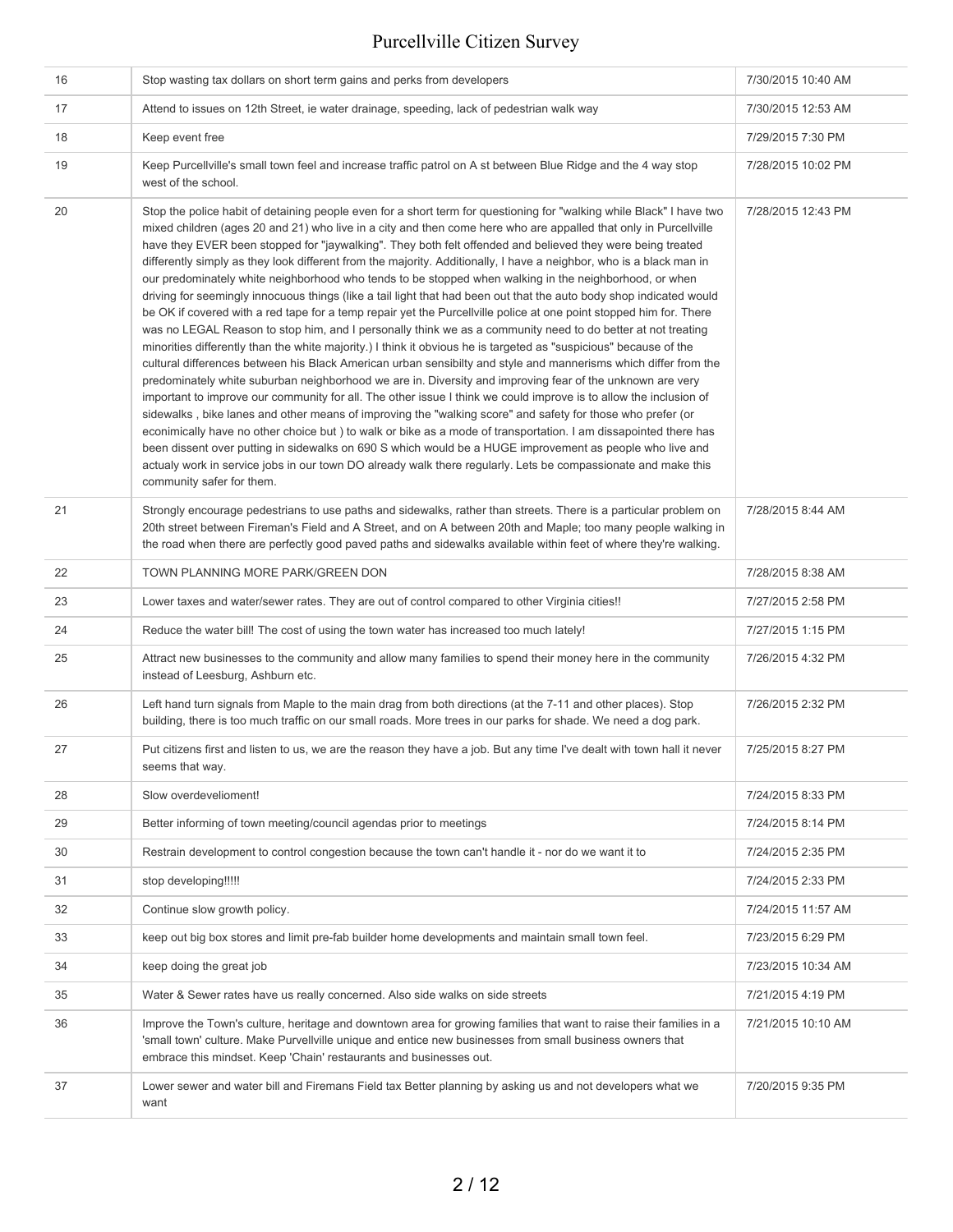| 16 | Stop wasting tax dollars on short term gains and perks from developers | 7/30/2015 10:40 AM |
|---|---|---|
| 17 | Attend to issues on 12th Street, ie water drainage, speeding, lack of pedestrian walk way | 7/30/2015 12:53 AM |
| 18 | Keep event free | 7/29/2015 7:30 PM |
| 19 | Keep Purcellville's small town feel and increase traffic patrol on A st between Blue Ridge and the 4 way stop west of the school. | 7/28/2015 10:02 PM |
| 20 | Stop the police habit of detaining people even for a short term for questioning for "walking while Black" I have two mixed children (ages 20 and 21) who live in a city and then come here who are appalled that only in Purcellville have they EVER been stopped for "jaywalking". They both felt offended and believed they were being treated differently simply as they look different from the majority. Additionally, I have a neighbor, who is a black man in our predominately white neighborhood who tends to be stopped when walking in the neighborhood, or when driving for seemingly innocuous things (like a tail light that had been out that the auto body shop indicated would be OK if covered with a red tape for a temp repair yet the Purcellville police at one point stopped him for. There was no LEGAL Reason to stop him, and I personally think we as a community need to do better at not treating minorities differently than the white majority.) I think it obvious he is targeted as "suspicious" because of the cultural differences between his Black American urban sensibilty and style and mannerisms which differ from the predominately white suburban neighborhood we are in. Diversity and improving fear of the unknown are very important to improve our community for all. The other issue I think we could improve is to allow the inclusion of sidewalks , bike lanes and other means of improving the "walking score" and safety for those who prefer (or econimically have no other choice but ) to walk or bike as a mode of transportation. I am dissapointed there has been dissent over putting in sidewalks on 690 S which would be a HUGE improvement as people who live and actualy work in service jobs in our town DO already walk there regularly. Lets be compassionate and make this community safer for them. | 7/28/2015 12:43 PM |
| 21 | Strongly encourage pedestrians to use paths and sidewalks, rather than streets. There is a particular problem on 20th street between Fireman's Field and A Street, and on A between 20th and Maple; too many people walking in the road when there are perfectly good paved paths and sidewalks available within feet of where they're walking. | 7/28/2015 8:44 AM |
| 22 | TOWN PLANNING MORE PARK/GREEN DON | 7/28/2015 8:38 AM |
| 23 | Lower taxes and water/sewer rates. They are out of control compared to other Virginia cities!! | 7/27/2015 2:58 PM |
| 24 | Reduce the water bill! The cost of using the town water has increased too much lately! | 7/27/2015 1:15 PM |
| 25 | Attract new businesses to the community and allow many families to spend their money here in the community instead of Leesburg, Ashburn etc. | 7/26/2015 4:32 PM |
| 26 | Left hand turn signals from Maple to the main drag from both directions (at the 7-11 and other places). Stop building, there is too much traffic on our small roads. More trees in our parks for shade. We need a dog park. | 7/26/2015 2:32 PM |
| 27 | Put citizens first and listen to us, we are the reason they have a job. But any time I've dealt with town hall it never seems that way. | 7/25/2015 8:27 PM |
| 28 | Slow overdevelioment! | 7/24/2015 8:33 PM |
| 29 | Better informing of town meeting/council agendas prior to meetings | 7/24/2015 8:14 PM |
| 30 | Restrain development to control congestion because the town can't handle it - nor do we want it to | 7/24/2015 2:35 PM |
| 31 | stop developing!!!!! | 7/24/2015 2:33 PM |
| 32 | Continue slow growth policy. | 7/24/2015 11:57 AM |
| 33 | keep out big box stores and limit pre-fab builder home developments and maintain small town feel. | 7/23/2015 6:29 PM |
| 34 | keep doing the great job | 7/23/2015 10:34 AM |
| 35 | Water & Sewer rates have us really concerned. Also side walks on side streets | 7/21/2015 4:19 PM |
| 36 | Improve the Town's culture, heritage and downtown area for growing families that want to raise their families in a 'small town' culture. Make Purvellville unique and entice new businesses from small business owners that embrace this mindset. Keep 'Chain' restaurants and businesses out. | 7/21/2015 10:10 AM |
| 37 | Lower sewer and water bill and Firemans Field tax Better planning by asking us and not developers what we want | 7/20/2015 9:35 PM |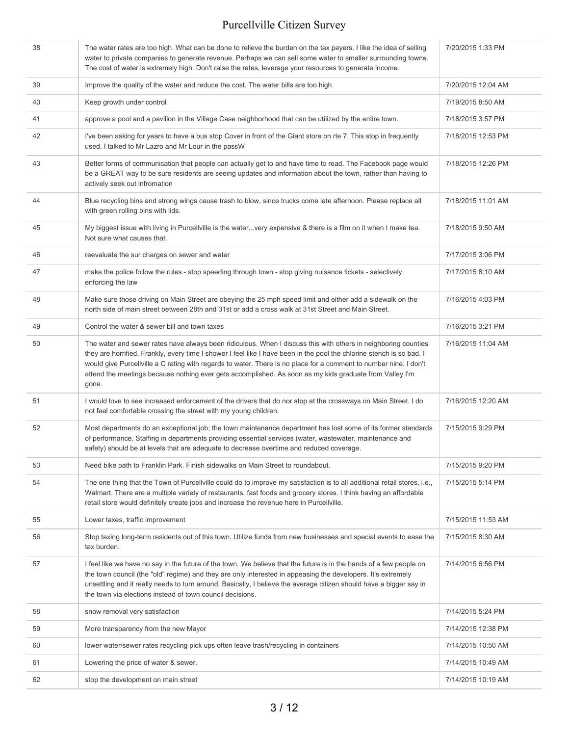| | | |
|---|---|---|
| 38 | The water rates are too high. What can be done to relieve the burden on the tax payers. I like the idea of selling water to private companies to generate revenue. Perhaps we can sell some water to smaller surrounding towns. The cost of water is extremely high. Don't raise the rates, leverage your resources to generate income. | 7/20/2015 1:33 PM |
| 39 | Improve the quality of the water and reduce the cost. The water bills are too high. | 7/20/2015 12:04 AM |
| 40 | Keep growth under control | 7/19/2015 8:50 AM |
| 41 | approve a pool and a pavilion in the Village Case neighborhood that can be utilized by the entire town. | 7/18/2015 3:57 PM |
| 42 | I've been asking for years to have a bus stop Cover in front of the Giant store on rte 7. This stop in frequently used. I talked to Mr Lazro and Mr Lour in the passW | 7/18/2015 12:53 PM |
| 43 | Better forms of communication that people can actually get to and have time to read. The Facebook page would be a GREAT way to be sure residents are seeing updates and information about the town, rather than having to actively seek out infromation | 7/18/2015 12:26 PM |
| 44 | Blue recycling bins and strong wings cause trash to blow, since trucks come late afternoon. Please replace all with green rolling bins with lids. | 7/18/2015 11:01 AM |
| 45 | My biggest issue with living in Purcellville is the water...very expensive & there is a film on it when I make tea. Not sure what causes that. | 7/18/2015 9:50 AM |
| 46 | reevaluate the sur charges on sewer and water | 7/17/2015 3:06 PM |
| 47 | make the police follow the rules - stop speeding through town - stop giving nuisance tickets - selectively enforcing the law | 7/17/2015 8:10 AM |
| 48 | Make sure those driving on Main Street are obeying the 25 mph speed limit and either add a sidewalk on the north side of main street between 28th and 31st or add a cross walk at 31st Street and Main Street. | 7/16/2015 4:03 PM |
| 49 | Control the water & sewer bill and town taxes | 7/16/2015 3:21 PM |
| 50 | The water and sewer rates have always been ridiculous. When I discuss this with others in neighboring counties they are horrified. Frankly, every time I shower I feel like I have been in the pool the chlorine stench is so bad. I would give Purcellville a C rating with regards to water. There is no place for a comment to number nine. I don't attend the meetings because nothing ever gets accomplished. As soon as my kids graduate from Valley I'm gone. | 7/16/2015 11:04 AM |
| 51 | I would love to see increased enforcement of the drivers that do nor stop at the crossways on Main Street. I do not feel comfortable crossing the street with my young children. | 7/16/2015 12:20 AM |
| 52 | Most departments do an exceptional job; the town maintenance department has lost some of its former standards of performance. Staffing in departments providing essential services (water, wastewater, maintenance and safety) should be at levels that are adequate to decrease overtime and reduced coverage. | 7/15/2015 9:29 PM |
| 53 | Need bike path to Franklin Park. Finish sidewalks on Main Street to roundabout. | 7/15/2015 9:20 PM |
| 54 | The one thing that the Town of Purcellville could do to improve my satisfaction is to all additional retail stores, i.e., Walmart. There are a multiple variety of restaurants, fast foods and grocery stores. I think having an affordable retail store would definitely create jobs and increase the revenue here in Purcellville. | 7/15/2015 5:14 PM |
| 55 | Lower taxes, traffic improvement | 7/15/2015 11:53 AM |
| 56 | Stop taxing long-term residents out of this town. Utilize funds from new businesses and special events to ease the tax burden. | 7/15/2015 8:30 AM |
| 57 | I feel like we have no say in the future of the town. We believe that the future is in the hands of a few people on the town council (the "old" regime) and they are only interested in appeasing the developers. It's extremely unsettling and it really needs to turn around. Basically, I believe the average citizen should have a bigger say in the town via elections instead of town council decisions. | 7/14/2015 6:56 PM |
| 58 | snow removal very satisfaction | 7/14/2015 5:24 PM |
| 59 | More transparency from the new Mayor | 7/14/2015 12:38 PM |
| 60 | lower water/sewer rates recycling pick ups often leave trash/recycling in containers | 7/14/2015 10:50 AM |
| 61 | Lowering the price of water & sewer. | 7/14/2015 10:49 AM |
| 62 | stop the development on main street | 7/14/2015 10:19 AM |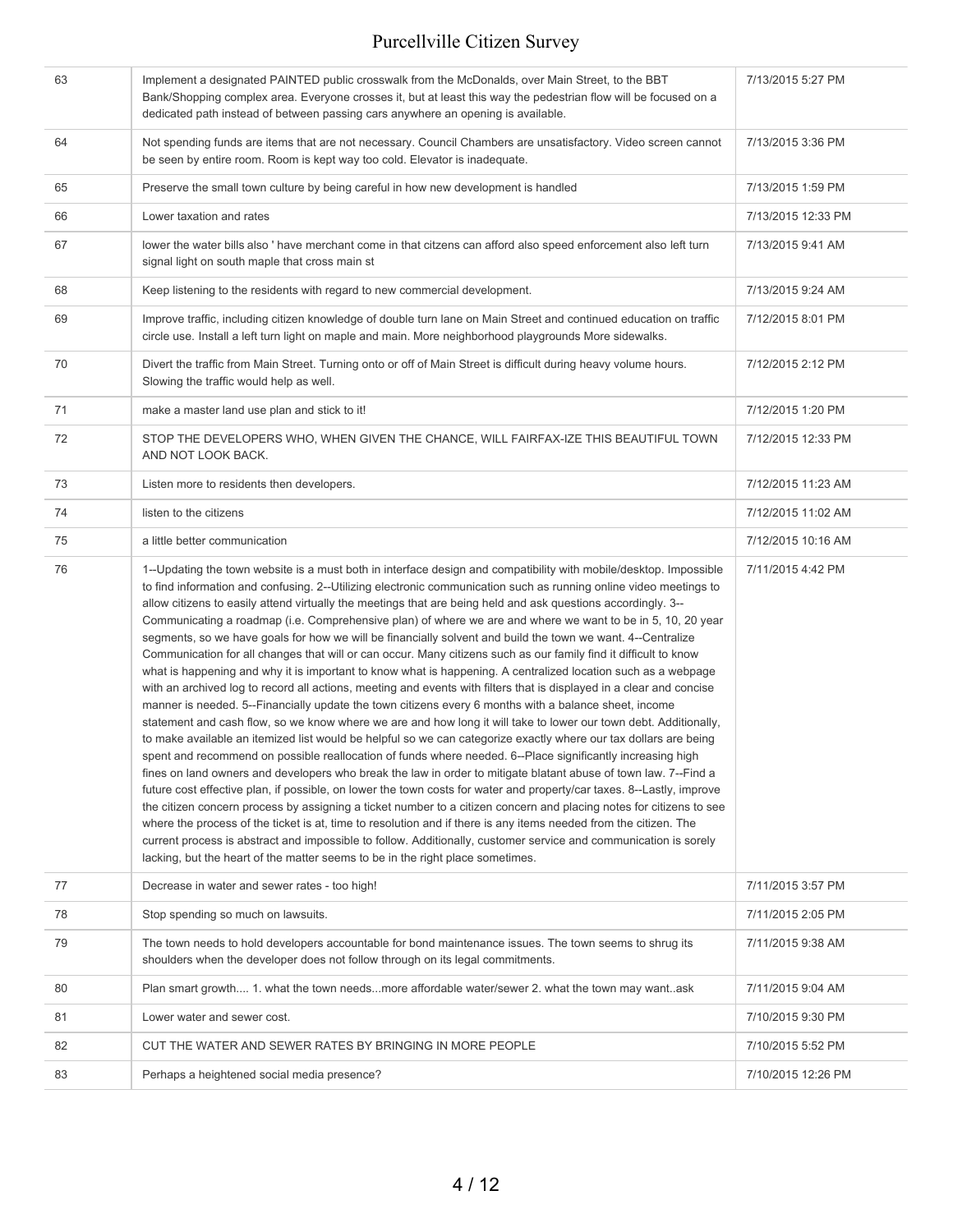| | | |
|---|---|---|
| 63 | Implement a designated PAINTED public crosswalk from the McDonalds, over Main Street, to the BBT Bank/Shopping complex area. Everyone crosses it, but at least this way the pedestrian flow will be focused on a dedicated path instead of between passing cars anywhere an opening is available. | 7/13/2015 5:27 PM |
| 64 | Not spending funds are items that are not necessary. Council Chambers are unsatisfactory. Video screen cannot be seen by entire room. Room is kept way too cold. Elevator is inadequate. | 7/13/2015 3:36 PM |
| 65 | Preserve the small town culture by being careful in how new development is handled | 7/13/2015 1:59 PM |
| 66 | Lower taxation and rates | 7/13/2015 12:33 PM |
| 67 | lower the water bills also ' have merchant come in that citzens can afford also speed enforcement also left turn signal light on south maple that cross main st | 7/13/2015 9:41 AM |
| 68 | Keep listening to the residents with regard to new commercial development. | 7/13/2015 9:24 AM |
| 69 | Improve traffic, including citizen knowledge of double turn lane on Main Street and continued education on traffic circle use. Install a left turn light on maple and main. More neighborhood playgrounds More sidewalks. | 7/12/2015 8:01 PM |
| 70 | Divert the traffic from Main Street. Turning onto or off of Main Street is difficult during heavy volume hours. Slowing the traffic would help as well. | 7/12/2015 2:12 PM |
| 71 | make a master land use plan and stick to it! | 7/12/2015 1:20 PM |
| 72 | STOP THE DEVELOPERS WHO, WHEN GIVEN THE CHANCE, WILL FAIRFAX-IZE THIS BEAUTIFUL TOWN AND NOT LOOK BACK. | 7/12/2015 12:33 PM |
| 73 | Listen more to residents then developers. | 7/12/2015 11:23 AM |
| 74 | listen to the citizens | 7/12/2015 11:02 AM |
| 75 | a little better communication | 7/12/2015 10:16 AM |
| 76 | 1--Updating the town website is a must both in interface design and compatibility with mobile/desktop. Impossible to find information and confusing. 2--Utilizing electronic communication such as running online video meetings to allow citizens to easily attend virtually the meetings that are being held and ask questions accordingly. 3--Communicating a roadmap (i.e. Comprehensive plan) of where we are and where we want to be in 5, 10, 20 year segments, so we have goals for how we will be financially solvent and build the town we want. 4--Centralize Communication for all changes that will or can occur. Many citizens such as our family find it difficult to know what is happening and why it is important to know what is happening. A centralized location such as a webpage with an archived log to record all actions, meeting and events with filters that is displayed in a clear and concise manner is needed. 5--Financially update the town citizens every 6 months with a balance sheet, income statement and cash flow, so we know where we are and how long it will take to lower our town debt. Additionally, to make available an itemized list would be helpful so we can categorize exactly where our tax dollars are being spent and recommend on possible reallocation of funds where needed. 6--Place significantly increasing high fines on land owners and developers who break the law in order to mitigate blatant abuse of town law. 7--Find a future cost effective plan, if possible, on lower the town costs for water and property/car taxes. 8--Lastly, improve the citizen concern process by assigning a ticket number to a citizen concern and placing notes for citizens to see where the process of the ticket is at, time to resolution and if there is any items needed from the citizen. The current process is abstract and impossible to follow. Additionally, customer service and communication is sorely lacking, but the heart of the matter seems to be in the right place sometimes. | 7/11/2015 4:42 PM |
| 77 | Decrease in water and sewer rates - too high! | 7/11/2015 3:57 PM |
| 78 | Stop spending so much on lawsuits. | 7/11/2015 2:05 PM |
| 79 | The town needs to hold developers accountable for bond maintenance issues. The town seems to shrug its shoulders when the developer does not follow through on its legal commitments. | 7/11/2015 9:38 AM |
| 80 | Plan smart growth.... 1. what the town needs...more affordable water/sewer 2. what the town may want..ask | 7/11/2015 9:04 AM |
| 81 | Lower water and sewer cost. | 7/10/2015 9:30 PM |
| 82 | CUT THE WATER AND SEWER RATES BY BRINGING IN MORE PEOPLE | 7/10/2015 5:52 PM |
| 83 | Perhaps a heightened social media presence? | 7/10/2015 12:26 PM |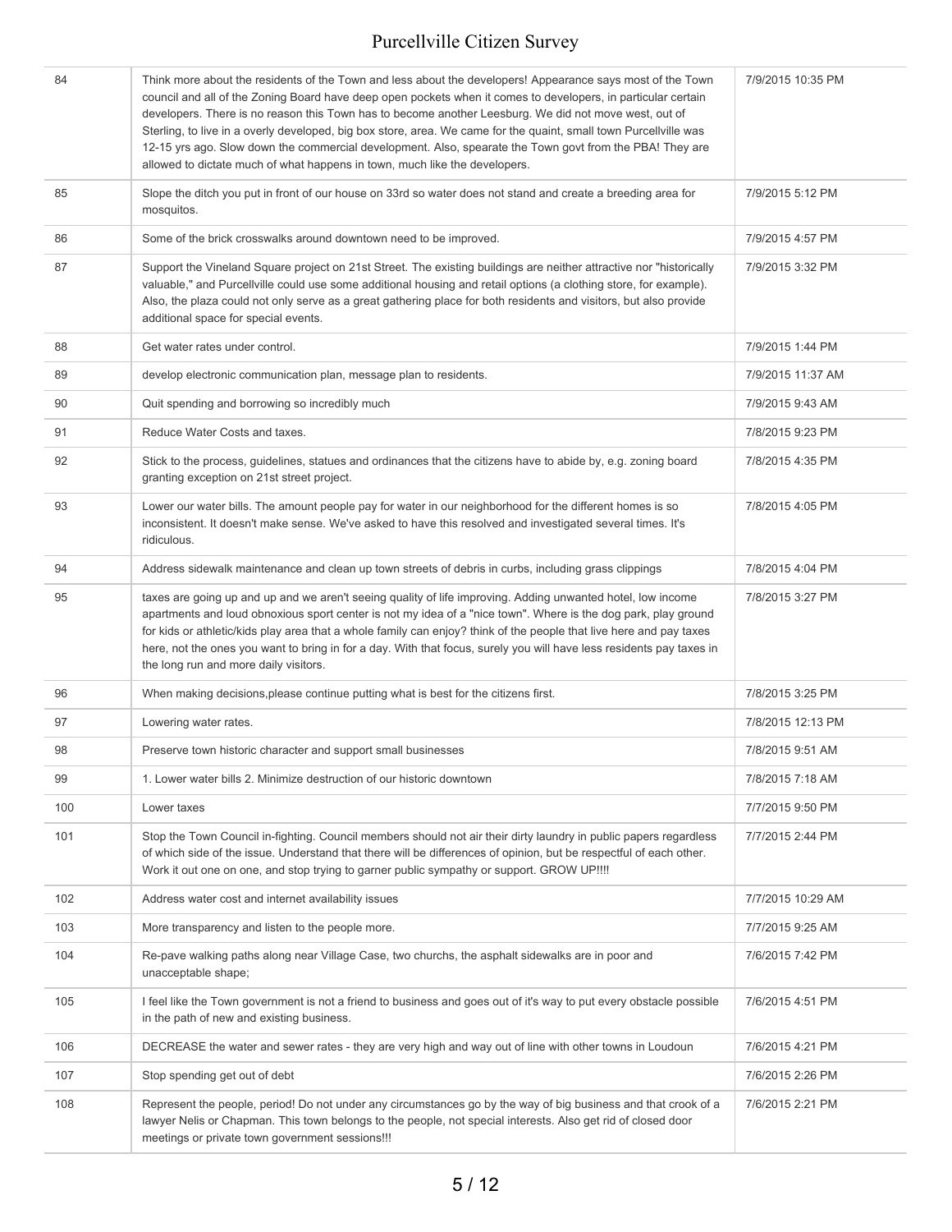| | | |
|---|---|---|
| 84 | Think more about the residents of the Town and less about the developers! Appearance says most of the Town council and all of the Zoning Board have deep open pockets when it comes to developers, in particular certain developers. There is no reason this Town has to become another Leesburg. We did not move west, out of Sterling, to live in a overly developed, big box store, area. We came for the quaint, small town Purcellville was 12-15 yrs ago. Slow down the commercial development. Also, spearate the Town govt from the PBA! They are allowed to dictate much of what happens in town, much like the developers. | 7/9/2015 10:35 PM |
| 85 | Slope the ditch you put in front of our house on 33rd so water does not stand and create a breeding area for mosquitos. | 7/9/2015 5:12 PM |
| 86 | Some of the brick crosswalks around downtown need to be improved. | 7/9/2015 4:57 PM |
| 87 | Support the Vineland Square project on 21st Street. The existing buildings are neither attractive nor "historically valuable," and Purcellville could use some additional housing and retail options (a clothing store, for example). Also, the plaza could not only serve as a great gathering place for both residents and visitors, but also provide additional space for special events. | 7/9/2015 3:32 PM |
| 88 | Get water rates under control. | 7/9/2015 1:44 PM |
| 89 | develop electronic communication plan, message plan to residents. | 7/9/2015 11:37 AM |
| 90 | Quit spending and borrowing so incredibly much | 7/9/2015 9:43 AM |
| 91 | Reduce Water Costs and taxes. | 7/8/2015 9:23 PM |
| 92 | Stick to the process, guidelines, statues and ordinances that the citizens have to abide by, e.g. zoning board granting exception on 21st street project. | 7/8/2015 4:35 PM |
| 93 | Lower our water bills. The amount people pay for water in our neighborhood for the different homes is so inconsistent. It doesn't make sense. We've asked to have this resolved and investigated several times. It's ridiculous. | 7/8/2015 4:05 PM |
| 94 | Address sidewalk maintenance and clean up town streets of debris in curbs, including grass clippings | 7/8/2015 4:04 PM |
| 95 | taxes are going up and up and we aren't seeing quality of life improving. Adding unwanted hotel, low income apartments and loud obnoxious sport center is not my idea of a "nice town". Where is the dog park, play ground for kids or athletic/kids play area that a whole family can enjoy? think of the people that live here and pay taxes here, not the ones you want to bring in for a day. With that focus, surely you will have less residents pay taxes in the long run and more daily visitors. | 7/8/2015 3:27 PM |
| 96 | When making decisions,please continue putting what is best for the citizens first. | 7/8/2015 3:25 PM |
| 97 | Lowering water rates. | 7/8/2015 12:13 PM |
| 98 | Preserve town historic character and support small businesses | 7/8/2015 9:51 AM |
| 99 | 1. Lower water bills 2. Minimize destruction of our historic downtown | 7/8/2015 7:18 AM |
| 100 | Lower taxes | 7/7/2015 9:50 PM |
| 101 | Stop the Town Council in-fighting. Council members should not air their dirty laundry in public papers regardless of which side of the issue. Understand that there will be differences of opinion, but be respectful of each other. Work it out one on one, and stop trying to garner public sympathy or support. GROW UP!!!! | 7/7/2015 2:44 PM |
| 102 | Address water cost and internet availability issues | 7/7/2015 10:29 AM |
| 103 | More transparency and listen to the people more. | 7/7/2015 9:25 AM |
| 104 | Re-pave walking paths along near Village Case, two churchs, the asphalt sidewalks are in poor and unacceptable shape; | 7/6/2015 7:42 PM |
| 105 | I feel like the Town government is not a friend to business and goes out of it's way to put every obstacle possible in the path of new and existing business. | 7/6/2015 4:51 PM |
| 106 | DECREASE the water and sewer rates - they are very high and way out of line with other towns in Loudoun | 7/6/2015 4:21 PM |
| 107 | Stop spending get out of debt | 7/6/2015 2:26 PM |
| 108 | Represent the people, period! Do not under any circumstances go by the way of big business and that crook of a lawyer Nelis or Chapman. This town belongs to the people, not special interests. Also get rid of closed door meetings or private town government sessions!!! | 7/6/2015 2:21 PM |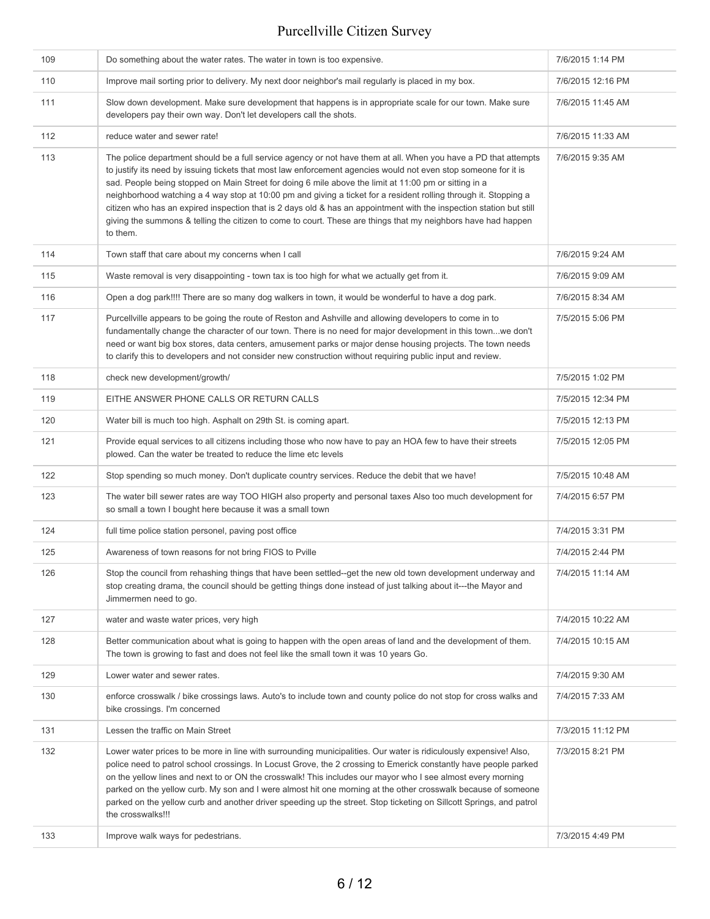| | | |
|---|---|---|
| 109 | Do something about the water rates. The water in town is too expensive. | 7/6/2015 1:14 PM |
| 110 | Improve mail sorting prior to delivery. My next door neighbor's mail regularly is placed in my box. | 7/6/2015 12:16 PM |
| 111 | Slow down development. Make sure development that happens is in appropriate scale for our town. Make sure developers pay their own way. Don't let developers call the shots. | 7/6/2015 11:45 AM |
| 112 | reduce water and sewer rate! | 7/6/2015 11:33 AM |
| 113 | The police department should be a full service agency or not have them at all. When you have a PD that attempts to justify its need by issuing tickets that most law enforcement agencies would not even stop someone for it is sad. People being stopped on Main Street for doing 6 mile above the limit at 11:00 pm or sitting in a neighborhood watching a 4 way stop at 10:00 pm and giving a ticket for a resident rolling through it. Stopping a citizen who has an expired inspection that is 2 days old & has an appointment with the inspection station but still giving the summons & telling the citizen to come to court. These are things that my neighbors have had happen to them. | 7/6/2015 9:35 AM |
| 114 | Town staff that care about my concerns when I call | 7/6/2015 9:24 AM |
| 115 | Waste removal is very disappointing - town tax is too high for what we actually get from it. | 7/6/2015 9:09 AM |
| 116 | Open a dog park!!!! There are so many dog walkers in town, it would be wonderful to have a dog park. | 7/6/2015 8:34 AM |
| 117 | Purcellville appears to be going the route of Reston and Ashville and allowing developers to come in to fundamentally change the character of our town. There is no need for major development in this town...we don't need or want big box stores, data centers, amusement parks or major dense housing projects. The town needs to clarify this to developers and not consider new construction without requiring public input and review. | 7/5/2015 5:06 PM |
| 118 | check new development/growth/ | 7/5/2015 1:02 PM |
| 119 | EITHE ANSWER PHONE CALLS OR RETURN CALLS | 7/5/2015 12:34 PM |
| 120 | Water bill is much too high. Asphalt on 29th St. is coming apart. | 7/5/2015 12:13 PM |
| 121 | Provide equal services to all citizens including those who now have to pay an HOA few to have their streets plowed. Can the water be treated to reduce the lime etc levels | 7/5/2015 12:05 PM |
| 122 | Stop spending so much money. Don't duplicate country services. Reduce the debit that we have! | 7/5/2015 10:48 AM |
| 123 | The water bill sewer rates are way TOO HIGH also property and personal taxes Also too much development for so small a town I bought here because it was a small town | 7/4/2015 6:57 PM |
| 124 | full time police station personel, paving post office | 7/4/2015 3:31 PM |
| 125 | Awareness of town reasons for not bring FIOS to Pville | 7/4/2015 2:44 PM |
| 126 | Stop the council from rehashing things that have been settled--get the new old town development underway and stop creating drama, the council should be getting things done instead of just talking about it---the Mayor and Jimmermen need to go. | 7/4/2015 11:14 AM |
| 127 | water and waste water prices, very high | 7/4/2015 10:22 AM |
| 128 | Better communication about what is going to happen with the open areas of land and the development of them. The town is growing to fast and does not feel like the small town it was 10 years Go. | 7/4/2015 10:15 AM |
| 129 | Lower water and sewer rates. | 7/4/2015 9:30 AM |
| 130 | enforce crosswalk / bike crossings laws. Auto's to include town and county police do not stop for cross walks and bike crossings. I'm concerned | 7/4/2015 7:33 AM |
| 131 | Lessen the traffic on Main Street | 7/3/2015 11:12 PM |
| 132 | Lower water prices to be more in line with surrounding municipalities. Our water is ridiculously expensive! Also, police need to patrol school crossings. In Locust Grove, the 2 crossing to Emerick constantly have people parked on the yellow lines and next to or ON the crosswalk! This includes our mayor who I see almost every morning parked on the yellow curb. My son and I were almost hit one morning at the other crosswalk because of someone parked on the yellow curb and another driver speeding up the street. Stop ticketing on Sillcott Springs, and patrol the crosswalks!!! | 7/3/2015 8:21 PM |
| 133 | Improve walk ways for pedestrians. | 7/3/2015 4:49 PM |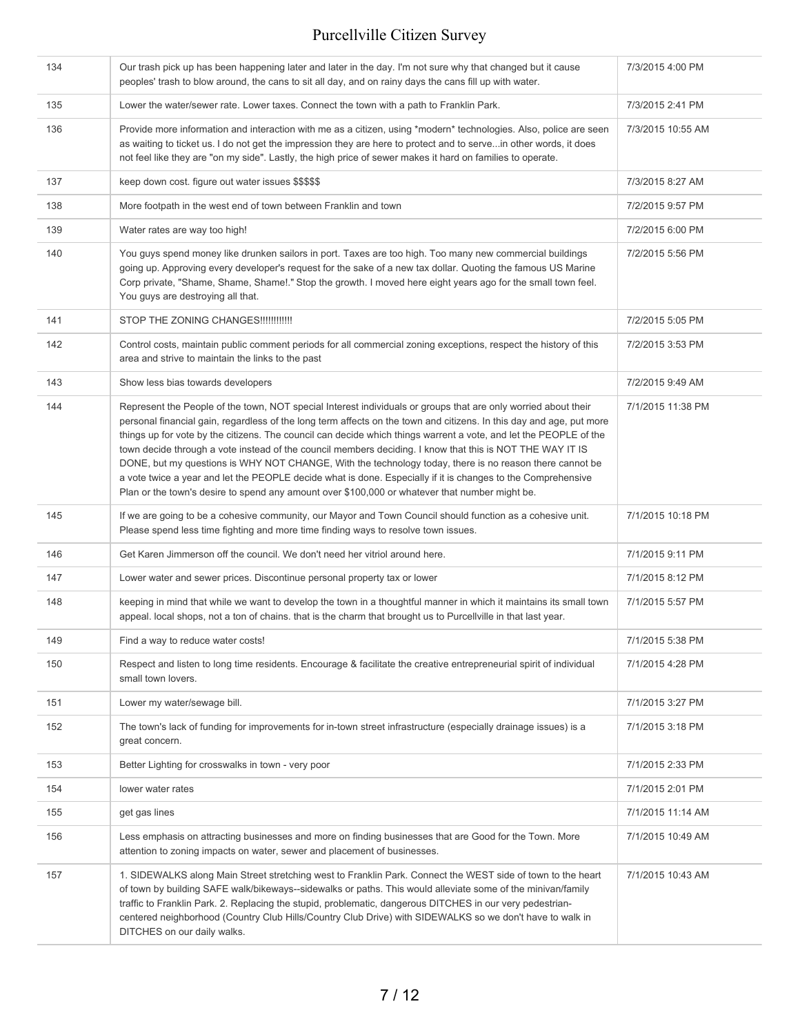| | | |
|---|---|---|
| 134 | Our trash pick up has been happening later and later in the day. I'm not sure why that changed but it cause peoples' trash to blow around, the cans to sit all day, and on rainy days the cans fill up with water. | 7/3/2015 4:00 PM |
| 135 | Lower the water/sewer rate. Lower taxes. Connect the town with a path to Franklin Park. | 7/3/2015 2:41 PM |
| 136 | Provide more information and interaction with me as a citizen, using *modern* technologies. Also, police are seen as waiting to ticket us. I do not get the impression they are here to protect and to serve...in other words, it does not feel like they are "on my side". Lastly, the high price of sewer makes it hard on families to operate. | 7/3/2015 10:55 AM |
| 137 | keep down cost. figure out water issues $$$$$ | 7/3/2015 8:27 AM |
| 138 | More footpath in the west end of town between Franklin and town | 7/2/2015 9:57 PM |
| 139 | Water rates are way too high! | 7/2/2015 6:00 PM |
| 140 | You guys spend money like drunken sailors in port. Taxes are too high. Too many new commercial buildings going up. Approving every developer's request for the sake of a new tax dollar. Quoting the famous US Marine Corp private, "Shame, Shame, Shame!." Stop the growth. I moved here eight years ago for the small town feel. You guys are destroying all that. | 7/2/2015 5:56 PM |
| 141 | STOP THE ZONING CHANGES!!!!!!!!!!!! | 7/2/2015 5:05 PM |
| 142 | Control costs, maintain public comment periods for all commercial zoning exceptions, respect the history of this area and strive to maintain the links to the past | 7/2/2015 3:53 PM |
| 143 | Show less bias towards developers | 7/2/2015 9:49 AM |
| 144 | Represent the People of the town, NOT special Interest individuals or groups that are only worried about their personal financial gain, regardless of the long term affects on the town and citizens. In this day and age, put more things up for vote by the citizens. The council can decide which things warrent a vote, and let the PEOPLE of the town decide through a vote instead of the council members deciding. I know that this is NOT THE WAY IT IS DONE, but my questions is WHY NOT CHANGE, With the technology today, there is no reason there cannot be a vote twice a year and let the PEOPLE decide what is done. Especially if it is changes to the Comprehensive Plan or the town's desire to spend any amount over $100,000 or whatever that number might be. | 7/1/2015 11:38 PM |
| 145 | If we are going to be a cohesive community, our Mayor and Town Council should function as a cohesive unit. Please spend less time fighting and more time finding ways to resolve town issues. | 7/1/2015 10:18 PM |
| 146 | Get Karen Jimmerson off the council. We don't need her vitriol around here. | 7/1/2015 9:11 PM |
| 147 | Lower water and sewer prices. Discontinue personal property tax or lower | 7/1/2015 8:12 PM |
| 148 | keeping in mind that while we want to develop the town in a thoughtful manner in which it maintains its small town appeal. local shops, not a ton of chains. that is the charm that brought us to Purcellville in that last year. | 7/1/2015 5:57 PM |
| 149 | Find a way to reduce water costs! | 7/1/2015 5:38 PM |
| 150 | Respect and listen to long time residents. Encourage & facilitate the creative entrepreneurial spirit of individual small town lovers. | 7/1/2015 4:28 PM |
| 151 | Lower my water/sewage bill. | 7/1/2015 3:27 PM |
| 152 | The town's lack of funding for improvements for in-town street infrastructure (especially drainage issues) is a great concern. | 7/1/2015 3:18 PM |
| 153 | Better Lighting for crosswalks in town - very poor | 7/1/2015 2:33 PM |
| 154 | lower water rates | 7/1/2015 2:01 PM |
| 155 | get gas lines | 7/1/2015 11:14 AM |
| 156 | Less emphasis on attracting businesses and more on finding businesses that are Good for the Town. More attention to zoning impacts on water, sewer and placement of businesses. | 7/1/2015 10:49 AM |
| 157 | 1. SIDEWALKS along Main Street stretching west to Franklin Park. Connect the WEST side of town to the heart of town by building SAFE walk/bikeways--sidewalks or paths. This would alleviate some of the minivan/family traffic to Franklin Park. 2. Replacing the stupid, problematic, dangerous DITCHES in our very pedestrian-centered neighborhood (Country Club Hills/Country Club Drive) with SIDEWALKS so we don't have to walk in DITCHES on our daily walks. | 7/1/2015 10:43 AM |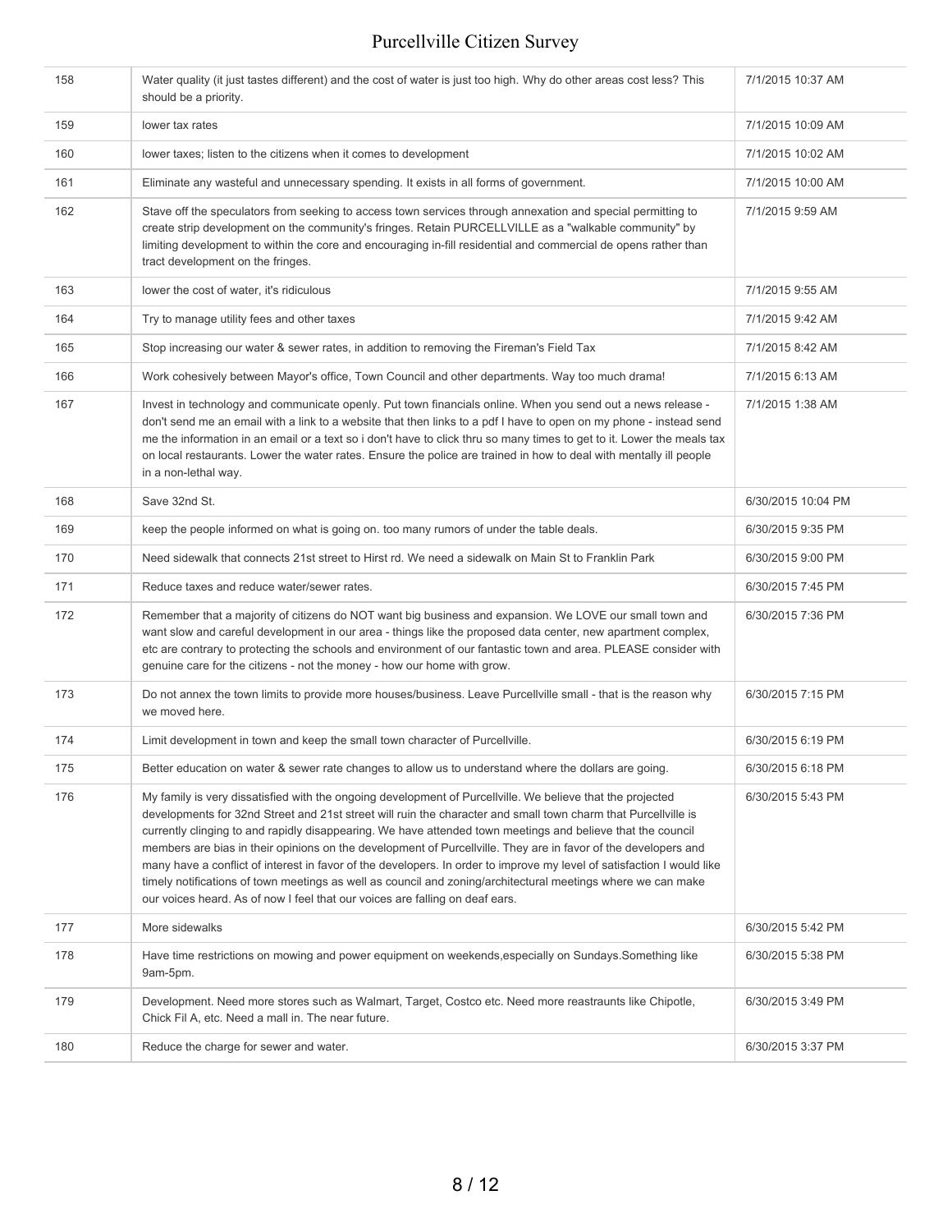| | | |
|---|---|---|
| 158 | Water quality (it just tastes different) and the cost of water is just too high. Why do other areas cost less? This should be a priority. | 7/1/2015 10:37 AM |
| 159 | lower tax rates | 7/1/2015 10:09 AM |
| 160 | lower taxes; listen to the citizens when it comes to development | 7/1/2015 10:02 AM |
| 161 | Eliminate any wasteful and unnecessary spending. It exists in all forms of government. | 7/1/2015 10:00 AM |
| 162 | Stave off the speculators from seeking to access town services through annexation and special permitting to create strip development on the community's fringes. Retain PURCELLVILLE as a "walkable community" by limiting development to within the core and encouraging in-fill residential and commercial de opens rather than tract development on the fringes. | 7/1/2015 9:59 AM |
| 163 | lower the cost of water, it's ridiculous | 7/1/2015 9:55 AM |
| 164 | Try to manage utility fees and other taxes | 7/1/2015 9:42 AM |
| 165 | Stop increasing our water & sewer rates, in addition to removing the Fireman's Field Tax | 7/1/2015 8:42 AM |
| 166 | Work cohesively between Mayor's office, Town Council and other departments. Way too much drama! | 7/1/2015 6:13 AM |
| 167 | Invest in technology and communicate openly. Put town financials online. When you send out a news release - don't send me an email with a link to a website that then links to a pdf I have to open on my phone - instead send me the information in an email or a text so i don't have to click thru so many times to get to it. Lower the meals tax on local restaurants. Lower the water rates. Ensure the police are trained in how to deal with mentally ill people in a non-lethal way. | 7/1/2015 1:38 AM |
| 168 | Save 32nd St. | 6/30/2015 10:04 PM |
| 169 | keep the people informed on what is going on. too many rumors of under the table deals. | 6/30/2015 9:35 PM |
| 170 | Need sidewalk that connects 21st street to Hirst rd. We need a sidewalk on Main St to Franklin Park | 6/30/2015 9:00 PM |
| 171 | Reduce taxes and reduce water/sewer rates. | 6/30/2015 7:45 PM |
| 172 | Remember that a majority of citizens do NOT want big business and expansion. We LOVE our small town and want slow and careful development in our area - things like the proposed data center, new apartment complex, etc are contrary to protecting the schools and environment of our fantastic town and area. PLEASE consider with genuine care for the citizens - not the money - how our home with grow. | 6/30/2015 7:36 PM |
| 173 | Do not annex the town limits to provide more houses/business. Leave Purcellville small - that is the reason why we moved here. | 6/30/2015 7:15 PM |
| 174 | Limit development in town and keep the small town character of Purcellville. | 6/30/2015 6:19 PM |
| 175 | Better education on water & sewer rate changes to allow us to understand where the dollars are going. | 6/30/2015 6:18 PM |
| 176 | My family is very dissatisfied with the ongoing development of Purcellville. We believe that the projected developments for 32nd Street and 21st street will ruin the character and small town charm that Purcellville is currently clinging to and rapidly disappearing. We have attended town meetings and believe that the council members are bias in their opinions on the development of Purcellville. They are in favor of the developers and many have a conflict of interest in favor of the developers. In order to improve my level of satisfaction I would like timely notifications of town meetings as well as council and zoning/architectural meetings where we can make our voices heard. As of now I feel that our voices are falling on deaf ears. | 6/30/2015 5:43 PM |
| 177 | More sidewalks | 6/30/2015 5:42 PM |
| 178 | Have time restrictions on mowing and power equipment on weekends,especially on Sundays.Something like 9am-5pm. | 6/30/2015 5:38 PM |
| 179 | Development. Need more stores such as Walmart, Target, Costco etc. Need more reastraunts like Chipotle, Chick Fil A, etc. Need a mall in. The near future. | 6/30/2015 3:49 PM |
| 180 | Reduce the charge for sewer and water. | 6/30/2015 3:37 PM |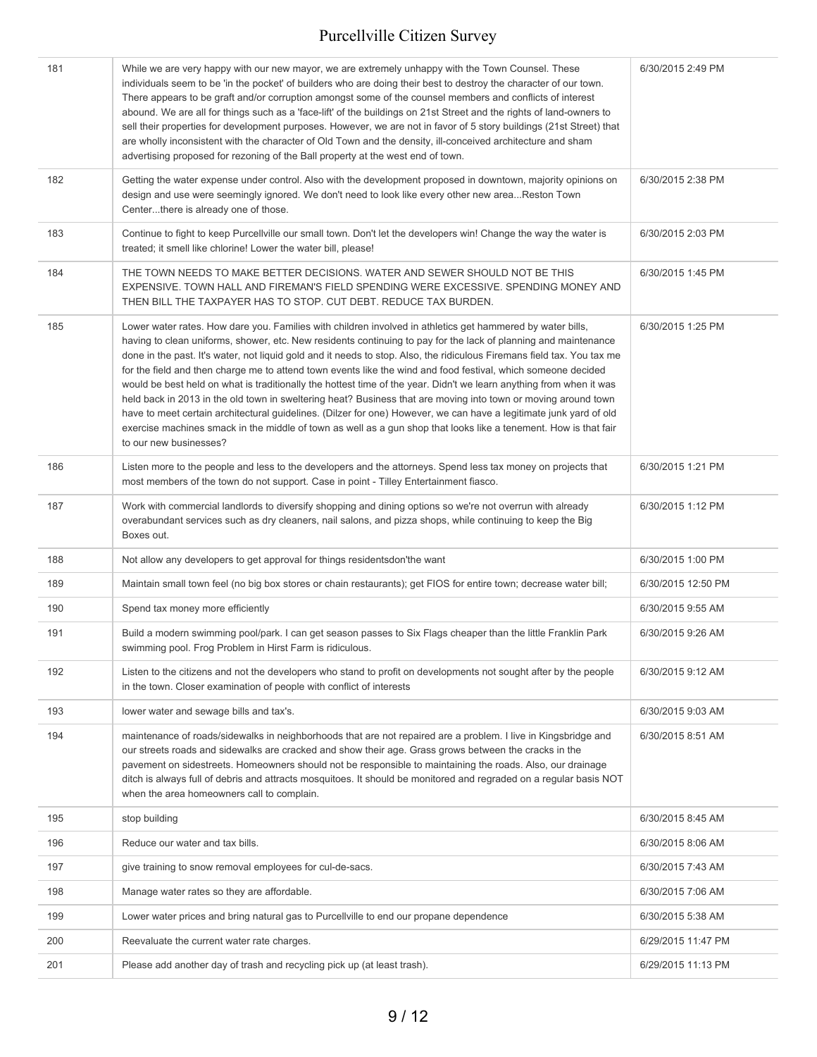| | | |
|---|---|---|
| 181 | While we are very happy with our new mayor, we are extremely unhappy with the Town Counsel. These individuals seem to be 'in the pocket' of builders who are doing their best to destroy the character of our town. There appears to be graft and/or corruption amongst some of the counsel members and conflicts of interest abound. We are all for things such as a 'face-lift' of the buildings on 21st Street and the rights of land-owners to sell their properties for development purposes. However, we are not in favor of 5 story buildings (21st Street) that are wholly inconsistent with the character of Old Town and the density, ill-conceived architecture and sham advertising proposed for rezoning of the Ball property at the west end of town. | 6/30/2015 2:49 PM |
| 182 | Getting the water expense under control. Also with the development proposed in downtown, majority opinions on design and use were seemingly ignored. We don't need to look like every other new area...Reston Town Center...there is already one of those. | 6/30/2015 2:38 PM |
| 183 | Continue to fight to keep Purcellville our small town. Don't let the developers win! Change the way the water is treated; it smell like chlorine! Lower the water bill, please! | 6/30/2015 2:03 PM |
| 184 | THE TOWN NEEDS TO MAKE BETTER DECISIONS. WATER AND SEWER SHOULD NOT BE THIS EXPENSIVE. TOWN HALL AND FIREMAN'S FIELD SPENDING WERE EXCESSIVE. SPENDING MONEY AND THEN BILL THE TAXPAYER HAS TO STOP. CUT DEBT. REDUCE TAX BURDEN. | 6/30/2015 1:45 PM |
| 185 | Lower water rates. How dare you. Families with children involved in athletics get hammered by water bills, having to clean uniforms, shower, etc. New residents continuing to pay for the lack of planning and maintenance done in the past. It's water, not liquid gold and it needs to stop. Also, the ridiculous Firemans field tax. You tax me for the field and then charge me to attend town events like the wind and food festival, which someone decided would be best held on what is traditionally the hottest time of the year. Didn't we learn anything from when it was held back in 2013 in the old town in sweltering heat? Business that are moving into town or moving around town have to meet certain architectural guidelines. (Dilzer for one) However, we can have a legitimate junk yard of old exercise machines smack in the middle of town as well as a gun shop that looks like a tenement. How is that fair to our new businesses? | 6/30/2015 1:25 PM |
| 186 | Listen more to the people and less to the developers and the attorneys. Spend less tax money on projects that most members of the town do not support. Case in point - Tilley Entertainment fiasco. | 6/30/2015 1:21 PM |
| 187 | Work with commercial landlords to diversify shopping and dining options so we're not overrun with already overabundant services such as dry cleaners, nail salons, and pizza shops, while continuing to keep the Big Boxes out. | 6/30/2015 1:12 PM |
| 188 | Not allow any developers to get approval for things residentsdon'the want | 6/30/2015 1:00 PM |
| 189 | Maintain small town feel (no big box stores or chain restaurants); get FIOS for entire town; decrease water bill; | 6/30/2015 12:50 PM |
| 190 | Spend tax money more efficiently | 6/30/2015 9:55 AM |
| 191 | Build a modern swimming pool/park. I can get season passes to Six Flags cheaper than the little Franklin Park swimming pool. Frog Problem in Hirst Farm is ridiculous. | 6/30/2015 9:26 AM |
| 192 | Listen to the citizens and not the developers who stand to profit on developments not sought after by the people in the town. Closer examination of people with conflict of interests | 6/30/2015 9:12 AM |
| 193 | lower water and sewage bills and tax's. | 6/30/2015 9:03 AM |
| 194 | maintenance of roads/sidewalks in neighborhoods that are not repaired are a problem. I live in Kingsbridge and our streets roads and sidewalks are cracked and show their age. Grass grows between the cracks in the pavement on sidestreets. Homeowners should not be responsible to maintaining the roads. Also, our drainage ditch is always full of debris and attracts mosquitoes. It should be monitored and regraded on a regular basis NOT when the area homeowners call to complain. | 6/30/2015 8:51 AM |
| 195 | stop building | 6/30/2015 8:45 AM |
| 196 | Reduce our water and tax bills. | 6/30/2015 8:06 AM |
| 197 | give training to snow removal employees for cul-de-sacs. | 6/30/2015 7:43 AM |
| 198 | Manage water rates so they are affordable. | 6/30/2015 7:06 AM |
| 199 | Lower water prices and bring natural gas to Purcellville to end our propane dependence | 6/30/2015 5:38 AM |
| 200 | Reevaluate the current water rate charges. | 6/29/2015 11:47 PM |
| 201 | Please add another day of trash and recycling pick up (at least trash). | 6/29/2015 11:13 PM |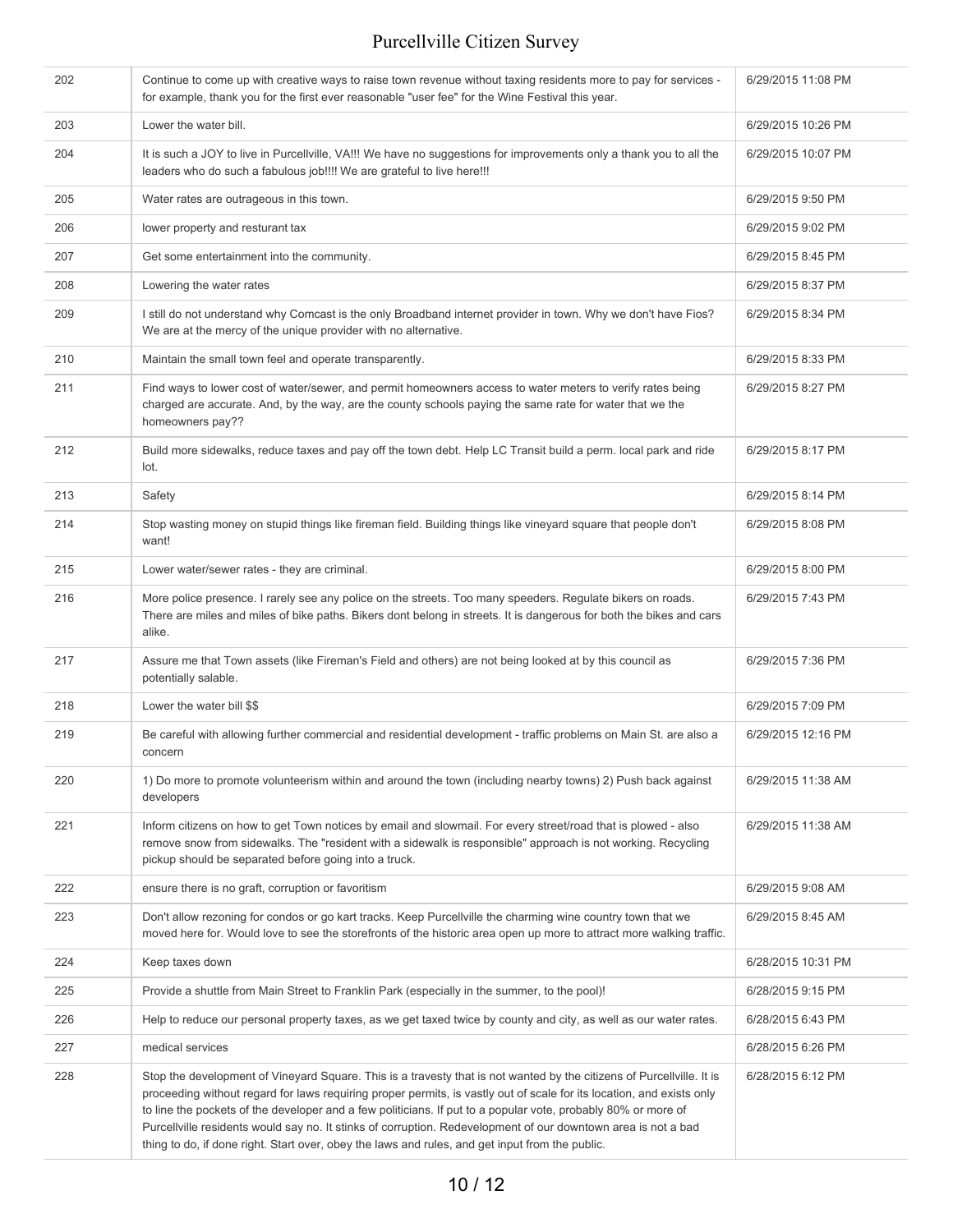| | | |
|---|---|---|
| 202 | Continue to come up with creative ways to raise town revenue without taxing residents more to pay for services - for example, thank you for the first ever reasonable "user fee" for the Wine Festival this year. | 6/29/2015 11:08 PM |
| 203 | Lower the water bill. | 6/29/2015 10:26 PM |
| 204 | It is such a JOY to live in Purcellville, VA!!! We have no suggestions for improvements only a thank you to all the leaders who do such a fabulous job!!!! We are grateful to live here!!! | 6/29/2015 10:07 PM |
| 205 | Water rates are outrageous in this town. | 6/29/2015 9:50 PM |
| 206 | lower property and resturant tax | 6/29/2015 9:02 PM |
| 207 | Get some entertainment into the community. | 6/29/2015 8:45 PM |
| 208 | Lowering the water rates | 6/29/2015 8:37 PM |
| 209 | I still do not understand why Comcast is the only Broadband internet provider in town. Why we don't have Fios? We are at the mercy of the unique provider with no alternative. | 6/29/2015 8:34 PM |
| 210 | Maintain the small town feel and operate transparently. | 6/29/2015 8:33 PM |
| 211 | Find ways to lower cost of water/sewer, and permit homeowners access to water meters to verify rates being charged are accurate. And, by the way, are the county schools paying the same rate for water that we the homeowners pay?? | 6/29/2015 8:27 PM |
| 212 | Build more sidewalks, reduce taxes and pay off the town debt. Help LC Transit build a perm. local park and ride lot. | 6/29/2015 8:17 PM |
| 213 | Safety | 6/29/2015 8:14 PM |
| 214 | Stop wasting money on stupid things like fireman field. Building things like vineyard square that people don't want! | 6/29/2015 8:08 PM |
| 215 | Lower water/sewer rates - they are criminal. | 6/29/2015 8:00 PM |
| 216 | More police presence. I rarely see any police on the streets. Too many speeders. Regulate bikers on roads. There are miles and miles of bike paths. Bikers dont belong in streets. It is dangerous for both the bikes and cars alike. | 6/29/2015 7:43 PM |
| 217 | Assure me that Town assets (like Fireman's Field and others) are not being looked at by this council as potentially salable. | 6/29/2015 7:36 PM |
| 218 | Lower the water bill $$ | 6/29/2015 7:09 PM |
| 219 | Be careful with allowing further commercial and residential development - traffic problems on Main St. are also a concern | 6/29/2015 12:16 PM |
| 220 | 1) Do more to promote volunteerism within and around the town (including nearby towns) 2) Push back against developers | 6/29/2015 11:38 AM |
| 221 | Inform citizens on how to get Town notices by email and slowmail. For every street/road that is plowed - also remove snow from sidewalks. The "resident with a sidewalk is responsible" approach is not working. Recycling pickup should be separated before going into a truck. | 6/29/2015 11:38 AM |
| 222 | ensure there is no graft, corruption or favoritism | 6/29/2015 9:08 AM |
| 223 | Don't allow rezoning for condos or go kart tracks. Keep Purcellville the charming wine country town that we moved here for. Would love to see the storefronts of the historic area open up more to attract more walking traffic. | 6/29/2015 8:45 AM |
| 224 | Keep taxes down | 6/28/2015 10:31 PM |
| 225 | Provide a shuttle from Main Street to Franklin Park (especially in the summer, to the pool)! | 6/28/2015 9:15 PM |
| 226 | Help to reduce our personal property taxes, as we get taxed twice by county and city, as well as our water rates. | 6/28/2015 6:43 PM |
| 227 | medical services | 6/28/2015 6:26 PM |
| 228 | Stop the development of Vineyard Square. This is a travesty that is not wanted by the citizens of Purcellville. It is proceeding without regard for laws requiring proper permits, is vastly out of scale for its location, and exists only to line the pockets of the developer and a few politicians. If put to a popular vote, probably 80% or more of Purcellville residents would say no. It stinks of corruption. Redevelopment of our downtown area is not a bad thing to do, if done right. Start over, obey the laws and rules, and get input from the public. | 6/28/2015 6:12 PM |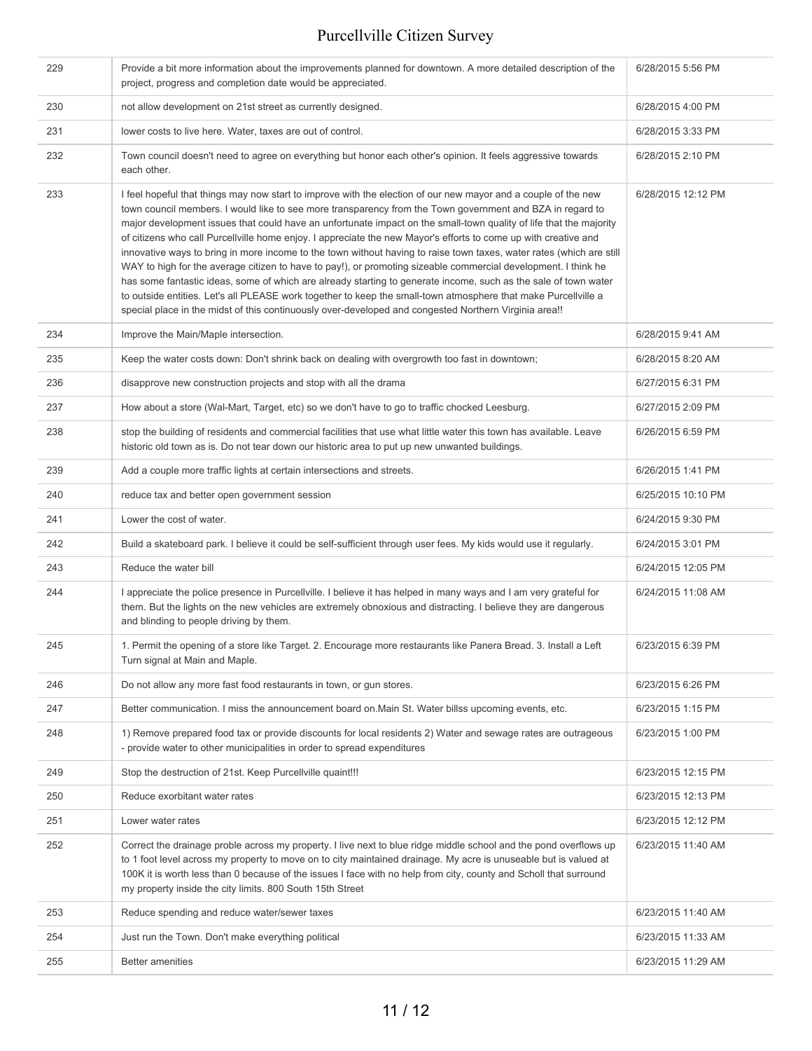| | | |
|---|---|---|
| 229 | Provide a bit more information about the improvements planned for downtown. A more detailed description of the project, progress and completion date would be appreciated. | 6/28/2015 5:56 PM |
| 230 | not allow development on 21st street as currently designed. | 6/28/2015 4:00 PM |
| 231 | lower costs to live here. Water, taxes are out of control. | 6/28/2015 3:33 PM |
| 232 | Town council doesn't need to agree on everything but honor each other's opinion. It feels aggressive towards each other. | 6/28/2015 2:10 PM |
| 233 | I feel hopeful that things may now start to improve with the election of our new mayor and a couple of the new town council members. I would like to see more transparency from the Town government and BZA in regard to major development issues that could have an unfortunate impact on the small-town quality of life that the majority of citizens who call Purcellville home enjoy. I appreciate the new Mayor's efforts to come up with creative and innovative ways to bring in more income to the town without having to raise town taxes, water rates (which are still WAY to high for the average citizen to have to pay!), or promoting sizeable commercial development. I think he has some fantastic ideas, some of which are already starting to generate income, such as the sale of town water to outside entities. Let's all PLEASE work together to keep the small-town atmosphere that make Purcellville a special place in the midst of this continuously over-developed and congested Northern Virginia area!! | 6/28/2015 12:12 PM |
| 234 | Improve the Main/Maple intersection. | 6/28/2015 9:41 AM |
| 235 | Keep the water costs down: Don't shrink back on dealing with overgrowth too fast in downtown; | 6/28/2015 8:20 AM |
| 236 | disapprove new construction projects and stop with all the drama | 6/27/2015 6:31 PM |
| 237 | How about a store (Wal-Mart, Target, etc) so we don't have to go to traffic chocked Leesburg. | 6/27/2015 2:09 PM |
| 238 | stop the building of residents and commercial facilities that use what little water this town has available. Leave historic old town as is. Do not tear down our historic area to put up new unwanted buildings. | 6/26/2015 6:59 PM |
| 239 | Add a couple more traffic lights at certain intersections and streets. | 6/26/2015 1:41 PM |
| 240 | reduce tax and better open government session | 6/25/2015 10:10 PM |
| 241 | Lower the cost of water. | 6/24/2015 9:30 PM |
| 242 | Build a skateboard park. I believe it could be self-sufficient through user fees. My kids would use it regularly. | 6/24/2015 3:01 PM |
| 243 | Reduce the water bill | 6/24/2015 12:05 PM |
| 244 | I appreciate the police presence in Purcellville. I believe it has helped in many ways and I am very grateful for them. But the lights on the new vehicles are extremely obnoxious and distracting. I believe they are dangerous and blinding to people driving by them. | 6/24/2015 11:08 AM |
| 245 | 1. Permit the opening of a store like Target. 2. Encourage more restaurants like Panera Bread. 3. Install a Left Turn signal at Main and Maple. | 6/23/2015 6:39 PM |
| 246 | Do not allow any more fast food restaurants in town, or gun stores. | 6/23/2015 6:26 PM |
| 247 | Better communication. I miss the announcement board on.Main St. Water billss upcoming events, etc. | 6/23/2015 1:15 PM |
| 248 | 1) Remove prepared food tax or provide discounts for local residents 2) Water and sewage rates are outrageous - provide water to other municipalities in order to spread expenditures | 6/23/2015 1:00 PM |
| 249 | Stop the destruction of 21st. Keep Purcellville quaint!!! | 6/23/2015 12:15 PM |
| 250 | Reduce exorbitant water rates | 6/23/2015 12:13 PM |
| 251 | Lower water rates | 6/23/2015 12:12 PM |
| 252 | Correct the drainage proble across my property. I live next to blue ridge middle school and the pond overflows up to 1 foot level across my property to move on to city maintained drainage. My acre is unuseable but is valued at 100K it is worth less than 0 because of the issues I face with no help from city, county and Scholl that surround my property inside the city limits. 800 South 15th Street | 6/23/2015 11:40 AM |
| 253 | Reduce spending and reduce water/sewer taxes | 6/23/2015 11:40 AM |
| 254 | Just run the Town. Don't make everything political | 6/23/2015 11:33 AM |
| 255 | Better amenities | 6/23/2015 11:29 AM |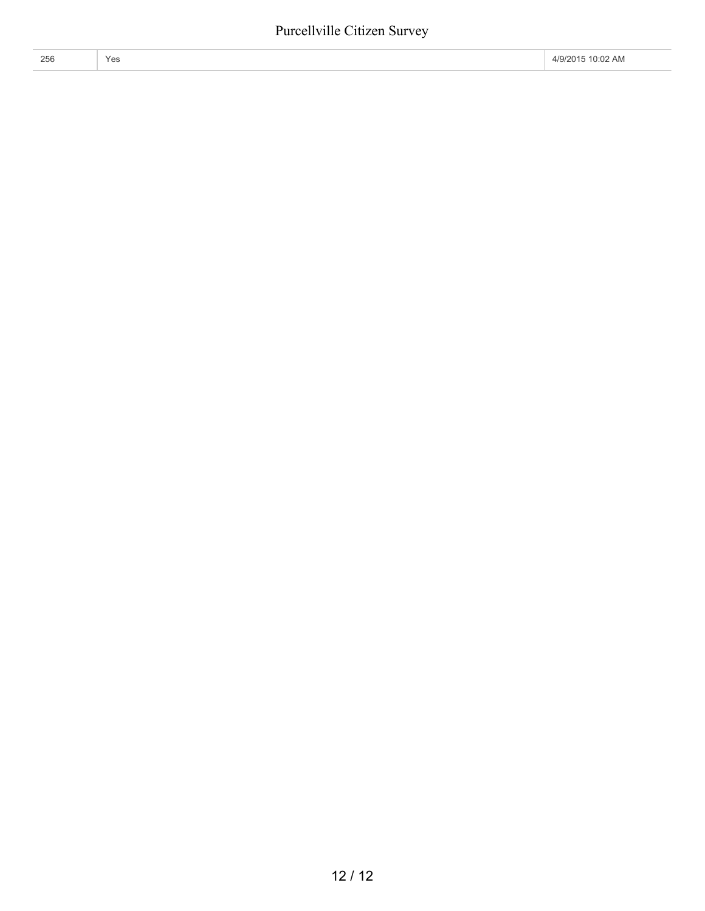| 256 | Yes | 4/9/2015 10:02 AM |
| --- | --- | --- |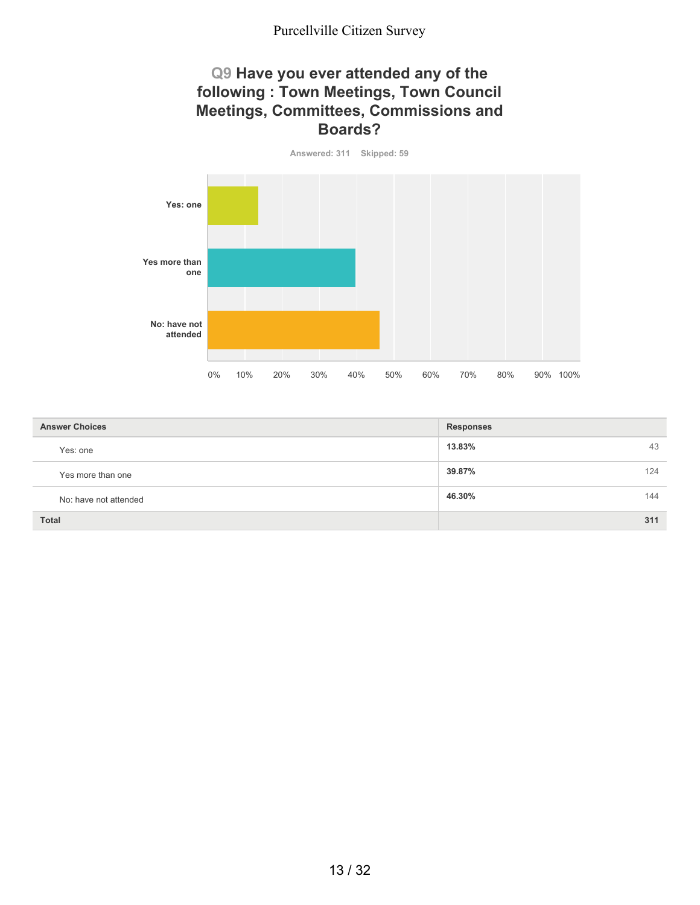## Q9 Have you ever attended any of the following : Town Meetings, Town Council Meetings, Committees, Commissions and Boards?

Answered: 311 Skipped: 59

| Answer Choices | Responses | |
|---|---|---|
| Yes: one | 13.83% | 43 |
| Yes more than one | 39.87% | 124 |
| No: have not attended | 46.30% | 144 |
| **Total** | | **311** |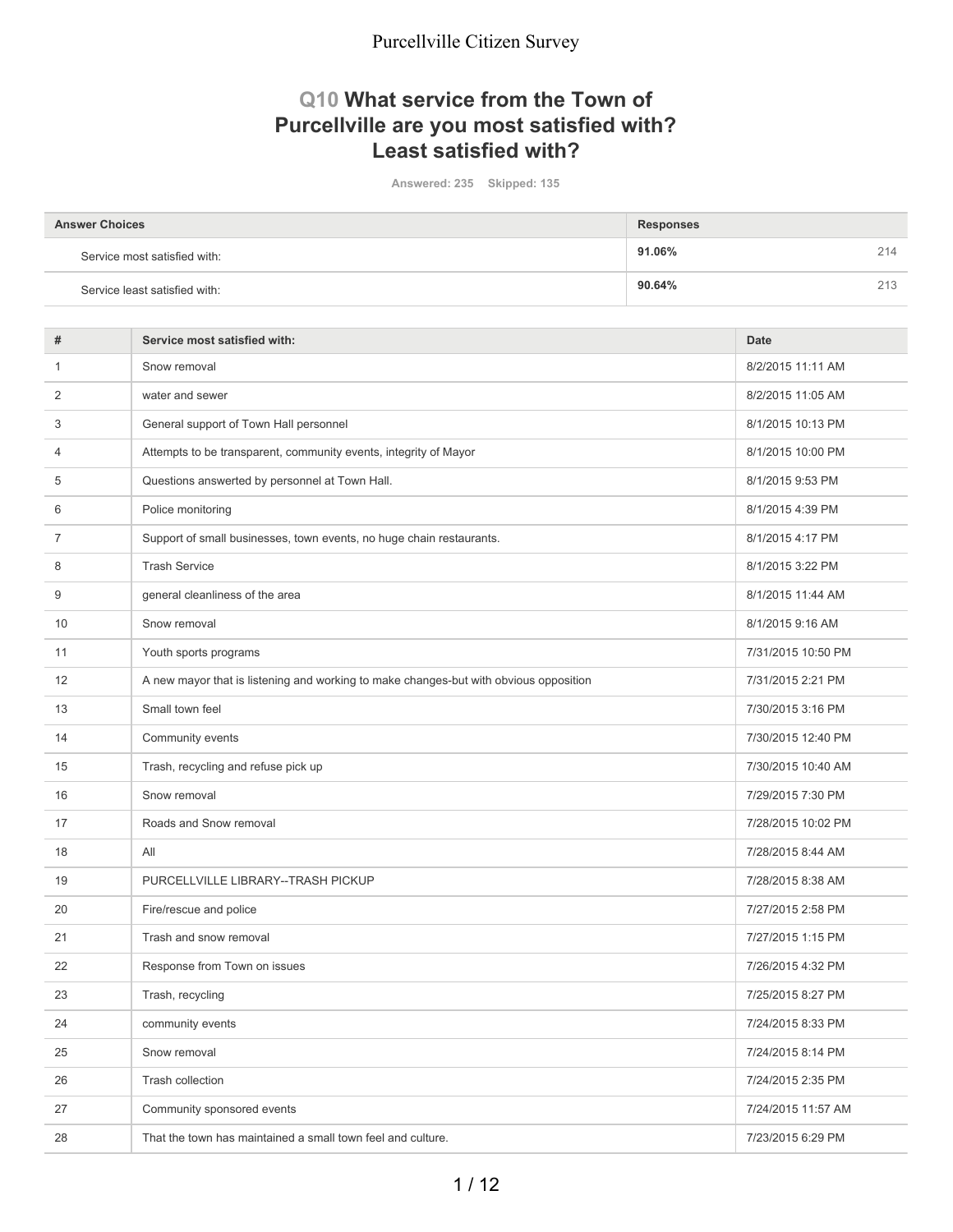## Q10 What service from the Town of Purcellville are you most satisfied with? Least satisfied with?

Answered: 235 Skipped: 135

| Answer Choices | Responses | |
|---|---|---|
| Service most satisfied with: | 91.06% | 214 |
| Service least satisfied with: | 90.64% | 213 |

| # | Service most satisfied with: | Date |
|---|---|---|
| 1 | Snow removal | 8/2/2015 11:11 AM |
| 2 | water and sewer | 8/2/2015 11:05 AM |
| 3 | General support of Town Hall personnel | 8/1/2015 10:13 PM |
| 4 | Attempts to be transparent, community events, integrity of Mayor | 8/1/2015 10:00 PM |
| 5 | Questions answerted by personnel at Town Hall. | 8/1/2015 9:53 PM |
| 6 | Police monitoring | 8/1/2015 4:39 PM |
| 7 | Support of small businesses, town events, no huge chain restaurants. | 8/1/2015 4:17 PM |
| 8 | Trash Service | 8/1/2015 3:22 PM |
| 9 | general cleanliness of the area | 8/1/2015 11:44 AM |
| 10 | Snow removal | 8/1/2015 9:16 AM |
| 11 | Youth sports programs | 7/31/2015 10:50 PM |
| 12 | A new mayor that is listening and working to make changes-but with obvious opposition | 7/31/2015 2:21 PM |
| 13 | Small town feel | 7/30/2015 3:16 PM |
| 14 | Community events | 7/30/2015 12:40 PM |
| 15 | Trash, recycling and refuse pick up | 7/30/2015 10:40 AM |
| 16 | Snow removal | 7/29/2015 7:30 PM |
| 17 | Roads and Snow removal | 7/28/2015 10:02 PM |
| 18 | All | 7/28/2015 8:44 AM |
| 19 | PURCELLVILLE LIBRARY--TRASH PICKUP | 7/28/2015 8:38 AM |
| 20 | Fire/rescue and police | 7/27/2015 2:58 PM |
| 21 | Trash and snow removal | 7/27/2015 1:15 PM |
| 22 | Response from Town on issues | 7/26/2015 4:32 PM |
| 23 | Trash, recycling | 7/25/2015 8:27 PM |
| 24 | community events | 7/24/2015 8:33 PM |
| 25 | Snow removal | 7/24/2015 8:14 PM |
| 26 | Trash collection | 7/24/2015 2:35 PM |
| 27 | Community sponsored events | 7/24/2015 11:57 AM |
| 28 | That the town has maintained a small town feel and culture. | 7/23/2015 6:29 PM |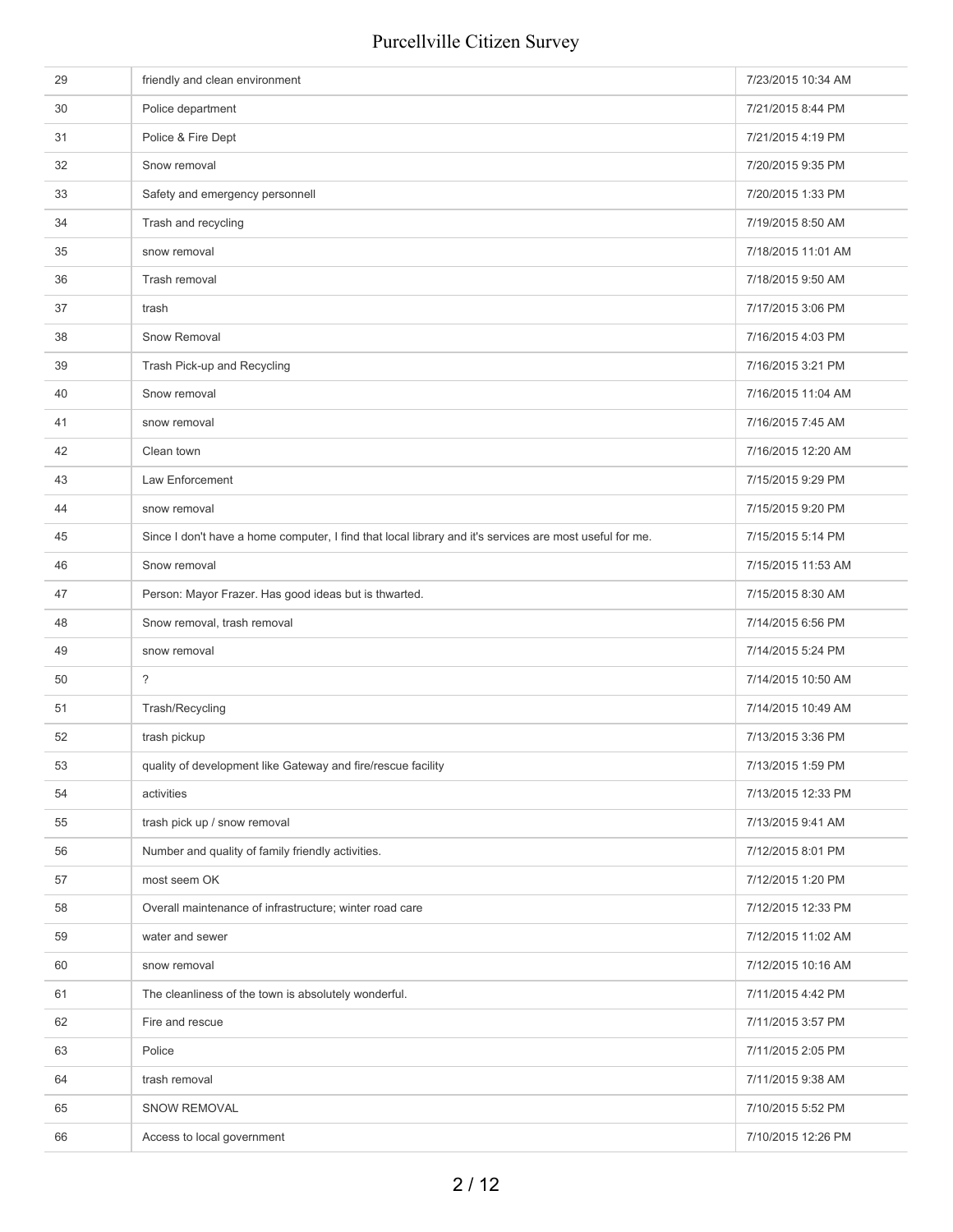| | | |
|---|---|---|
| 29 | friendly and clean environment | 7/23/2015 10:34 AM |
| 30 | Police department | 7/21/2015 8:44 PM |
| 31 | Police & Fire Dept | 7/21/2015 4:19 PM |
| 32 | Snow removal | 7/20/2015 9:35 PM |
| 33 | Safety and emergency personnell | 7/20/2015 1:33 PM |
| 34 | Trash and recycling | 7/19/2015 8:50 AM |
| 35 | snow removal | 7/18/2015 11:01 AM |
| 36 | Trash removal | 7/18/2015 9:50 AM |
| 37 | trash | 7/17/2015 3:06 PM |
| 38 | Snow Removal | 7/16/2015 4:03 PM |
| 39 | Trash Pick-up and Recycling | 7/16/2015 3:21 PM |
| 40 | Snow removal | 7/16/2015 11:04 AM |
| 41 | snow removal | 7/16/2015 7:45 AM |
| 42 | Clean town | 7/16/2015 12:20 AM |
| 43 | Law Enforcement | 7/15/2015 9:29 PM |
| 44 | snow removal | 7/15/2015 9:20 PM |
| 45 | Since I don't have a home computer, I find that local library and it's services are most useful for me. | 7/15/2015 5:14 PM |
| 46 | Snow removal | 7/15/2015 11:53 AM |
| 47 | Person: Mayor Frazer. Has good ideas but is thwarted. | 7/15/2015 8:30 AM |
| 48 | Snow removal, trash removal | 7/14/2015 6:56 PM |
| 49 | snow removal | 7/14/2015 5:24 PM |
| 50 | ? | 7/14/2015 10:50 AM |
| 51 | Trash/Recycling | 7/14/2015 10:49 AM |
| 52 | trash pickup | 7/13/2015 3:36 PM |
| 53 | quality of development like Gateway and fire/rescue facility | 7/13/2015 1:59 PM |
| 54 | activities | 7/13/2015 12:33 PM |
| 55 | trash pick up / snow removal | 7/13/2015 9:41 AM |
| 56 | Number and quality of family friendly activities. | 7/12/2015 8:01 PM |
| 57 | most seem OK | 7/12/2015 1:20 PM |
| 58 | Overall maintenance of infrastructure; winter road care | 7/12/2015 12:33 PM |
| 59 | water and sewer | 7/12/2015 11:02 AM |
| 60 | snow removal | 7/12/2015 10:16 AM |
| 61 | The cleanliness of the town is absolutely wonderful. | 7/11/2015 4:42 PM |
| 62 | Fire and rescue | 7/11/2015 3:57 PM |
| 63 | Police | 7/11/2015 2:05 PM |
| 64 | trash removal | 7/11/2015 9:38 AM |
| 65 | SNOW REMOVAL | 7/10/2015 5:52 PM |
| 66 | Access to local government | 7/10/2015 12:26 PM |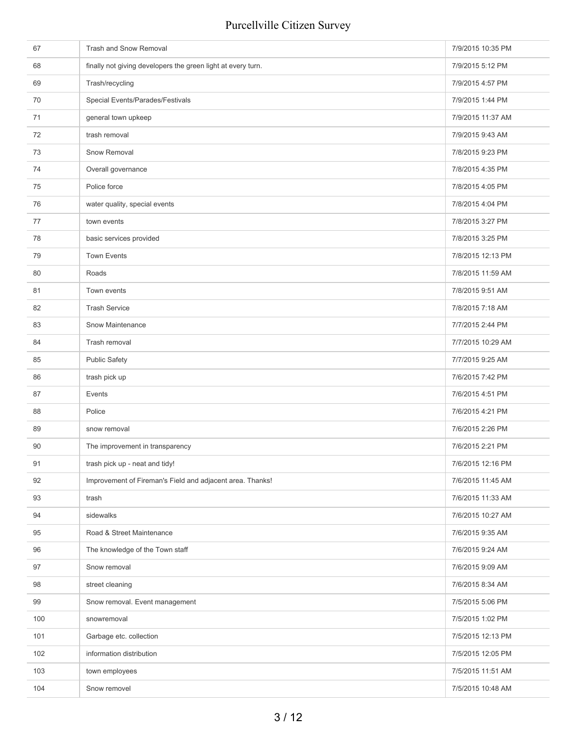| | | |
|---|---|---|
| 67 | Trash and Snow Removal | 7/9/2015 10:35 PM |
| 68 | finally not giving developers the green light at every turn. | 7/9/2015 5:12 PM |
| 69 | Trash/recycling | 7/9/2015 4:57 PM |
| 70 | Special Events/Parades/Festivals | 7/9/2015 1:44 PM |
| 71 | general town upkeep | 7/9/2015 11:37 AM |
| 72 | trash removal | 7/9/2015 9:43 AM |
| 73 | Snow Removal | 7/8/2015 9:23 PM |
| 74 | Overall governance | 7/8/2015 4:35 PM |
| 75 | Police force | 7/8/2015 4:05 PM |
| 76 | water quality, special events | 7/8/2015 4:04 PM |
| 77 | town events | 7/8/2015 3:27 PM |
| 78 | basic services provided | 7/8/2015 3:25 PM |
| 79 | Town Events | 7/8/2015 12:13 PM |
| 80 | Roads | 7/8/2015 11:59 AM |
| 81 | Town events | 7/8/2015 9:51 AM |
| 82 | Trash Service | 7/8/2015 7:18 AM |
| 83 | Snow Maintenance | 7/7/2015 2:44 PM |
| 84 | Trash removal | 7/7/2015 10:29 AM |
| 85 | Public Safety | 7/7/2015 9:25 AM |
| 86 | trash pick up | 7/6/2015 7:42 PM |
| 87 | Events | 7/6/2015 4:51 PM |
| 88 | Police | 7/6/2015 4:21 PM |
| 89 | snow removal | 7/6/2015 2:26 PM |
| 90 | The improvement in transparency | 7/6/2015 2:21 PM |
| 91 | trash pick up - neat and tidy! | 7/6/2015 12:16 PM |
| 92 | Improvement of Fireman's Field and adjacent area. Thanks! | 7/6/2015 11:45 AM |
| 93 | trash | 7/6/2015 11:33 AM |
| 94 | sidewalks | 7/6/2015 10:27 AM |
| 95 | Road & Street Maintenance | 7/6/2015 9:35 AM |
| 96 | The knowledge of the Town staff | 7/6/2015 9:24 AM |
| 97 | Snow removal | 7/6/2015 9:09 AM |
| 98 | street cleaning | 7/6/2015 8:34 AM |
| 99 | Snow removal. Event management | 7/5/2015 5:06 PM |
| 100 | snowremoval | 7/5/2015 1:02 PM |
| 101 | Garbage etc. collection | 7/5/2015 12:13 PM |
| 102 | information distribution | 7/5/2015 12:05 PM |
| 103 | town employees | 7/5/2015 11:51 AM |
| 104 | Snow removel | 7/5/2015 10:48 AM |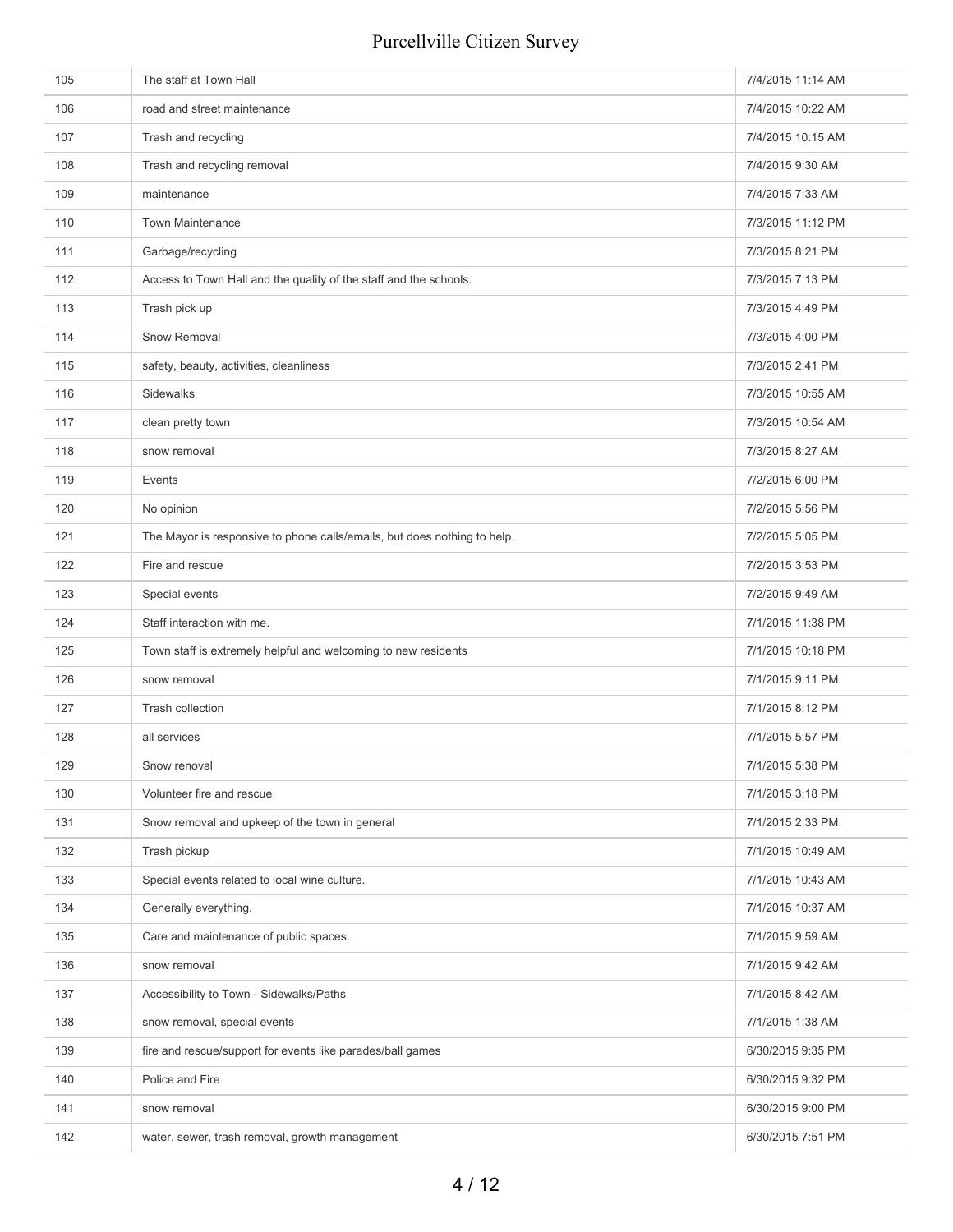| | | |
|---|---|---|
| 105 | The staff at Town Hall | 7/4/2015 11:14 AM |
| 106 | road and street maintenance | 7/4/2015 10:22 AM |
| 107 | Trash and recycling | 7/4/2015 10:15 AM |
| 108 | Trash and recycling removal | 7/4/2015 9:30 AM |
| 109 | maintenance | 7/4/2015 7:33 AM |
| 110 | Town Maintenance | 7/3/2015 11:12 PM |
| 111 | Garbage/recycling | 7/3/2015 8:21 PM |
| 112 | Access to Town Hall and the quality of the staff and the schools. | 7/3/2015 7:13 PM |
| 113 | Trash pick up | 7/3/2015 4:49 PM |
| 114 | Snow Removal | 7/3/2015 4:00 PM |
| 115 | safety, beauty, activities, cleanliness | 7/3/2015 2:41 PM |
| 116 | Sidewalks | 7/3/2015 10:55 AM |
| 117 | clean pretty town | 7/3/2015 10:54 AM |
| 118 | snow removal | 7/3/2015 8:27 AM |
| 119 | Events | 7/2/2015 6:00 PM |
| 120 | No opinion | 7/2/2015 5:56 PM |
| 121 | The Mayor is responsive to phone calls/emails, but does nothing to help. | 7/2/2015 5:05 PM |
| 122 | Fire and rescue | 7/2/2015 3:53 PM |
| 123 | Special events | 7/2/2015 9:49 AM |
| 124 | Staff interaction with me. | 7/1/2015 11:38 PM |
| 125 | Town staff is extremely helpful and welcoming to new residents | 7/1/2015 10:18 PM |
| 126 | snow removal | 7/1/2015 9:11 PM |
| 127 | Trash collection | 7/1/2015 8:12 PM |
| 128 | all services | 7/1/2015 5:57 PM |
| 129 | Snow renoval | 7/1/2015 5:38 PM |
| 130 | Volunteer fire and rescue | 7/1/2015 3:18 PM |
| 131 | Snow removal and upkeep of the town in general | 7/1/2015 2:33 PM |
| 132 | Trash pickup | 7/1/2015 10:49 AM |
| 133 | Special events related to local wine culture. | 7/1/2015 10:43 AM |
| 134 | Generally everything. | 7/1/2015 10:37 AM |
| 135 | Care and maintenance of public spaces. | 7/1/2015 9:59 AM |
| 136 | snow removal | 7/1/2015 9:42 AM |
| 137 | Accessibility to Town - Sidewalks/Paths | 7/1/2015 8:42 AM |
| 138 | snow removal, special events | 7/1/2015 1:38 AM |
| 139 | fire and rescue/support for events like parades/ball games | 6/30/2015 9:35 PM |
| 140 | Police and Fire | 6/30/2015 9:32 PM |
| 141 | snow removal | 6/30/2015 9:00 PM |
| 142 | water, sewer, trash removal, growth management | 6/30/2015 7:51 PM |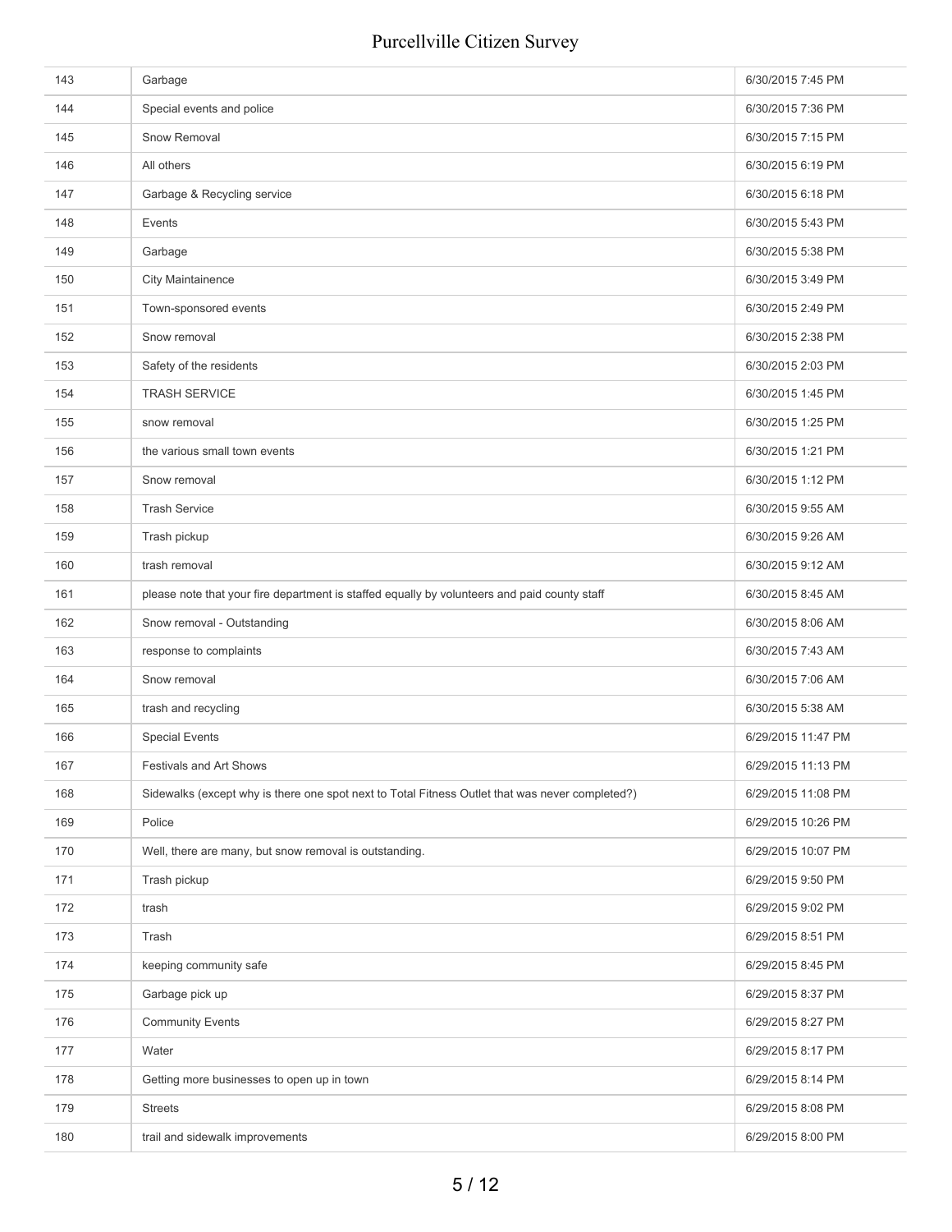| | | |
|---|---|---|
| 143 | Garbage | 6/30/2015 7:45 PM |
| 144 | Special events and police | 6/30/2015 7:36 PM |
| 145 | Snow Removal | 6/30/2015 7:15 PM |
| 146 | All others | 6/30/2015 6:19 PM |
| 147 | Garbage & Recycling service | 6/30/2015 6:18 PM |
| 148 | Events | 6/30/2015 5:43 PM |
| 149 | Garbage | 6/30/2015 5:38 PM |
| 150 | City Maintainence | 6/30/2015 3:49 PM |
| 151 | Town-sponsored events | 6/30/2015 2:49 PM |
| 152 | Snow removal | 6/30/2015 2:38 PM |
| 153 | Safety of the residents | 6/30/2015 2:03 PM |
| 154 | TRASH SERVICE | 6/30/2015 1:45 PM |
| 155 | snow removal | 6/30/2015 1:25 PM |
| 156 | the various small town events | 6/30/2015 1:21 PM |
| 157 | Snow removal | 6/30/2015 1:12 PM |
| 158 | Trash Service | 6/30/2015 9:55 AM |
| 159 | Trash pickup | 6/30/2015 9:26 AM |
| 160 | trash removal | 6/30/2015 9:12 AM |
| 161 | please note that your fire department is staffed equally by volunteers and paid county staff | 6/30/2015 8:45 AM |
| 162 | Snow removal - Outstanding | 6/30/2015 8:06 AM |
| 163 | response to complaints | 6/30/2015 7:43 AM |
| 164 | Snow removal | 6/30/2015 7:06 AM |
| 165 | trash and recycling | 6/30/2015 5:38 AM |
| 166 | Special Events | 6/29/2015 11:47 PM |
| 167 | Festivals and Art Shows | 6/29/2015 11:13 PM |
| 168 | Sidewalks (except why is there one spot next to Total Fitness Outlet that was never completed?) | 6/29/2015 11:08 PM |
| 169 | Police | 6/29/2015 10:26 PM |
| 170 | Well, there are many, but snow removal is outstanding. | 6/29/2015 10:07 PM |
| 171 | Trash pickup | 6/29/2015 9:50 PM |
| 172 | trash | 6/29/2015 9:02 PM |
| 173 | Trash | 6/29/2015 8:51 PM |
| 174 | keeping community safe | 6/29/2015 8:45 PM |
| 175 | Garbage pick up | 6/29/2015 8:37 PM |
| 176 | Community Events | 6/29/2015 8:27 PM |
| 177 | Water | 6/29/2015 8:17 PM |
| 178 | Getting more businesses to open up in town | 6/29/2015 8:14 PM |
| 179 | Streets | 6/29/2015 8:08 PM |
| 180 | trail and sidewalk improvements | 6/29/2015 8:00 PM |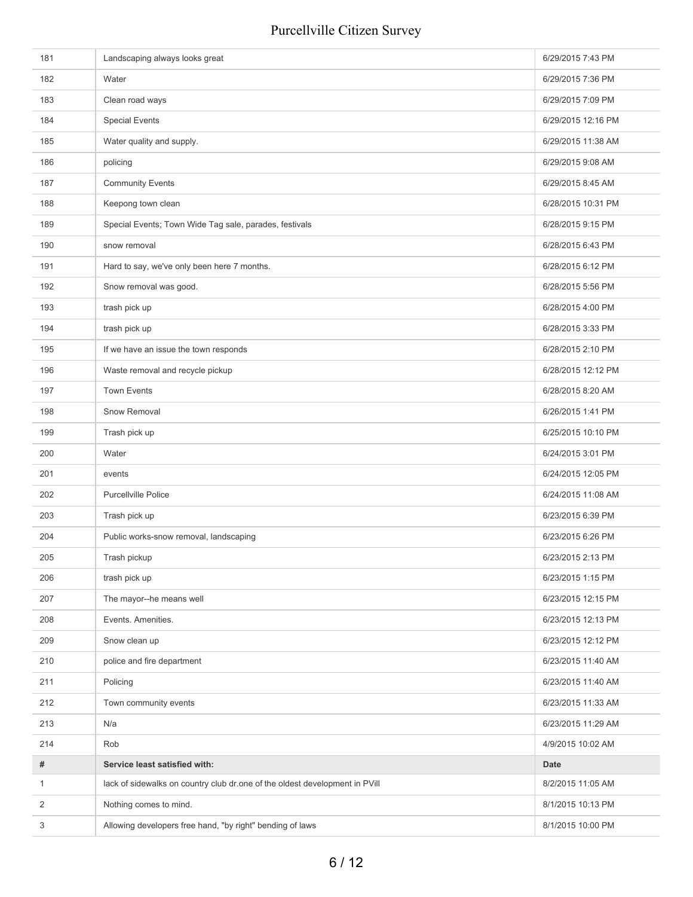| | | |
|---|---|---|
| 181 | Landscaping always looks great | 6/29/2015 7:43 PM |
| 182 | Water | 6/29/2015 7:36 PM |
| 183 | Clean road ways | 6/29/2015 7:09 PM |
| 184 | Special Events | 6/29/2015 12:16 PM |
| 185 | Water quality and supply. | 6/29/2015 11:38 AM |
| 186 | policing | 6/29/2015 9:08 AM |
| 187 | Community Events | 6/29/2015 8:45 AM |
| 188 | Keepong town clean | 6/28/2015 10:31 PM |
| 189 | Special Events; Town Wide Tag sale, parades, festivals | 6/28/2015 9:15 PM |
| 190 | snow removal | 6/28/2015 6:43 PM |
| 191 | Hard to say, we've only been here 7 months. | 6/28/2015 6:12 PM |
| 192 | Snow removal was good. | 6/28/2015 5:56 PM |
| 193 | trash pick up | 6/28/2015 4:00 PM |
| 194 | trash pick up | 6/28/2015 3:33 PM |
| 195 | If we have an issue the town responds | 6/28/2015 2:10 PM |
| 196 | Waste removal and recycle pickup | 6/28/2015 12:12 PM |
| 197 | Town Events | 6/28/2015 8:20 AM |
| 198 | Snow Removal | 6/26/2015 1:41 PM |
| 199 | Trash pick up | 6/25/2015 10:10 PM |
| 200 | Water | 6/24/2015 3:01 PM |
| 201 | events | 6/24/2015 12:05 PM |
| 202 | Purcellville Police | 6/24/2015 11:08 AM |
| 203 | Trash pick up | 6/23/2015 6:39 PM |
| 204 | Public works-snow removal, landscaping | 6/23/2015 6:26 PM |
| 205 | Trash pickup | 6/23/2015 2:13 PM |
| 206 | trash pick up | 6/23/2015 1:15 PM |
| 207 | The mayor--he means well | 6/23/2015 12:15 PM |
| 208 | Events. Amenities. | 6/23/2015 12:13 PM |
| 209 | Snow clean up | 6/23/2015 12:12 PM |
| 210 | police and fire department | 6/23/2015 11:40 AM |
| 211 | Policing | 6/23/2015 11:40 AM |
| 212 | Town community events | 6/23/2015 11:33 AM |
| 213 | N/a | 6/23/2015 11:29 AM |
| 214 | Rob | 4/9/2015 10:02 AM |

| # | Service least satisfied with: | Date |
|---|---|---|
| 1 | lack of sidewalks on country club dr.one of the oldest development in PVill | 8/2/2015 11:05 AM |
| 2 | Nothing comes to mind. | 8/1/2015 10:13 PM |
| 3 | Allowing developers free hand, "by right" bending of laws | 8/1/2015 10:00 PM |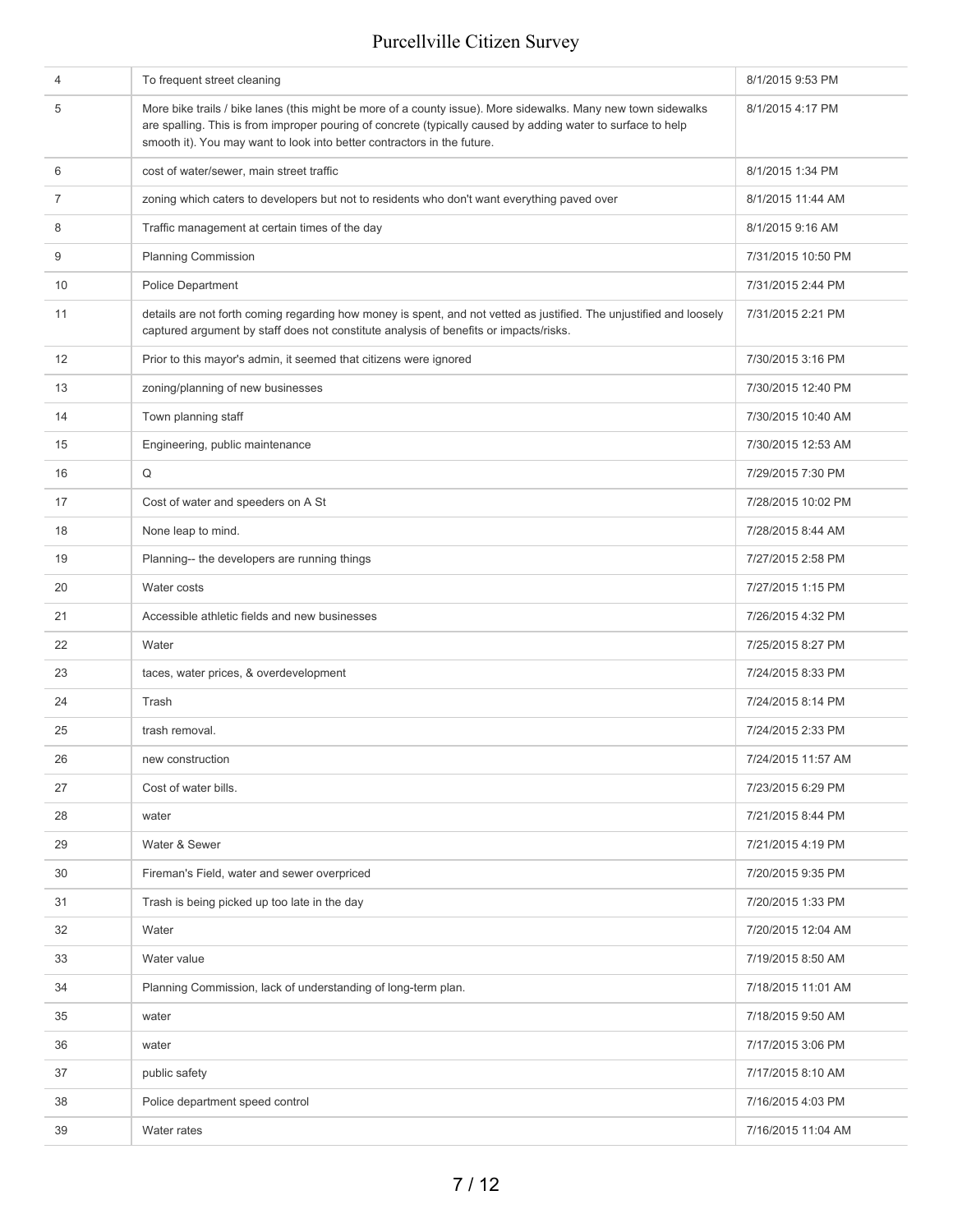| | | |
|---|---|---|
| 4 | To frequent street cleaning | 8/1/2015 9:53 PM |
| 5 | More bike trails / bike lanes (this might be more of a county issue). More sidewalks. Many new town sidewalks are spalling. This is from improper pouring of concrete (typically caused by adding water to surface to help smooth it). You may want to look into better contractors in the future. | 8/1/2015 4:17 PM |
| 6 | cost of water/sewer, main street traffic | 8/1/2015 1:34 PM |
| 7 | zoning which caters to developers but not to residents who don't want everything paved over | 8/1/2015 11:44 AM |
| 8 | Traffic management at certain times of the day | 8/1/2015 9:16 AM |
| 9 | Planning Commission | 7/31/2015 10:50 PM |
| 10 | Police Department | 7/31/2015 2:44 PM |
| 11 | details are not forth coming regarding how money is spent, and not vetted as justified. The unjustified and loosely captured argument by staff does not constitute analysis of benefits or impacts/risks. | 7/31/2015 2:21 PM |
| 12 | Prior to this mayor's admin, it seemed that citizens were ignored | 7/30/2015 3:16 PM |
| 13 | zoning/planning of new businesses | 7/30/2015 12:40 PM |
| 14 | Town planning staff | 7/30/2015 10:40 AM |
| 15 | Engineering, public maintenance | 7/30/2015 12:53 AM |
| 16 | Q | 7/29/2015 7:30 PM |
| 17 | Cost of water and speeders on A St | 7/28/2015 10:02 PM |
| 18 | None leap to mind. | 7/28/2015 8:44 AM |
| 19 | Planning-- the developers are running things | 7/27/2015 2:58 PM |
| 20 | Water costs | 7/27/2015 1:15 PM |
| 21 | Accessible athletic fields and new businesses | 7/26/2015 4:32 PM |
| 22 | Water | 7/25/2015 8:27 PM |
| 23 | taces, water prices, & overdevelopment | 7/24/2015 8:33 PM |
| 24 | Trash | 7/24/2015 8:14 PM |
| 25 | trash removal. | 7/24/2015 2:33 PM |
| 26 | new construction | 7/24/2015 11:57 AM |
| 27 | Cost of water bills. | 7/23/2015 6:29 PM |
| 28 | water | 7/21/2015 8:44 PM |
| 29 | Water & Sewer | 7/21/2015 4:19 PM |
| 30 | Fireman's Field, water and sewer overpriced | 7/20/2015 9:35 PM |
| 31 | Trash is being picked up too late in the day | 7/20/2015 1:33 PM |
| 32 | Water | 7/20/2015 12:04 AM |
| 33 | Water value | 7/19/2015 8:50 AM |
| 34 | Planning Commission, lack of understanding of long-term plan. | 7/18/2015 11:01 AM |
| 35 | water | 7/18/2015 9:50 AM |
| 36 | water | 7/17/2015 3:06 PM |
| 37 | public safety | 7/17/2015 8:10 AM |
| 38 | Police department speed control | 7/16/2015 4:03 PM |
| 39 | Water rates | 7/16/2015 11:04 AM |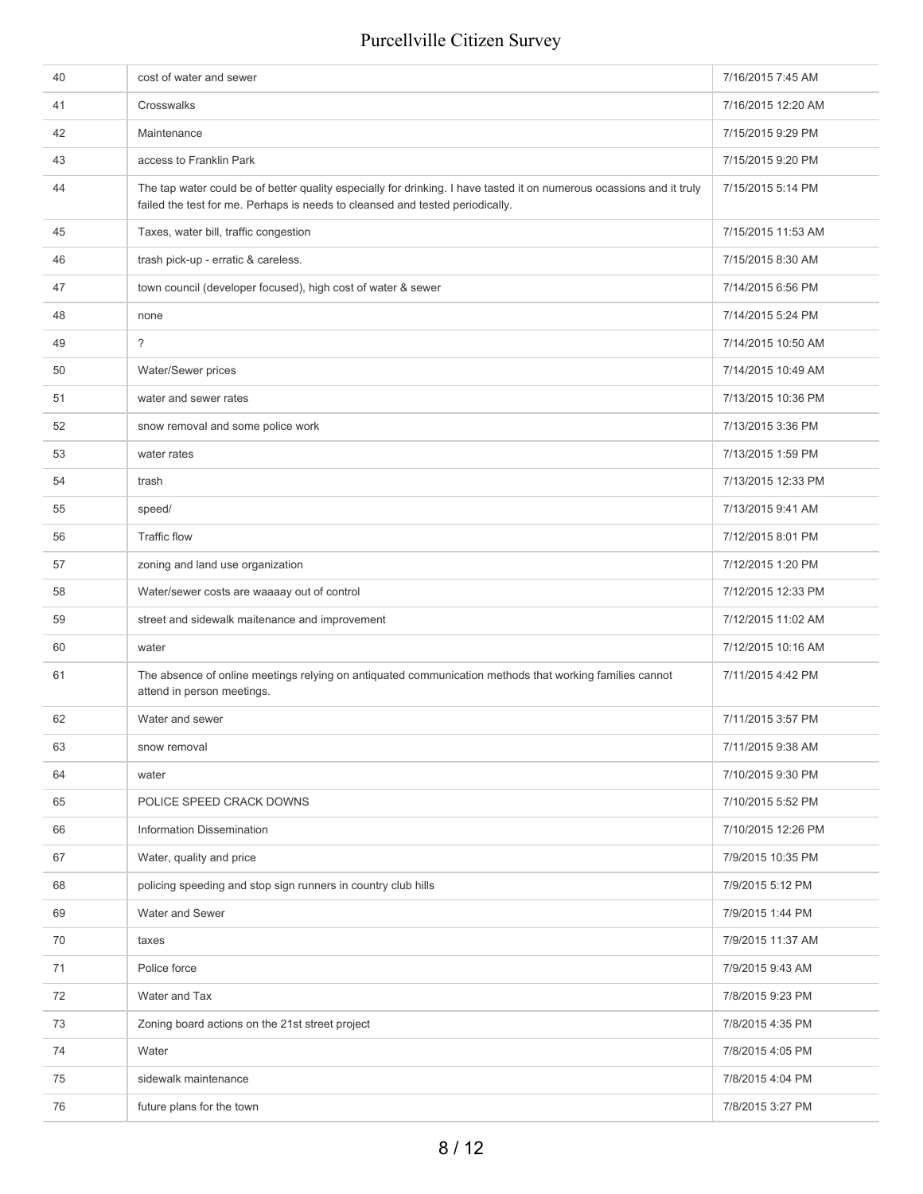| | | |
|---|---|---|
| 40 | cost of water and sewer | 7/16/2015 7:45 AM |
| 41 | Crosswalks | 7/16/2015 12:20 AM |
| 42 | Maintenance | 7/15/2015 9:29 PM |
| 43 | access to Franklin Park | 7/15/2015 9:20 PM |
| 44 | The tap water could be of better quality especially for drinking. I have tasted it on numerous ocassions and it truly failed the test for me. Perhaps is needs to cleansed and tested periodically. | 7/15/2015 5:14 PM |
| 45 | Taxes, water bill, traffic congestion | 7/15/2015 11:53 AM |
| 46 | trash pick-up - erratic & careless. | 7/15/2015 8:30 AM |
| 47 | town council (developer focused), high cost of water & sewer | 7/14/2015 6:56 PM |
| 48 | none | 7/14/2015 5:24 PM |
| 49 | ? | 7/14/2015 10:50 AM |
| 50 | Water/Sewer prices | 7/14/2015 10:49 AM |
| 51 | water and sewer rates | 7/13/2015 10:36 PM |
| 52 | snow removal and some police work | 7/13/2015 3:36 PM |
| 53 | water rates | 7/13/2015 1:59 PM |
| 54 | trash | 7/13/2015 12:33 PM |
| 55 | speed/ | 7/13/2015 9:41 AM |
| 56 | Traffic flow | 7/12/2015 8:01 PM |
| 57 | zoning and land use organization | 7/12/2015 1:20 PM |
| 58 | Water/sewer costs are waaaay out of control | 7/12/2015 12:33 PM |
| 59 | street and sidewalk maitenance and improvement | 7/12/2015 11:02 AM |
| 60 | water | 7/12/2015 10:16 AM |
| 61 | The absence of online meetings relying on antiquated communication methods that working families cannot attend in person meetings. | 7/11/2015 4:42 PM |
| 62 | Water and sewer | 7/11/2015 3:57 PM |
| 63 | snow removal | 7/11/2015 9:38 AM |
| 64 | water | 7/10/2015 9:30 PM |
| 65 | POLICE SPEED CRACK DOWNS | 7/10/2015 5:52 PM |
| 66 | Information Dissemination | 7/10/2015 12:26 PM |
| 67 | Water, quality and price | 7/9/2015 10:35 PM |
| 68 | policing speeding and stop sign runners in country club hills | 7/9/2015 5:12 PM |
| 69 | Water and Sewer | 7/9/2015 1:44 PM |
| 70 | taxes | 7/9/2015 11:37 AM |
| 71 | Police force | 7/9/2015 9:43 AM |
| 72 | Water and Tax | 7/8/2015 9:23 PM |
| 73 | Zoning board actions on the 21st street project | 7/8/2015 4:35 PM |
| 74 | Water | 7/8/2015 4:05 PM |
| 75 | sidewalk maintenance | 7/8/2015 4:04 PM |
| 76 | future plans for the town | 7/8/2015 3:27 PM |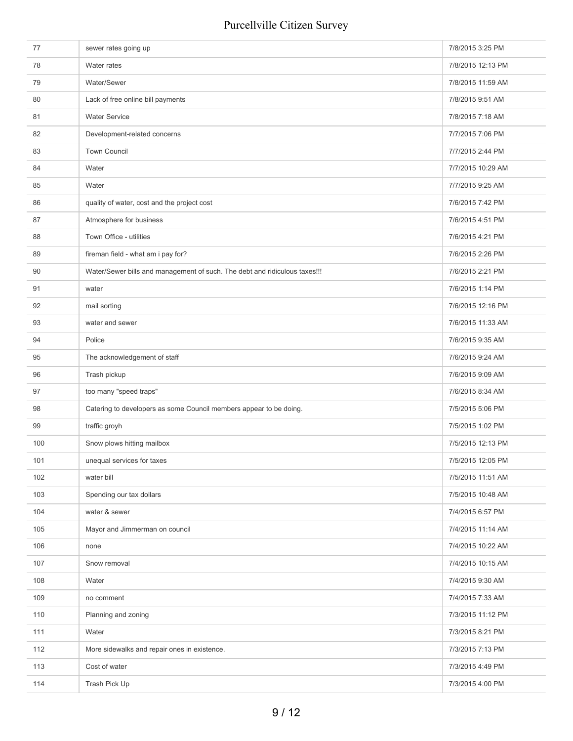| | | |
|---|---|---|
| 77 | sewer rates going up | 7/8/2015 3:25 PM |
| 78 | Water rates | 7/8/2015 12:13 PM |
| 79 | Water/Sewer | 7/8/2015 11:59 AM |
| 80 | Lack of free online bill payments | 7/8/2015 9:51 AM |
| 81 | Water Service | 7/8/2015 7:18 AM |
| 82 | Development-related concerns | 7/7/2015 7:06 PM |
| 83 | Town Council | 7/7/2015 2:44 PM |
| 84 | Water | 7/7/2015 10:29 AM |
| 85 | Water | 7/7/2015 9:25 AM |
| 86 | quality of water, cost and the project cost | 7/6/2015 7:42 PM |
| 87 | Atmosphere for business | 7/6/2015 4:51 PM |
| 88 | Town Office - utilities | 7/6/2015 4:21 PM |
| 89 | fireman field - what am i pay for? | 7/6/2015 2:26 PM |
| 90 | Water/Sewer bills and management of such. The debt and ridiculous taxes!!! | 7/6/2015 2:21 PM |
| 91 | water | 7/6/2015 1:14 PM |
| 92 | mail sorting | 7/6/2015 12:16 PM |
| 93 | water and sewer | 7/6/2015 11:33 AM |
| 94 | Police | 7/6/2015 9:35 AM |
| 95 | The acknowledgement of staff | 7/6/2015 9:24 AM |
| 96 | Trash pickup | 7/6/2015 9:09 AM |
| 97 | too many "speed traps" | 7/6/2015 8:34 AM |
| 98 | Catering to developers as some Council members appear to be doing. | 7/5/2015 5:06 PM |
| 99 | traffic groyh | 7/5/2015 1:02 PM |
| 100 | Snow plows hitting mailbox | 7/5/2015 12:13 PM |
| 101 | unequal services for taxes | 7/5/2015 12:05 PM |
| 102 | water bill | 7/5/2015 11:51 AM |
| 103 | Spending our tax dollars | 7/5/2015 10:48 AM |
| 104 | water & sewer | 7/4/2015 6:57 PM |
| 105 | Mayor and Jimmerman on council | 7/4/2015 11:14 AM |
| 106 | none | 7/4/2015 10:22 AM |
| 107 | Snow removal | 7/4/2015 10:15 AM |
| 108 | Water | 7/4/2015 9:30 AM |
| 109 | no comment | 7/4/2015 7:33 AM |
| 110 | Planning and zoning | 7/3/2015 11:12 PM |
| 111 | Water | 7/3/2015 8:21 PM |
| 112 | More sidewalks and repair ones in existence. | 7/3/2015 7:13 PM |
| 113 | Cost of water | 7/3/2015 4:49 PM |
| 114 | Trash Pick Up | 7/3/2015 4:00 PM |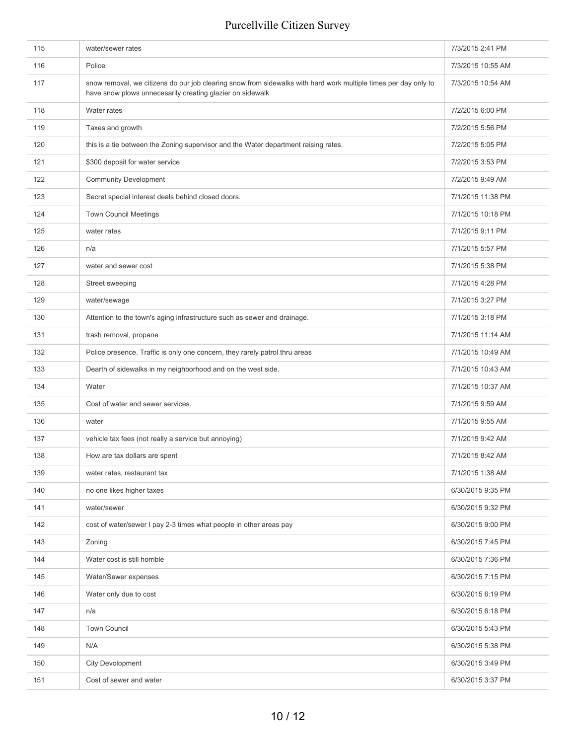| | | |
|---|---|---|
| 115 | water/sewer rates | 7/3/2015 2:41 PM |
| 116 | Police | 7/3/2015 10:55 AM |
| 117 | snow removal, we citizens do our job clearing snow from sidewalks with hard work multiple times per day only to have snow plows unnecesarily creating glazier on sidewalk | 7/3/2015 10:54 AM |
| 118 | Water rates | 7/2/2015 6:00 PM |
| 119 | Taxes and growth | 7/2/2015 5:56 PM |
| 120 | this is a tie between the Zoning supervisor and the Water department raising rates. | 7/2/2015 5:05 PM |
| 121 | $300 deposit for water service | 7/2/2015 3:53 PM |
| 122 | Community Development | 7/2/2015 9:49 AM |
| 123 | Secret special interest deals behind closed doors. | 7/1/2015 11:38 PM |
| 124 | Town Council Meetings | 7/1/2015 10:18 PM |
| 125 | water rates | 7/1/2015 9:11 PM |
| 126 | n/a | 7/1/2015 5:57 PM |
| 127 | water and sewer cost | 7/1/2015 5:38 PM |
| 128 | Street sweeping | 7/1/2015 4:28 PM |
| 129 | water/sewage | 7/1/2015 3:27 PM |
| 130 | Attention to the town's aging infrastructure such as sewer and drainage. | 7/1/2015 3:18 PM |
| 131 | trash removal, propane | 7/1/2015 11:14 AM |
| 132 | Police presence. Traffic is only one concern, they rarely patrol thru areas | 7/1/2015 10:49 AM |
| 133 | Dearth of sidewalks in my neighborhood and on the west side. | 7/1/2015 10:43 AM |
| 134 | Water | 7/1/2015 10:37 AM |
| 135 | Cost of water and sewer services. | 7/1/2015 9:59 AM |
| 136 | water | 7/1/2015 9:55 AM |
| 137 | vehicle tax fees (not really a service but annoying) | 7/1/2015 9:42 AM |
| 138 | How are tax dollars are spent | 7/1/2015 8:42 AM |
| 139 | water rates, restaurant tax | 7/1/2015 1:38 AM |
| 140 | no one likes higher taxes | 6/30/2015 9:35 PM |
| 141 | water/sewer | 6/30/2015 9:32 PM |
| 142 | cost of water/sewer I pay 2-3 times what people in other areas pay | 6/30/2015 9:00 PM |
| 143 | Zoning | 6/30/2015 7:45 PM |
| 144 | Water cost is still horrible | 6/30/2015 7:36 PM |
| 145 | Water/Sewer expenses | 6/30/2015 7:15 PM |
| 146 | Water only due to cost | 6/30/2015 6:19 PM |
| 147 | n/a | 6/30/2015 6:18 PM |
| 148 | Town Council | 6/30/2015 5:43 PM |
| 149 | N/A | 6/30/2015 5:38 PM |
| 150 | City Devolopment | 6/30/2015 3:49 PM |
| 151 | Cost of sewer and water | 6/30/2015 3:37 PM |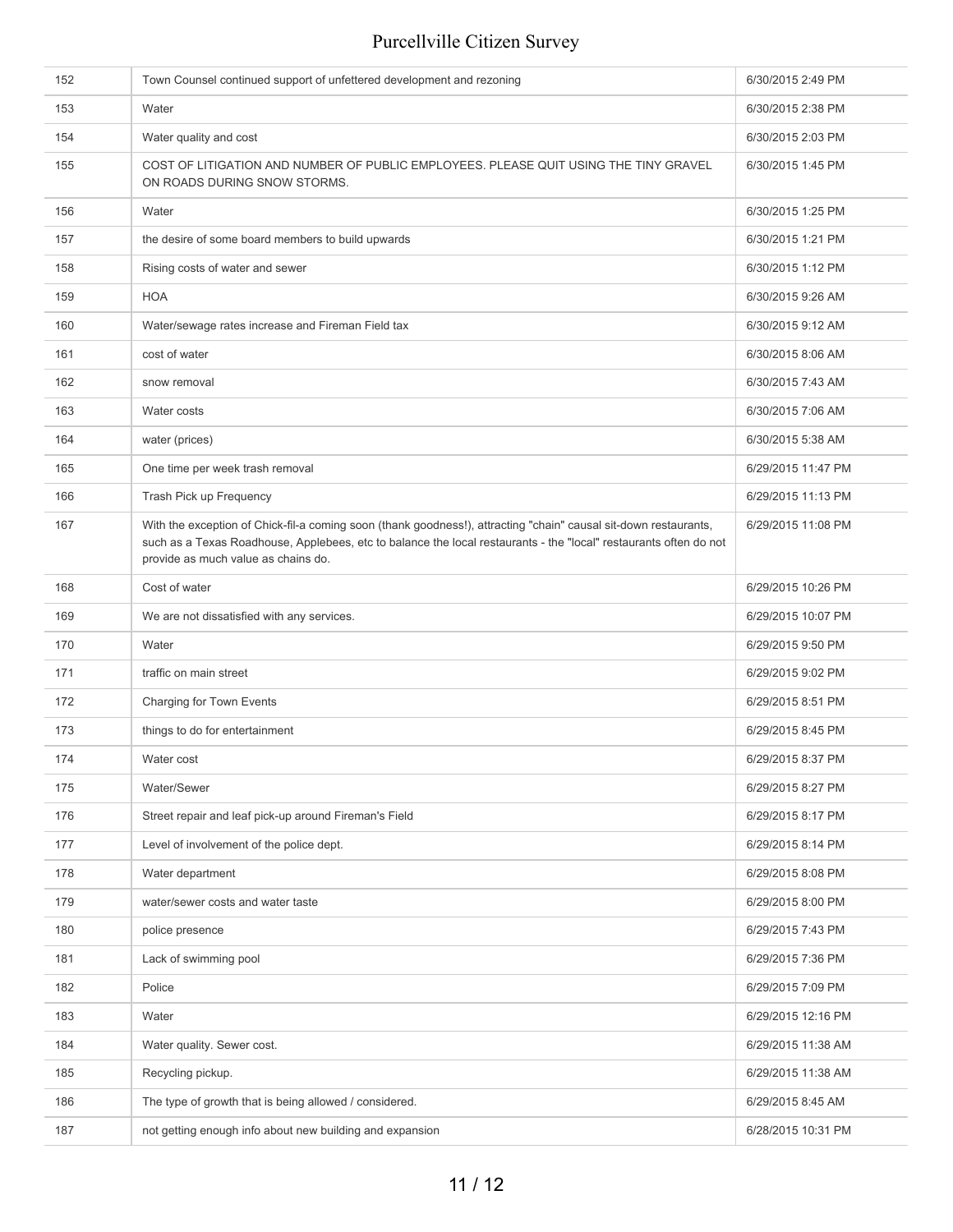| | | |
|---|---|---|
| 152 | Town Counsel continued support of unfettered development and rezoning | 6/30/2015 2:49 PM |
| 153 | Water | 6/30/2015 2:38 PM |
| 154 | Water quality and cost | 6/30/2015 2:03 PM |
| 155 | COST OF LITIGATION AND NUMBER OF PUBLIC EMPLOYEES. PLEASE QUIT USING THE TINY GRAVEL ON ROADS DURING SNOW STORMS. | 6/30/2015 1:45 PM |
| 156 | Water | 6/30/2015 1:25 PM |
| 157 | the desire of some board members to build upwards | 6/30/2015 1:21 PM |
| 158 | Rising costs of water and sewer | 6/30/2015 1:12 PM |
| 159 | HOA | 6/30/2015 9:26 AM |
| 160 | Water/sewage rates increase and Fireman Field tax | 6/30/2015 9:12 AM |
| 161 | cost of water | 6/30/2015 8:06 AM |
| 162 | snow removal | 6/30/2015 7:43 AM |
| 163 | Water costs | 6/30/2015 7:06 AM |
| 164 | water (prices) | 6/30/2015 5:38 AM |
| 165 | One time per week trash removal | 6/29/2015 11:47 PM |
| 166 | Trash Pick up Frequency | 6/29/2015 11:13 PM |
| 167 | With the exception of Chick-fil-a coming soon (thank goodness!), attracting "chain" causal sit-down restaurants, such as a Texas Roadhouse, Applebees, etc to balance the local restaurants - the "local" restaurants often do not provide as much value as chains do. | 6/29/2015 11:08 PM |
| 168 | Cost of water | 6/29/2015 10:26 PM |
| 169 | We are not dissatisfied with any services. | 6/29/2015 10:07 PM |
| 170 | Water | 6/29/2015 9:50 PM |
| 171 | traffic on main street | 6/29/2015 9:02 PM |
| 172 | Charging for Town Events | 6/29/2015 8:51 PM |
| 173 | things to do for entertainment | 6/29/2015 8:45 PM |
| 174 | Water cost | 6/29/2015 8:37 PM |
| 175 | Water/Sewer | 6/29/2015 8:27 PM |
| 176 | Street repair and leaf pick-up around Fireman's Field | 6/29/2015 8:17 PM |
| 177 | Level of involvement of the police dept. | 6/29/2015 8:14 PM |
| 178 | Water department | 6/29/2015 8:08 PM |
| 179 | water/sewer costs and water taste | 6/29/2015 8:00 PM |
| 180 | police presence | 6/29/2015 7:43 PM |
| 181 | Lack of swimming pool | 6/29/2015 7:36 PM |
| 182 | Police | 6/29/2015 7:09 PM |
| 183 | Water | 6/29/2015 12:16 PM |
| 184 | Water quality. Sewer cost. | 6/29/2015 11:38 AM |
| 185 | Recycling pickup. | 6/29/2015 11:38 AM |
| 186 | The type of growth that is being allowed / considered. | 6/29/2015 8:45 AM |
| 187 | not getting enough info about new building and expansion | 6/28/2015 10:31 PM |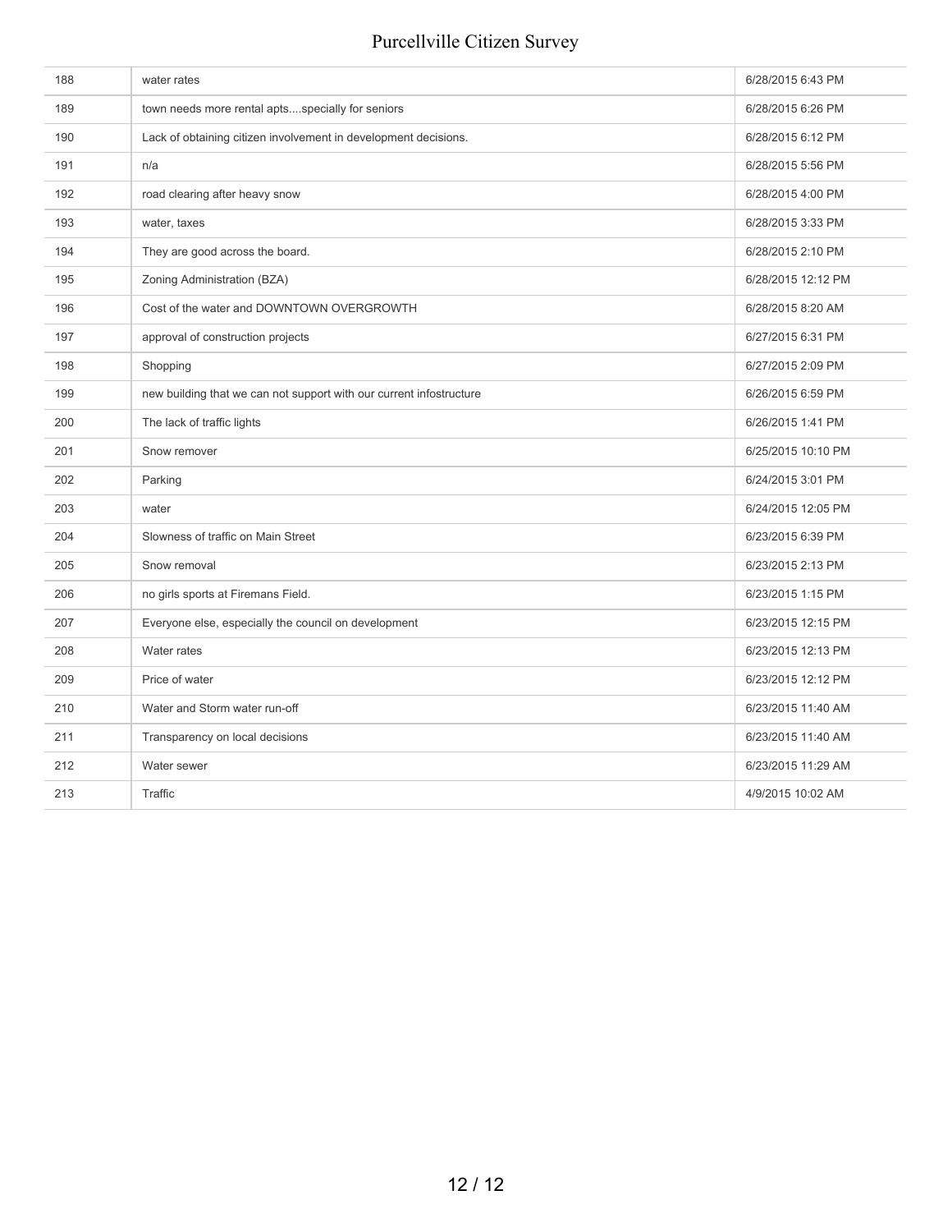| | | |
|---|---|---|
| 188 | water rates | 6/28/2015 6:43 PM |
| 189 | town needs more rental apts....specially for seniors | 6/28/2015 6:26 PM |
| 190 | Lack of obtaining citizen involvement in development decisions. | 6/28/2015 6:12 PM |
| 191 | n/a | 6/28/2015 5:56 PM |
| 192 | road clearing after heavy snow | 6/28/2015 4:00 PM |
| 193 | water, taxes | 6/28/2015 3:33 PM |
| 194 | They are good across the board. | 6/28/2015 2:10 PM |
| 195 | Zoning Administration (BZA) | 6/28/2015 12:12 PM |
| 196 | Cost of the water and DOWNTOWN OVERGROWTH | 6/28/2015 8:20 AM |
| 197 | approval of construction projects | 6/27/2015 6:31 PM |
| 198 | Shopping | 6/27/2015 2:09 PM |
| 199 | new building that we can not support with our current infostructure | 6/26/2015 6:59 PM |
| 200 | The lack of traffic lights | 6/26/2015 1:41 PM |
| 201 | Snow remover | 6/25/2015 10:10 PM |
| 202 | Parking | 6/24/2015 3:01 PM |
| 203 | water | 6/24/2015 12:05 PM |
| 204 | Slowness of traffic on Main Street | 6/23/2015 6:39 PM |
| 205 | Snow removal | 6/23/2015 2:13 PM |
| 206 | no girls sports at Firemans Field. | 6/23/2015 1:15 PM |
| 207 | Everyone else, especially the council on development | 6/23/2015 12:15 PM |
| 208 | Water rates | 6/23/2015 12:13 PM |
| 209 | Price of water | 6/23/2015 12:12 PM |
| 210 | Water and Storm water run-off | 6/23/2015 11:40 AM |
| 211 | Transparency on local decisions | 6/23/2015 11:40 AM |
| 212 | Water sewer | 6/23/2015 11:29 AM |
| 213 | Traffic | 4/9/2015 10:02 AM |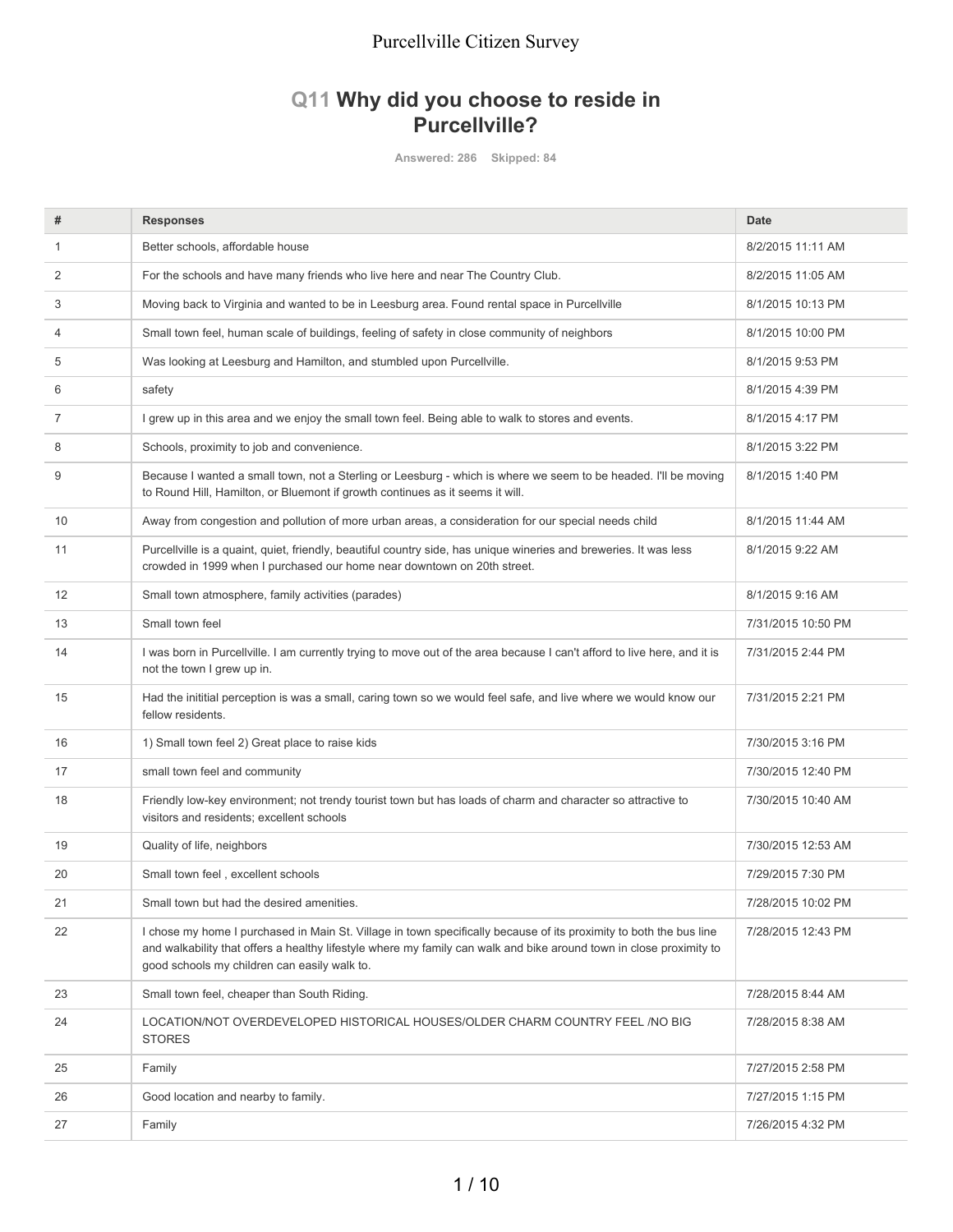## Q11 Why did you choose to reside in Purcellville?

Answered: 286 Skipped: 84

| # | Responses | Date |
|---|---|---|
| 1 | Better schools, affordable house | 8/2/2015 11:11 AM |
| 2 | For the schools and have many friends who live here and near The Country Club. | 8/2/2015 11:05 AM |
| 3 | Moving back to Virginia and wanted to be in Leesburg area. Found rental space in Purcellville | 8/1/2015 10:13 PM |
| 4 | Small town feel, human scale of buildings, feeling of safety in close community of neighbors | 8/1/2015 10:00 PM |
| 5 | Was looking at Leesburg and Hamilton, and stumbled upon Purcellville. | 8/1/2015 9:53 PM |
| 6 | safety | 8/1/2015 4:39 PM |
| 7 | I grew up in this area and we enjoy the small town feel. Being able to walk to stores and events. | 8/1/2015 4:17 PM |
| 8 | Schools, proximity to job and convenience. | 8/1/2015 3:22 PM |
| 9 | Because I wanted a small town, not a Sterling or Leesburg - which is where we seem to be headed. I'll be moving to Round Hill, Hamilton, or Bluemont if growth continues as it seems it will. | 8/1/2015 1:40 PM |
| 10 | Away from congestion and pollution of more urban areas, a consideration for our special needs child | 8/1/2015 11:44 AM |
| 11 | Purcellville is a quaint, quiet, friendly, beautiful country side, has unique wineries and breweries. It was less crowded in 1999 when I purchased our home near downtown on 20th street. | 8/1/2015 9:22 AM |
| 12 | Small town atmosphere, family activities (parades) | 8/1/2015 9:16 AM |
| 13 | Small town feel | 7/31/2015 10:50 PM |
| 14 | I was born in Purcellville. I am currently trying to move out of the area because I can't afford to live here, and it is not the town I grew up in. | 7/31/2015 2:44 PM |
| 15 | Had the initial perception is was a small, caring town so we would feel safe, and live where we would know our fellow residents. | 7/31/2015 2:21 PM |
| 16 | 1) Small town feel 2) Great place to raise kids | 7/30/2015 3:16 PM |
| 17 | small town feel and community | 7/30/2015 12:40 PM |
| 18 | Friendly low-key environment; not trendy tourist town but has loads of charm and character so attractive to visitors and residents; excellent schools | 7/30/2015 10:40 AM |
| 19 | Quality of life, neighbors | 7/30/2015 12:53 AM |
| 20 | Small town feel , excellent schools | 7/29/2015 7:30 PM |
| 21 | Small town but had the desired amenities. | 7/28/2015 10:02 PM |
| 22 | I chose my home I purchased in Main St. Village in town specifically because of its proximity to both the bus line and walkability that offers a healthy lifestyle where my family can walk and bike around town in close proximity to good schools my children can easily walk to. | 7/28/2015 12:43 PM |
| 23 | Small town feel, cheaper than South Riding. | 7/28/2015 8:44 AM |
| 24 | LOCATION/NOT OVERDEVELOPED HISTORICAL HOUSES/OLDER CHARM COUNTRY FEEL /NO BIG STORES | 7/28/2015 8:38 AM |
| 25 | Family | 7/27/2015 2:58 PM |
| 26 | Good location and nearby to family. | 7/27/2015 1:15 PM |
| 27 | Family | 7/26/2015 4:32 PM |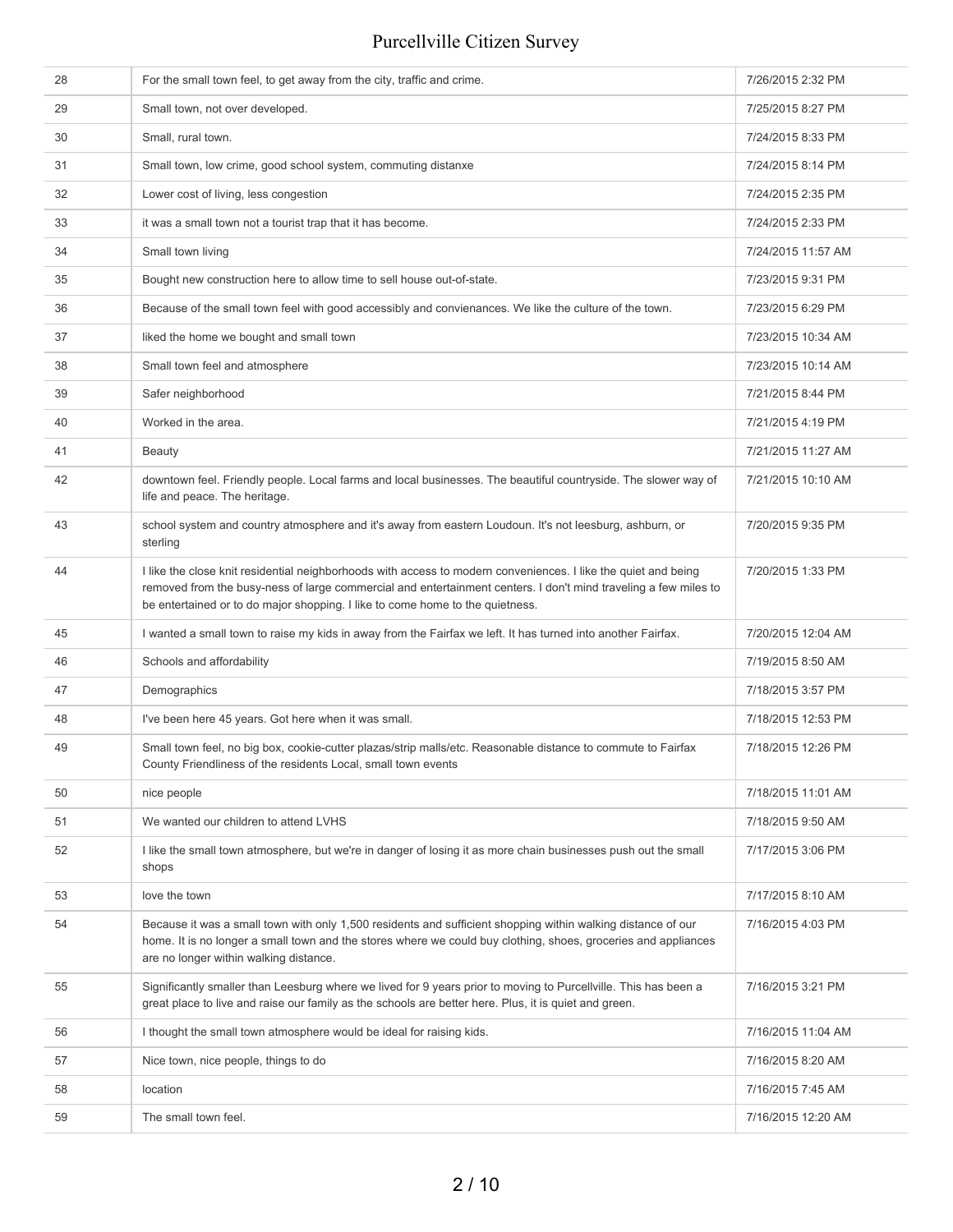| | | |
|---|---|---|
| 28 | For the small town feel, to get away from the city, traffic and crime. | 7/26/2015 2:32 PM |
| 29 | Small town, not over developed. | 7/25/2015 8:27 PM |
| 30 | Small, rural town. | 7/24/2015 8:33 PM |
| 31 | Small town, low crime, good school system, commuting distanxe | 7/24/2015 8:14 PM |
| 32 | Lower cost of living, less congestion | 7/24/2015 2:35 PM |
| 33 | it was a small town not a tourist trap that it has become. | 7/24/2015 2:33 PM |
| 34 | Small town living | 7/24/2015 11:57 AM |
| 35 | Bought new construction here to allow time to sell house out-of-state. | 7/23/2015 9:31 PM |
| 36 | Because of the small town feel with good accessibly and convienances. We like the culture of the town. | 7/23/2015 6:29 PM |
| 37 | liked the home we bought and small town | 7/23/2015 10:34 AM |
| 38 | Small town feel and atmosphere | 7/23/2015 10:14 AM |
| 39 | Safer neighborhood | 7/21/2015 8:44 PM |
| 40 | Worked in the area. | 7/21/2015 4:19 PM |
| 41 | Beauty | 7/21/2015 11:27 AM |
| 42 | downtown feel. Friendly people. Local farms and local businesses. The beautiful countryside. The slower way of life and peace. The heritage. | 7/21/2015 10:10 AM |
| 43 | school system and country atmosphere and it's away from eastern Loudoun. It's not leesburg, ashburn, or sterling | 7/20/2015 9:35 PM |
| 44 | I like the close knit residential neighborhoods with access to modern conveniences. I like the quiet and being removed from the busy-ness of large commercial and entertainment centers. I don't mind traveling a few miles to be entertained or to do major shopping. I like to come home to the quietness. | 7/20/2015 1:33 PM |
| 45 | I wanted a small town to raise my kids in away from the Fairfax we left. It has turned into another Fairfax. | 7/20/2015 12:04 AM |
| 46 | Schools and affordability | 7/19/2015 8:50 AM |
| 47 | Demographics | 7/18/2015 3:57 PM |
| 48 | I've been here 45 years. Got here when it was small. | 7/18/2015 12:53 PM |
| 49 | Small town feel, no big box, cookie-cutter plazas/strip malls/etc. Reasonable distance to commute to Fairfax County Friendliness of the residents Local, small town events | 7/18/2015 12:26 PM |
| 50 | nice people | 7/18/2015 11:01 AM |
| 51 | We wanted our children to attend LVHS | 7/18/2015 9:50 AM |
| 52 | I like the small town atmosphere, but we're in danger of losing it as more chain businesses push out the small shops | 7/17/2015 3:06 PM |
| 53 | love the town | 7/17/2015 8:10 AM |
| 54 | Because it was a small town with only 1,500 residents and sufficient shopping within walking distance of our home. It is no longer a small town and the stores where we could buy clothing, shoes, groceries and appliances are no longer within walking distance. | 7/16/2015 4:03 PM |
| 55 | Significantly smaller than Leesburg where we lived for 9 years prior to moving to Purcellville. This has been a great place to live and raise our family as the schools are better here. Plus, it is quiet and green. | 7/16/2015 3:21 PM |
| 56 | I thought the small town atmosphere would be ideal for raising kids. | 7/16/2015 11:04 AM |
| 57 | Nice town, nice people, things to do | 7/16/2015 8:20 AM |
| 58 | location | 7/16/2015 7:45 AM |
| 59 | The small town feel. | 7/16/2015 12:20 AM |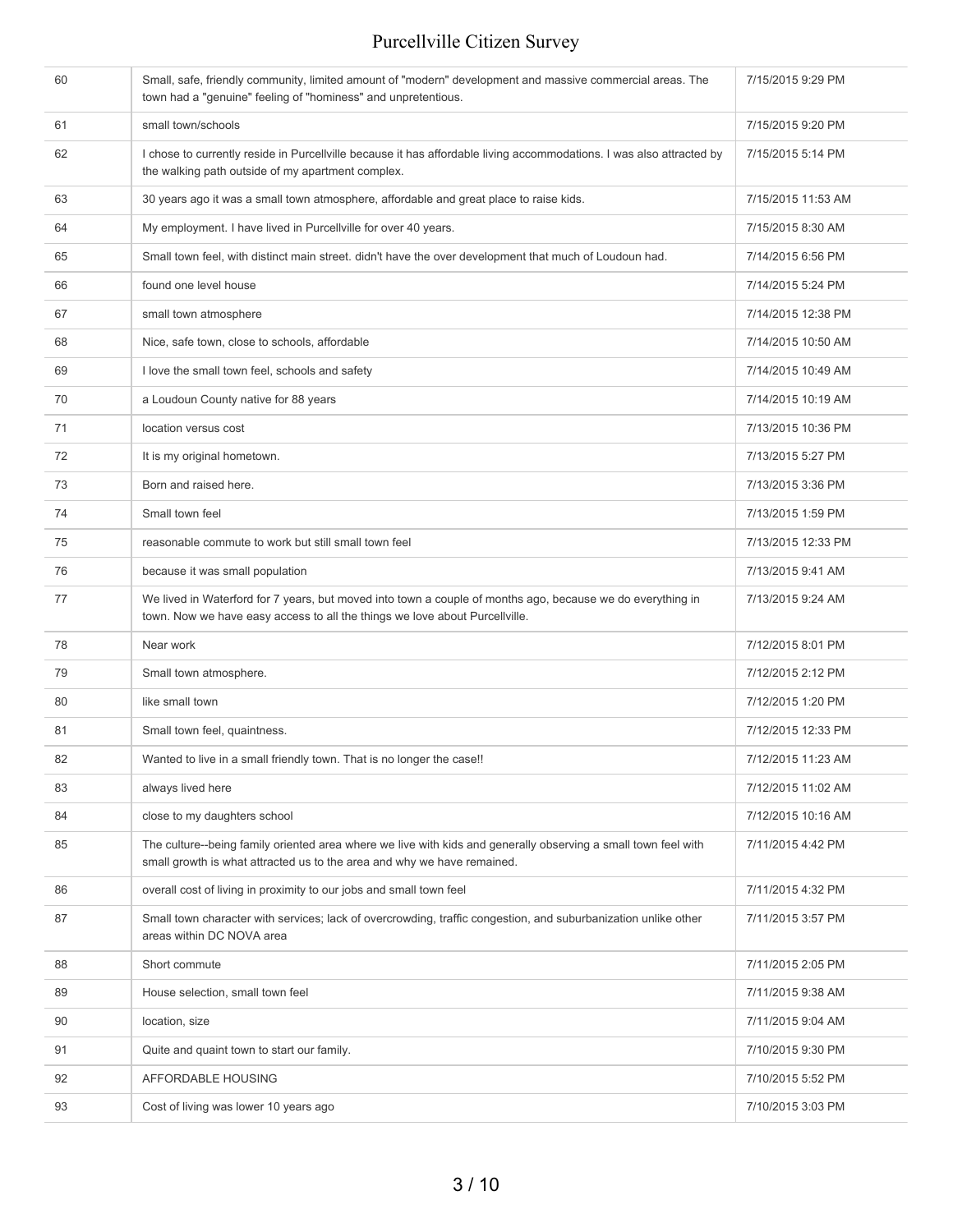| | | |
|---|---|---|
| 60 | Small, safe, friendly community, limited amount of "modern" development and massive commercial areas. The town had a "genuine" feeling of "hominess" and unpretentious. | 7/15/2015 9:29 PM |
| 61 | small town/schools | 7/15/2015 9:20 PM |
| 62 | I chose to currently reside in Purcellville because it has affordable living accommodations. I was also attracted by the walking path outside of my apartment complex. | 7/15/2015 5:14 PM |
| 63 | 30 years ago it was a small town atmosphere, affordable and great place to raise kids. | 7/15/2015 11:53 AM |
| 64 | My employment. I have lived in Purcellville for over 40 years. | 7/15/2015 8:30 AM |
| 65 | Small town feel, with distinct main street. didn't have the over development that much of Loudoun had. | 7/14/2015 6:56 PM |
| 66 | found one level house | 7/14/2015 5:24 PM |
| 67 | small town atmosphere | 7/14/2015 12:38 PM |
| 68 | Nice, safe town, close to schools, affordable | 7/14/2015 10:50 AM |
| 69 | I love the small town feel, schools and safety | 7/14/2015 10:49 AM |
| 70 | a Loudoun County native for 88 years | 7/14/2015 10:19 AM |
| 71 | location versus cost | 7/13/2015 10:36 PM |
| 72 | It is my original hometown. | 7/13/2015 5:27 PM |
| 73 | Born and raised here. | 7/13/2015 3:36 PM |
| 74 | Small town feel | 7/13/2015 1:59 PM |
| 75 | reasonable commute to work but still small town feel | 7/13/2015 12:33 PM |
| 76 | because it was small population | 7/13/2015 9:41 AM |
| 77 | We lived in Waterford for 7 years, but moved into town a couple of months ago, because we do everything in town. Now we have easy access to all the things we love about Purcellville. | 7/13/2015 9:24 AM |
| 78 | Near work | 7/12/2015 8:01 PM |
| 79 | Small town atmosphere. | 7/12/2015 2:12 PM |
| 80 | like small town | 7/12/2015 1:20 PM |
| 81 | Small town feel, quaintness. | 7/12/2015 12:33 PM |
| 82 | Wanted to live in a small friendly town. That is no longer the case!! | 7/12/2015 11:23 AM |
| 83 | always lived here | 7/12/2015 11:02 AM |
| 84 | close to my daughters school | 7/12/2015 10:16 AM |
| 85 | The culture--being family oriented area where we live with kids and generally observing a small town feel with small growth is what attracted us to the area and why we have remained. | 7/11/2015 4:42 PM |
| 86 | overall cost of living in proximity to our jobs and small town feel | 7/11/2015 4:32 PM |
| 87 | Small town character with services; lack of overcrowding, traffic congestion, and suburbanization unlike other areas within DC NOVA area | 7/11/2015 3:57 PM |
| 88 | Short commute | 7/11/2015 2:05 PM |
| 89 | House selection, small town feel | 7/11/2015 9:38 AM |
| 90 | location, size | 7/11/2015 9:04 AM |
| 91 | Quite and quaint town to start our family. | 7/10/2015 9:30 PM |
| 92 | AFFORDABLE HOUSING | 7/10/2015 5:52 PM |
| 93 | Cost of living was lower 10 years ago | 7/10/2015 3:03 PM |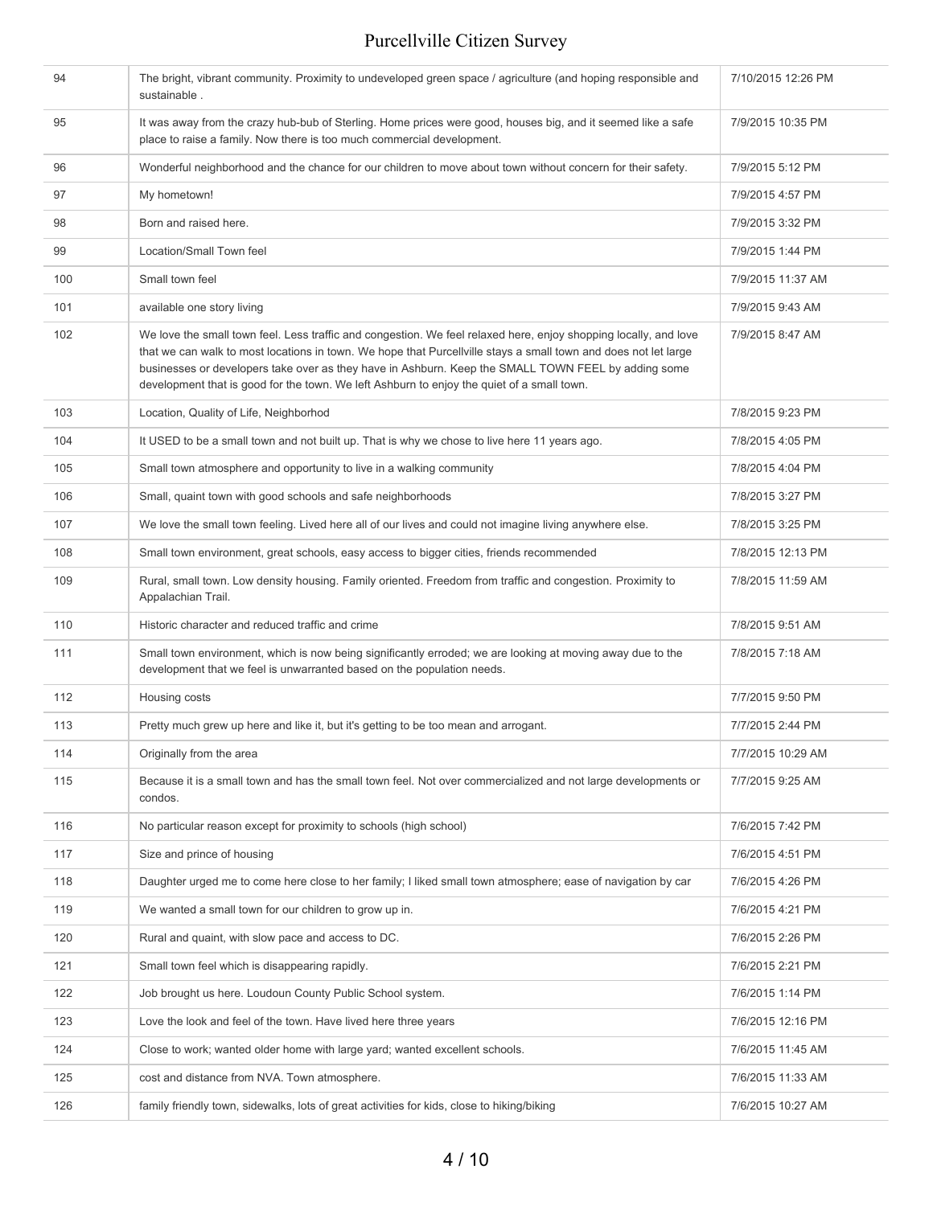| | | |
|---|---|---|
| 94 | The bright, vibrant community. Proximity to undeveloped green space / agriculture (and hoping responsible and sustainable . | 7/10/2015 12:26 PM |
| 95 | It was away from the crazy hub-bub of Sterling. Home prices were good, houses big, and it seemed like a safe place to raise a family. Now there is too much commercial development. | 7/9/2015 10:35 PM |
| 96 | Wonderful neighborhood and the chance for our children to move about town without concern for their safety. | 7/9/2015 5:12 PM |
| 97 | My hometown! | 7/9/2015 4:57 PM |
| 98 | Born and raised here. | 7/9/2015 3:32 PM |
| 99 | Location/Small Town feel | 7/9/2015 1:44 PM |
| 100 | Small town feel | 7/9/2015 11:37 AM |
| 101 | available one story living | 7/9/2015 9:43 AM |
| 102 | We love the small town feel. Less traffic and congestion. We feel relaxed here, enjoy shopping locally, and love that we can walk to most locations in town. We hope that Purcellville stays a small town and does not let large businesses or developers take over as they have in Ashburn. Keep the SMALL TOWN FEEL by adding some development that is good for the town. We left Ashburn to enjoy the quiet of a small town. | 7/9/2015 8:47 AM |
| 103 | Location, Quality of Life, Neighborhod | 7/8/2015 9:23 PM |
| 104 | It USED to be a small town and not built up. That is why we chose to live here 11 years ago. | 7/8/2015 4:05 PM |
| 105 | Small town atmosphere and opportunity to live in a walking community | 7/8/2015 4:04 PM |
| 106 | Small, quaint town with good schools and safe neighborhoods | 7/8/2015 3:27 PM |
| 107 | We love the small town feeling. Lived here all of our lives and could not imagine living anywhere else. | 7/8/2015 3:25 PM |
| 108 | Small town environment, great schools, easy access to bigger cities, friends recommended | 7/8/2015 12:13 PM |
| 109 | Rural, small town. Low density housing. Family oriented. Freedom from traffic and congestion. Proximity to Appalachian Trail. | 7/8/2015 11:59 AM |
| 110 | Historic character and reduced traffic and crime | 7/8/2015 9:51 AM |
| 111 | Small town environment, which is now being significantly erroded; we are looking at moving away due to the development that we feel is unwarranted based on the population needs. | 7/8/2015 7:18 AM |
| 112 | Housing costs | 7/7/2015 9:50 PM |
| 113 | Pretty much grew up here and like it, but it's getting to be too mean and arrogant. | 7/7/2015 2:44 PM |
| 114 | Originally from the area | 7/7/2015 10:29 AM |
| 115 | Because it is a small town and has the small town feel. Not over commercialized and not large developments or condos. | 7/7/2015 9:25 AM |
| 116 | No particular reason except for proximity to schools (high school) | 7/6/2015 7:42 PM |
| 117 | Size and prince of housing | 7/6/2015 4:51 PM |
| 118 | Daughter urged me to come here close to her family; I liked small town atmosphere; ease of navigation by car | 7/6/2015 4:26 PM |
| 119 | We wanted a small town for our children to grow up in. | 7/6/2015 4:21 PM |
| 120 | Rural and quaint, with slow pace and access to DC. | 7/6/2015 2:26 PM |
| 121 | Small town feel which is disappearing rapidly. | 7/6/2015 2:21 PM |
| 122 | Job brought us here. Loudoun County Public School system. | 7/6/2015 1:14 PM |
| 123 | Love the look and feel of the town. Have lived here three years | 7/6/2015 12:16 PM |
| 124 | Close to work; wanted older home with large yard; wanted excellent schools. | 7/6/2015 11:45 AM |
| 125 | cost and distance from NVA. Town atmosphere. | 7/6/2015 11:33 AM |
| 126 | family friendly town, sidewalks, lots of great activities for kids, close to hiking/biking | 7/6/2015 10:27 AM |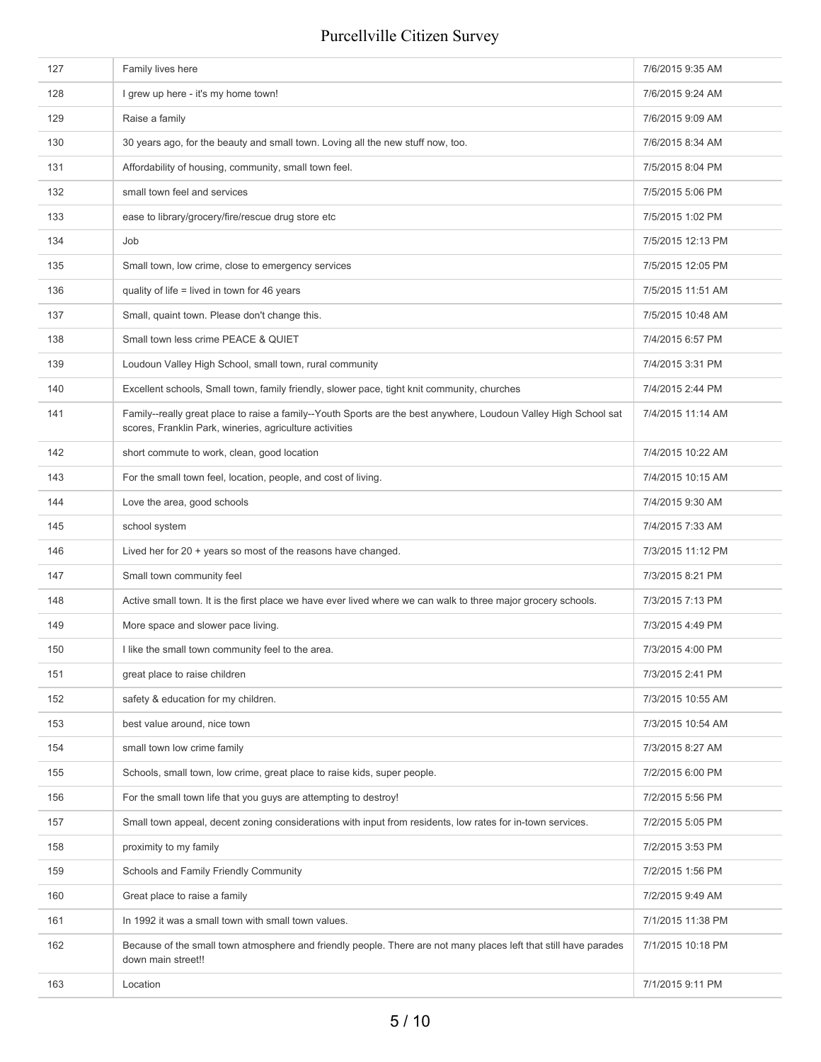| | | |
|---|---|---|
| 127 | Family lives here | 7/6/2015 9:35 AM |
| 128 | I grew up here - it's my home town! | 7/6/2015 9:24 AM |
| 129 | Raise a family | 7/6/2015 9:09 AM |
| 130 | 30 years ago, for the beauty and small town. Loving all the new stuff now, too. | 7/6/2015 8:34 AM |
| 131 | Affordability of housing, community, small town feel. | 7/5/2015 8:04 PM |
| 132 | small town feel and services | 7/5/2015 5:06 PM |
| 133 | ease to library/grocery/fire/rescue drug store etc | 7/5/2015 1:02 PM |
| 134 | Job | 7/5/2015 12:13 PM |
| 135 | Small town, low crime, close to emergency services | 7/5/2015 12:05 PM |
| 136 | quality of life = lived in town for 46 years | 7/5/2015 11:51 AM |
| 137 | Small, quaint town. Please don't change this. | 7/5/2015 10:48 AM |
| 138 | Small town less crime PEACE & QUIET | 7/4/2015 6:57 PM |
| 139 | Loudoun Valley High School, small town, rural community | 7/4/2015 3:31 PM |
| 140 | Excellent schools, Small town, family friendly, slower pace, tight knit community, churches | 7/4/2015 2:44 PM |
| 141 | Family--really great place to raise a family--Youth Sports are the best anywhere, Loudoun Valley High School sat scores, Franklin Park, wineries, agriculture activities | 7/4/2015 11:14 AM |
| 142 | short commute to work, clean, good location | 7/4/2015 10:22 AM |
| 143 | For the small town feel, location, people, and cost of living. | 7/4/2015 10:15 AM |
| 144 | Love the area, good schools | 7/4/2015 9:30 AM |
| 145 | school system | 7/4/2015 7:33 AM |
| 146 | Lived her for 20 + years so most of the reasons have changed. | 7/3/2015 11:12 PM |
| 147 | Small town community feel | 7/3/2015 8:21 PM |
| 148 | Active small town. It is the first place we have ever lived where we can walk to three major grocery schools. | 7/3/2015 7:13 PM |
| 149 | More space and slower pace living. | 7/3/2015 4:49 PM |
| 150 | I like the small town community feel to the area. | 7/3/2015 4:00 PM |
| 151 | great place to raise children | 7/3/2015 2:41 PM |
| 152 | safety & education for my children. | 7/3/2015 10:55 AM |
| 153 | best value around, nice town | 7/3/2015 10:54 AM |
| 154 | small town low crime family | 7/3/2015 8:27 AM |
| 155 | Schools, small town, low crime, great place to raise kids, super people. | 7/2/2015 6:00 PM |
| 156 | For the small town life that you guys are attempting to destroy! | 7/2/2015 5:56 PM |
| 157 | Small town appeal, decent zoning considerations with input from residents, low rates for in-town services. | 7/2/2015 5:05 PM |
| 158 | proximity to my family | 7/2/2015 3:53 PM |
| 159 | Schools and Family Friendly Community | 7/2/2015 1:56 PM |
| 160 | Great place to raise a family | 7/2/2015 9:49 AM |
| 161 | In 1992 it was a small town with small town values. | 7/1/2015 11:38 PM |
| 162 | Because of the small town atmosphere and friendly people. There are not many places left that still have parades down main street!! | 7/1/2015 10:18 PM |
| 163 | Location | 7/1/2015 9:11 PM |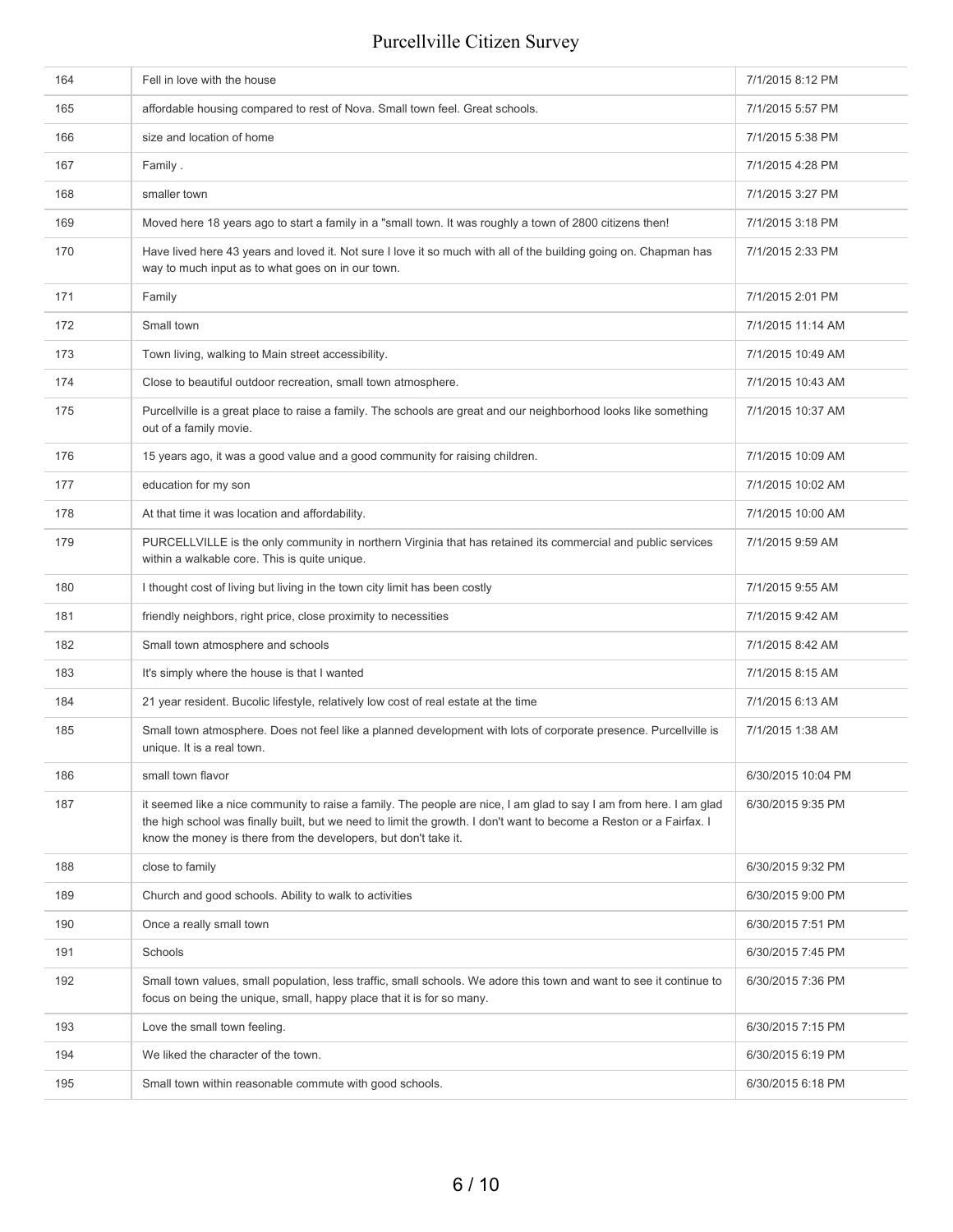| | | |
|---|---|---|
| 164 | Fell in love with the house | 7/1/2015 8:12 PM |
| 165 | affordable housing compared to rest of Nova. Small town feel. Great schools. | 7/1/2015 5:57 PM |
| 166 | size and location of home | 7/1/2015 5:38 PM |
| 167 | Family . | 7/1/2015 4:28 PM |
| 168 | smaller town | 7/1/2015 3:27 PM |
| 169 | Moved here 18 years ago to start a family in a "small town. It was roughly a town of 2800 citizens then! | 7/1/2015 3:18 PM |
| 170 | Have lived here 43 years and loved it. Not sure I love it so much with all of the building going on. Chapman has way to much input as to what goes on in our town. | 7/1/2015 2:33 PM |
| 171 | Family | 7/1/2015 2:01 PM |
| 172 | Small town | 7/1/2015 11:14 AM |
| 173 | Town living, walking to Main street accessibility. | 7/1/2015 10:49 AM |
| 174 | Close to beautiful outdoor recreation, small town atmosphere. | 7/1/2015 10:43 AM |
| 175 | Purcellville is a great place to raise a family. The schools are great and our neighborhood looks like something out of a family movie. | 7/1/2015 10:37 AM |
| 176 | 15 years ago, it was a good value and a good community for raising children. | 7/1/2015 10:09 AM |
| 177 | education for my son | 7/1/2015 10:02 AM |
| 178 | At that time it was location and affordability. | 7/1/2015 10:00 AM |
| 179 | PURCELLVILLE is the only community in northern Virginia that has retained its commercial and public services within a walkable core. This is quite unique. | 7/1/2015 9:59 AM |
| 180 | I thought cost of living but living in the town city limit has been costly | 7/1/2015 9:55 AM |
| 181 | friendly neighbors, right price, close proximity to necessities | 7/1/2015 9:42 AM |
| 182 | Small town atmosphere and schools | 7/1/2015 8:42 AM |
| 183 | It's simply where the house is that I wanted | 7/1/2015 8:15 AM |
| 184 | 21 year resident. Bucolic lifestyle, relatively low cost of real estate at the time | 7/1/2015 6:13 AM |
| 185 | Small town atmosphere. Does not feel like a planned development with lots of corporate presence. Purcellville is unique. It is a real town. | 7/1/2015 1:38 AM |
| 186 | small town flavor | 6/30/2015 10:04 PM |
| 187 | it seemed like a nice community to raise a family. The people are nice, I am glad to say I am from here. I am glad the high school was finally built, but we need to limit the growth. I don't want to become a Reston or a Fairfax. I know the money is there from the developers, but don't take it. | 6/30/2015 9:35 PM |
| 188 | close to family | 6/30/2015 9:32 PM |
| 189 | Church and good schools. Ability to walk to activities | 6/30/2015 9:00 PM |
| 190 | Once a really small town | 6/30/2015 7:51 PM |
| 191 | Schools | 6/30/2015 7:45 PM |
| 192 | Small town values, small population, less traffic, small schools. We adore this town and want to see it continue to focus on being the unique, small, happy place that it is for so many. | 6/30/2015 7:36 PM |
| 193 | Love the small town feeling. | 6/30/2015 7:15 PM |
| 194 | We liked the character of the town. | 6/30/2015 6:19 PM |
| 195 | Small town within reasonable commute with good schools. | 6/30/2015 6:18 PM |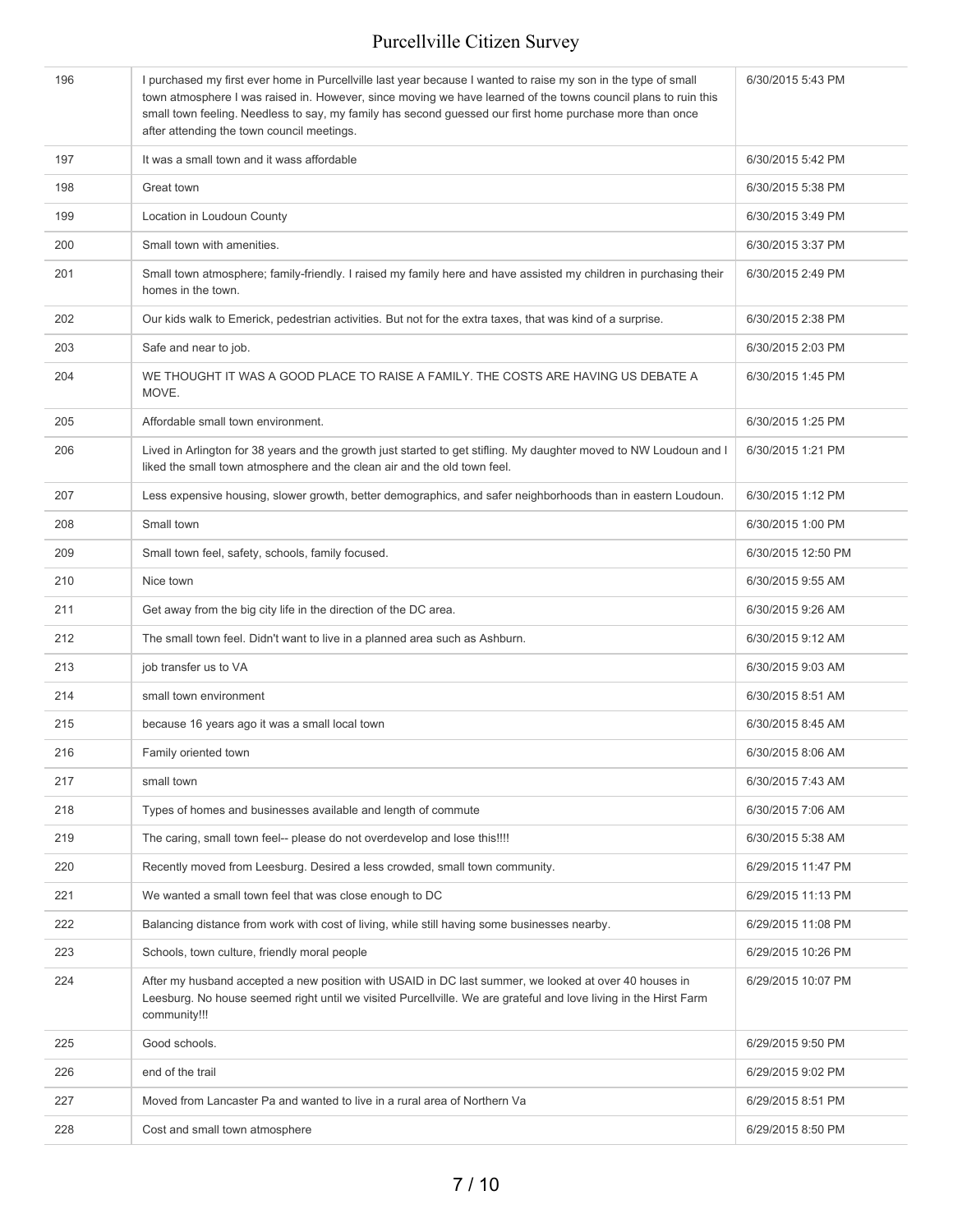| 196 | I purchased my first ever home in Purcellville last year because I wanted to raise my son in the type of small town atmosphere I was raised in. However, since moving we have learned of the towns council plans to ruin this small town feeling. Needless to say, my family has second guessed our first home purchase more than once after attending the town council meetings. | 6/30/2015 5:43 PM |
|---|---|---|
| 197 | It was a small town and it wass affordable | 6/30/2015 5:42 PM |
| 198 | Great town | 6/30/2015 5:38 PM |
| 199 | Location in Loudoun County | 6/30/2015 3:49 PM |
| 200 | Small town with amenities. | 6/30/2015 3:37 PM |
| 201 | Small town atmosphere; family-friendly. I raised my family here and have assisted my children in purchasing their homes in the town. | 6/30/2015 2:49 PM |
| 202 | Our kids walk to Emerick, pedestrian activities. But not for the extra taxes, that was kind of a surprise. | 6/30/2015 2:38 PM |
| 203 | Safe and near to job. | 6/30/2015 2:03 PM |
| 204 | WE THOUGHT IT WAS A GOOD PLACE TO RAISE A FAMILY. THE COSTS ARE HAVING US DEBATE A MOVE. | 6/30/2015 1:45 PM |
| 205 | Affordable small town environment. | 6/30/2015 1:25 PM |
| 206 | Lived in Arlington for 38 years and the growth just started to get stifling. My daughter moved to NW Loudoun and I liked the small town atmosphere and the clean air and the old town feel. | 6/30/2015 1:21 PM |
| 207 | Less expensive housing, slower growth, better demographics, and safer neighborhoods than in eastern Loudoun. | 6/30/2015 1:12 PM |
| 208 | Small town | 6/30/2015 1:00 PM |
| 209 | Small town feel, safety, schools, family focused. | 6/30/2015 12:50 PM |
| 210 | Nice town | 6/30/2015 9:55 AM |
| 211 | Get away from the big city life in the direction of the DC area. | 6/30/2015 9:26 AM |
| 212 | The small town feel. Didn't want to live in a planned area such as Ashburn. | 6/30/2015 9:12 AM |
| 213 | job transfer us to VA | 6/30/2015 9:03 AM |
| 214 | small town environment | 6/30/2015 8:51 AM |
| 215 | because 16 years ago it was a small local town | 6/30/2015 8:45 AM |
| 216 | Family oriented town | 6/30/2015 8:06 AM |
| 217 | small town | 6/30/2015 7:43 AM |
| 218 | Types of homes and businesses available and length of commute | 6/30/2015 7:06 AM |
| 219 | The caring, small town feel-- please do not overdevelop and lose this!!!! | 6/30/2015 5:38 AM |
| 220 | Recently moved from Leesburg. Desired a less crowded, small town community. | 6/29/2015 11:47 PM |
| 221 | We wanted a small town feel that was close enough to DC | 6/29/2015 11:13 PM |
| 222 | Balancing distance from work with cost of living, while still having some businesses nearby. | 6/29/2015 11:08 PM |
| 223 | Schools, town culture, friendly moral people | 6/29/2015 10:26 PM |
| 224 | After my husband accepted a new position with USAID in DC last summer, we looked at over 40 houses in Leesburg. No house seemed right until we visited Purcellville. We are grateful and love living in the Hirst Farm community!!! | 6/29/2015 10:07 PM |
| 225 | Good schools. | 6/29/2015 9:50 PM |
| 226 | end of the trail | 6/29/2015 9:02 PM |
| 227 | Moved from Lancaster Pa and wanted to live in a rural area of Northern Va | 6/29/2015 8:51 PM |
| 228 | Cost and small town atmosphere | 6/29/2015 8:50 PM |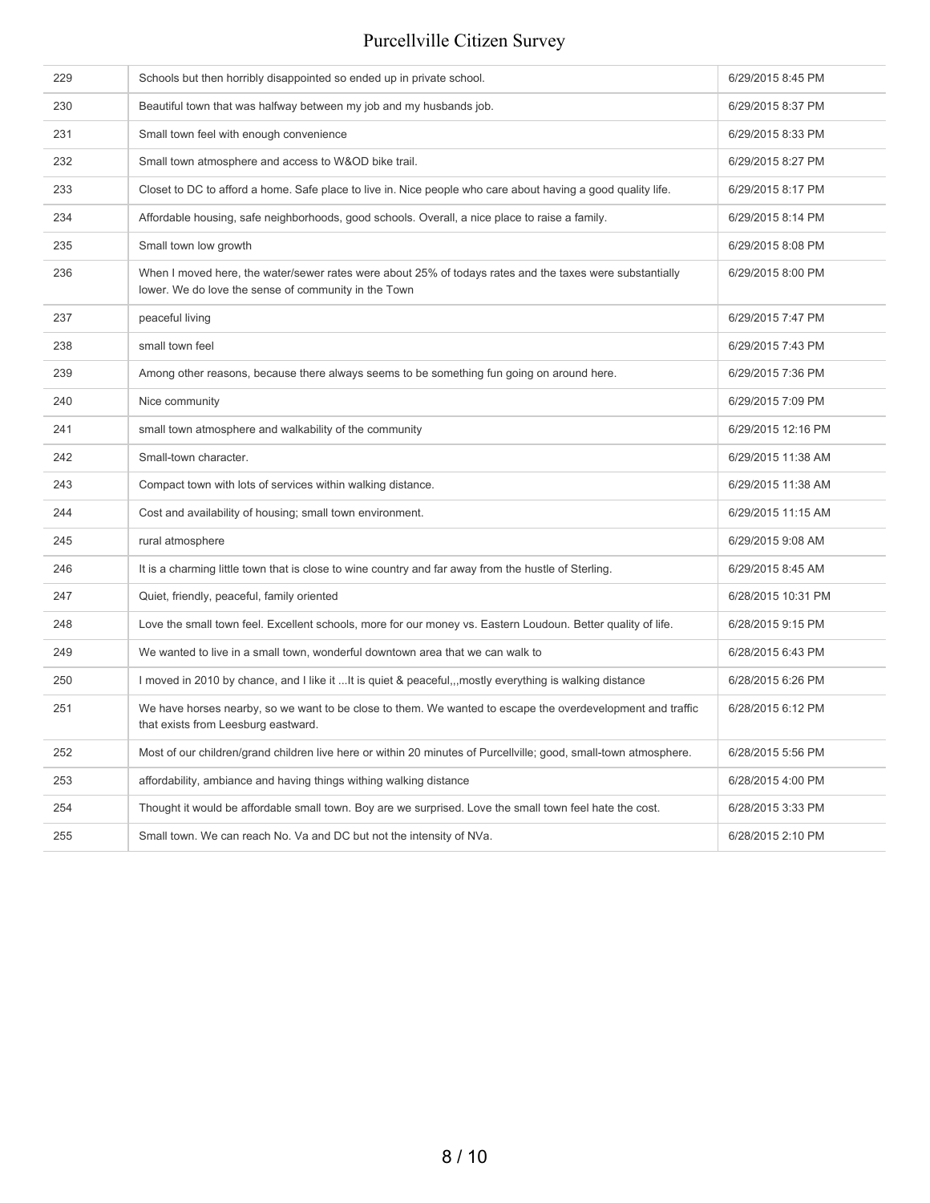| | | |
|---|---|---|
| 229 | Schools but then horribly disappointed so ended up in private school. | 6/29/2015 8:45 PM |
| 230 | Beautiful town that was halfway between my job and my husbands job. | 6/29/2015 8:37 PM |
| 231 | Small town feel with enough convenience | 6/29/2015 8:33 PM |
| 232 | Small town atmosphere and access to W&OD bike trail. | 6/29/2015 8:27 PM |
| 233 | Closet to DC to afford a home. Safe place to live in. Nice people who care about having a good quality life. | 6/29/2015 8:17 PM |
| 234 | Affordable housing, safe neighborhoods, good schools. Overall, a nice place to raise a family. | 6/29/2015 8:14 PM |
| 235 | Small town low growth | 6/29/2015 8:08 PM |
| 236 | When I moved here, the water/sewer rates were about 25% of todays rates and the taxes were substantially lower. We do love the sense of community in the Town | 6/29/2015 8:00 PM |
| 237 | peaceful living | 6/29/2015 7:47 PM |
| 238 | small town feel | 6/29/2015 7:43 PM |
| 239 | Among other reasons, because there always seems to be something fun going on around here. | 6/29/2015 7:36 PM |
| 240 | Nice community | 6/29/2015 7:09 PM |
| 241 | small town atmosphere and walkability of the community | 6/29/2015 12:16 PM |
| 242 | Small-town character. | 6/29/2015 11:38 AM |
| 243 | Compact town with lots of services within walking distance. | 6/29/2015 11:38 AM |
| 244 | Cost and availability of housing; small town environment. | 6/29/2015 11:15 AM |
| 245 | rural atmosphere | 6/29/2015 9:08 AM |
| 246 | It is a charming little town that is close to wine country and far away from the hustle of Sterling. | 6/29/2015 8:45 AM |
| 247 | Quiet, friendly, peaceful, family oriented | 6/28/2015 10:31 PM |
| 248 | Love the small town feel. Excellent schools, more for our money vs. Eastern Loudoun. Better quality of life. | 6/28/2015 9:15 PM |
| 249 | We wanted to live in a small town, wonderful downtown area that we can walk to | 6/28/2015 6:43 PM |
| 250 | I moved in 2010 by chance, and I like it ...It is quiet & peaceful,,,mostly everything is walking distance | 6/28/2015 6:26 PM |
| 251 | We have horses nearby, so we want to be close to them. We wanted to escape the overdevelopment and traffic that exists from Leesburg eastward. | 6/28/2015 6:12 PM |
| 252 | Most of our children/grand children live here or within 20 minutes of Purcellville; good, small-town atmosphere. | 6/28/2015 5:56 PM |
| 253 | affordability, ambiance and having things withing walking distance | 6/28/2015 4:00 PM |
| 254 | Thought it would be affordable small town. Boy are we surprised. Love the small town feel hate the cost. | 6/28/2015 3:33 PM |
| 255 | Small town. We can reach No. Va and DC but not the intensity of NVa. | 6/28/2015 2:10 PM |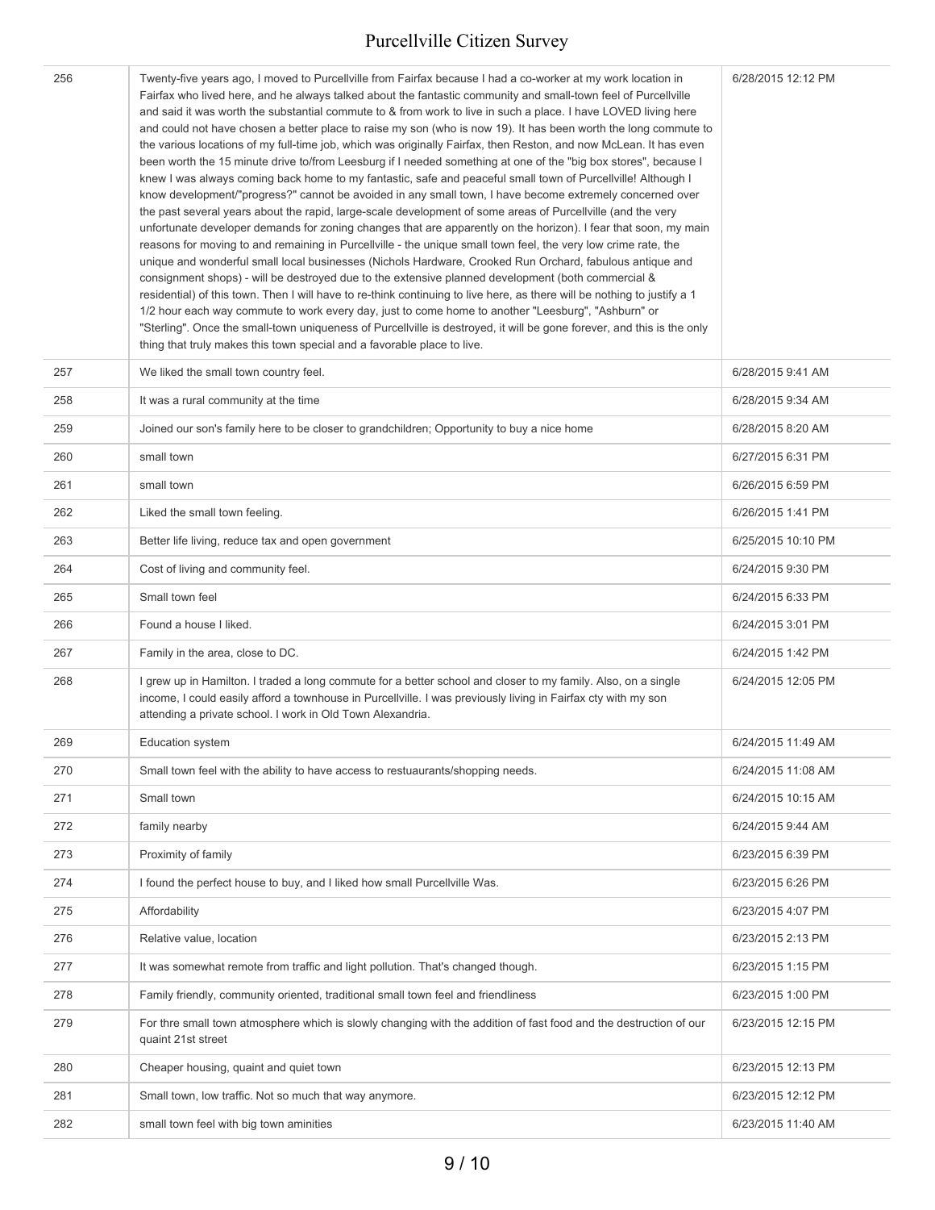| | | |
|---|---|---|
| 256 | Twenty-five years ago, I moved to Purcellville from Fairfax because I had a co-worker at my work location in Fairfax who lived here, and he always talked about the fantastic community and small-town feel of Purcellville and said it was worth the substantial commute to & from work to live in such a place. I have LOVED living here and could not have chosen a better place to raise my son (who is now 19). It has been worth the long commute to the various locations of my full-time job, which was originally Fairfax, then Reston, and now McLean. It has even been worth the 15 minute drive to/from Leesburg if I needed something at one of the "big box stores", because I knew I was always coming back home to my fantastic, safe and peaceful small town of Purcellville! Although I know development/"progress?" cannot be avoided in any small town, I have become extremely concerned over the past several years about the rapid, large-scale development of some areas of Purcellville (and the very unfortunate developer demands for zoning changes that are apparently on the horizon). I fear that soon, my main reasons for moving to and remaining in Purcellville - the unique small town feel, the very low crime rate, the unique and wonderful small local businesses (Nichols Hardware, Crooked Run Orchard, fabulous antique and consignment shops) - will be destroyed due to the extensive planned development (both commercial & residential) of this town. Then I will have to re-think continuing to live here, as there will be nothing to justify a 1 1/2 hour each way commute to work every day, just to come home to another "Leesburg", "Ashburn" or "Sterling". Once the small-town uniqueness of Purcellville is destroyed, it will be gone forever, and this is the only thing that truly makes this town special and a favorable place to live. | 6/28/2015 12:12 PM |
| 257 | We liked the small town country feel. | 6/28/2015 9:41 AM |
| 258 | It was a rural community at the time | 6/28/2015 9:34 AM |
| 259 | Joined our son's family here to be closer to grandchildren; Opportunity to buy a nice home | 6/28/2015 8:20 AM |
| 260 | small town | 6/27/2015 6:31 PM |
| 261 | small town | 6/26/2015 6:59 PM |
| 262 | Liked the small town feeling. | 6/26/2015 1:41 PM |
| 263 | Better life living, reduce tax and open government | 6/25/2015 10:10 PM |
| 264 | Cost of living and community feel. | 6/24/2015 9:30 PM |
| 265 | Small town feel | 6/24/2015 6:33 PM |
| 266 | Found a house I liked. | 6/24/2015 3:01 PM |
| 267 | Family in the area, close to DC. | 6/24/2015 1:42 PM |
| 268 | I grew up in Hamilton. I traded a long commute for a better school and closer to my family. Also, on a single income, I could easily afford a townhouse in Purcellville. I was previously living in Fairfax cty with my son attending a private school. I work in Old Town Alexandria. | 6/24/2015 12:05 PM |
| 269 | Education system | 6/24/2015 11:49 AM |
| 270 | Small town feel with the ability to have access to restuaurants/shopping needs. | 6/24/2015 11:08 AM |
| 271 | Small town | 6/24/2015 10:15 AM |
| 272 | family nearby | 6/24/2015 9:44 AM |
| 273 | Proximity of family | 6/23/2015 6:39 PM |
| 274 | I found the perfect house to buy, and I liked how small Purcellville Was. | 6/23/2015 6:26 PM |
| 275 | Affordability | 6/23/2015 4:07 PM |
| 276 | Relative value, location | 6/23/2015 2:13 PM |
| 277 | It was somewhat remote from traffic and light pollution. That's changed though. | 6/23/2015 1:15 PM |
| 278 | Family friendly, community oriented, traditional small town feel and friendliness | 6/23/2015 1:00 PM |
| 279 | For thre small town atmosphere which is slowly changing with the addition of fast food and the destruction of our quaint 21st street | 6/23/2015 12:15 PM |
| 280 | Cheaper housing, quaint and quiet town | 6/23/2015 12:13 PM |
| 281 | Small town, low traffic. Not so much that way anymore. | 6/23/2015 12:12 PM |
| 282 | small town feel with big town aminities | 6/23/2015 11:40 AM |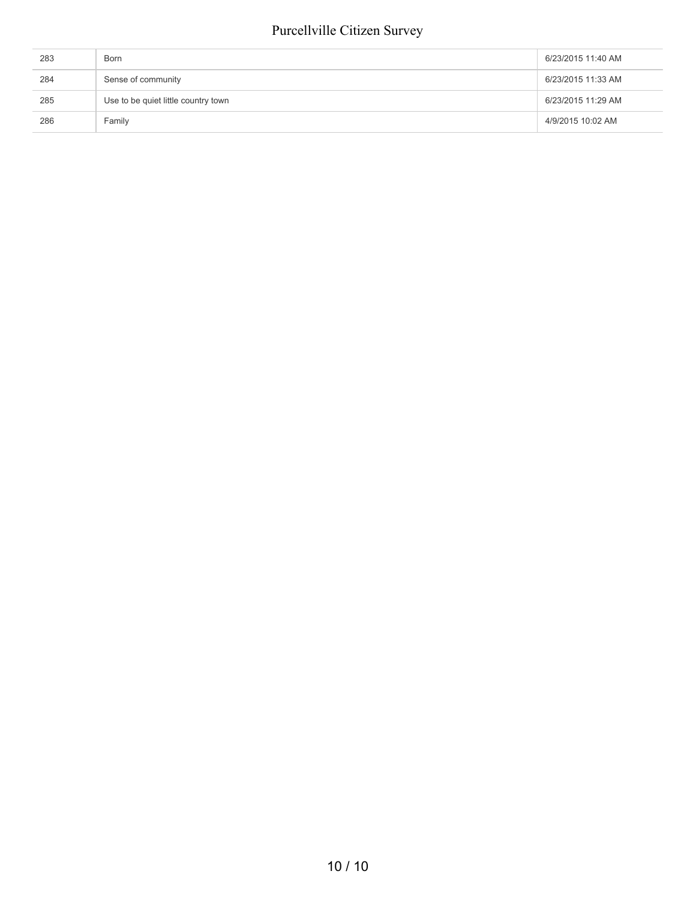| | | |
|---|---|---|
| 283 | Born | 6/23/2015 11:40 AM |
| 284 | Sense of community | 6/23/2015 11:33 AM |
| 285 | Use to be quiet little country town | 6/23/2015 11:29 AM |
| 286 | Family | 4/9/2015 10:02 AM |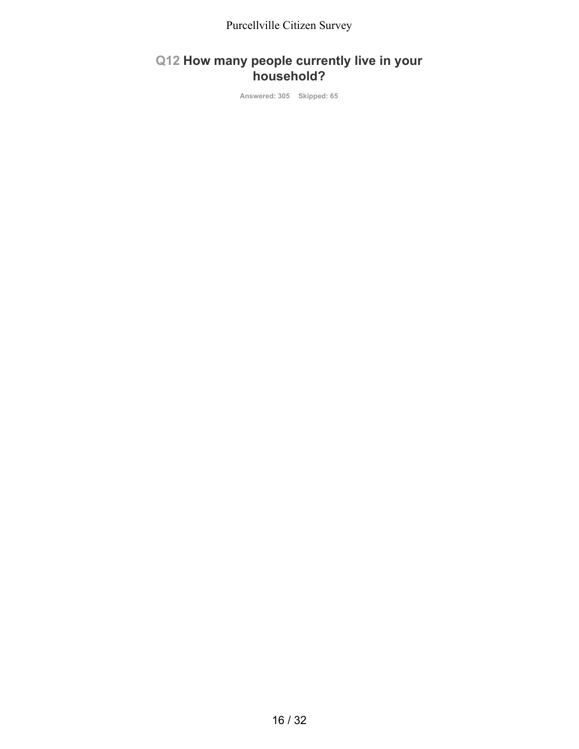## Q12 How many people currently live in your household?

Answered: 305 Skipped: 65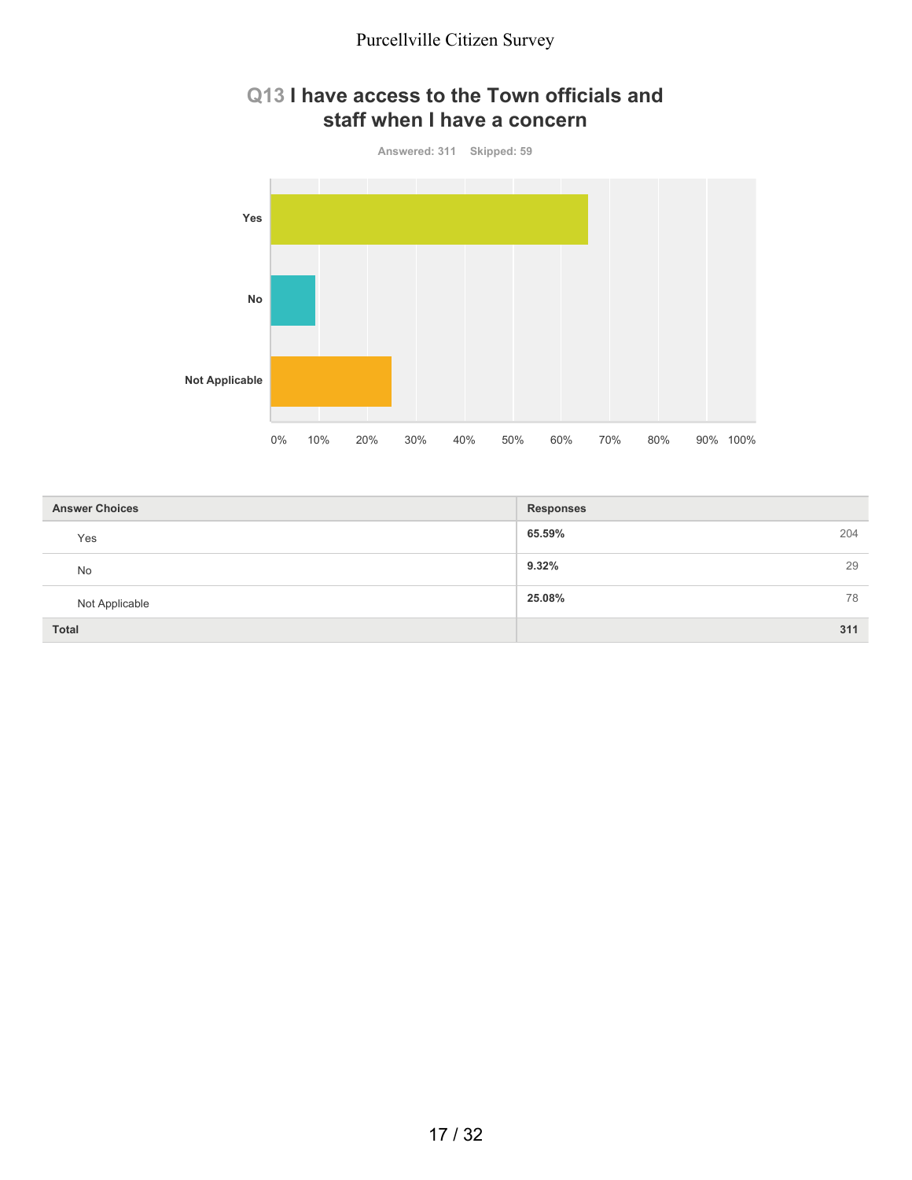## Q13 I have access to the Town officials and staff when I have a concern

Answered: 311 Skipped: 59

| Answer Choices | Responses | |
|---|---|---|
| Yes | 65.59% | 204 |
| No | 9.32% | 29 |
| Not Applicable | 25.08% | 78 |
| **Total** | | **311** |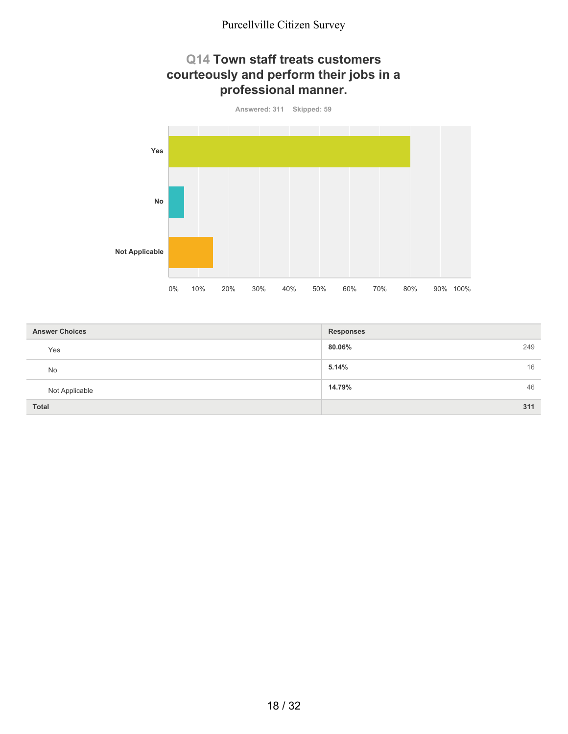## Q14 Town staff treats customers courteously and perform their jobs in a professional manner.

Answered: 311 Skipped: 59

| Answer Choices | Responses | |
|---|---|---|
| Yes | 80.06% | 249 |
| No | 5.14% | 16 |
| Not Applicable | 14.79% | 46 |
| **Total** | | **311** |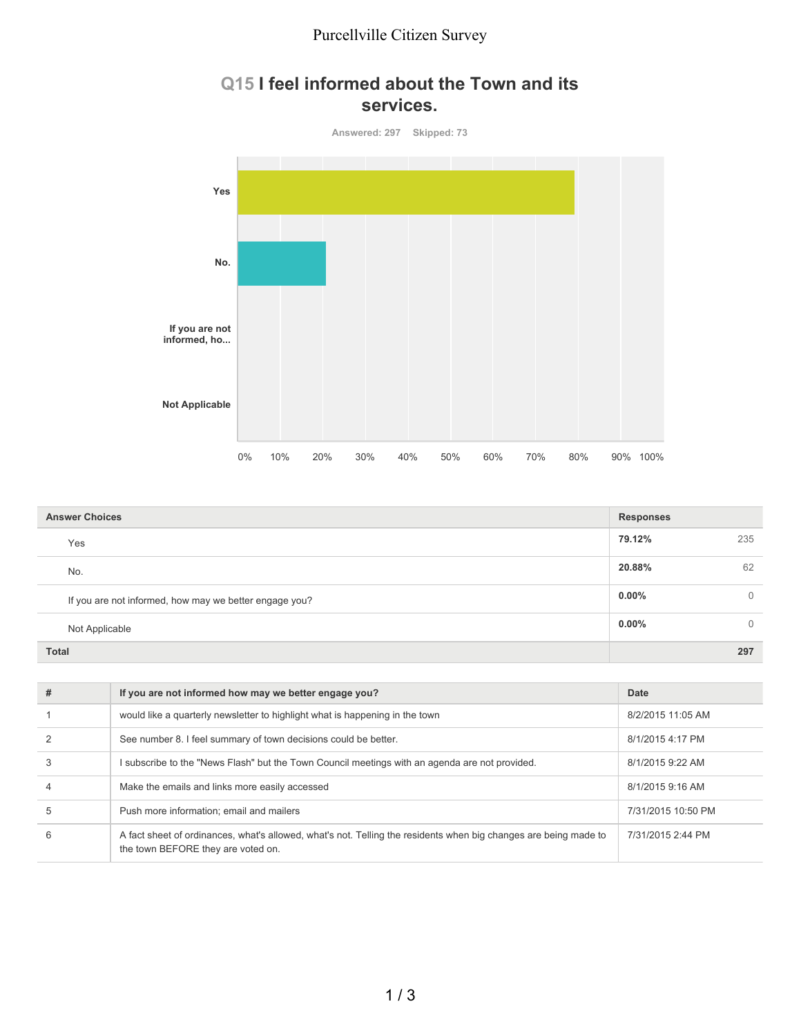## Q15 I feel informed about the Town and its services.

Answered: 297 Skipped: 73

| Answer Choices | Responses | |
|---|---|---|
| Yes | **79.12%** | 235 |
| No. | **20.88%** | 62 |
| If you are not informed, how may we better engage you? | **0.00%** | 0 |
| Not Applicable | **0.00%** | 0 |
| **Total** | | **297** |

| # | If you are not informed how may we better engage you? | Date |
|---|---|---|
| 1 | would like a quarterly newsletter to highlight what is happening in the town | 8/2/2015 11:05 AM |
| 2 | See number 8. I feel summary of town decisions could be better. | 8/1/2015 4:17 PM |
| 3 | I subscribe to the "News Flash" but the Town Council meetings with an agenda are not provided. | 8/1/2015 9:22 AM |
| 4 | Make the emails and links more easily accessed | 8/1/2015 9:16 AM |
| 5 | Push more information; email and mailers | 7/31/2015 10:50 PM |
| 6 | A fact sheet of ordinances, what's allowed, what's not. Telling the residents when big changes are being made to the town BEFORE they are voted on. | 7/31/2015 2:44 PM |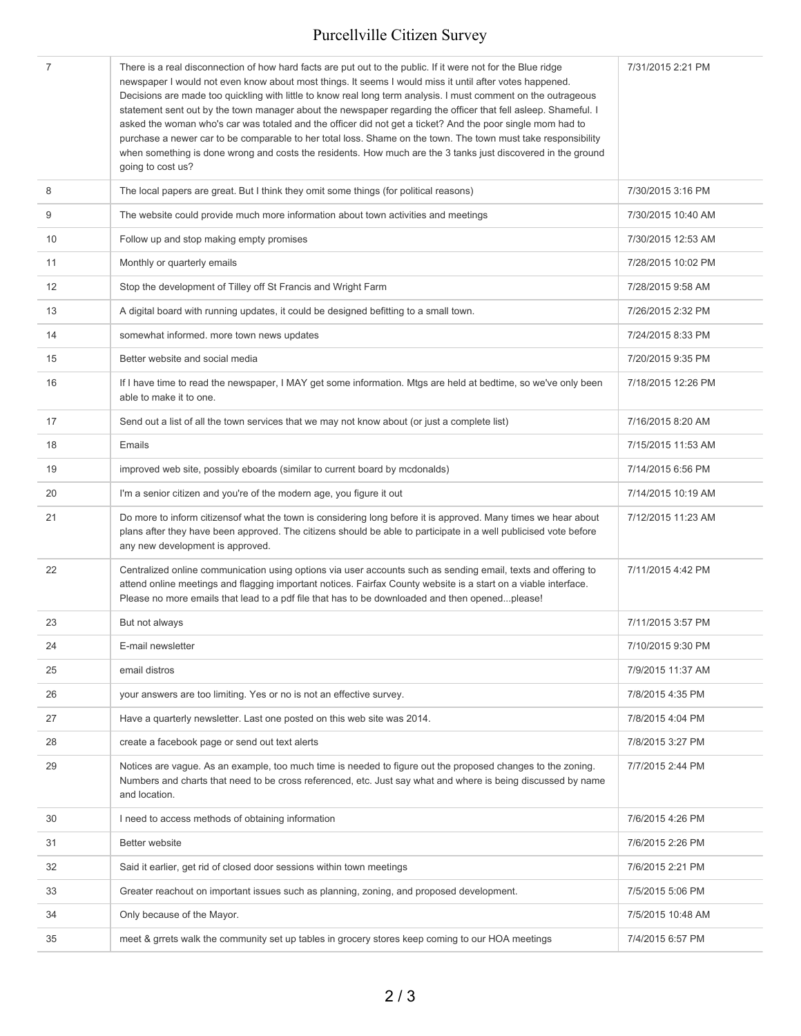| | | |
|---|---|---|
| 7 | There is a real disconnection of how hard facts are put out to the public. If it were not for the Blue ridge newspaper I would not even know about most things. It seems I would miss it until after votes happened. Decisions are made too quickling with little to know real long term analysis. I must comment on the outrageous statement sent out by the town manager about the newspaper regarding the officer that fell asleep. Shameful. I asked the woman who's car was totaled and the officer did not get a ticket? And the poor single mom had to purchase a newer car to be comparable to her total loss. Shame on the town. The town must take responsibility when something is done wrong and costs the residents. How much are the 3 tanks just discovered in the ground going to cost us? | 7/31/2015 2:21 PM |
| 8 | The local papers are great. But I think they omit some things (for political reasons) | 7/30/2015 3:16 PM |
| 9 | The website could provide much more information about town activities and meetings | 7/30/2015 10:40 AM |
| 10 | Follow up and stop making empty promises | 7/30/2015 12:53 AM |
| 11 | Monthly or quarterly emails | 7/28/2015 10:02 PM |
| 12 | Stop the development of Tilley off St Francis and Wright Farm | 7/28/2015 9:58 AM |
| 13 | A digital board with running updates, it could be designed befitting to a small town. | 7/26/2015 2:32 PM |
| 14 | somewhat informed. more town news updates | 7/24/2015 8:33 PM |
| 15 | Better website and social media | 7/20/2015 9:35 PM |
| 16 | If I have time to read the newspaper, I MAY get some information. Mtgs are held at bedtime, so we've only been able to make it to one. | 7/18/2015 12:26 PM |
| 17 | Send out a list of all the town services that we may not know about (or just a complete list) | 7/16/2015 8:20 AM |
| 18 | Emails | 7/15/2015 11:53 AM |
| 19 | improved web site, possibly eboards (similar to current board by mcdonalds) | 7/14/2015 6:56 PM |
| 20 | I'm a senior citizen and you're of the modern age, you figure it out | 7/14/2015 10:19 AM |
| 21 | Do more to inform citizensof what the town is considering long before it is approved. Many times we hear about plans after they have been approved. The citizens should be able to participate in a well publicised vote before any new development is approved. | 7/12/2015 11:23 AM |
| 22 | Centralized online communication using options via user accounts such as sending email, texts and offering to attend online meetings and flagging important notices. Fairfax County website is a start on a viable interface. Please no more emails that lead to a pdf file that has to be downloaded and then opened...please! | 7/11/2015 4:42 PM |
| 23 | But not always | 7/11/2015 3:57 PM |
| 24 | E-mail newsletter | 7/10/2015 9:30 PM |
| 25 | email distros | 7/9/2015 11:37 AM |
| 26 | your answers are too limiting. Yes or no is not an effective survey. | 7/8/2015 4:35 PM |
| 27 | Have a quarterly newsletter. Last one posted on this web site was 2014. | 7/8/2015 4:04 PM |
| 28 | create a facebook page or send out text alerts | 7/8/2015 3:27 PM |
| 29 | Notices are vague. As an example, too much time is needed to figure out the proposed changes to the zoning. Numbers and charts that need to be cross referenced, etc. Just say what and where is being discussed by name and location. | 7/7/2015 2:44 PM |
| 30 | I need to access methods of obtaining information | 7/6/2015 4:26 PM |
| 31 | Better website | 7/6/2015 2:26 PM |
| 32 | Said it earlier, get rid of closed door sessions within town meetings | 7/6/2015 2:21 PM |
| 33 | Greater reachout on important issues such as planning, zoning, and proposed development. | 7/5/2015 5:06 PM |
| 34 | Only because of the Mayor. | 7/5/2015 10:48 AM |
| 35 | meet & grrets walk the community set up tables in grocery stores keep coming to our HOA meetings | 7/4/2015 6:57 PM |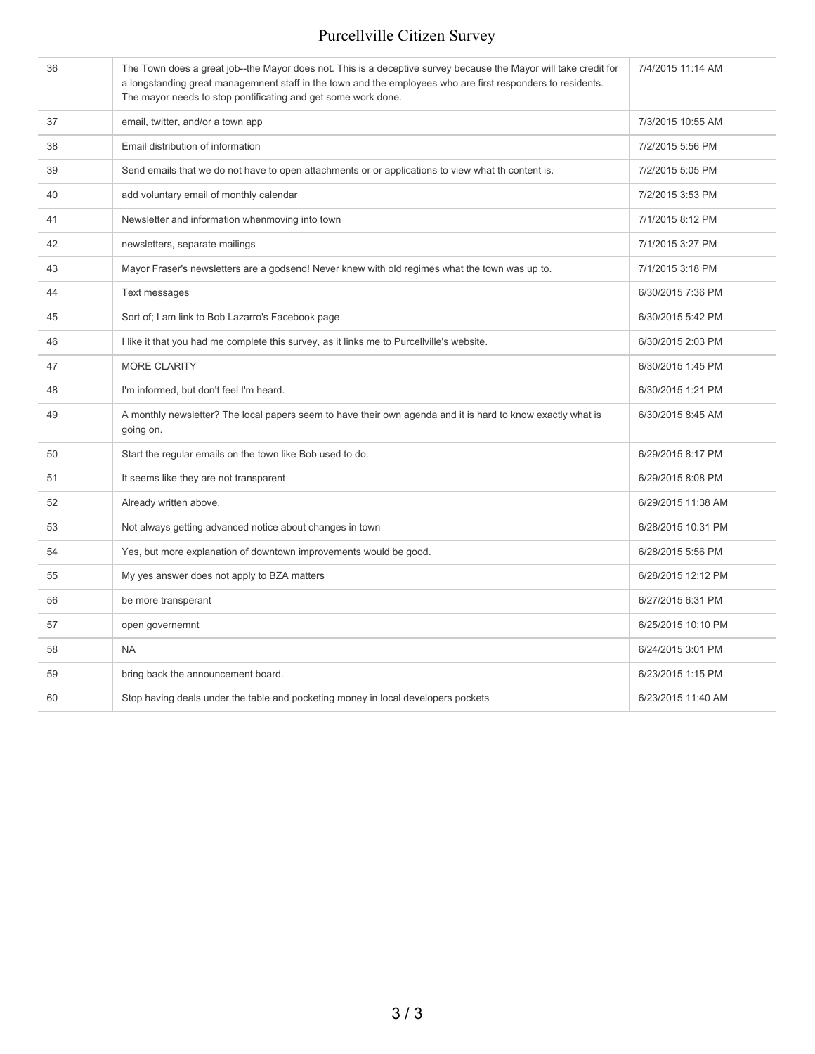| | | |
|---|---|---|
| 36 | The Town does a great job--the Mayor does not. This is a deceptive survey because the Mayor will take credit for a longstanding great managemnent staff in the town and the employees who are first responders to residents. The mayor needs to stop pontificating and get some work done. | 7/4/2015 11:14 AM |
| 37 | email, twitter, and/or a town app | 7/3/2015 10:55 AM |
| 38 | Email distribution of information | 7/2/2015 5:56 PM |
| 39 | Send emails that we do not have to open attachments or or applications to view what th content is. | 7/2/2015 5:05 PM |
| 40 | add voluntary email of monthly calendar | 7/2/2015 3:53 PM |
| 41 | Newsletter and information whenmoving into town | 7/1/2015 8:12 PM |
| 42 | newsletters, separate mailings | 7/1/2015 3:27 PM |
| 43 | Mayor Fraser's newsletters are a godsend! Never knew with old regimes what the town was up to. | 7/1/2015 3:18 PM |
| 44 | Text messages | 6/30/2015 7:36 PM |
| 45 | Sort of; I am link to Bob Lazarro's Facebook page | 6/30/2015 5:42 PM |
| 46 | I like it that you had me complete this survey, as it links me to Purcellville's website. | 6/30/2015 2:03 PM |
| 47 | MORE CLARITY | 6/30/2015 1:45 PM |
| 48 | I'm informed, but don't feel I'm heard. | 6/30/2015 1:21 PM |
| 49 | A monthly newsletter? The local papers seem to have their own agenda and it is hard to know exactly what is going on. | 6/30/2015 8:45 AM |
| 50 | Start the regular emails on the town like Bob used to do. | 6/29/2015 8:17 PM |
| 51 | It seems like they are not transparent | 6/29/2015 8:08 PM |
| 52 | Already written above. | 6/29/2015 11:38 AM |
| 53 | Not always getting advanced notice about changes in town | 6/28/2015 10:31 PM |
| 54 | Yes, but more explanation of downtown improvements would be good. | 6/28/2015 5:56 PM |
| 55 | My yes answer does not apply to BZA matters | 6/28/2015 12:12 PM |
| 56 | be more transperant | 6/27/2015 6:31 PM |
| 57 | open governemnt | 6/25/2015 10:10 PM |
| 58 | NA | 6/24/2015 3:01 PM |
| 59 | bring back the announcement board. | 6/23/2015 1:15 PM |
| 60 | Stop having deals under the table and pocketing money in local developers pockets | 6/23/2015 11:40 AM |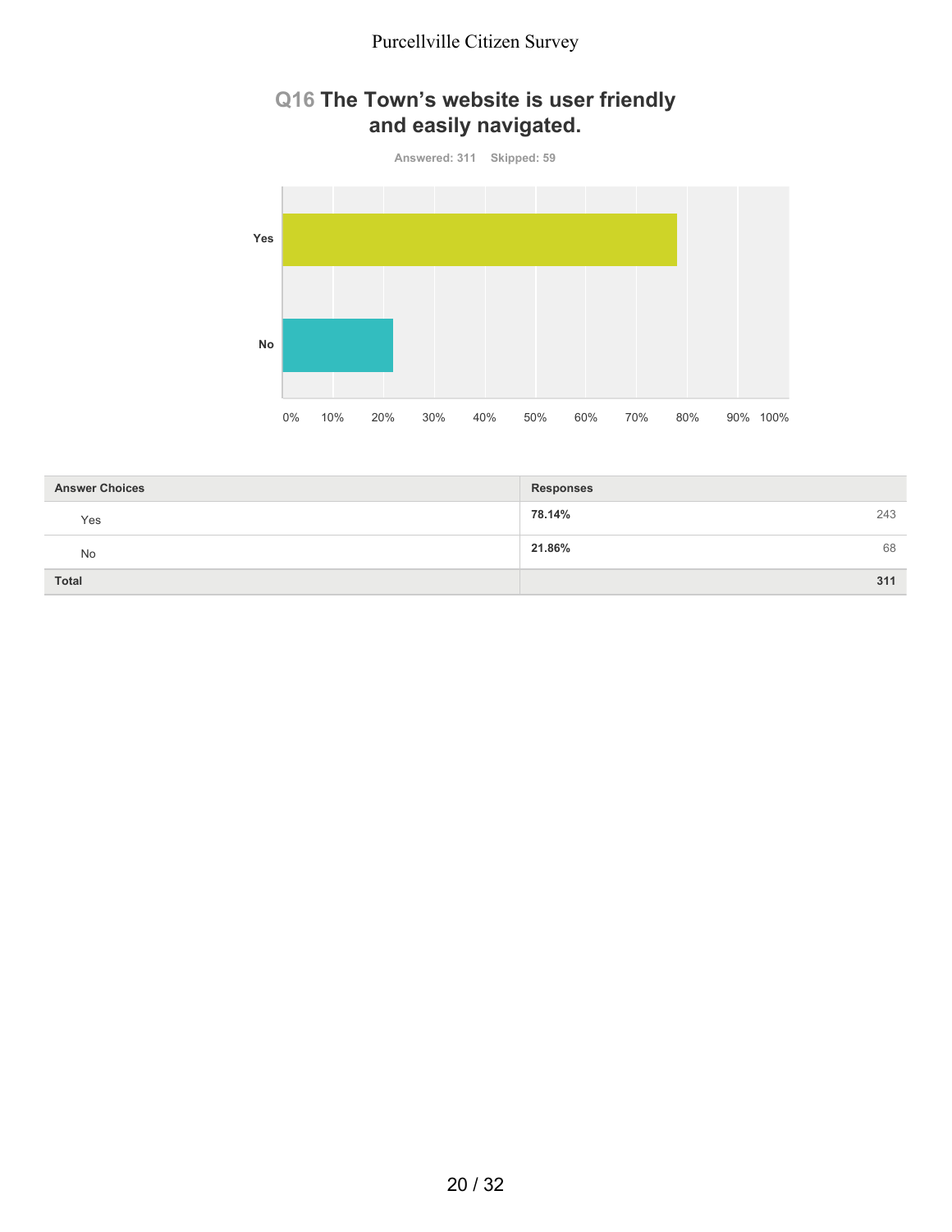## Q16 The Town's website is user friendly and easily navigated.

Answered: 311 Skipped: 59

| Answer Choices | Responses | |
|---|---|---|
| Yes | 78.14% | 243 |
| No | 21.86% | 68 |
| Total | | 311 |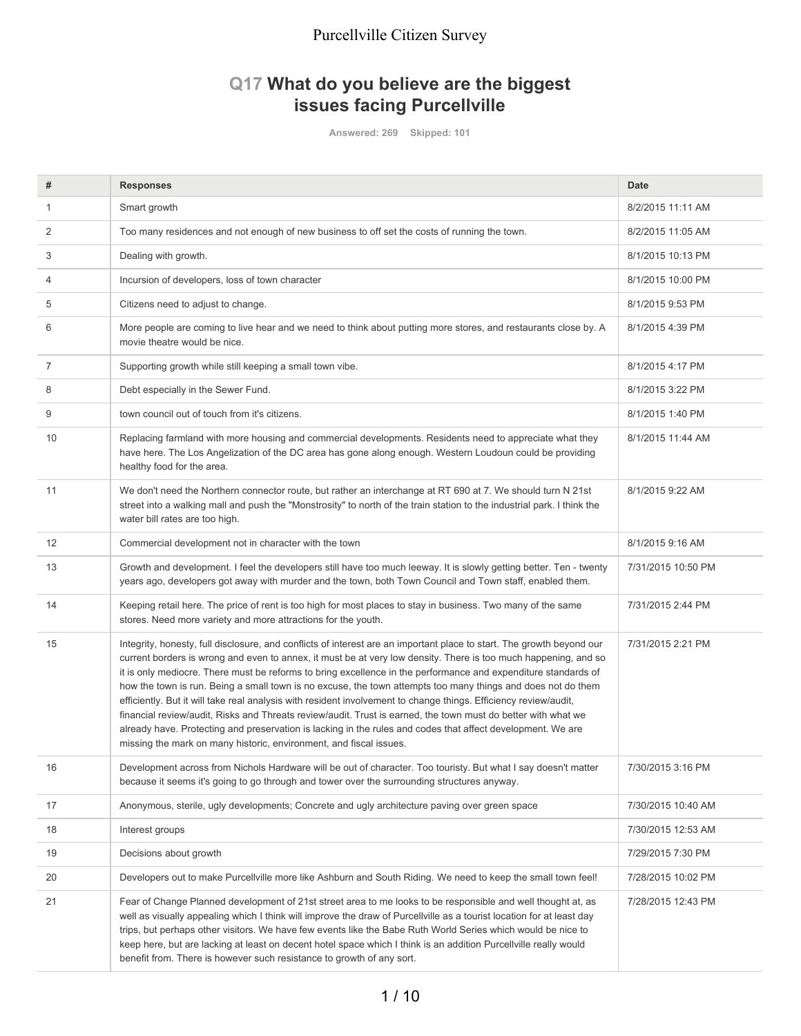## Q17 What do you believe are the biggest issues facing Purcellville

Answered: 269 Skipped: 101

| # | Responses | Date |
|---|---|---|
| 1 | Smart growth | 8/2/2015 11:11 AM |
| 2 | Too many residences and not enough of new business to off set the costs of running the town. | 8/2/2015 11:05 AM |
| 3 | Dealing with growth. | 8/1/2015 10:13 PM |
| 4 | Incursion of developers, loss of town character | 8/1/2015 10:00 PM |
| 5 | Citizens need to adjust to change. | 8/1/2015 9:53 PM |
| 6 | More people are coming to live hear and we need to think about putting more stores, and restaurants close by. A movie theatre would be nice. | 8/1/2015 4:39 PM |
| 7 | Supporting growth while still keeping a small town vibe. | 8/1/2015 4:17 PM |
| 8 | Debt especially in the Sewer Fund. | 8/1/2015 3:22 PM |
| 9 | town council out of touch from it's citizens. | 8/1/2015 1:40 PM |
| 10 | Replacing farmland with more housing and commercial developments. Residents need to appreciate what they have here. The Los Angelization of the DC area has gone along enough. Western Loudoun could be providing healthy food for the area. | 8/1/2015 11:44 AM |
| 11 | We don't need the Northern connector route, but rather an interchange at RT 690 at 7. We should turn N 21st street into a walking mall and push the "Monstrosity" to north of the train station to the industrial park. I think the water bill rates are too high. | 8/1/2015 9:22 AM |
| 12 | Commercial development not in character with the town | 8/1/2015 9:16 AM |
| 13 | Growth and development. I feel the developers still have too much leeway. It is slowly getting better. Ten - twenty years ago, developers got away with murder and the town, both Town Council and Town staff, enabled them. | 7/31/2015 10:50 PM |
| 14 | Keeping retail here. The price of rent is too high for most places to stay in business. Two many of the same stores. Need more variety and more attractions for the youth. | 7/31/2015 2:44 PM |
| 15 | Integrity, honesty, full disclosure, and conflicts of interest are an important place to start. The growth beyond our current borders is wrong and even to annex, it must be at very low density. There is too much happening, and so it is only mediocre. There must be reforms to bring excellence in the performance and expenditure standards of how the town is run. Being a small town is no excuse, the town attempts too many things and does not do them efficiently. But it will take real analysis with resident involvement to change things. Efficiency review/audit, financial review/audit, Risks and Threats review/audit. Trust is earned, the town must do better with what we already have. Protecting and preservation is lacking in the rules and codes that affect development. We are missing the mark on many historic, environment, and fiscal issues. | 7/31/2015 2:21 PM |
| 16 | Development across from Nichols Hardware will be out of character. Too touristy. But what I say doesn't matter because it seems it's going to go through and tower over the surrounding structures anyway. | 7/30/2015 3:16 PM |
| 17 | Anonymous, sterile, ugly developments; Concrete and ugly architecture paving over green space | 7/30/2015 10:40 AM |
| 18 | Interest groups | 7/30/2015 12:53 AM |
| 19 | Decisions about growth | 7/29/2015 7:30 PM |
| 20 | Developers out to make Purcellville more like Ashburn and South Riding. We need to keep the small town feel! | 7/28/2015 10:02 PM |
| 21 | Fear of Change Planned development of 21st street area to me looks to be responsible and well thought at, as well as visually appealing which I think will improve the draw of Purcellville as a tourist location for at least day trips, but perhaps other visitors. We have few events like the Babe Ruth World Series which would be nice to keep here, but are lacking at least on decent hotel space which I think is an addition Purcellville really would benefit from. There is however such resistance to growth of any sort. | 7/28/2015 12:43 PM |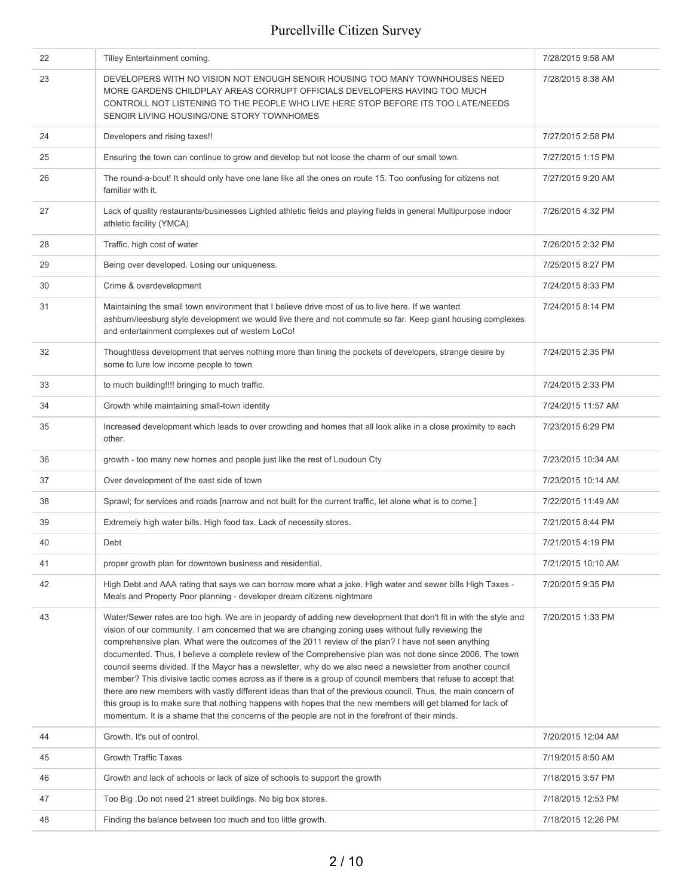| | | |
|---|---|---|
| 22 | Tilley Entertainment coming. | 7/28/2015 9:58 AM |
| 23 | DEVELOPERS WITH NO VISION NOT ENOUGH SENOIR HOUSING TOO MANY TOWNHOUSES NEED MORE GARDENS CHILDPLAY AREAS CORRUPT OFFICIALS DEVELOPERS HAVING TOO MUCH CONTROLL NOT LISTENING TO THE PEOPLE WHO LIVE HERE STOP BEFORE ITS TOO LATE/NEEDS SENOIR LIVING HOUSING/ONE STORY TOWNHOMES | 7/28/2015 8:38 AM |
| 24 | Developers and rising taxes!! | 7/27/2015 2:58 PM |
| 25 | Ensuring the town can continue to grow and develop but not loose the charm of our small town. | 7/27/2015 1:15 PM |
| 26 | The round-a-bout! It should only have one lane like all the ones on route 15. Too confusing for citizens not familiar with it. | 7/27/2015 9:20 AM |
| 27 | Lack of quality restaurants/businesses Lighted athletic fields and playing fields in general Multipurpose indoor athletic facility (YMCA) | 7/26/2015 4:32 PM |
| 28 | Traffic, high cost of water | 7/26/2015 2:32 PM |
| 29 | Being over developed. Losing our uniqueness. | 7/25/2015 8:27 PM |
| 30 | Crime & overdevelopment | 7/24/2015 8:33 PM |
| 31 | Maintaining the small town environment that I believe drive most of us to live here. If we wanted ashburn/leesburg style development we would live there and not commute so far. Keep giant housing complexes and entertainment complexes out of western LoCo! | 7/24/2015 8:14 PM |
| 32 | Thoughtless development that serves nothing more than lining the pockets of developers, strange desire by some to lure low income people to town | 7/24/2015 2:35 PM |
| 33 | to much building!!!! bringing to much traffic. | 7/24/2015 2:33 PM |
| 34 | Growth while maintaining small-town identity | 7/24/2015 11:57 AM |
| 35 | Increased development which leads to over crowding and homes that all look alike in a close proximity to each other. | 7/23/2015 6:29 PM |
| 36 | growth - too many new homes and people just like the rest of Loudoun Cty | 7/23/2015 10:34 AM |
| 37 | Over development of the east side of town | 7/23/2015 10:14 AM |
| 38 | Sprawl; for services and roads [narrow and not built for the current traffic, let alone what is to come.] | 7/22/2015 11:49 AM |
| 39 | Extremely high water bills. High food tax. Lack of necessity stores. | 7/21/2015 8:44 PM |
| 40 | Debt | 7/21/2015 4:19 PM |
| 41 | proper growth plan for downtown business and residential. | 7/21/2015 10:10 AM |
| 42 | High Debt and AAA rating that says we can borrow more what a joke. High water and sewer bills High Taxes - Meals and Property Poor planning - developer dream citizens nightmare | 7/20/2015 9:35 PM |
| 43 | Water/Sewer rates are too high. We are in jeopardy of adding new development that don't fit in with the style and vision of our community. I am concerned that we are changing zoning uses without fully reviewing the comprehensive plan. What were the outcomes of the 2011 review of the plan? I have not seen anything documented. Thus, I believe a complete review of the Comprehensive plan was not done since 2006. The town council seems divided. If the Mayor has a newsletter, why do we also need a newsletter from another council member? This divisive tactic comes across as if there is a group of council members that refuse to accept that there are new members with vastly different ideas than that of the previous council. Thus, the main concern of this group is to make sure that nothing happens with hopes that the new members will get blamed for lack of momentum. It is a shame that the concerns of the people are not in the forefront of their minds. | 7/20/2015 1:33 PM |
| 44 | Growth. It's out of control. | 7/20/2015 12:04 AM |
| 45 | Growth Traffic Taxes | 7/19/2015 8:50 AM |
| 46 | Growth and lack of schools or lack of size of schools to support the growth | 7/18/2015 3:57 PM |
| 47 | Too Big .Do not need 21 street buildings. No big box stores. | 7/18/2015 12:53 PM |
| 48 | Finding the balance between too much and too little growth. | 7/18/2015 12:26 PM |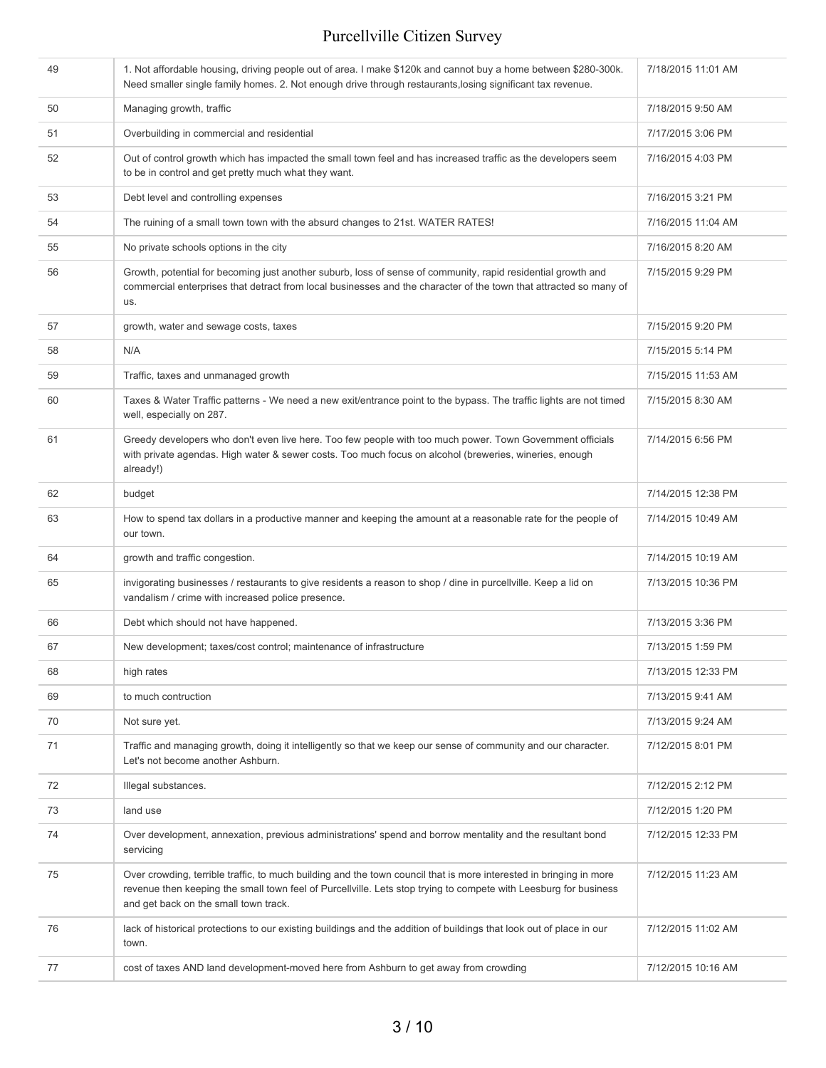| | | |
|---|---|---|
| 49 | 1. Not affordable housing, driving people out of area. I make $120k and cannot buy a home between $280-300k. Need smaller single family homes. 2. Not enough drive through restaurants,losing significant tax revenue. | 7/18/2015 11:01 AM |
| 50 | Managing growth, traffic | 7/18/2015 9:50 AM |
| 51 | Overbuilding in commercial and residential | 7/17/2015 3:06 PM |
| 52 | Out of control growth which has impacted the small town feel and has increased traffic as the developers seem to be in control and get pretty much what they want. | 7/16/2015 4:03 PM |
| 53 | Debt level and controlling expenses | 7/16/2015 3:21 PM |
| 54 | The ruining of a small town town with the absurd changes to 21st. WATER RATES! | 7/16/2015 11:04 AM |
| 55 | No private schools options in the city | 7/16/2015 8:20 AM |
| 56 | Growth, potential for becoming just another suburb, loss of sense of community, rapid residential growth and commercial enterprises that detract from local businesses and the character of the town that attracted so many of us. | 7/15/2015 9:29 PM |
| 57 | growth, water and sewage costs, taxes | 7/15/2015 9:20 PM |
| 58 | N/A | 7/15/2015 5:14 PM |
| 59 | Traffic, taxes and unmanaged growth | 7/15/2015 11:53 AM |
| 60 | Taxes & Water Traffic patterns - We need a new exit/entrance point to the bypass. The traffic lights are not timed well, especially on 287. | 7/15/2015 8:30 AM |
| 61 | Greedy developers who don't even live here. Too few people with too much power. Town Government officials with private agendas. High water & sewer costs. Too much focus on alcohol (breweries, wineries, enough already!) | 7/14/2015 6:56 PM |
| 62 | budget | 7/14/2015 12:38 PM |
| 63 | How to spend tax dollars in a productive manner and keeping the amount at a reasonable rate for the people of our town. | 7/14/2015 10:49 AM |
| 64 | growth and traffic congestion. | 7/14/2015 10:19 AM |
| 65 | invigorating businesses / restaurants to give residents a reason to shop / dine in purcellville. Keep a lid on vandalism / crime with increased police presence. | 7/13/2015 10:36 PM |
| 66 | Debt which should not have happened. | 7/13/2015 3:36 PM |
| 67 | New development; taxes/cost control; maintenance of infrastructure | 7/13/2015 1:59 PM |
| 68 | high rates | 7/13/2015 12:33 PM |
| 69 | to much contruction | 7/13/2015 9:41 AM |
| 70 | Not sure yet. | 7/13/2015 9:24 AM |
| 71 | Traffic and managing growth, doing it intelligently so that we keep our sense of community and our character. Let's not become another Ashburn. | 7/12/2015 8:01 PM |
| 72 | Illegal substances. | 7/12/2015 2:12 PM |
| 73 | land use | 7/12/2015 1:20 PM |
| 74 | Over development, annexation, previous administrations' spend and borrow mentality and the resultant bond servicing | 7/12/2015 12:33 PM |
| 75 | Over crowding, terrible traffic, to much building and the town council that is more interested in bringing in more revenue then keeping the small town feel of Purcellville. Lets stop trying to compete with Leesburg for business and get back on the small town track. | 7/12/2015 11:23 AM |
| 76 | lack of historical protections to our existing buildings and the addition of buildings that look out of place in our town. | 7/12/2015 11:02 AM |
| 77 | cost of taxes AND land development-moved here from Ashburn to get away from crowding | 7/12/2015 10:16 AM |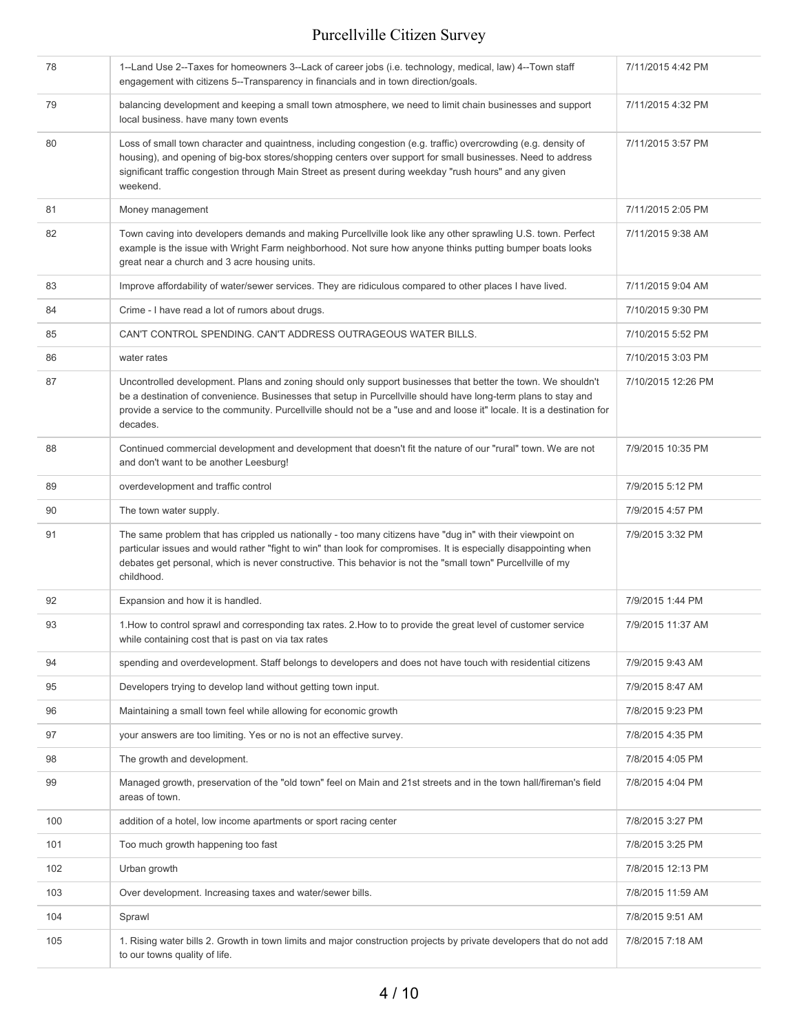| 78 | 1--Land Use 2--Taxes for homeowners 3--Lack of career jobs (i.e. technology, medical, law) 4--Town staff engagement with citizens 5--Transparency in financials and in town direction/goals. | 7/11/2015 4:42 PM |
|---|---|---|
| 79 | balancing development and keeping a small town atmosphere, we need to limit chain businesses and support local business. have many town events | 7/11/2015 4:32 PM |
| 80 | Loss of small town character and quaintness, including congestion (e.g. traffic) overcrowding (e.g. density of housing), and opening of big-box stores/shopping centers over support for small businesses. Need to address significant traffic congestion through Main Street as present during weekday "rush hours" and any given weekend. | 7/11/2015 3:57 PM |
| 81 | Money management | 7/11/2015 2:05 PM |
| 82 | Town caving into developers demands and making Purcellville look like any other sprawling U.S. town. Perfect example is the issue with Wright Farm neighborhood. Not sure how anyone thinks putting bumper boats looks great near a church and 3 acre housing units. | 7/11/2015 9:38 AM |
| 83 | Improve affordability of water/sewer services. They are ridiculous compared to other places I have lived. | 7/11/2015 9:04 AM |
| 84 | Crime - I have read a lot of rumors about drugs. | 7/10/2015 9:30 PM |
| 85 | CAN'T CONTROL SPENDING. CAN'T ADDRESS OUTRAGEOUS WATER BILLS. | 7/10/2015 5:52 PM |
| 86 | water rates | 7/10/2015 3:03 PM |
| 87 | Uncontrolled development. Plans and zoning should only support businesses that better the town. We shouldn't be a destination of convenience. Businesses that setup in Purcellville should have long-term plans to stay and provide a service to the community. Purcellville should not be a "use and and loose it" locale. It is a destination for decades. | 7/10/2015 12:26 PM |
| 88 | Continued commercial development and development that doesn't fit the nature of our "rural" town. We are not and don't want to be another Leesburg! | 7/9/2015 10:35 PM |
| 89 | overdevelopment and traffic control | 7/9/2015 5:12 PM |
| 90 | The town water supply. | 7/9/2015 4:57 PM |
| 91 | The same problem that has crippled us nationally - too many citizens have "dug in" with their viewpoint on particular issues and would rather "fight to win" than look for compromises. It is especially disappointing when debates get personal, which is never constructive. This behavior is not the "small town" Purcellville of my childhood. | 7/9/2015 3:32 PM |
| 92 | Expansion and how it is handled. | 7/9/2015 1:44 PM |
| 93 | 1.How to control sprawl and corresponding tax rates. 2.How to to provide the great level of customer service while containing cost that is past on via tax rates | 7/9/2015 11:37 AM |
| 94 | spending and overdevelopment. Staff belongs to developers and does not have touch with residential citizens | 7/9/2015 9:43 AM |
| 95 | Developers trying to develop land without getting town input. | 7/9/2015 8:47 AM |
| 96 | Maintaining a small town feel while allowing for economic growth | 7/8/2015 9:23 PM |
| 97 | your answers are too limiting. Yes or no is not an effective survey. | 7/8/2015 4:35 PM |
| 98 | The growth and development. | 7/8/2015 4:05 PM |
| 99 | Managed growth, preservation of the "old town" feel on Main and 21st streets and in the town hall/fireman's field areas of town. | 7/8/2015 4:04 PM |
| 100 | addition of a hotel, low income apartments or sport racing center | 7/8/2015 3:27 PM |
| 101 | Too much growth happening too fast | 7/8/2015 3:25 PM |
| 102 | Urban growth | 7/8/2015 12:13 PM |
| 103 | Over development. Increasing taxes and water/sewer bills. | 7/8/2015 11:59 AM |
| 104 | Sprawl | 7/8/2015 9:51 AM |
| 105 | 1. Rising water bills 2. Growth in town limits and major construction projects by private developers that do not add to our towns quality of life. | 7/8/2015 7:18 AM |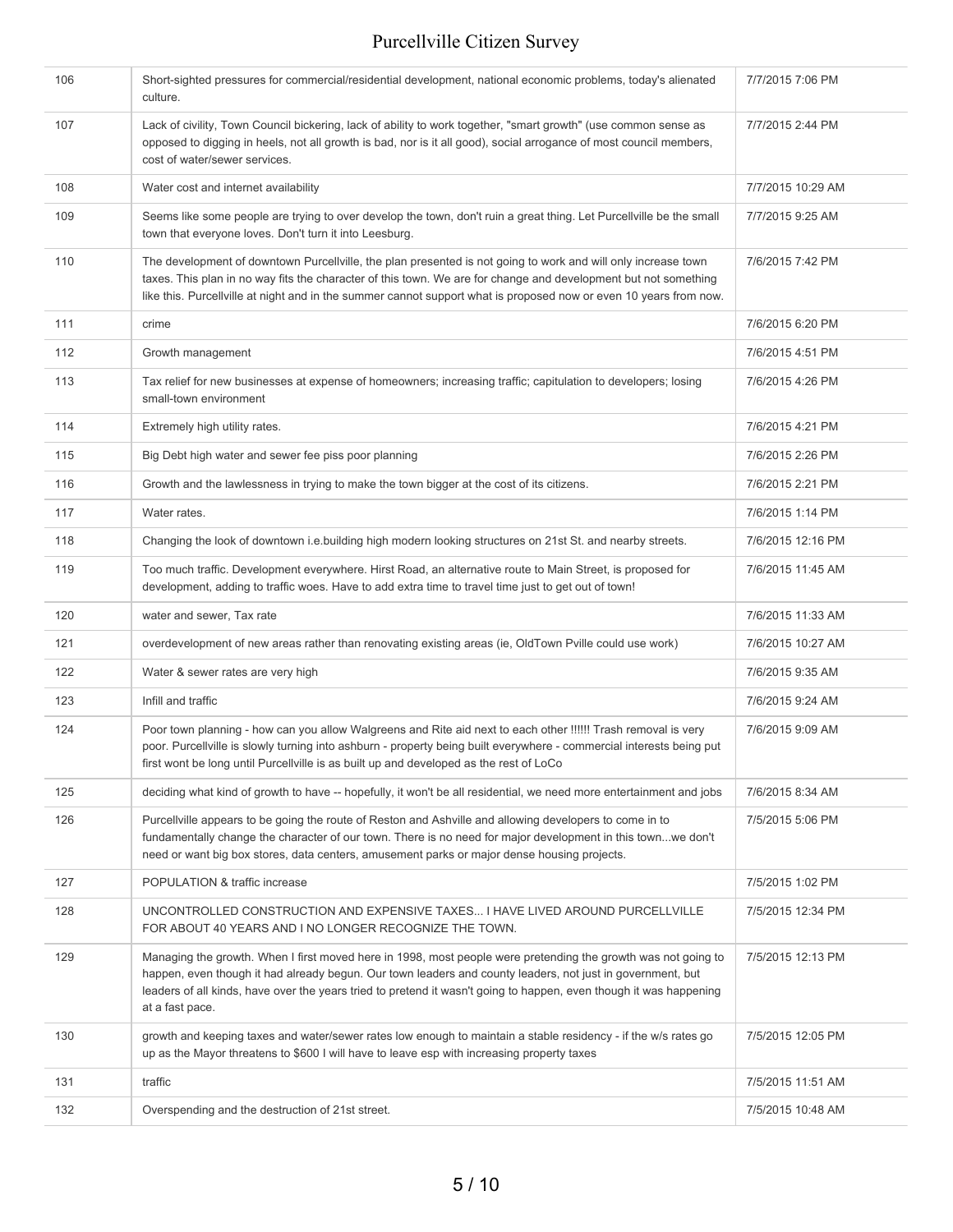| | | |
|---|---|---|
| 106 | Short-sighted pressures for commercial/residential development, national economic problems, today's alienated culture. | 7/7/2015 7:06 PM |
| 107 | Lack of civility, Town Council bickering, lack of ability to work together, "smart growth" (use common sense as opposed to digging in heels, not all growth is bad, nor is it all good), social arrogance of most council members, cost of water/sewer services. | 7/7/2015 2:44 PM |
| 108 | Water cost and internet availability | 7/7/2015 10:29 AM |
| 109 | Seems like some people are trying to over develop the town, don't ruin a great thing. Let Purcellville be the small town that everyone loves. Don't turn it into Leesburg. | 7/7/2015 9:25 AM |
| 110 | The development of downtown Purcellville, the plan presented is not going to work and will only increase town taxes. This plan in no way fits the character of this town. We are for change and development but not something like this. Purcellville at night and in the summer cannot support what is proposed now or even 10 years from now. | 7/6/2015 7:42 PM |
| 111 | crime | 7/6/2015 6:20 PM |
| 112 | Growth management | 7/6/2015 4:51 PM |
| 113 | Tax relief for new businesses at expense of homeowners; increasing traffic; capitulation to developers; losing small-town environment | 7/6/2015 4:26 PM |
| 114 | Extremely high utility rates. | 7/6/2015 4:21 PM |
| 115 | Big Debt high water and sewer fee piss poor planning | 7/6/2015 2:26 PM |
| 116 | Growth and the lawlessness in trying to make the town bigger at the cost of its citizens. | 7/6/2015 2:21 PM |
| 117 | Water rates. | 7/6/2015 1:14 PM |
| 118 | Changing the look of downtown i.e.building high modern looking structures on 21st St. and nearby streets. | 7/6/2015 12:16 PM |
| 119 | Too much traffic. Development everywhere. Hirst Road, an alternative route to Main Street, is proposed for development, adding to traffic woes. Have to add extra time to travel time just to get out of town! | 7/6/2015 11:45 AM |
| 120 | water and sewer, Tax rate | 7/6/2015 11:33 AM |
| 121 | overdevelopment of new areas rather than renovating existing areas (ie, OldTown Pville could use work) | 7/6/2015 10:27 AM |
| 122 | Water & sewer rates are very high | 7/6/2015 9:35 AM |
| 123 | Infill and traffic | 7/6/2015 9:24 AM |
| 124 | Poor town planning - how can you allow Walgreens and Rite aid next to each other !!!!!! Trash removal is very poor. Purcellville is slowly turning into ashburn - property being built everywhere - commercial interests being put first wont be long until Purcellville is as built up and developed as the rest of LoCo | 7/6/2015 9:09 AM |
| 125 | deciding what kind of growth to have -- hopefully, it won't be all residential, we need more entertainment and jobs | 7/6/2015 8:34 AM |
| 126 | Purcellville appears to be going the route of Reston and Ashville and allowing developers to come in to fundamentally change the character of our town. There is no need for major development in this town...we don't need or want big box stores, data centers, amusement parks or major dense housing projects. | 7/5/2015 5:06 PM |
| 127 | POPULATION & traffic increase | 7/5/2015 1:02 PM |
| 128 | UNCONTROLLED CONSTRUCTION AND EXPENSIVE TAXES... I HAVE LIVED AROUND PURCELLVILLE FOR ABOUT 40 YEARS AND I NO LONGER RECOGNIZE THE TOWN. | 7/5/2015 12:34 PM |
| 129 | Managing the growth. When I first moved here in 1998, most people were pretending the growth was not going to happen, even though it had already begun. Our town leaders and county leaders, not just in government, but leaders of all kinds, have over the years tried to pretend it wasn't going to happen, even though it was happening at a fast pace. | 7/5/2015 12:13 PM |
| 130 | growth and keeping taxes and water/sewer rates low enough to maintain a stable residency - if the w/s rates go up as the Mayor threatens to $600 I will have to leave esp with increasing property taxes | 7/5/2015 12:05 PM |
| 131 | traffic | 7/5/2015 11:51 AM |
| 132 | Overspending and the destruction of 21st street. | 7/5/2015 10:48 AM |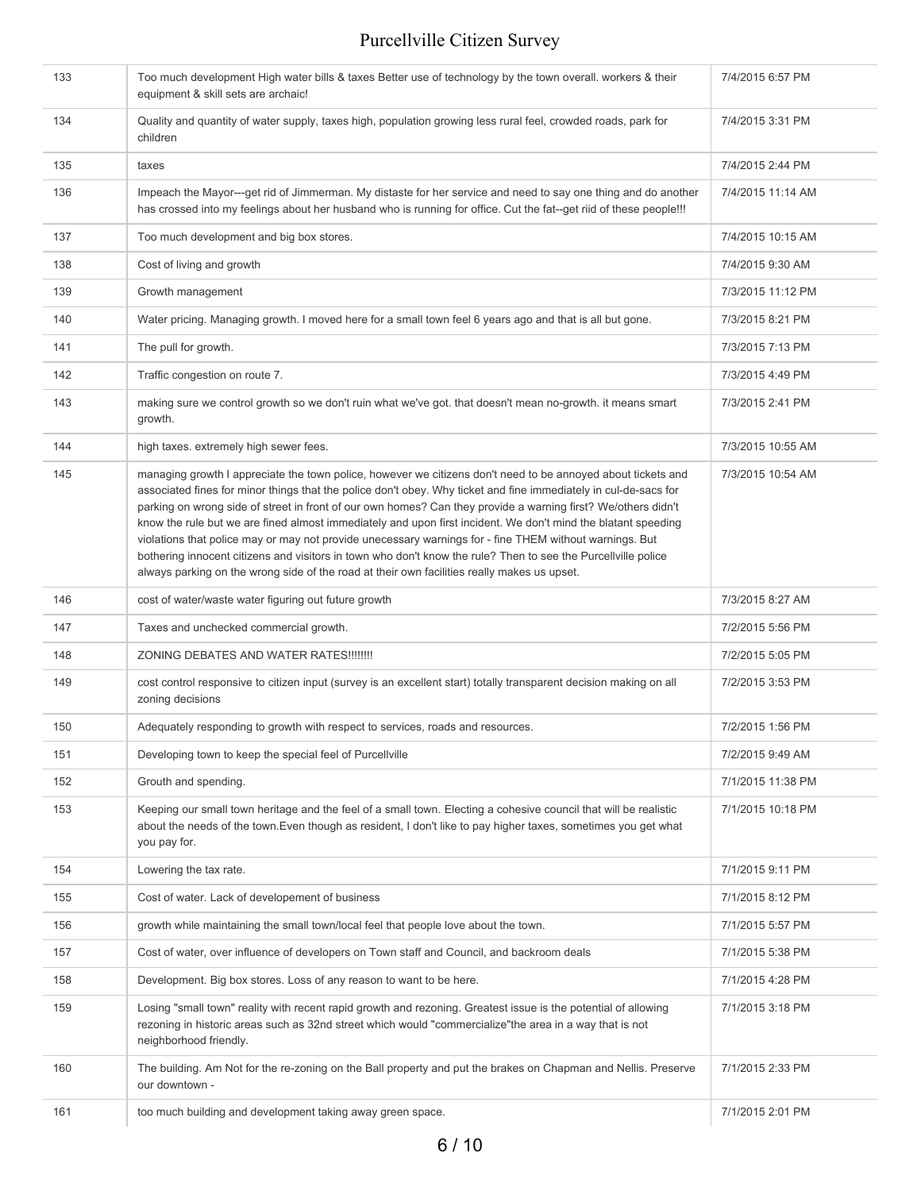| | | |
|---|---|---|
| 133 | Too much development High water bills & taxes Better use of technology by the town overall. workers & their equipment & skill sets are archaic! | 7/4/2015 6:57 PM |
| 134 | Quality and quantity of water supply, taxes high, population growing less rural feel, crowded roads, park for children | 7/4/2015 3:31 PM |
| 135 | taxes | 7/4/2015 2:44 PM |
| 136 | Impeach the Mayor---get rid of Jimmerman. My distaste for her service and need to say one thing and do another has crossed into my feelings about her husband who is running for office. Cut the fat--get riid of these people!!! | 7/4/2015 11:14 AM |
| 137 | Too much development and big box stores. | 7/4/2015 10:15 AM |
| 138 | Cost of living and growth | 7/4/2015 9:30 AM |
| 139 | Growth management | 7/3/2015 11:12 PM |
| 140 | Water pricing. Managing growth. I moved here for a small town feel 6 years ago and that is all but gone. | 7/3/2015 8:21 PM |
| 141 | The pull for growth. | 7/3/2015 7:13 PM |
| 142 | Traffic congestion on route 7. | 7/3/2015 4:49 PM |
| 143 | making sure we control growth so we don't ruin what we've got. that doesn't mean no-growth. it means smart growth. | 7/3/2015 2:41 PM |
| 144 | high taxes. extremely high sewer fees. | 7/3/2015 10:55 AM |
| 145 | managing growth I appreciate the town police, however we citizens don't need to be annoyed about tickets and associated fines for minor things that the police don't obey. Why ticket and fine immediately in cul-de-sacs for parking on wrong side of street in front of our own homes? Can they provide a warning first? We/others didn't know the rule but we are fined almost immediately and upon first incident. We don't mind the blatant speeding violations that police may or may not provide unecessary warnings for - fine THEM without warnings. But bothering innocent citizens and visitors in town who don't know the rule? Then to see the Purcellville police always parking on the wrong side of the road at their own facilities really makes us upset. | 7/3/2015 10:54 AM |
| 146 | cost of water/waste water figuring out future growth | 7/3/2015 8:27 AM |
| 147 | Taxes and unchecked commercial growth. | 7/2/2015 5:56 PM |
| 148 | ZONING DEBATES AND WATER RATES!!!!!!!! | 7/2/2015 5:05 PM |
| 149 | cost control responsive to citizen input (survey is an excellent start) totally transparent decision making on all zoning decisions | 7/2/2015 3:53 PM |
| 150 | Adequately responding to growth with respect to services, roads and resources. | 7/2/2015 1:56 PM |
| 151 | Developing town to keep the special feel of Purcellville | 7/2/2015 9:49 AM |
| 152 | Grouth and spending. | 7/1/2015 11:38 PM |
| 153 | Keeping our small town heritage and the feel of a small town. Electing a cohesive council that will be realistic about the needs of the town.Even though as resident, I don't like to pay higher taxes, sometimes you get what you pay for. | 7/1/2015 10:18 PM |
| 154 | Lowering the tax rate. | 7/1/2015 9:11 PM |
| 155 | Cost of water. Lack of developement of business | 7/1/2015 8:12 PM |
| 156 | growth while maintaining the small town/local feel that people love about the town. | 7/1/2015 5:57 PM |
| 157 | Cost of water, over influence of developers on Town staff and Council, and backroom deals | 7/1/2015 5:38 PM |
| 158 | Development. Big box stores. Loss of any reason to want to be here. | 7/1/2015 4:28 PM |
| 159 | Losing "small town" reality with recent rapid growth and rezoning. Greatest issue is the potential of allowing rezoning in historic areas such as 32nd street which would "commercialize"the area in a way that is not neighborhood friendly. | 7/1/2015 3:18 PM |
| 160 | The building. Am Not for the re-zoning on the Ball property and put the brakes on Chapman and Nellis. Preserve our downtown - | 7/1/2015 2:33 PM |
| 161 | too much building and development taking away green space. | 7/1/2015 2:01 PM |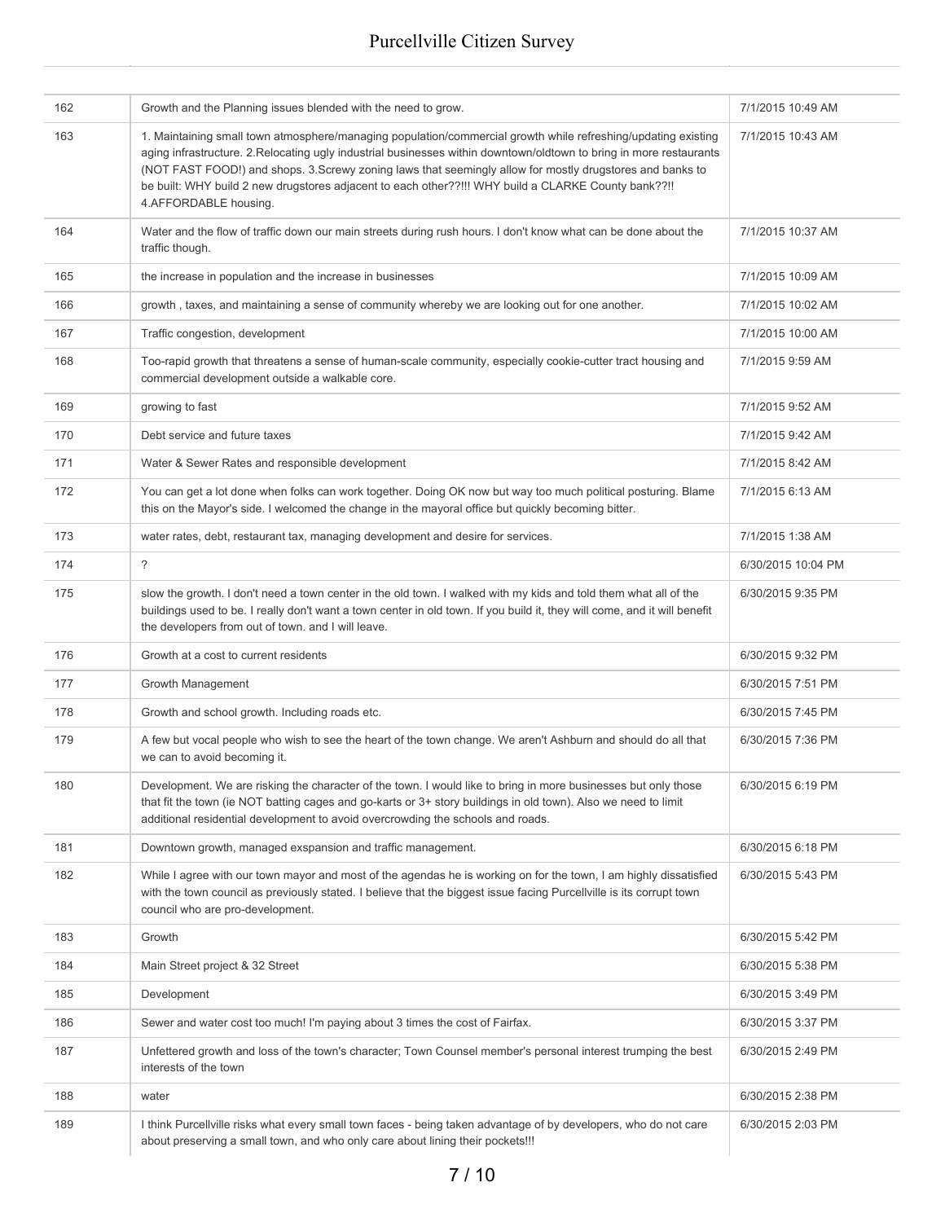| | | |
|---|---|---|
| 162 | Growth and the Planning issues blended with the need to grow. | 7/1/2015 10:49 AM |
| 163 | 1. Maintaining small town atmosphere/managing population/commercial growth while refreshing/updating existing aging infrastructure. 2.Relocating ugly industrial businesses within downtown/oldtown to bring in more restaurants (NOT FAST FOOD!) and shops. 3.Screwy zoning laws that seemingly allow for mostly drugstores and banks to be built: WHY build 2 new drugstores adjacent to each other??!!! WHY build a CLARKE County bank??!! 4.AFFORDABLE housing. | 7/1/2015 10:43 AM |
| 164 | Water and the flow of traffic down our main streets during rush hours. I don't know what can be done about the traffic though. | 7/1/2015 10:37 AM |
| 165 | the increase in population and the increase in businesses | 7/1/2015 10:09 AM |
| 166 | growth , taxes, and maintaining a sense of community whereby we are looking out for one another. | 7/1/2015 10:02 AM |
| 167 | Traffic congestion, development | 7/1/2015 10:00 AM |
| 168 | Too-rapid growth that threatens a sense of human-scale community, especially cookie-cutter tract housing and commercial development outside a walkable core. | 7/1/2015 9:59 AM |
| 169 | growing to fast | 7/1/2015 9:52 AM |
| 170 | Debt service and future taxes | 7/1/2015 9:42 AM |
| 171 | Water & Sewer Rates and responsible development | 7/1/2015 8:42 AM |
| 172 | You can get a lot done when folks can work together. Doing OK now but way too much political posturing. Blame this on the Mayor's side. I welcomed the change in the mayoral office but quickly becoming bitter. | 7/1/2015 6:13 AM |
| 173 | water rates, debt, restaurant tax, managing development and desire for services. | 7/1/2015 1:38 AM |
| 174 | ? | 6/30/2015 10:04 PM |
| 175 | slow the growth. I don't need a town center in the old town. I walked with my kids and told them what all of the buildings used to be. I really don't want a town center in old town. If you build it, they will come, and it will benefit the developers from out of town. and I will leave. | 6/30/2015 9:35 PM |
| 176 | Growth at a cost to current residents | 6/30/2015 9:32 PM |
| 177 | Growth Management | 6/30/2015 7:51 PM |
| 178 | Growth and school growth. Including roads etc. | 6/30/2015 7:45 PM |
| 179 | A few but vocal people who wish to see the heart of the town change. We aren't Ashburn and should do all that we can to avoid becoming it. | 6/30/2015 7:36 PM |
| 180 | Development. We are risking the character of the town. I would like to bring in more businesses but only those that fit the town (ie NOT batting cages and go-karts or 3+ story buildings in old town). Also we need to limit additional residential development to avoid overcrowding the schools and roads. | 6/30/2015 6:19 PM |
| 181 | Downtown growth, managed exspansion and traffic management. | 6/30/2015 6:18 PM |
| 182 | While I agree with our town mayor and most of the agendas he is working on for the town, I am highly dissatisfied with the town council as previously stated. I believe that the biggest issue facing Purcellville is its corrupt town council who are pro-development. | 6/30/2015 5:43 PM |
| 183 | Growth | 6/30/2015 5:42 PM |
| 184 | Main Street project & 32 Street | 6/30/2015 5:38 PM |
| 185 | Development | 6/30/2015 3:49 PM |
| 186 | Sewer and water cost too much! I'm paying about 3 times the cost of Fairfax. | 6/30/2015 3:37 PM |
| 187 | Unfettered growth and loss of the town's character; Town Counsel member's personal interest trumping the best interests of the town | 6/30/2015 2:49 PM |
| 188 | water | 6/30/2015 2:38 PM |
| 189 | I think Purcellville risks what every small town faces - being taken advantage of by developers, who do not care about preserving a small town, and who only care about lining their pockets!!! | 6/30/2015 2:03 PM |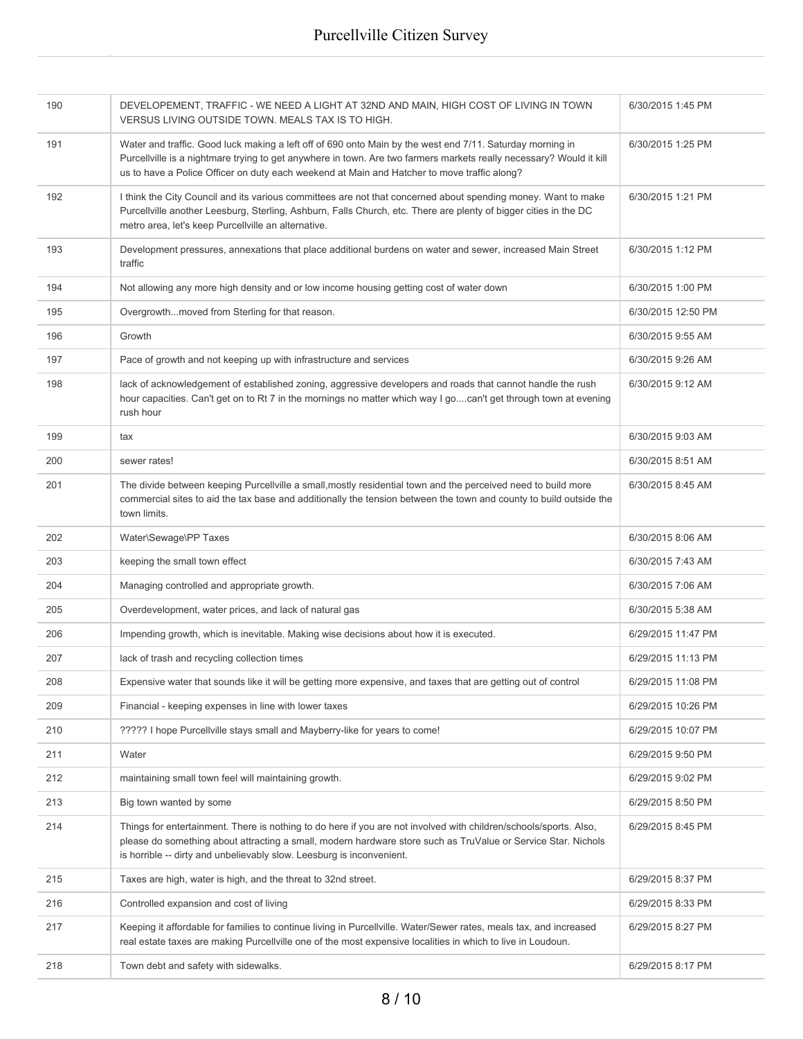| | | |
|---|---|---|
| 190 | DEVELOPEMENT, TRAFFIC - WE NEED A LIGHT AT 32ND AND MAIN, HIGH COST OF LIVING IN TOWN VERSUS LIVING OUTSIDE TOWN. MEALS TAX IS TO HIGH. | 6/30/2015 1:45 PM |
| 191 | Water and traffic. Good luck making a left off of 690 onto Main by the west end 7/11. Saturday morning in Purcellville is a nightmare trying to get anywhere in town. Are two farmers markets really necessary? Would it kill us to have a Police Officer on duty each weekend at Main and Hatcher to move traffic along? | 6/30/2015 1:25 PM |
| 192 | I think the City Council and its various committees are not that concerned about spending money. Want to make Purcellville another Leesburg, Sterling, Ashburn, Falls Church, etc. There are plenty of bigger cities in the DC metro area, let's keep Purcellville an alternative. | 6/30/2015 1:21 PM |
| 193 | Development pressures, annexations that place additional burdens on water and sewer, increased Main Street traffic | 6/30/2015 1:12 PM |
| 194 | Not allowing any more high density and or low income housing getting cost of water down | 6/30/2015 1:00 PM |
| 195 | Overgrowth...moved from Sterling for that reason. | 6/30/2015 12:50 PM |
| 196 | Growth | 6/30/2015 9:55 AM |
| 197 | Pace of growth and not keeping up with infrastructure and services | 6/30/2015 9:26 AM |
| 198 | lack of acknowledgement of established zoning, aggressive developers and roads that cannot handle the rush hour capacities. Can't get on to Rt 7 in the mornings no matter which way I go....can't get through town at evening rush hour | 6/30/2015 9:12 AM |
| 199 | tax | 6/30/2015 9:03 AM |
| 200 | sewer rates! | 6/30/2015 8:51 AM |
| 201 | The divide between keeping Purcellville a small,mostly residential town and the perceived need to build more commercial sites to aid the tax base and additionally the tension between the town and county to build outside the town limits. | 6/30/2015 8:45 AM |
| 202 | Water\Sewage\PP Taxes | 6/30/2015 8:06 AM |
| 203 | keeping the small town effect | 6/30/2015 7:43 AM |
| 204 | Managing controlled and appropriate growth. | 6/30/2015 7:06 AM |
| 205 | Overdevelopment, water prices, and lack of natural gas | 6/30/2015 5:38 AM |
| 206 | Impending growth, which is inevitable. Making wise decisions about how it is executed. | 6/29/2015 11:47 PM |
| 207 | lack of trash and recycling collection times | 6/29/2015 11:13 PM |
| 208 | Expensive water that sounds like it will be getting more expensive, and taxes that are getting out of control | 6/29/2015 11:08 PM |
| 209 | Financial - keeping expenses in line with lower taxes | 6/29/2015 10:26 PM |
| 210 | ????? I hope Purcellville stays small and Mayberry-like for years to come! | 6/29/2015 10:07 PM |
| 211 | Water | 6/29/2015 9:50 PM |
| 212 | maintaining small town feel will maintaining growth. | 6/29/2015 9:02 PM |
| 213 | Big town wanted by some | 6/29/2015 8:50 PM |
| 214 | Things for entertainment. There is nothing to do here if you are not involved with children/schools/sports. Also, please do something about attracting a small, modern hardware store such as TruValue or Service Star. Nichols is horrible -- dirty and unbelievably slow. Leesburg is inconvenient. | 6/29/2015 8:45 PM |
| 215 | Taxes are high, water is high, and the threat to 32nd street. | 6/29/2015 8:37 PM |
| 216 | Controlled expansion and cost of living | 6/29/2015 8:33 PM |
| 217 | Keeping it affordable for families to continue living in Purcellville. Water/Sewer rates, meals tax, and increased real estate taxes are making Purcellville one of the most expensive localities in which to live in Loudoun. | 6/29/2015 8:27 PM |
| 218 | Town debt and safety with sidewalks. | 6/29/2015 8:17 PM |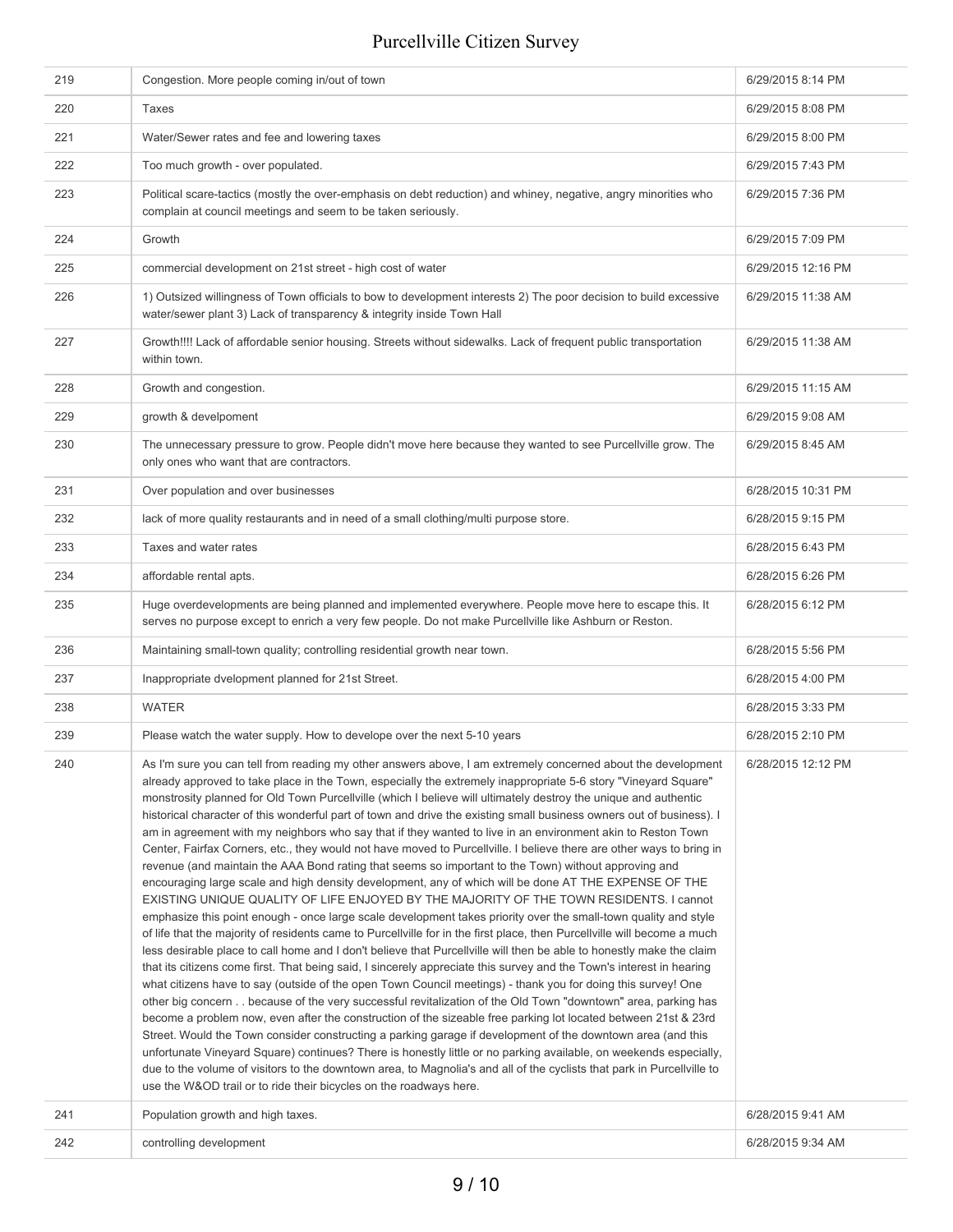| | | |
|---|---|---|
| 219 | Congestion. More people coming in/out of town | 6/29/2015 8:14 PM |
| 220 | Taxes | 6/29/2015 8:08 PM |
| 221 | Water/Sewer rates and fee and lowering taxes | 6/29/2015 8:00 PM |
| 222 | Too much growth - over populated. | 6/29/2015 7:43 PM |
| 223 | Political scare-tactics (mostly the over-emphasis on debt reduction) and whiney, negative, angry minorities who complain at council meetings and seem to be taken seriously. | 6/29/2015 7:36 PM |
| 224 | Growth | 6/29/2015 7:09 PM |
| 225 | commercial development on 21st street - high cost of water | 6/29/2015 12:16 PM |
| 226 | 1) Outsized willingness of Town officials to bow to development interests 2) The poor decision to build excessive water/sewer plant 3) Lack of transparency & integrity inside Town Hall | 6/29/2015 11:38 AM |
| 227 | Growth!!!! Lack of affordable senior housing. Streets without sidewalks. Lack of frequent public transportation within town. | 6/29/2015 11:38 AM |
| 228 | Growth and congestion. | 6/29/2015 11:15 AM |
| 229 | growth & develpoment | 6/29/2015 9:08 AM |
| 230 | The unnecessary pressure to grow. People didn't move here because they wanted to see Purcellville grow. The only ones who want that are contractors. | 6/29/2015 8:45 AM |
| 231 | Over population and over businesses | 6/28/2015 10:31 PM |
| 232 | lack of more quality restaurants and in need of a small clothing/multi purpose store. | 6/28/2015 9:15 PM |
| 233 | Taxes and water rates | 6/28/2015 6:43 PM |
| 234 | affordable rental apts. | 6/28/2015 6:26 PM |
| 235 | Huge overdevelopments are being planned and implemented everywhere. People move here to escape this. It serves no purpose except to enrich a very few people. Do not make Purcellville like Ashburn or Reston. | 6/28/2015 6:12 PM |
| 236 | Maintaining small-town quality; controlling residential growth near town. | 6/28/2015 5:56 PM |
| 237 | Inappropriate dvelopment planned for 21st Street. | 6/28/2015 4:00 PM |
| 238 | WATER | 6/28/2015 3:33 PM |
| 239 | Please watch the water supply. How to develope over the next 5-10 years | 6/28/2015 2:10 PM |
| 240 | As I'm sure you can tell from reading my other answers above, I am extremely concerned about the development already approved to take place in the Town, especially the extremely inappropriate 5-6 story "Vineyard Square" monstrosity planned for Old Town Purcellville (which I believe will ultimately destroy the unique and authentic historical character of this wonderful part of town and drive the existing small business owners out of business). I am in agreement with my neighbors who say that if they wanted to live in an environment akin to Reston Town Center, Fairfax Corners, etc., they would not have moved to Purcellville. I believe there are other ways to bring in revenue (and maintain the AAA Bond rating that seems so important to the Town) without approving and encouraging large scale and high density development, any of which will be done AT THE EXPENSE OF THE EXISTING UNIQUE QUALITY OF LIFE ENJOYED BY THE MAJORITY OF THE TOWN RESIDENTS. I cannot emphasize this point enough - once large scale development takes priority over the small-town quality and style of life that the majority of residents came to Purcellville for in the first place, then Purcellville will become a much less desirable place to call home and I don't believe that Purcellville will then be able to honestly make the claim that its citizens come first. That being said, I sincerely appreciate this survey and the Town's interest in hearing what citizens have to say (outside of the open Town Council meetings) - thank you for doing this survey! One other big concern . . because of the very successful revitalization of the Old Town "downtown" area, parking has become a problem now, even after the construction of the sizeable free parking lot located between 21st & 23rd Street. Would the Town consider constructing a parking garage if development of the downtown area (and this unfortunate Vineyard Square) continues? There is honestly little or no parking available, on weekends especially, due to the volume of visitors to the downtown area, to Magnolia's and all of the cyclists that park in Purcellville to use the W&OD trail or to ride their bicycles on the roadways here. | 6/28/2015 12:12 PM |
| 241 | Population growth and high taxes. | 6/28/2015 9:41 AM |
| 242 | controlling development | 6/28/2015 9:34 AM |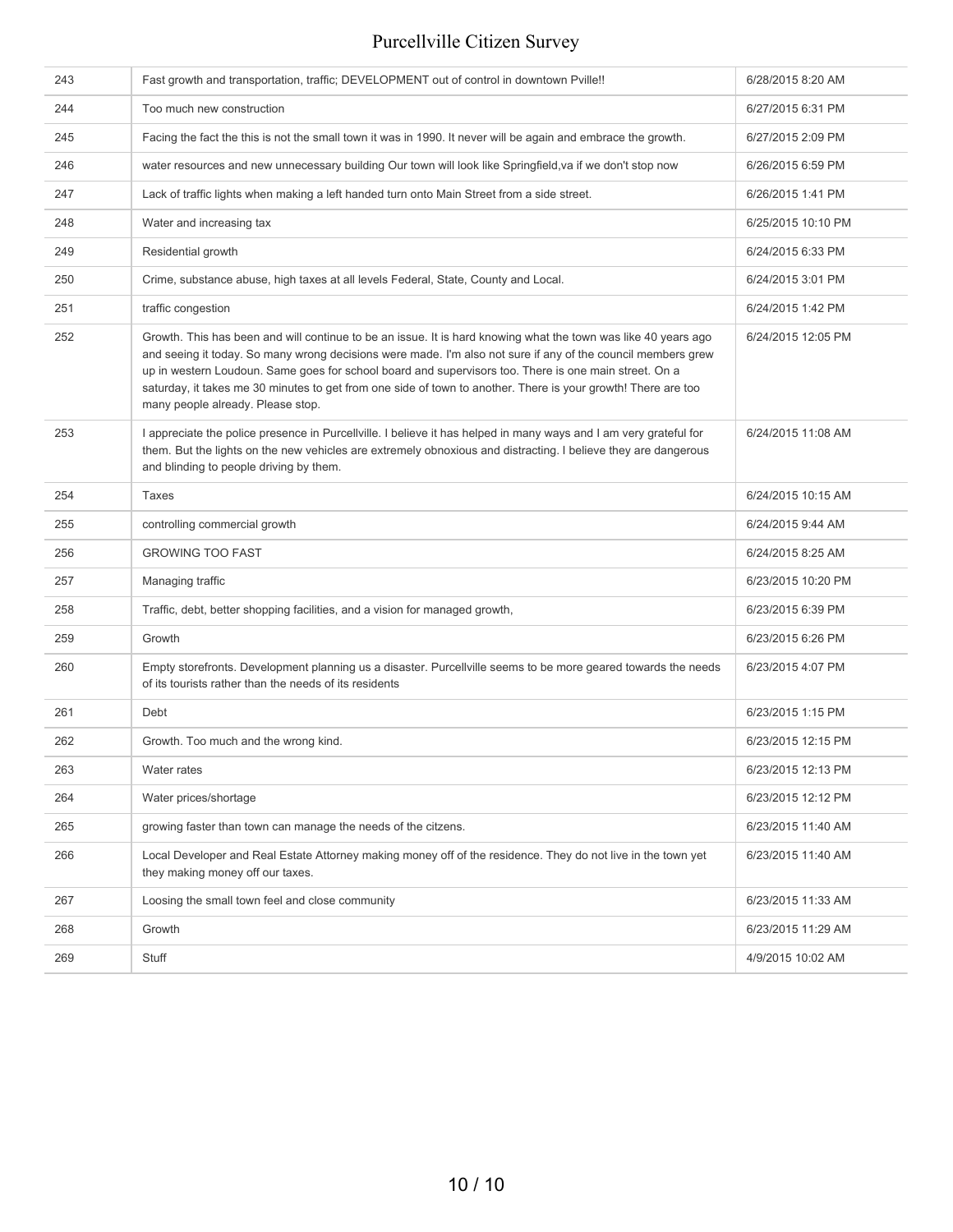| | | |
|---|---|---|
| 243 | Fast growth and transportation, traffic; DEVELOPMENT out of control in downtown Pville!! | 6/28/2015 8:20 AM |
| 244 | Too much new construction | 6/27/2015 6:31 PM |
| 245 | Facing the fact the this is not the small town it was in 1990. It never will be again and embrace the growth. | 6/27/2015 2:09 PM |
| 246 | water resources and new unnecessary building Our town will look like Springfield,va if we don't stop now | 6/26/2015 6:59 PM |
| 247 | Lack of traffic lights when making a left handed turn onto Main Street from a side street. | 6/26/2015 1:41 PM |
| 248 | Water and increasing tax | 6/25/2015 10:10 PM |
| 249 | Residential growth | 6/24/2015 6:33 PM |
| 250 | Crime, substance abuse, high taxes at all levels Federal, State, County and Local. | 6/24/2015 3:01 PM |
| 251 | traffic congestion | 6/24/2015 1:42 PM |
| 252 | Growth. This has been and will continue to be an issue. It is hard knowing what the town was like 40 years ago and seeing it today. So many wrong decisions were made. I'm also not sure if any of the council members grew up in western Loudoun. Same goes for school board and supervisors too. There is one main street. On a saturday, it takes me 30 minutes to get from one side of town to another. There is your growth! There are too many people already. Please stop. | 6/24/2015 12:05 PM |
| 253 | I appreciate the police presence in Purcellville. I believe it has helped in many ways and I am very grateful for them. But the lights on the new vehicles are extremely obnoxious and distracting. I believe they are dangerous and blinding to people driving by them. | 6/24/2015 11:08 AM |
| 254 | Taxes | 6/24/2015 10:15 AM |
| 255 | controlling commercial growth | 6/24/2015 9:44 AM |
| 256 | GROWING TOO FAST | 6/24/2015 8:25 AM |
| 257 | Managing traffic | 6/23/2015 10:20 PM |
| 258 | Traffic, debt, better shopping facilities, and a vision for managed growth, | 6/23/2015 6:39 PM |
| 259 | Growth | 6/23/2015 6:26 PM |
| 260 | Empty storefronts. Development planning us a disaster. Purcellville seems to be more geared towards the needs of its tourists rather than the needs of its residents | 6/23/2015 4:07 PM |
| 261 | Debt | 6/23/2015 1:15 PM |
| 262 | Growth. Too much and the wrong kind. | 6/23/2015 12:15 PM |
| 263 | Water rates | 6/23/2015 12:13 PM |
| 264 | Water prices/shortage | 6/23/2015 12:12 PM |
| 265 | growing faster than town can manage the needs of the citzens. | 6/23/2015 11:40 AM |
| 266 | Local Developer and Real Estate Attorney making money off of the residence. They do not live in the town yet they making money off our taxes. | 6/23/2015 11:40 AM |
| 267 | Loosing the small town feel and close community | 6/23/2015 11:33 AM |
| 268 | Growth | 6/23/2015 11:29 AM |
| 269 | Stuff | 4/9/2015 10:02 AM |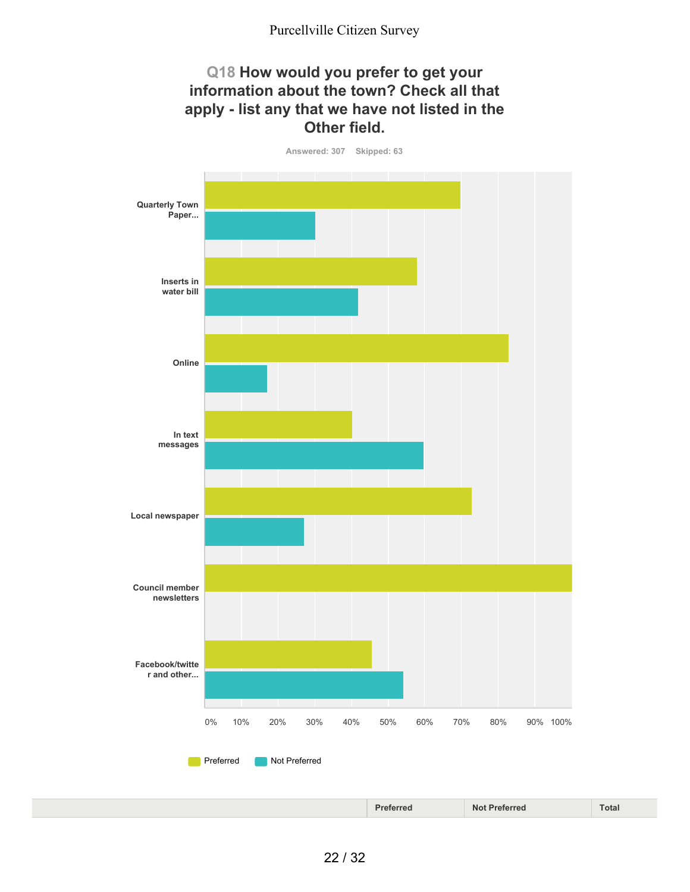## Q18 How would you prefer to get your information about the town? Check all that apply - list any that we have not listed in the Other field.

Answered: 307 Skipped: 63

| Category | Preferred | Not Preferred |
| --- | --- | --- |
| Quarterly Town Paper... | | |
| Inserts in water bill | | |
| Online | | |
| In text messages | | |
| Local newspaper | | |
| Council member newsletters | | |
| Facebook/twitter and other... | | |

0% 10% 20% 30% 40% 50% 60% 70% 80% 90% 100%

Preferred  Not Preferred

| | Preferred | Not Preferred | Total |
| --- | --- | --- | --- |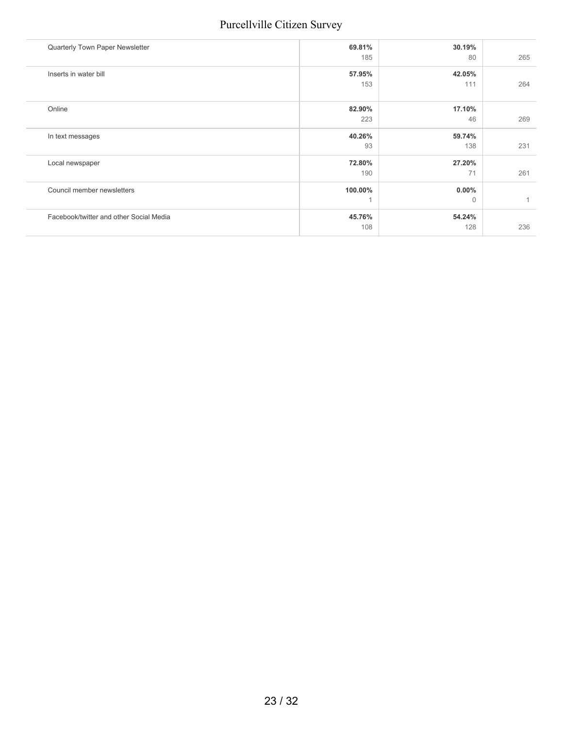| | | | |
|---|---|---|---|
| Quarterly Town Paper Newsletter | **69.81%**<br>185 | **30.19%**<br>80 | 265 |
| Inserts in water bill | **57.95%**<br>153 | **42.05%**<br>111 | 264 |
| Online | **82.90%**<br>223 | **17.10%**<br>46 | 269 |
| In text messages | **40.26%**<br>93 | **59.74%**<br>138 | 231 |
| Local newspaper | **72.80%**<br>190 | **27.20%**<br>71 | 261 |
| Council member newsletters | **100.00%**<br>1 | **0.00%**<br>0 | 1 |
| Facebook/twitter and other Social Media | **45.76%**<br>108 | **54.24%**<br>128 | 236 |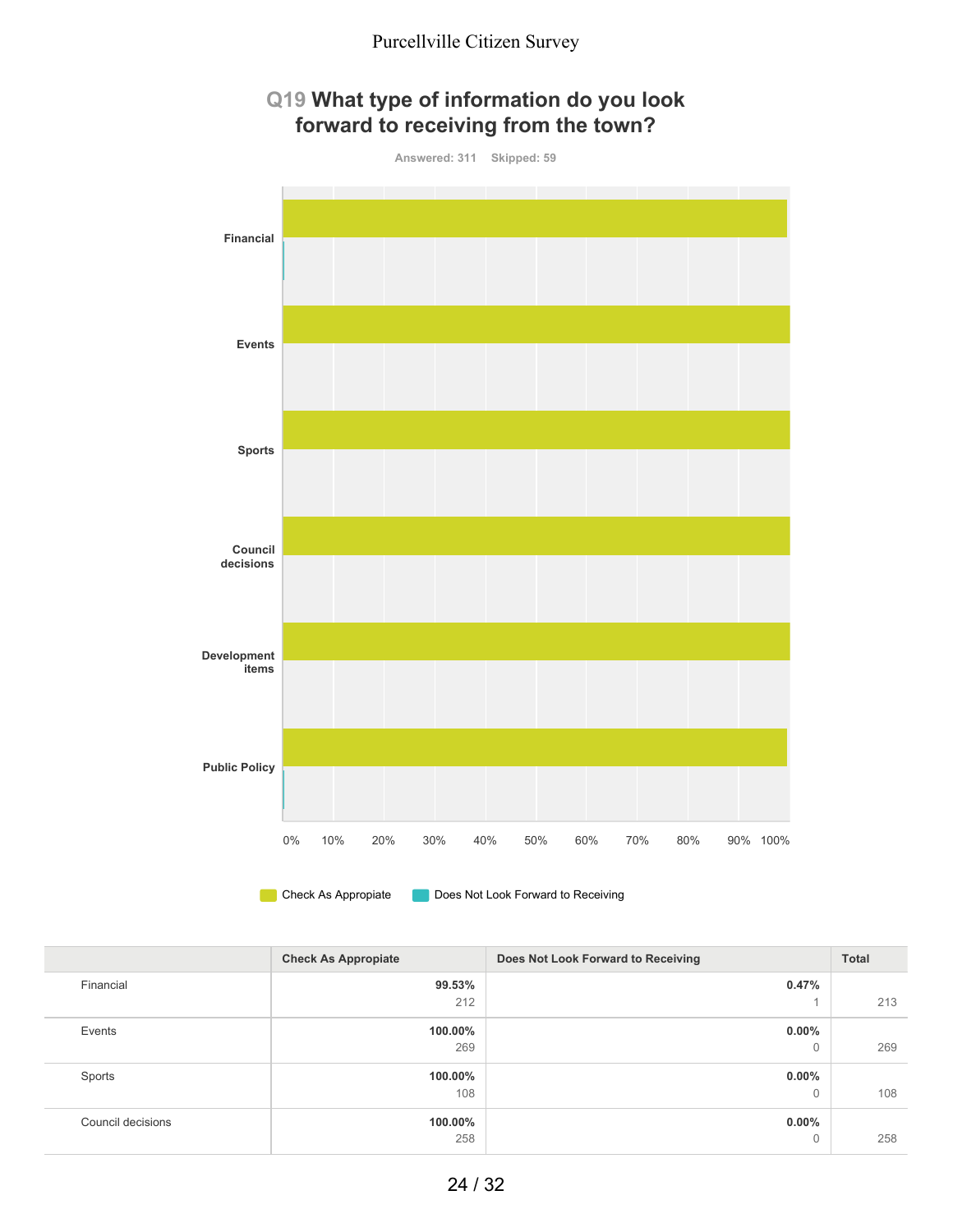## Q19 What type of information do you look forward to receiving from the town?

Answered: 311 Skipped: 59

Financial

Events

Sports

Council decisions

Development items

Public Policy

0% 10% 20% 30% 40% 50% 60% 70% 80% 90% 100%

Check As Appropiate | Does Not Look Forward to Receiving

| | Check As Appropiate | Does Not Look Forward to Receiving | Total |
|---|---|---|---|
| Financial | 99.53%<br>212 | 0.47%<br>1 | 213 |
| Events | 100.00%<br>269 | 0.00%<br>0 | 269 |
| Sports | 100.00%<br>108 | 0.00%<br>0 | 108 |
| Council decisions | 100.00%<br>258 | 0.00%<br>0 | 258 |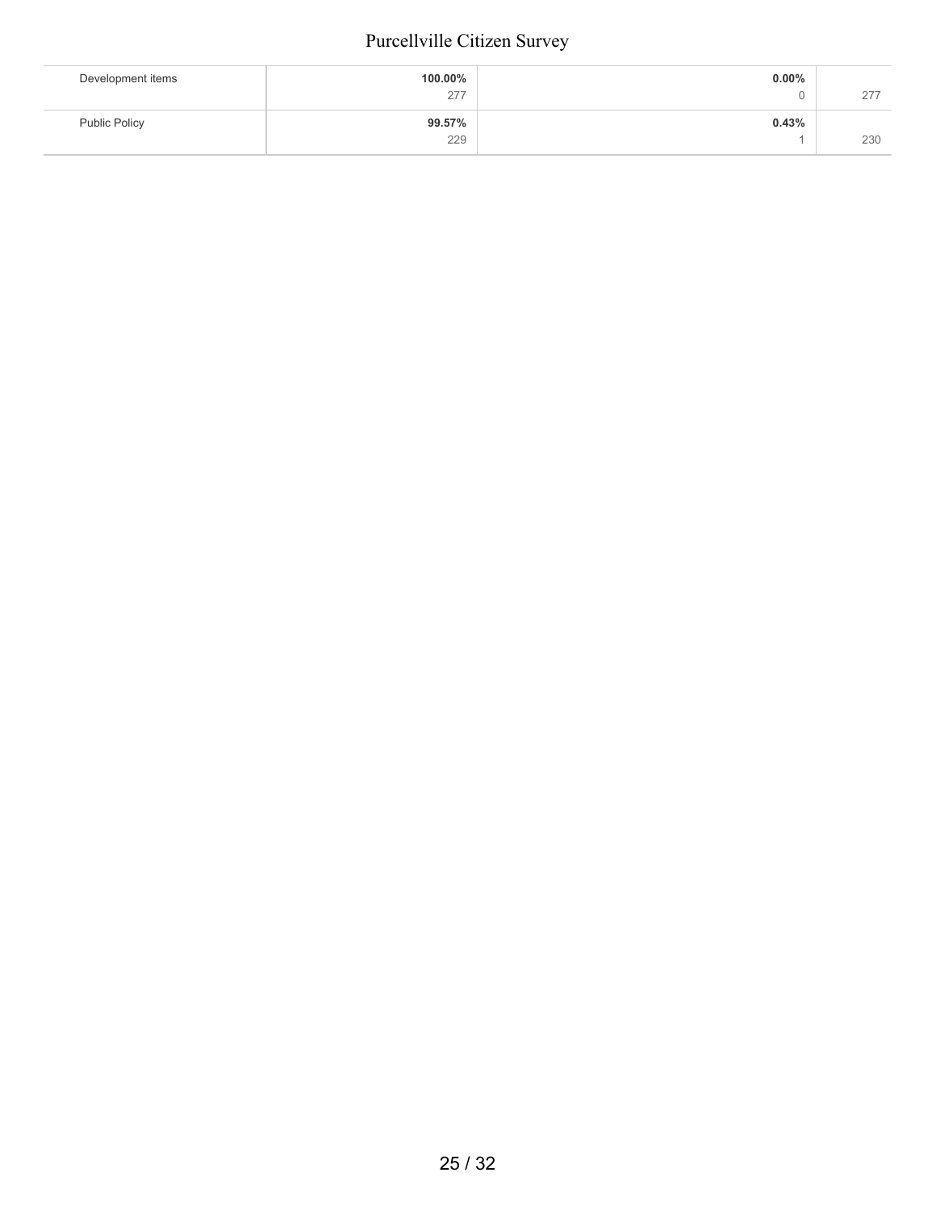| | | | |
|---|---|---|---|
| Development items | **100.00%**<br>277 | **0.00%**<br>0 | 277 |
| Public Policy | **99.57%**<br>229 | **0.43%**<br>1 | 230 |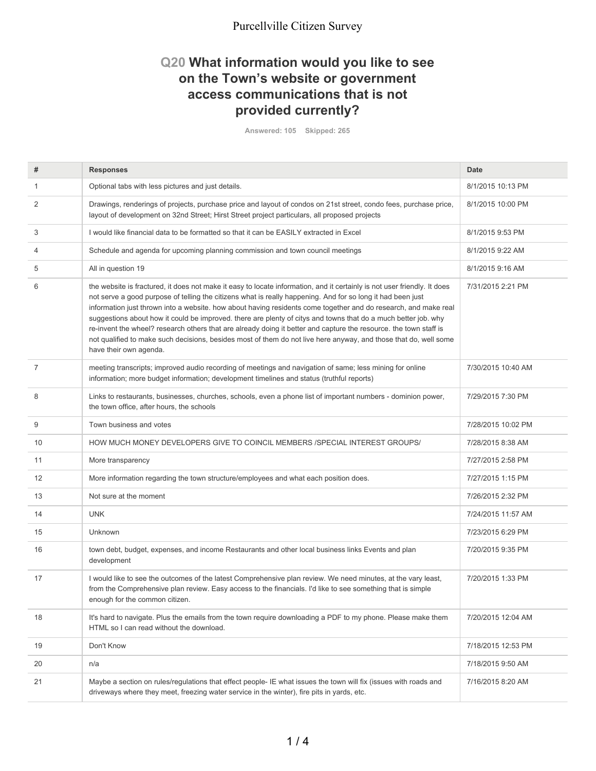Purcellville Citizen Survey

## Q20 What information would you like to see on the Town's website or government access communications that is not provided currently?

Answered: 105 Skipped: 265

| # | Responses | Date |
|---|---|---|
| 1 | Optional tabs with less pictures and just details. | 8/1/2015 10:13 PM |
| 2 | Drawings, renderings of projects, purchase price and layout of condos on 21st street, condo fees, purchase price, layout of development on 32nd Street; Hirst Street project particulars, all proposed projects | 8/1/2015 10:00 PM |
| 3 | I would like financial data to be formatted so that it can be EASILY extracted in Excel | 8/1/2015 9:53 PM |
| 4 | Schedule and agenda for upcoming planning commission and town council meetings | 8/1/2015 9:22 AM |
| 5 | All in question 19 | 8/1/2015 9:16 AM |
| 6 | the website is fractured, it does not make it easy to locate information, and it certainly is not user friendly. It does not serve a good purpose of telling the citizens what is really happening. And for so long it had been just information just thrown into a website. how about having residents come together and do research, and make real suggestions about how it could be improved. there are plenty of citys and towns that do a much better job. why re-invent the wheel? research others that are already doing it better and capture the resource. the town staff is not qualified to make such decisions, besides most of them do not live here anyway, and those that do, well some have their own agenda. | 7/31/2015 2:21 PM |
| 7 | meeting transcripts; improved audio recording of meetings and navigation of same; less mining for online information; more budget information; development timelines and status (truthful reports) | 7/30/2015 10:40 AM |
| 8 | Links to restaurants, businesses, churches, schools, even a phone list of important numbers - dominion power, the town office, after hours, the schools | 7/29/2015 7:30 PM |
| 9 | Town business and votes | 7/28/2015 10:02 PM |
| 10 | HOW MUCH MONEY DEVELOPERS GIVE TO COINCIL MEMBERS /SPECIAL INTEREST GROUPS/ | 7/28/2015 8:38 AM |
| 11 | More transparency | 7/27/2015 2:58 PM |
| 12 | More information regarding the town structure/employees and what each position does. | 7/27/2015 1:15 PM |
| 13 | Not sure at the moment | 7/26/2015 2:32 PM |
| 14 | UNK | 7/24/2015 11:57 AM |
| 15 | Unknown | 7/23/2015 6:29 PM |
| 16 | town debt, budget, expenses, and income Restaurants and other local business links Events and plan development | 7/20/2015 9:35 PM |
| 17 | I would like to see the outcomes of the latest Comprehensive plan review. We need minutes, at the vary least, from the Comprehensive plan review. Easy access to the financials. I'd like to see something that is simple enough for the common citizen. | 7/20/2015 1:33 PM |
| 18 | It's hard to navigate. Plus the emails from the town require downloading a PDF to my phone. Please make them HTML so I can read without the download. | 7/20/2015 12:04 AM |
| 19 | Don't Know | 7/18/2015 12:53 PM |
| 20 | n/a | 7/18/2015 9:50 AM |
| 21 | Maybe a section on rules/regulations that effect people- IE what issues the town will fix (issues with roads and driveways where they meet, freezing water service in the winter), fire pits in yards, etc. | 7/16/2015 8:20 AM |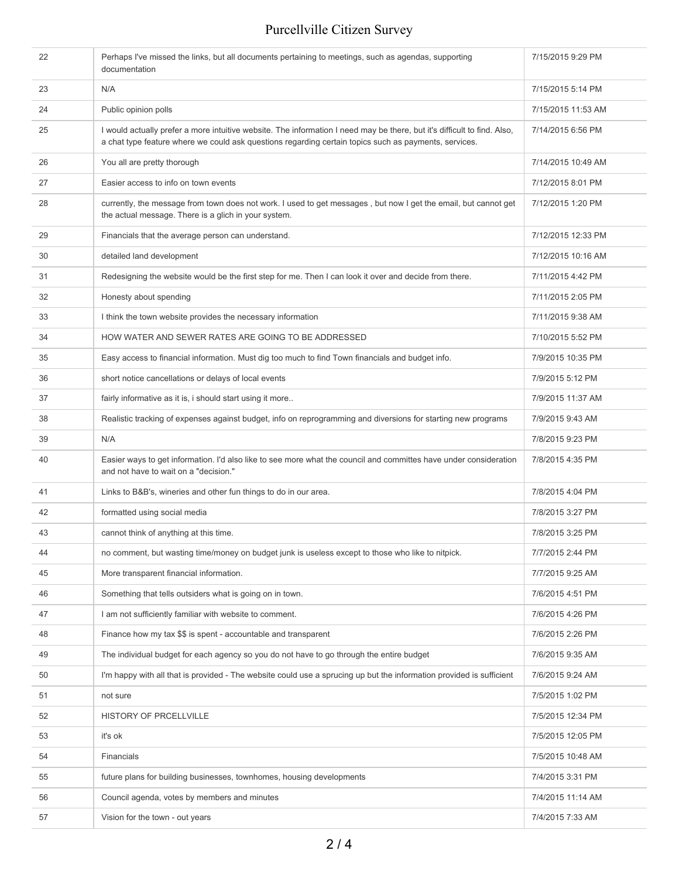| | | |
|---|---|---|
| 22 | Perhaps I've missed the links, but all documents pertaining to meetings, such as agendas, supporting documentation | 7/15/2015 9:29 PM |
| 23 | N/A | 7/15/2015 5:14 PM |
| 24 | Public opinion polls | 7/15/2015 11:53 AM |
| 25 | I would actually prefer a more intuitive website. The information I need may be there, but it's difficult to find. Also, a chat type feature where we could ask questions regarding certain topics such as payments, services. | 7/14/2015 6:56 PM |
| 26 | You all are pretty thorough | 7/14/2015 10:49 AM |
| 27 | Easier access to info on town events | 7/12/2015 8:01 PM |
| 28 | currently, the message from town does not work. I used to get messages , but now I get the email, but cannot get the actual message. There is a glich in your system. | 7/12/2015 1:20 PM |
| 29 | Financials that the average person can understand. | 7/12/2015 12:33 PM |
| 30 | detailed land development | 7/12/2015 10:16 AM |
| 31 | Redesigning the website would be the first step for me. Then I can look it over and decide from there. | 7/11/2015 4:42 PM |
| 32 | Honesty about spending | 7/11/2015 2:05 PM |
| 33 | I think the town website provides the necessary information | 7/11/2015 9:38 AM |
| 34 | HOW WATER AND SEWER RATES ARE GOING TO BE ADDRESSED | 7/10/2015 5:52 PM |
| 35 | Easy access to financial information. Must dig too much to find Town financials and budget info. | 7/9/2015 10:35 PM |
| 36 | short notice cancellations or delays of local events | 7/9/2015 5:12 PM |
| 37 | fairly informative as it is, i should start using it more.. | 7/9/2015 11:37 AM |
| 38 | Realistic tracking of expenses against budget, info on reprogramming and diversions for starting new programs | 7/9/2015 9:43 AM |
| 39 | N/A | 7/8/2015 9:23 PM |
| 40 | Easier ways to get information. I'd also like to see more what the council and committes have under consideration and not have to wait on a "decision." | 7/8/2015 4:35 PM |
| 41 | Links to B&B's, wineries and other fun things to do in our area. | 7/8/2015 4:04 PM |
| 42 | formatted using social media | 7/8/2015 3:27 PM |
| 43 | cannot think of anything at this time. | 7/8/2015 3:25 PM |
| 44 | no comment, but wasting time/money on budget junk is useless except to those who like to nitpick. | 7/7/2015 2:44 PM |
| 45 | More transparent financial information. | 7/7/2015 9:25 AM |
| 46 | Something that tells outsiders what is going on in town. | 7/6/2015 4:51 PM |
| 47 | I am not sufficiently familiar with website to comment. | 7/6/2015 4:26 PM |
| 48 | Finance how my tax $$ is spent - accountable and transparent | 7/6/2015 2:26 PM |
| 49 | The individual budget for each agency so you do not have to go through the entire budget | 7/6/2015 9:35 AM |
| 50 | I'm happy with all that is provided - The website could use a sprucing up but the information provided is sufficient | 7/6/2015 9:24 AM |
| 51 | not sure | 7/5/2015 1:02 PM |
| 52 | HISTORY OF PRCELLVILLE | 7/5/2015 12:34 PM |
| 53 | it's ok | 7/5/2015 12:05 PM |
| 54 | Financials | 7/5/2015 10:48 AM |
| 55 | future plans for building businesses, townhomes, housing developments | 7/4/2015 3:31 PM |
| 56 | Council agenda, votes by members and minutes | 7/4/2015 11:14 AM |
| 57 | Vision for the town - out years | 7/4/2015 7:33 AM |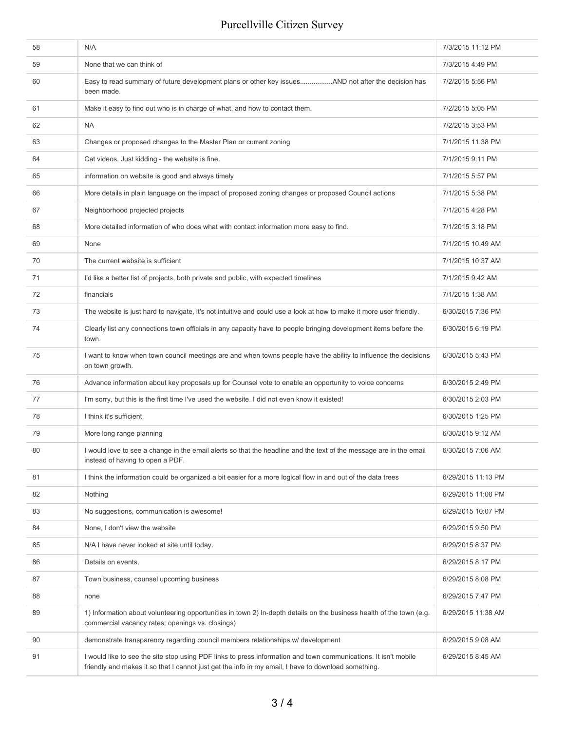| | | |
|---|---|---|
| 58 | N/A | 7/3/2015 11:12 PM |
| 59 | None that we can think of | 7/3/2015 4:49 PM |
| 60 | Easy to read summary of future development plans or other key issues................AND not after the decision has been made. | 7/2/2015 5:56 PM |
| 61 | Make it easy to find out who is in charge of what, and how to contact them. | 7/2/2015 5:05 PM |
| 62 | NA | 7/2/2015 3:53 PM |
| 63 | Changes or proposed changes to the Master Plan or current zoning. | 7/1/2015 11:38 PM |
| 64 | Cat videos. Just kidding - the website is fine. | 7/1/2015 9:11 PM |
| 65 | information on website is good and always timely | 7/1/2015 5:57 PM |
| 66 | More details in plain language on the impact of proposed zoning changes or proposed Council actions | 7/1/2015 5:38 PM |
| 67 | Neighborhood projected projects | 7/1/2015 4:28 PM |
| 68 | More detailed information of who does what with contact information more easy to find. | 7/1/2015 3:18 PM |
| 69 | None | 7/1/2015 10:49 AM |
| 70 | The current website is sufficient | 7/1/2015 10:37 AM |
| 71 | I'd like a better list of projects, both private and public, with expected timelines | 7/1/2015 9:42 AM |
| 72 | financials | 7/1/2015 1:38 AM |
| 73 | The website is just hard to navigate, it's not intuitive and could use a look at how to make it more user friendly. | 6/30/2015 7:36 PM |
| 74 | Clearly list any connections town officials in any capacity have to people bringing development items before the town. | 6/30/2015 6:19 PM |
| 75 | I want to know when town council meetings are and when towns people have the ability to influence the decisions on town growth. | 6/30/2015 5:43 PM |
| 76 | Advance information about key proposals up for Counsel vote to enable an opportunity to voice concerns | 6/30/2015 2:49 PM |
| 77 | I'm sorry, but this is the first time I've used the website. I did not even know it existed! | 6/30/2015 2:03 PM |
| 78 | I think it's sufficient | 6/30/2015 1:25 PM |
| 79 | More long range planning | 6/30/2015 9:12 AM |
| 80 | I would love to see a change in the email alerts so that the headline and the text of the message are in the email instead of having to open a PDF. | 6/30/2015 7:06 AM |
| 81 | I think the information could be organized a bit easier for a more logical flow in and out of the data trees | 6/29/2015 11:13 PM |
| 82 | Nothing | 6/29/2015 11:08 PM |
| 83 | No suggestions, communication is awesome! | 6/29/2015 10:07 PM |
| 84 | None, I don't view the website | 6/29/2015 9:50 PM |
| 85 | N/A I have never looked at site until today. | 6/29/2015 8:37 PM |
| 86 | Details on events, | 6/29/2015 8:17 PM |
| 87 | Town business, counsel upcoming business | 6/29/2015 8:08 PM |
| 88 | none | 6/29/2015 7:47 PM |
| 89 | 1) Information about volunteering opportunities in town 2) In-depth details on the business health of the town (e.g. commercial vacancy rates; openings vs. closings) | 6/29/2015 11:38 AM |
| 90 | demonstrate transparency regarding council members relationships w/ development | 6/29/2015 9:08 AM |
| 91 | I would like to see the site stop using PDF links to press information and town communications. It isn't mobile friendly and makes it so that I cannot just get the info in my email, I have to download something. | 6/29/2015 8:45 AM |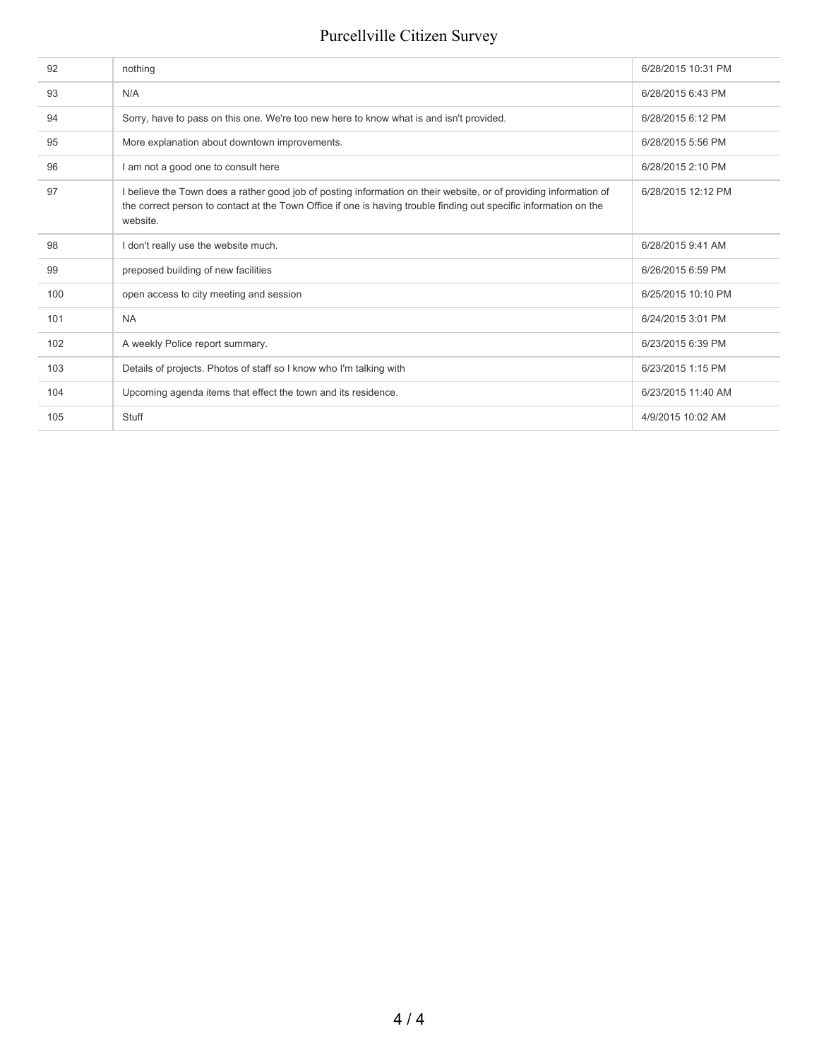| | | |
|---|---|---|
| 92 | nothing | 6/28/2015 10:31 PM |
| 93 | N/A | 6/28/2015 6:43 PM |
| 94 | Sorry, have to pass on this one. We're too new here to know what is and isn't provided. | 6/28/2015 6:12 PM |
| 95 | More explanation about downtown improvements. | 6/28/2015 5:56 PM |
| 96 | I am not a good one to consult here | 6/28/2015 2:10 PM |
| 97 | I believe the Town does a rather good job of posting information on their website, or of providing information of the correct person to contact at the Town Office if one is having trouble finding out specific information on the website. | 6/28/2015 12:12 PM |
| 98 | I don't really use the website much. | 6/28/2015 9:41 AM |
| 99 | preposed building of new facilities | 6/26/2015 6:59 PM |
| 100 | open access to city meeting and session | 6/25/2015 10:10 PM |
| 101 | NA | 6/24/2015 3:01 PM |
| 102 | A weekly Police report summary. | 6/23/2015 6:39 PM |
| 103 | Details of projects. Photos of staff so I know who I'm talking with | 6/23/2015 1:15 PM |
| 104 | Upcoming agenda items that effect the town and its residence. | 6/23/2015 11:40 AM |
| 105 | Stuff | 4/9/2015 10:02 AM |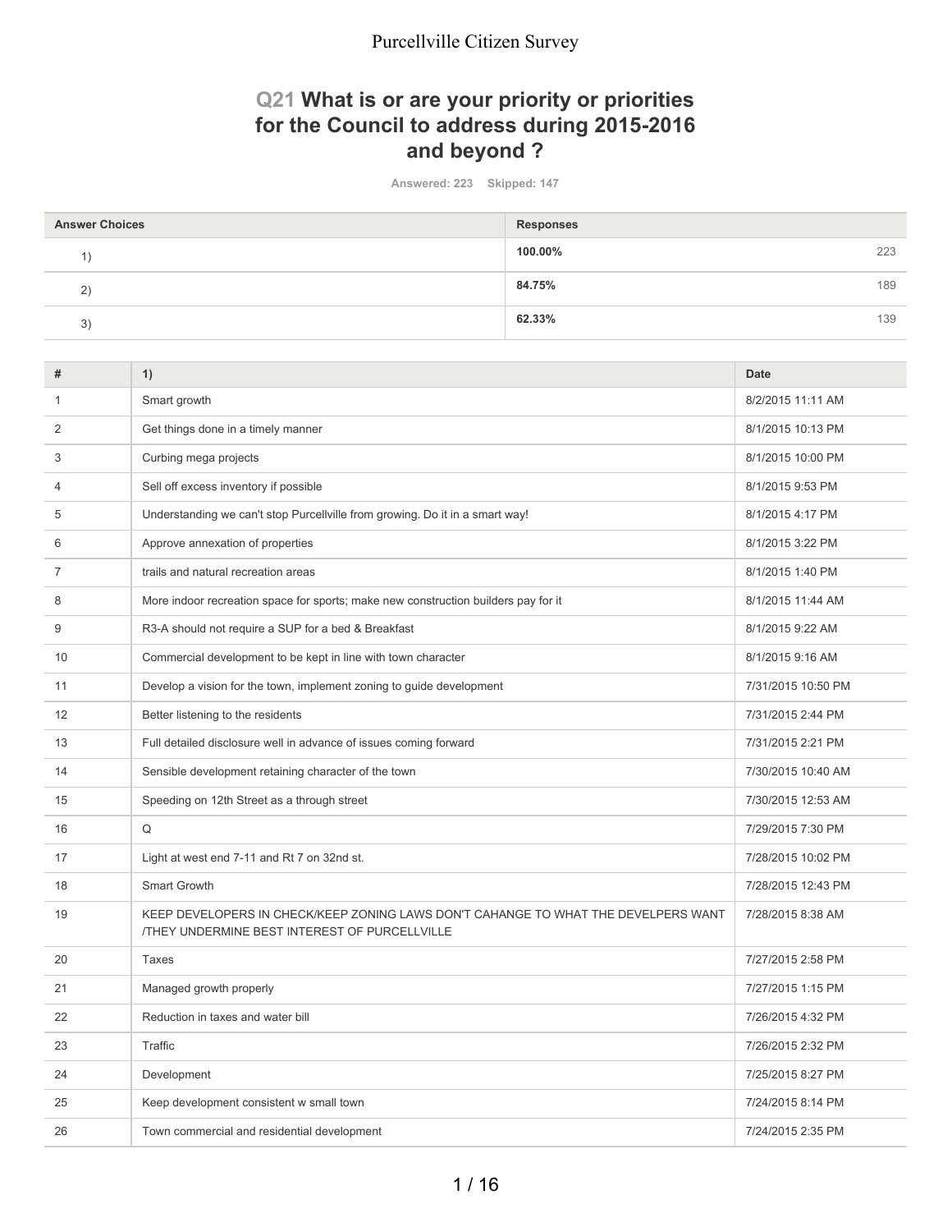## Q21 What is or are your priority or priorities for the Council to address during 2015-2016 and beyond ?

Answered: 223 Skipped: 147

| Answer Choices | Responses | |
|---|---|---|
| 1) | 100.00% | 223 |
| 2) | 84.75% | 189 |
| 3) | 62.33% | 139 |

| # | 1) | Date |
|---|---|---|
| 1 | Smart growth | 8/2/2015 11:11 AM |
| 2 | Get things done in a timely manner | 8/1/2015 10:13 PM |
| 3 | Curbing mega projects | 8/1/2015 10:00 PM |
| 4 | Sell off excess inventory if possible | 8/1/2015 9:53 PM |
| 5 | Understanding we can't stop Purcellville from growing. Do it in a smart way! | 8/1/2015 4:17 PM |
| 6 | Approve annexation of properties | 8/1/2015 3:22 PM |
| 7 | trails and natural recreation areas | 8/1/2015 1:40 PM |
| 8 | More indoor recreation space for sports; make new construction builders pay for it | 8/1/2015 11:44 AM |
| 9 | R3-A should not require a SUP for a bed & Breakfast | 8/1/2015 9:22 AM |
| 10 | Commercial development to be kept in line with town character | 8/1/2015 9:16 AM |
| 11 | Develop a vision for the town, implement zoning to guide development | 7/31/2015 10:50 PM |
| 12 | Better listening to the residents | 7/31/2015 2:44 PM |
| 13 | Full detailed disclosure well in advance of issues coming forward | 7/31/2015 2:21 PM |
| 14 | Sensible development retaining character of the town | 7/30/2015 10:40 AM |
| 15 | Speeding on 12th Street as a through street | 7/30/2015 12:53 AM |
| 16 | Q | 7/29/2015 7:30 PM |
| 17 | Light at west end 7-11 and Rt 7 on 32nd st. | 7/28/2015 10:02 PM |
| 18 | Smart Growth | 7/28/2015 12:43 PM |
| 19 | KEEP DEVELOPERS IN CHECK/KEEP ZONING LAWS DON'T CAHANGE TO WHAT THE DEVELPERS WANT /THEY UNDERMINE BEST INTEREST OF PURCELLVILLE | 7/28/2015 8:38 AM |
| 20 | Taxes | 7/27/2015 2:58 PM |
| 21 | Managed growth properly | 7/27/2015 1:15 PM |
| 22 | Reduction in taxes and water bill | 7/26/2015 4:32 PM |
| 23 | Traffic | 7/26/2015 2:32 PM |
| 24 | Development | 7/25/2015 8:27 PM |
| 25 | Keep development consistent w small town | 7/24/2015 8:14 PM |
| 26 | Town commercial and residential development | 7/24/2015 2:35 PM |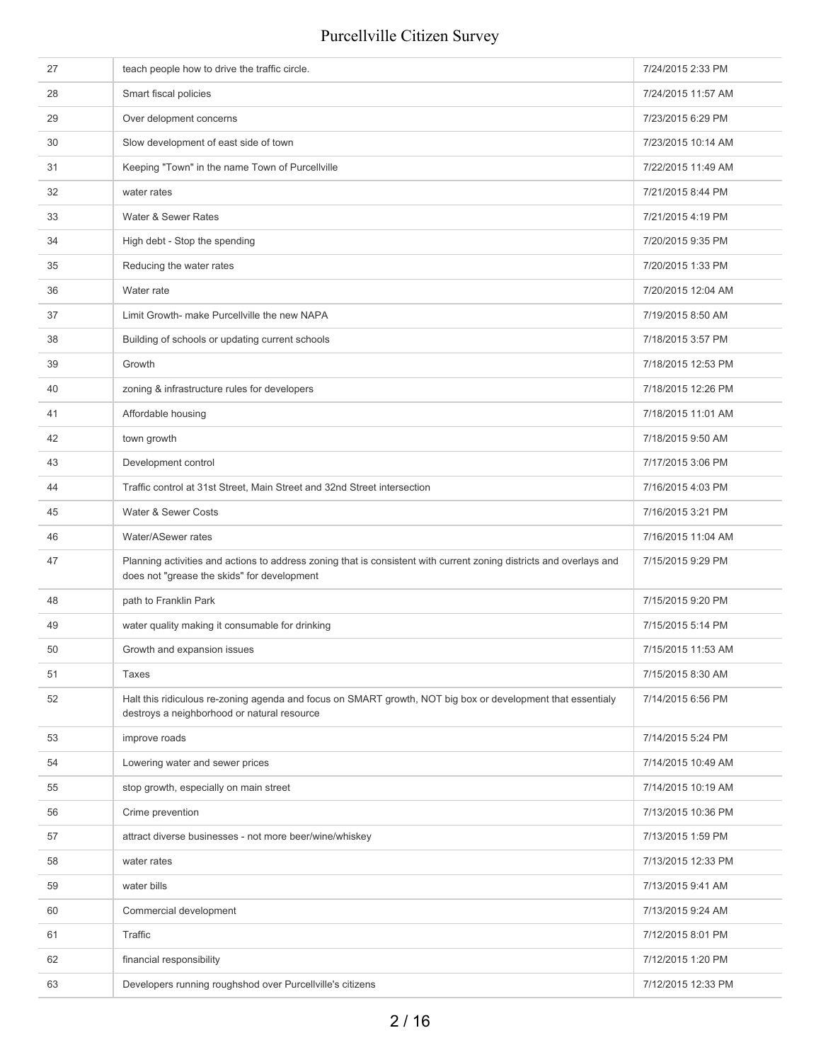| | | |
|---|---|---|
| 27 | teach people how to drive the traffic circle. | 7/24/2015 2:33 PM |
| 28 | Smart fiscal policies | 7/24/2015 11:57 AM |
| 29 | Over delopment concerns | 7/23/2015 6:29 PM |
| 30 | Slow development of east side of town | 7/23/2015 10:14 AM |
| 31 | Keeping "Town" in the name Town of Purcellville | 7/22/2015 11:49 AM |
| 32 | water rates | 7/21/2015 8:44 PM |
| 33 | Water & Sewer Rates | 7/21/2015 4:19 PM |
| 34 | High debt - Stop the spending | 7/20/2015 9:35 PM |
| 35 | Reducing the water rates | 7/20/2015 1:33 PM |
| 36 | Water rate | 7/20/2015 12:04 AM |
| 37 | Limit Growth- make Purcellville the new NAPA | 7/19/2015 8:50 AM |
| 38 | Building of schools or updating current schools | 7/18/2015 3:57 PM |
| 39 | Growth | 7/18/2015 12:53 PM |
| 40 | zoning & infrastructure rules for developers | 7/18/2015 12:26 PM |
| 41 | Affordable housing | 7/18/2015 11:01 AM |
| 42 | town growth | 7/18/2015 9:50 AM |
| 43 | Development control | 7/17/2015 3:06 PM |
| 44 | Traffic control at 31st Street, Main Street and 32nd Street intersection | 7/16/2015 4:03 PM |
| 45 | Water & Sewer Costs | 7/16/2015 3:21 PM |
| 46 | Water/ASewer rates | 7/16/2015 11:04 AM |
| 47 | Planning activities and actions to address zoning that is consistent with current zoning districts and overlays and does not "grease the skids" for development | 7/15/2015 9:29 PM |
| 48 | path to Franklin Park | 7/15/2015 9:20 PM |
| 49 | water quality making it consumable for drinking | 7/15/2015 5:14 PM |
| 50 | Growth and expansion issues | 7/15/2015 11:53 AM |
| 51 | Taxes | 7/15/2015 8:30 AM |
| 52 | Halt this ridiculous re-zoning agenda and focus on SMART growth, NOT big box or development that essentialy destroys a neighborhood or natural resource | 7/14/2015 6:56 PM |
| 53 | improve roads | 7/14/2015 5:24 PM |
| 54 | Lowering water and sewer prices | 7/14/2015 10:49 AM |
| 55 | stop growth, especially on main street | 7/14/2015 10:19 AM |
| 56 | Crime prevention | 7/13/2015 10:36 PM |
| 57 | attract diverse businesses - not more beer/wine/whiskey | 7/13/2015 1:59 PM |
| 58 | water rates | 7/13/2015 12:33 PM |
| 59 | water bills | 7/13/2015 9:41 AM |
| 60 | Commercial development | 7/13/2015 9:24 AM |
| 61 | Traffic | 7/12/2015 8:01 PM |
| 62 | financial responsibility | 7/12/2015 1:20 PM |
| 63 | Developers running roughshod over Purcellville's citizens | 7/12/2015 12:33 PM |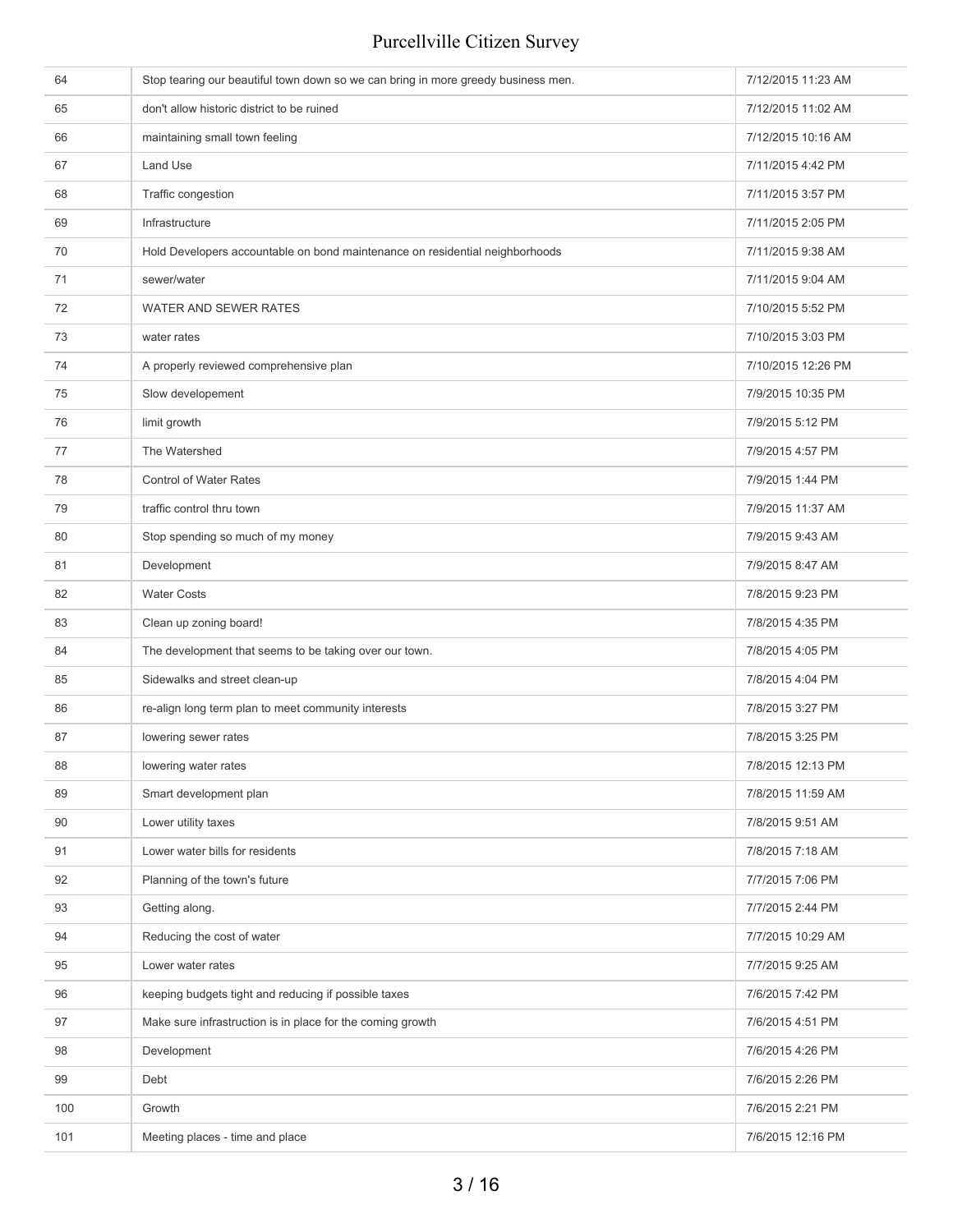| | | |
|---|---|---|
| 64 | Stop tearing our beautiful town down so we can bring in more greedy business men. | 7/12/2015 11:23 AM |
| 65 | don't allow historic district to be ruined | 7/12/2015 11:02 AM |
| 66 | maintaining small town feeling | 7/12/2015 10:16 AM |
| 67 | Land Use | 7/11/2015 4:42 PM |
| 68 | Traffic congestion | 7/11/2015 3:57 PM |
| 69 | Infrastructure | 7/11/2015 2:05 PM |
| 70 | Hold Developers accountable on bond maintenance on residential neighborhoods | 7/11/2015 9:38 AM |
| 71 | sewer/water | 7/11/2015 9:04 AM |
| 72 | WATER AND SEWER RATES | 7/10/2015 5:52 PM |
| 73 | water rates | 7/10/2015 3:03 PM |
| 74 | A properly reviewed comprehensive plan | 7/10/2015 12:26 PM |
| 75 | Slow developement | 7/9/2015 10:35 PM |
| 76 | limit growth | 7/9/2015 5:12 PM |
| 77 | The Watershed | 7/9/2015 4:57 PM |
| 78 | Control of Water Rates | 7/9/2015 1:44 PM |
| 79 | traffic control thru town | 7/9/2015 11:37 AM |
| 80 | Stop spending so much of my money | 7/9/2015 9:43 AM |
| 81 | Development | 7/9/2015 8:47 AM |
| 82 | Water Costs | 7/8/2015 9:23 PM |
| 83 | Clean up zoning board! | 7/8/2015 4:35 PM |
| 84 | The development that seems to be taking over our town. | 7/8/2015 4:05 PM |
| 85 | Sidewalks and street clean-up | 7/8/2015 4:04 PM |
| 86 | re-align long term plan to meet community interests | 7/8/2015 3:27 PM |
| 87 | lowering sewer rates | 7/8/2015 3:25 PM |
| 88 | lowering water rates | 7/8/2015 12:13 PM |
| 89 | Smart development plan | 7/8/2015 11:59 AM |
| 90 | Lower utility taxes | 7/8/2015 9:51 AM |
| 91 | Lower water bills for residents | 7/8/2015 7:18 AM |
| 92 | Planning of the town's future | 7/7/2015 7:06 PM |
| 93 | Getting along. | 7/7/2015 2:44 PM |
| 94 | Reducing the cost of water | 7/7/2015 10:29 AM |
| 95 | Lower water rates | 7/7/2015 9:25 AM |
| 96 | keeping budgets tight and reducing if possible taxes | 7/6/2015 7:42 PM |
| 97 | Make sure infrastruction is in place for the coming growth | 7/6/2015 4:51 PM |
| 98 | Development | 7/6/2015 4:26 PM |
| 99 | Debt | 7/6/2015 2:26 PM |
| 100 | Growth | 7/6/2015 2:21 PM |
| 101 | Meeting places - time and place | 7/6/2015 12:16 PM |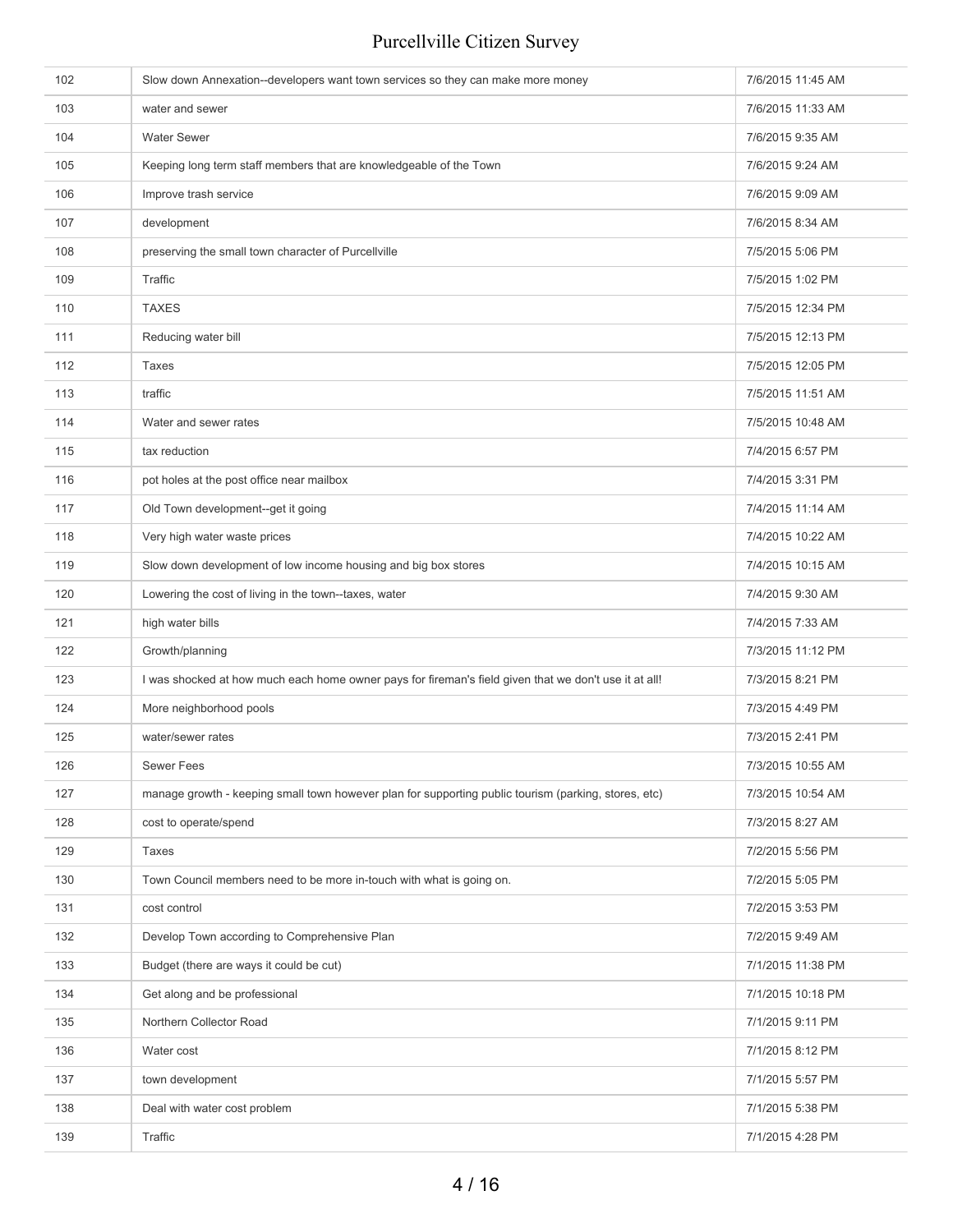| | | |
|---|---|---|
| 102 | Slow down Annexation--developers want town services so they can make more money | 7/6/2015 11:45 AM |
| 103 | water and sewer | 7/6/2015 11:33 AM |
| 104 | Water Sewer | 7/6/2015 9:35 AM |
| 105 | Keeping long term staff members that are knowledgeable of the Town | 7/6/2015 9:24 AM |
| 106 | Improve trash service | 7/6/2015 9:09 AM |
| 107 | development | 7/6/2015 8:34 AM |
| 108 | preserving the small town character of Purcellville | 7/5/2015 5:06 PM |
| 109 | Traffic | 7/5/2015 1:02 PM |
| 110 | TAXES | 7/5/2015 12:34 PM |
| 111 | Reducing water bill | 7/5/2015 12:13 PM |
| 112 | Taxes | 7/5/2015 12:05 PM |
| 113 | traffic | 7/5/2015 11:51 AM |
| 114 | Water and sewer rates | 7/5/2015 10:48 AM |
| 115 | tax reduction | 7/4/2015 6:57 PM |
| 116 | pot holes at the post office near mailbox | 7/4/2015 3:31 PM |
| 117 | Old Town development--get it going | 7/4/2015 11:14 AM |
| 118 | Very high water waste prices | 7/4/2015 10:22 AM |
| 119 | Slow down development of low income housing and big box stores | 7/4/2015 10:15 AM |
| 120 | Lowering the cost of living in the town--taxes, water | 7/4/2015 9:30 AM |
| 121 | high water bills | 7/4/2015 7:33 AM |
| 122 | Growth/planning | 7/3/2015 11:12 PM |
| 123 | I was shocked at how much each home owner pays for fireman's field given that we don't use it at all! | 7/3/2015 8:21 PM |
| 124 | More neighborhood pools | 7/3/2015 4:49 PM |
| 125 | water/sewer rates | 7/3/2015 2:41 PM |
| 126 | Sewer Fees | 7/3/2015 10:55 AM |
| 127 | manage growth - keeping small town however plan for supporting public tourism (parking, stores, etc) | 7/3/2015 10:54 AM |
| 128 | cost to operate/spend | 7/3/2015 8:27 AM |
| 129 | Taxes | 7/2/2015 5:56 PM |
| 130 | Town Council members need to be more in-touch with what is going on. | 7/2/2015 5:05 PM |
| 131 | cost control | 7/2/2015 3:53 PM |
| 132 | Develop Town according to Comprehensive Plan | 7/2/2015 9:49 AM |
| 133 | Budget (there are ways it could be cut) | 7/1/2015 11:38 PM |
| 134 | Get along and be professional | 7/1/2015 10:18 PM |
| 135 | Northern Collector Road | 7/1/2015 9:11 PM |
| 136 | Water cost | 7/1/2015 8:12 PM |
| 137 | town development | 7/1/2015 5:57 PM |
| 138 | Deal with water cost problem | 7/1/2015 5:38 PM |
| 139 | Traffic | 7/1/2015 4:28 PM |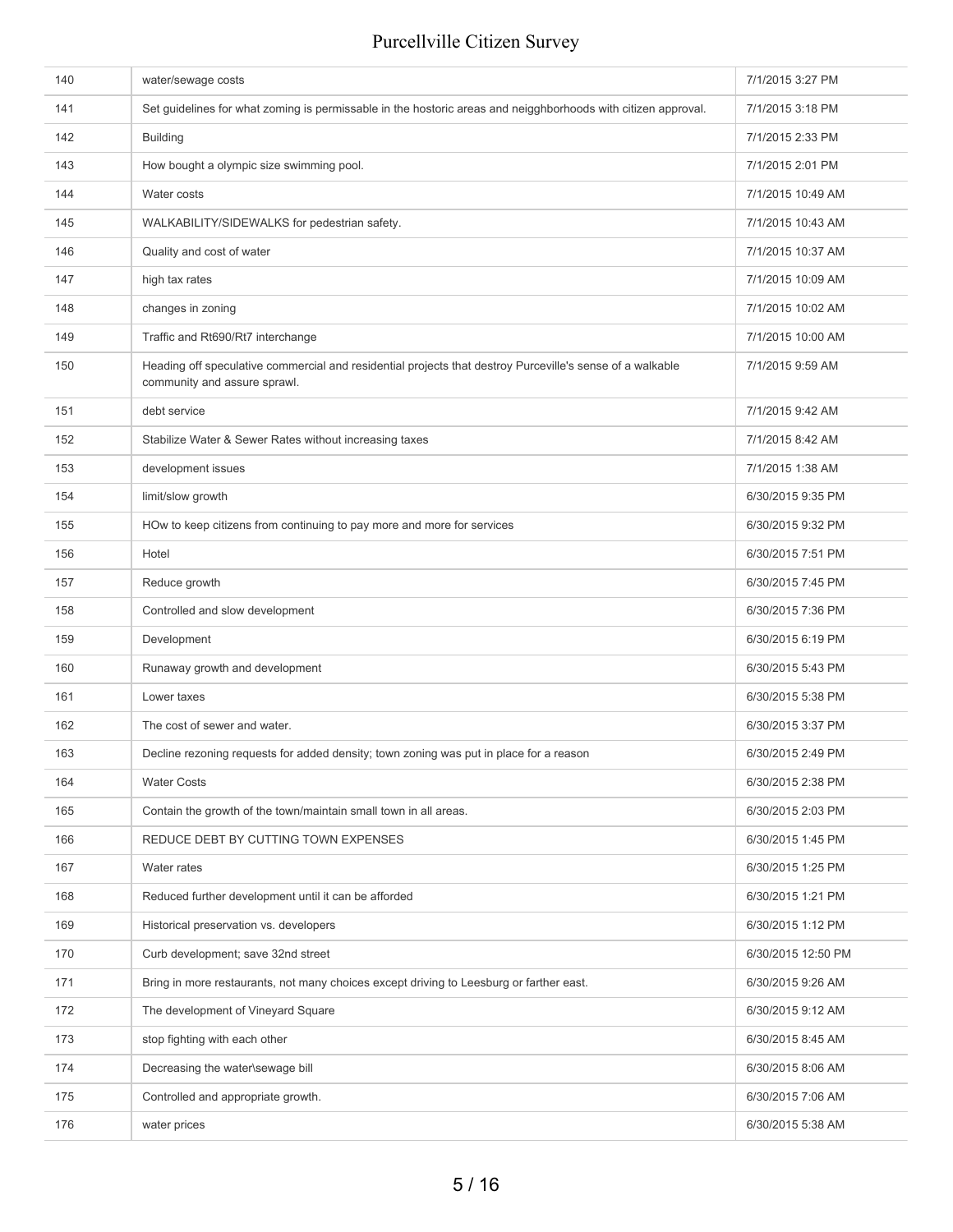| | | |
|---|---|---|
| 140 | water/sewage costs | 7/1/2015 3:27 PM |
| 141 | Set guidelines for what zoning is permissable in the hostoric areas and neigghborhoods with citizen approval. | 7/1/2015 3:18 PM |
| 142 | Building | 7/1/2015 2:33 PM |
| 143 | How bought a olympic size swimming pool. | 7/1/2015 2:01 PM |
| 144 | Water costs | 7/1/2015 10:49 AM |
| 145 | WALKABILITY/SIDEWALKS for pedestrian safety. | 7/1/2015 10:43 AM |
| 146 | Quality and cost of water | 7/1/2015 10:37 AM |
| 147 | high tax rates | 7/1/2015 10:09 AM |
| 148 | changes in zoning | 7/1/2015 10:02 AM |
| 149 | Traffic and Rt690/Rt7 interchange | 7/1/2015 10:00 AM |
| 150 | Heading off speculative commercial and residential projects that destroy Purceville's sense of a walkable community and assure sprawl. | 7/1/2015 9:59 AM |
| 151 | debt service | 7/1/2015 9:42 AM |
| 152 | Stabilize Water & Sewer Rates without increasing taxes | 7/1/2015 8:42 AM |
| 153 | development issues | 7/1/2015 1:38 AM |
| 154 | limit/slow growth | 6/30/2015 9:35 PM |
| 155 | HOw to keep citizens from continuing to pay more and more for services | 6/30/2015 9:32 PM |
| 156 | Hotel | 6/30/2015 7:51 PM |
| 157 | Reduce growth | 6/30/2015 7:45 PM |
| 158 | Controlled and slow development | 6/30/2015 7:36 PM |
| 159 | Development | 6/30/2015 6:19 PM |
| 160 | Runaway growth and development | 6/30/2015 5:43 PM |
| 161 | Lower taxes | 6/30/2015 5:38 PM |
| 162 | The cost of sewer and water. | 6/30/2015 3:37 PM |
| 163 | Decline rezoning requests for added density; town zoning was put in place for a reason | 6/30/2015 2:49 PM |
| 164 | Water Costs | 6/30/2015 2:38 PM |
| 165 | Contain the growth of the town/maintain small town in all areas. | 6/30/2015 2:03 PM |
| 166 | REDUCE DEBT BY CUTTING TOWN EXPENSES | 6/30/2015 1:45 PM |
| 167 | Water rates | 6/30/2015 1:25 PM |
| 168 | Reduced further development until it can be afforded | 6/30/2015 1:21 PM |
| 169 | Historical preservation vs. developers | 6/30/2015 1:12 PM |
| 170 | Curb development; save 32nd street | 6/30/2015 12:50 PM |
| 171 | Bring in more restaurants, not many choices except driving to Leesburg or farther east. | 6/30/2015 9:26 AM |
| 172 | The development of Vineyard Square | 6/30/2015 9:12 AM |
| 173 | stop fighting with each other | 6/30/2015 8:45 AM |
| 174 | Decreasing the water\sewage bill | 6/30/2015 8:06 AM |
| 175 | Controlled and appropriate growth. | 6/30/2015 7:06 AM |
| 176 | water prices | 6/30/2015 5:38 AM |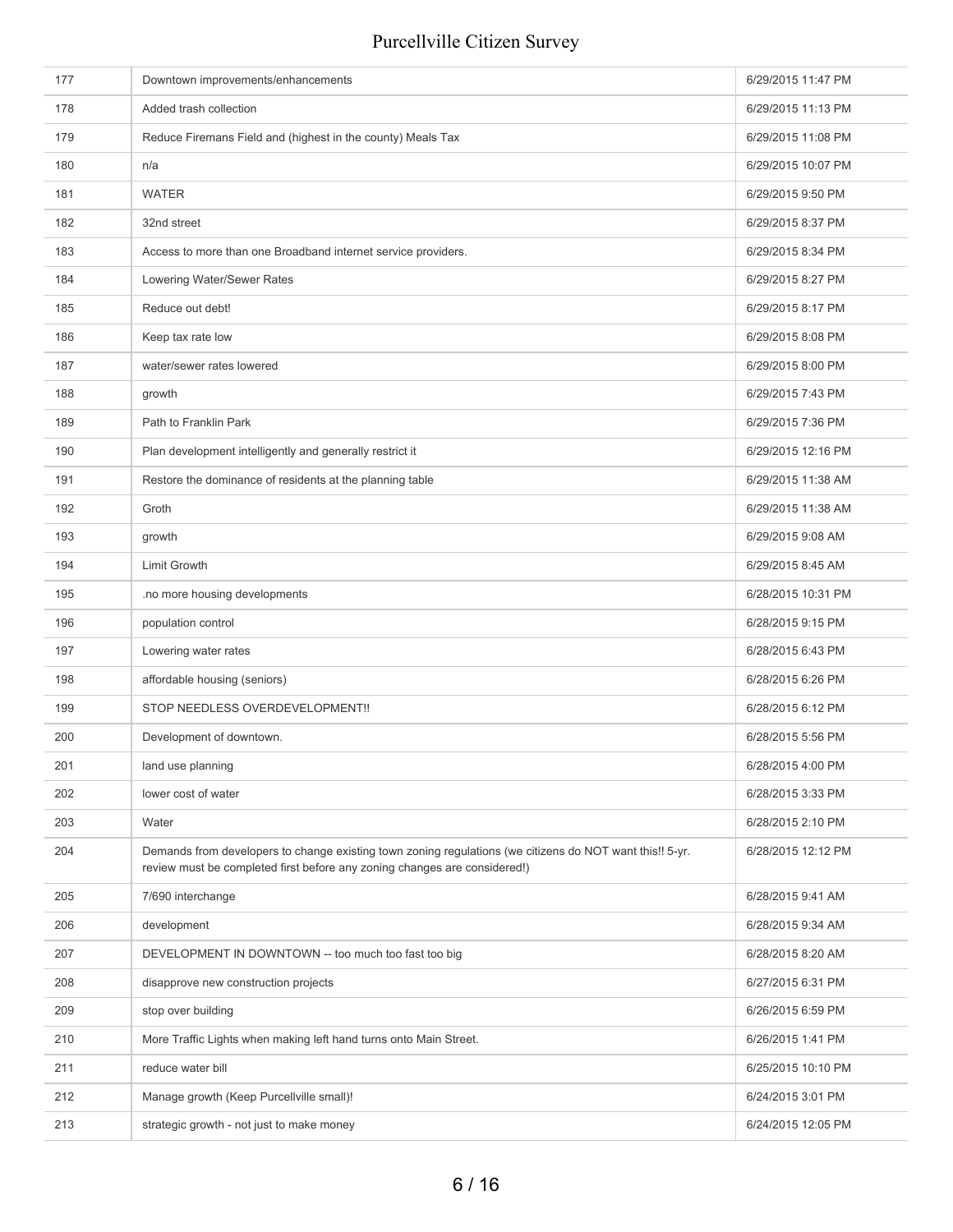| | | |
|---|---|---|
| 177 | Downtown improvements/enhancements | 6/29/2015 11:47 PM |
| 178 | Added trash collection | 6/29/2015 11:13 PM |
| 179 | Reduce Firemans Field and (highest in the county) Meals Tax | 6/29/2015 11:08 PM |
| 180 | n/a | 6/29/2015 10:07 PM |
| 181 | WATER | 6/29/2015 9:50 PM |
| 182 | 32nd street | 6/29/2015 8:37 PM |
| 183 | Access to more than one Broadband internet service providers. | 6/29/2015 8:34 PM |
| 184 | Lowering Water/Sewer Rates | 6/29/2015 8:27 PM |
| 185 | Reduce out debt! | 6/29/2015 8:17 PM |
| 186 | Keep tax rate low | 6/29/2015 8:08 PM |
| 187 | water/sewer rates lowered | 6/29/2015 8:00 PM |
| 188 | growth | 6/29/2015 7:43 PM |
| 189 | Path to Franklin Park | 6/29/2015 7:36 PM |
| 190 | Plan development intelligently and generally restrict it | 6/29/2015 12:16 PM |
| 191 | Restore the dominance of residents at the planning table | 6/29/2015 11:38 AM |
| 192 | Groth | 6/29/2015 11:38 AM |
| 193 | growth | 6/29/2015 9:08 AM |
| 194 | Limit Growth | 6/29/2015 8:45 AM |
| 195 | .no more housing developments | 6/28/2015 10:31 PM |
| 196 | population control | 6/28/2015 9:15 PM |
| 197 | Lowering water rates | 6/28/2015 6:43 PM |
| 198 | affordable housing (seniors) | 6/28/2015 6:26 PM |
| 199 | STOP NEEDLESS OVERDEVELOPMENT!! | 6/28/2015 6:12 PM |
| 200 | Development of downtown. | 6/28/2015 5:56 PM |
| 201 | land use planning | 6/28/2015 4:00 PM |
| 202 | lower cost of water | 6/28/2015 3:33 PM |
| 203 | Water | 6/28/2015 2:10 PM |
| 204 | Demands from developers to change existing town zoning regulations (we citizens do NOT want this!! 5-yr. review must be completed first before any zoning changes are considered!) | 6/28/2015 12:12 PM |
| 205 | 7/690 interchange | 6/28/2015 9:41 AM |
| 206 | development | 6/28/2015 9:34 AM |
| 207 | DEVELOPMENT IN DOWNTOWN -- too much too fast too big | 6/28/2015 8:20 AM |
| 208 | disapprove new construction projects | 6/27/2015 6:31 PM |
| 209 | stop over building | 6/26/2015 6:59 PM |
| 210 | More Traffic Lights when making left hand turns onto Main Street. | 6/26/2015 1:41 PM |
| 211 | reduce water bill | 6/25/2015 10:10 PM |
| 212 | Manage growth (Keep Purcellville small)! | 6/24/2015 3:01 PM |
| 213 | strategic growth - not just to make money | 6/24/2015 12:05 PM |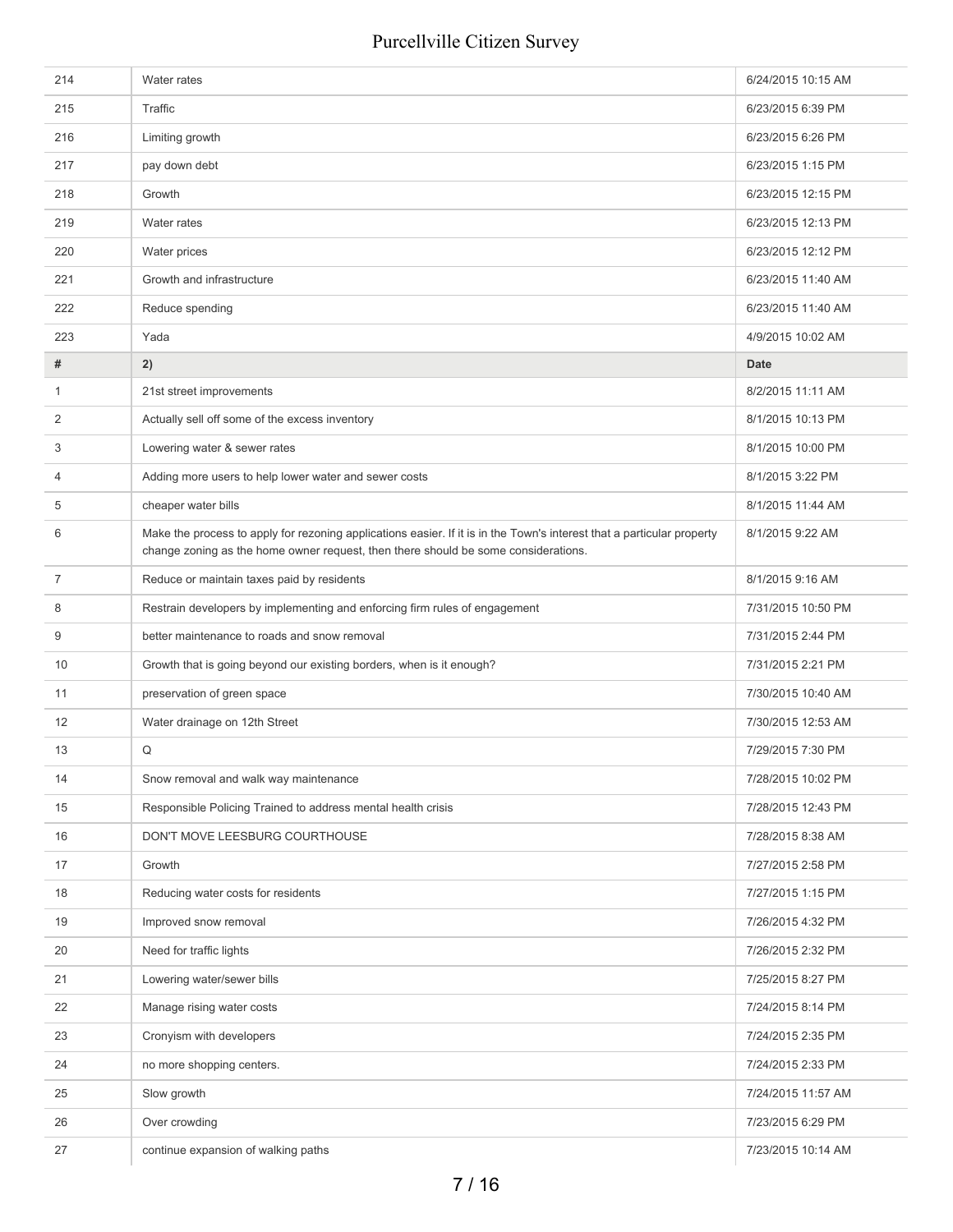| 214 | Water rates | 6/24/2015 10:15 AM |
|---|---|---|
| 215 | Traffic | 6/23/2015 6:39 PM |
| 216 | Limiting growth | 6/23/2015 6:26 PM |
| 217 | pay down debt | 6/23/2015 1:15 PM |
| 218 | Growth | 6/23/2015 12:15 PM |
| 219 | Water rates | 6/23/2015 12:13 PM |
| 220 | Water prices | 6/23/2015 12:12 PM |
| 221 | Growth and infrastructure | 6/23/2015 11:40 AM |
| 222 | Reduce spending | 6/23/2015 11:40 AM |
| 223 | Yada | 4/9/2015 10:02 AM |
| **#** | **2)** | **Date** |
| 1 | 21st street improvements | 8/2/2015 11:11 AM |
| 2 | Actually sell off some of the excess inventory | 8/1/2015 10:13 PM |
| 3 | Lowering water & sewer rates | 8/1/2015 10:00 PM |
| 4 | Adding more users to help lower water and sewer costs | 8/1/2015 3:22 PM |
| 5 | cheaper water bills | 8/1/2015 11:44 AM |
| 6 | Make the process to apply for rezoning applications easier. If it is in the Town's interest that a particular property change zoning as the home owner request, then there should be some considerations. | 8/1/2015 9:22 AM |
| 7 | Reduce or maintain taxes paid by residents | 8/1/2015 9:16 AM |
| 8 | Restrain developers by implementing and enforcing firm rules of engagement | 7/31/2015 10:50 PM |
| 9 | better maintenance to roads and snow removal | 7/31/2015 2:44 PM |
| 10 | Growth that is going beyond our existing borders, when is it enough? | 7/31/2015 2:21 PM |
| 11 | preservation of green space | 7/30/2015 10:40 AM |
| 12 | Water drainage on 12th Street | 7/30/2015 12:53 AM |
| 13 | Q | 7/29/2015 7:30 PM |
| 14 | Snow removal and walk way maintenance | 7/28/2015 10:02 PM |
| 15 | Responsible Policing Trained to address mental health crisis | 7/28/2015 12:43 PM |
| 16 | DON'T MOVE LEESBURG COURTHOUSE | 7/28/2015 8:38 AM |
| 17 | Growth | 7/27/2015 2:58 PM |
| 18 | Reducing water costs for residents | 7/27/2015 1:15 PM |
| 19 | Improved snow removal | 7/26/2015 4:32 PM |
| 20 | Need for traffic lights | 7/26/2015 2:32 PM |
| 21 | Lowering water/sewer bills | 7/25/2015 8:27 PM |
| 22 | Manage rising water costs | 7/24/2015 8:14 PM |
| 23 | Cronyism with developers | 7/24/2015 2:35 PM |
| 24 | no more shopping centers. | 7/24/2015 2:33 PM |
| 25 | Slow growth | 7/24/2015 11:57 AM |
| 26 | Over crowding | 7/23/2015 6:29 PM |
| 27 | continue expansion of walking paths | 7/23/2015 10:14 AM |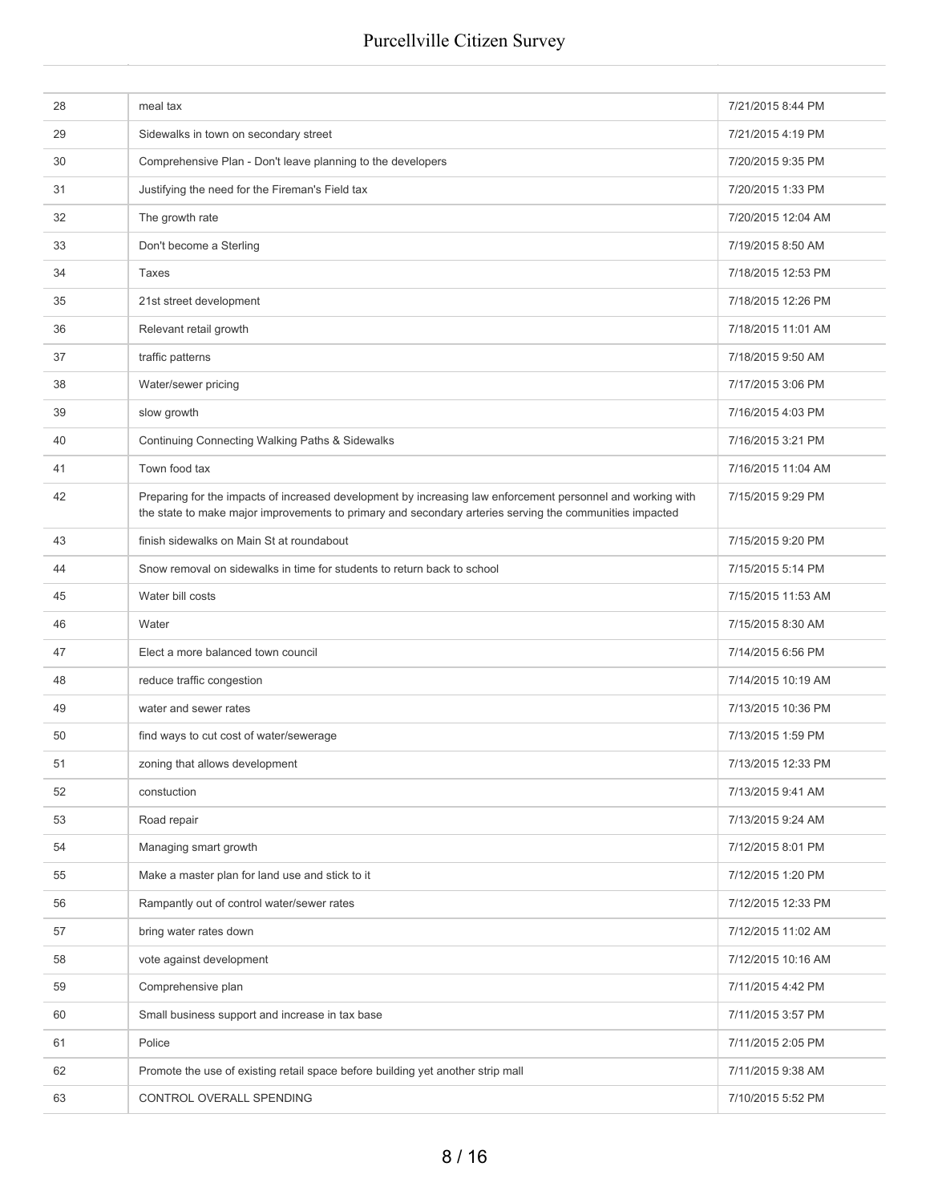| | | |
|---|---|---|
| 28 | meal tax | 7/21/2015 8:44 PM |
| 29 | Sidewalks in town on secondary street | 7/21/2015 4:19 PM |
| 30 | Comprehensive Plan - Don't leave planning to the developers | 7/20/2015 9:35 PM |
| 31 | Justifying the need for the Fireman's Field tax | 7/20/2015 1:33 PM |
| 32 | The growth rate | 7/20/2015 12:04 AM |
| 33 | Don't become a Sterling | 7/19/2015 8:50 AM |
| 34 | Taxes | 7/18/2015 12:53 PM |
| 35 | 21st street development | 7/18/2015 12:26 PM |
| 36 | Relevant retail growth | 7/18/2015 11:01 AM |
| 37 | traffic patterns | 7/18/2015 9:50 AM |
| 38 | Water/sewer pricing | 7/17/2015 3:06 PM |
| 39 | slow growth | 7/16/2015 4:03 PM |
| 40 | Continuing Connecting Walking Paths & Sidewalks | 7/16/2015 3:21 PM |
| 41 | Town food tax | 7/16/2015 11:04 AM |
| 42 | Preparing for the impacts of increased development by increasing law enforcement personnel and working with the state to make major improvements to primary and secondary arteries serving the communities impacted | 7/15/2015 9:29 PM |
| 43 | finish sidewalks on Main St at roundabout | 7/15/2015 9:20 PM |
| 44 | Snow removal on sidewalks in time for students to return back to school | 7/15/2015 5:14 PM |
| 45 | Water bill costs | 7/15/2015 11:53 AM |
| 46 | Water | 7/15/2015 8:30 AM |
| 47 | Elect a more balanced town council | 7/14/2015 6:56 PM |
| 48 | reduce traffic congestion | 7/14/2015 10:19 AM |
| 49 | water and sewer rates | 7/13/2015 10:36 PM |
| 50 | find ways to cut cost of water/sewerage | 7/13/2015 1:59 PM |
| 51 | zoning that allows development | 7/13/2015 12:33 PM |
| 52 | constuction | 7/13/2015 9:41 AM |
| 53 | Road repair | 7/13/2015 9:24 AM |
| 54 | Managing smart growth | 7/12/2015 8:01 PM |
| 55 | Make a master plan for land use and stick to it | 7/12/2015 1:20 PM |
| 56 | Rampantly out of control water/sewer rates | 7/12/2015 12:33 PM |
| 57 | bring water rates down | 7/12/2015 11:02 AM |
| 58 | vote against development | 7/12/2015 10:16 AM |
| 59 | Comprehensive plan | 7/11/2015 4:42 PM |
| 60 | Small business support and increase in tax base | 7/11/2015 3:57 PM |
| 61 | Police | 7/11/2015 2:05 PM |
| 62 | Promote the use of existing retail space before building yet another strip mall | 7/11/2015 9:38 AM |
| 63 | CONTROL OVERALL SPENDING | 7/10/2015 5:52 PM |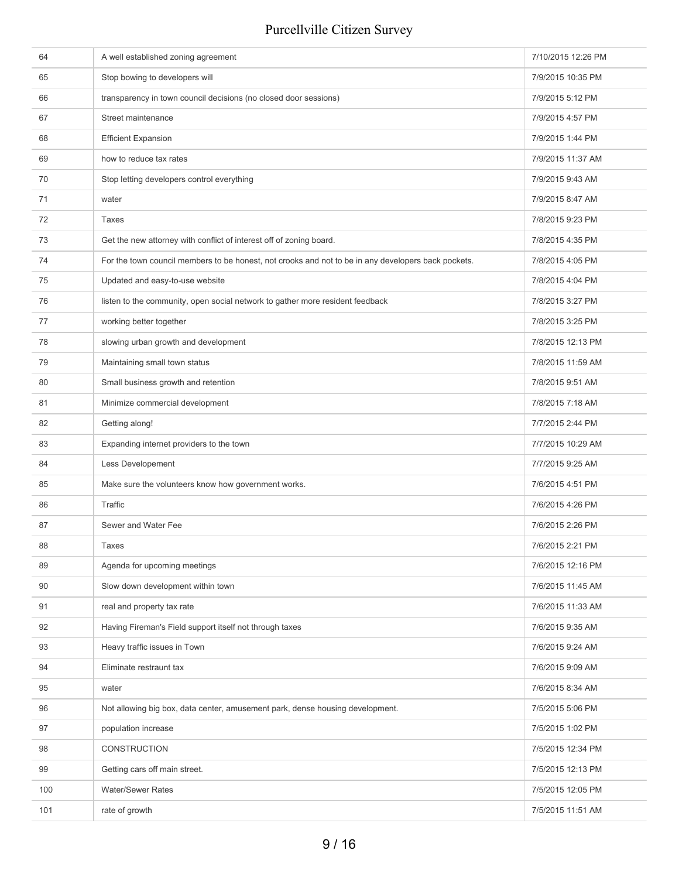| | | |
|---|---|---|
| 64 | A well established zoning agreement | 7/10/2015 12:26 PM |
| 65 | Stop bowing to developers will | 7/9/2015 10:35 PM |
| 66 | transparency in town council decisions (no closed door sessions) | 7/9/2015 5:12 PM |
| 67 | Street maintenance | 7/9/2015 4:57 PM |
| 68 | Efficient Expansion | 7/9/2015 1:44 PM |
| 69 | how to reduce tax rates | 7/9/2015 11:37 AM |
| 70 | Stop letting developers control everything | 7/9/2015 9:43 AM |
| 71 | water | 7/9/2015 8:47 AM |
| 72 | Taxes | 7/8/2015 9:23 PM |
| 73 | Get the new attorney with conflict of interest off of zoning board. | 7/8/2015 4:35 PM |
| 74 | For the town council members to be honest, not crooks and not to be in any developers back pockets. | 7/8/2015 4:05 PM |
| 75 | Updated and easy-to-use website | 7/8/2015 4:04 PM |
| 76 | listen to the community, open social network to gather more resident feedback | 7/8/2015 3:27 PM |
| 77 | working better together | 7/8/2015 3:25 PM |
| 78 | slowing urban growth and development | 7/8/2015 12:13 PM |
| 79 | Maintaining small town status | 7/8/2015 11:59 AM |
| 80 | Small business growth and retention | 7/8/2015 9:51 AM |
| 81 | Minimize commercial development | 7/8/2015 7:18 AM |
| 82 | Getting along! | 7/7/2015 2:44 PM |
| 83 | Expanding internet providers to the town | 7/7/2015 10:29 AM |
| 84 | Less Developement | 7/7/2015 9:25 AM |
| 85 | Make sure the volunteers know how government works. | 7/6/2015 4:51 PM |
| 86 | Traffic | 7/6/2015 4:26 PM |
| 87 | Sewer and Water Fee | 7/6/2015 2:26 PM |
| 88 | Taxes | 7/6/2015 2:21 PM |
| 89 | Agenda for upcoming meetings | 7/6/2015 12:16 PM |
| 90 | Slow down development within town | 7/6/2015 11:45 AM |
| 91 | real and property tax rate | 7/6/2015 11:33 AM |
| 92 | Having Fireman's Field support itself not through taxes | 7/6/2015 9:35 AM |
| 93 | Heavy traffic issues in Town | 7/6/2015 9:24 AM |
| 94 | Eliminate restraunt tax | 7/6/2015 9:09 AM |
| 95 | water | 7/6/2015 8:34 AM |
| 96 | Not allowing big box, data center, amusement park, dense housing development. | 7/5/2015 5:06 PM |
| 97 | population increase | 7/5/2015 1:02 PM |
| 98 | CONSTRUCTION | 7/5/2015 12:34 PM |
| 99 | Getting cars off main street. | 7/5/2015 12:13 PM |
| 100 | Water/Sewer Rates | 7/5/2015 12:05 PM |
| 101 | rate of growth | 7/5/2015 11:51 AM |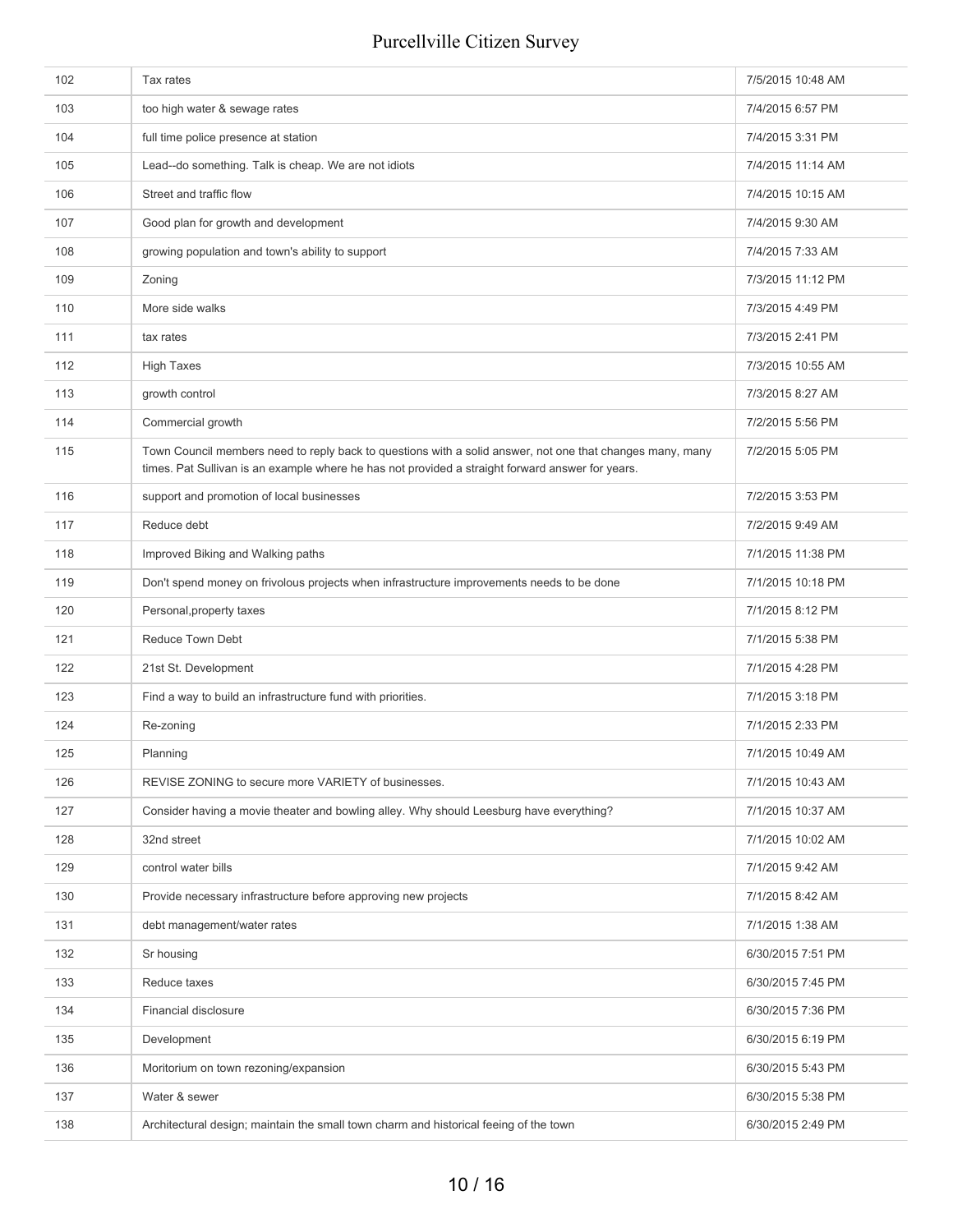| | | |
|---|---|---|
| 102 | Tax rates | 7/5/2015 10:48 AM |
| 103 | too high water & sewage rates | 7/4/2015 6:57 PM |
| 104 | full time police presence at station | 7/4/2015 3:31 PM |
| 105 | Lead--do something. Talk is cheap. We are not idiots | 7/4/2015 11:14 AM |
| 106 | Street and traffic flow | 7/4/2015 10:15 AM |
| 107 | Good plan for growth and development | 7/4/2015 9:30 AM |
| 108 | growing population and town's ability to support | 7/4/2015 7:33 AM |
| 109 | Zoning | 7/3/2015 11:12 PM |
| 110 | More side walks | 7/3/2015 4:49 PM |
| 111 | tax rates | 7/3/2015 2:41 PM |
| 112 | High Taxes | 7/3/2015 10:55 AM |
| 113 | growth control | 7/3/2015 8:27 AM |
| 114 | Commercial growth | 7/2/2015 5:56 PM |
| 115 | Town Council members need to reply back to questions with a solid answer, not one that changes many, many times. Pat Sullivan is an example where he has not provided a straight forward answer for years. | 7/2/2015 5:05 PM |
| 116 | support and promotion of local businesses | 7/2/2015 3:53 PM |
| 117 | Reduce debt | 7/2/2015 9:49 AM |
| 118 | Improved Biking and Walking paths | 7/1/2015 11:38 PM |
| 119 | Don't spend money on frivolous projects when infrastructure improvements needs to be done | 7/1/2015 10:18 PM |
| 120 | Personal,property taxes | 7/1/2015 8:12 PM |
| 121 | Reduce Town Debt | 7/1/2015 5:38 PM |
| 122 | 21st St. Development | 7/1/2015 4:28 PM |
| 123 | Find a way to build an infrastructure fund with priorities. | 7/1/2015 3:18 PM |
| 124 | Re-zoning | 7/1/2015 2:33 PM |
| 125 | Planning | 7/1/2015 10:49 AM |
| 126 | REVISE ZONING to secure more VARIETY of businesses. | 7/1/2015 10:43 AM |
| 127 | Consider having a movie theater and bowling alley. Why should Leesburg have everything? | 7/1/2015 10:37 AM |
| 128 | 32nd street | 7/1/2015 10:02 AM |
| 129 | control water bills | 7/1/2015 9:42 AM |
| 130 | Provide necessary infrastructure before approving new projects | 7/1/2015 8:42 AM |
| 131 | debt management/water rates | 7/1/2015 1:38 AM |
| 132 | Sr housing | 6/30/2015 7:51 PM |
| 133 | Reduce taxes | 6/30/2015 7:45 PM |
| 134 | Financial disclosure | 6/30/2015 7:36 PM |
| 135 | Development | 6/30/2015 6:19 PM |
| 136 | Moritorium on town rezoning/expansion | 6/30/2015 5:43 PM |
| 137 | Water & sewer | 6/30/2015 5:38 PM |
| 138 | Architectural design; maintain the small town charm and historical feeing of the town | 6/30/2015 2:49 PM |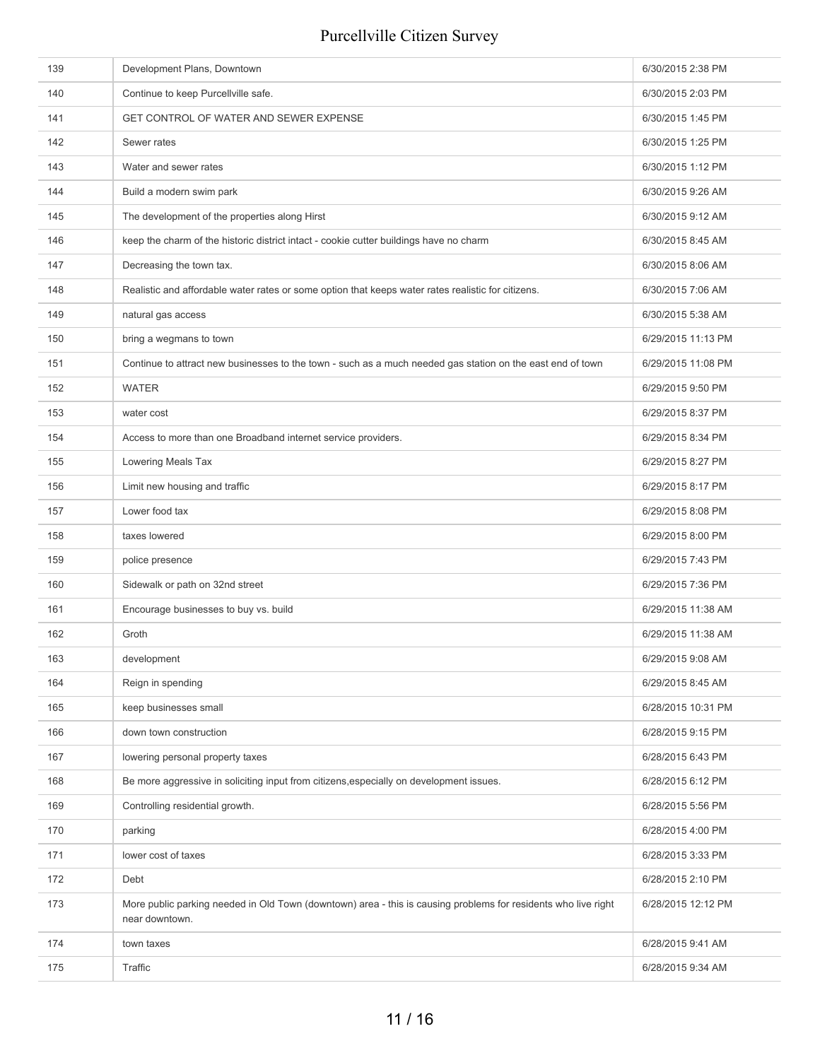| | | |
|---|---|---|
| 139 | Development Plans, Downtown | 6/30/2015 2:38 PM |
| 140 | Continue to keep Purcellville safe. | 6/30/2015 2:03 PM |
| 141 | GET CONTROL OF WATER AND SEWER EXPENSE | 6/30/2015 1:45 PM |
| 142 | Sewer rates | 6/30/2015 1:25 PM |
| 143 | Water and sewer rates | 6/30/2015 1:12 PM |
| 144 | Build a modern swim park | 6/30/2015 9:26 AM |
| 145 | The development of the properties along Hirst | 6/30/2015 9:12 AM |
| 146 | keep the charm of the historic district intact - cookie cutter buildings have no charm | 6/30/2015 8:45 AM |
| 147 | Decreasing the town tax. | 6/30/2015 8:06 AM |
| 148 | Realistic and affordable water rates or some option that keeps water rates realistic for citizens. | 6/30/2015 7:06 AM |
| 149 | natural gas access | 6/30/2015 5:38 AM |
| 150 | bring a wegmans to town | 6/29/2015 11:13 PM |
| 151 | Continue to attract new businesses to the town - such as a much needed gas station on the east end of town | 6/29/2015 11:08 PM |
| 152 | WATER | 6/29/2015 9:50 PM |
| 153 | water cost | 6/29/2015 8:37 PM |
| 154 | Access to more than one Broadband internet service providers. | 6/29/2015 8:34 PM |
| 155 | Lowering Meals Tax | 6/29/2015 8:27 PM |
| 156 | Limit new housing and traffic | 6/29/2015 8:17 PM |
| 157 | Lower food tax | 6/29/2015 8:08 PM |
| 158 | taxes lowered | 6/29/2015 8:00 PM |
| 159 | police presence | 6/29/2015 7:43 PM |
| 160 | Sidewalk or path on 32nd street | 6/29/2015 7:36 PM |
| 161 | Encourage businesses to buy vs. build | 6/29/2015 11:38 AM |
| 162 | Groth | 6/29/2015 11:38 AM |
| 163 | development | 6/29/2015 9:08 AM |
| 164 | Reign in spending | 6/29/2015 8:45 AM |
| 165 | keep businesses small | 6/28/2015 10:31 PM |
| 166 | down town construction | 6/28/2015 9:15 PM |
| 167 | lowering personal property taxes | 6/28/2015 6:43 PM |
| 168 | Be more aggressive in soliciting input from citizens,especially on development issues. | 6/28/2015 6:12 PM |
| 169 | Controlling residential growth. | 6/28/2015 5:56 PM |
| 170 | parking | 6/28/2015 4:00 PM |
| 171 | lower cost of taxes | 6/28/2015 3:33 PM |
| 172 | Debt | 6/28/2015 2:10 PM |
| 173 | More public parking needed in Old Town (downtown) area - this is causing problems for residents who live right near downtown. | 6/28/2015 12:12 PM |
| 174 | town taxes | 6/28/2015 9:41 AM |
| 175 | Traffic | 6/28/2015 9:34 AM |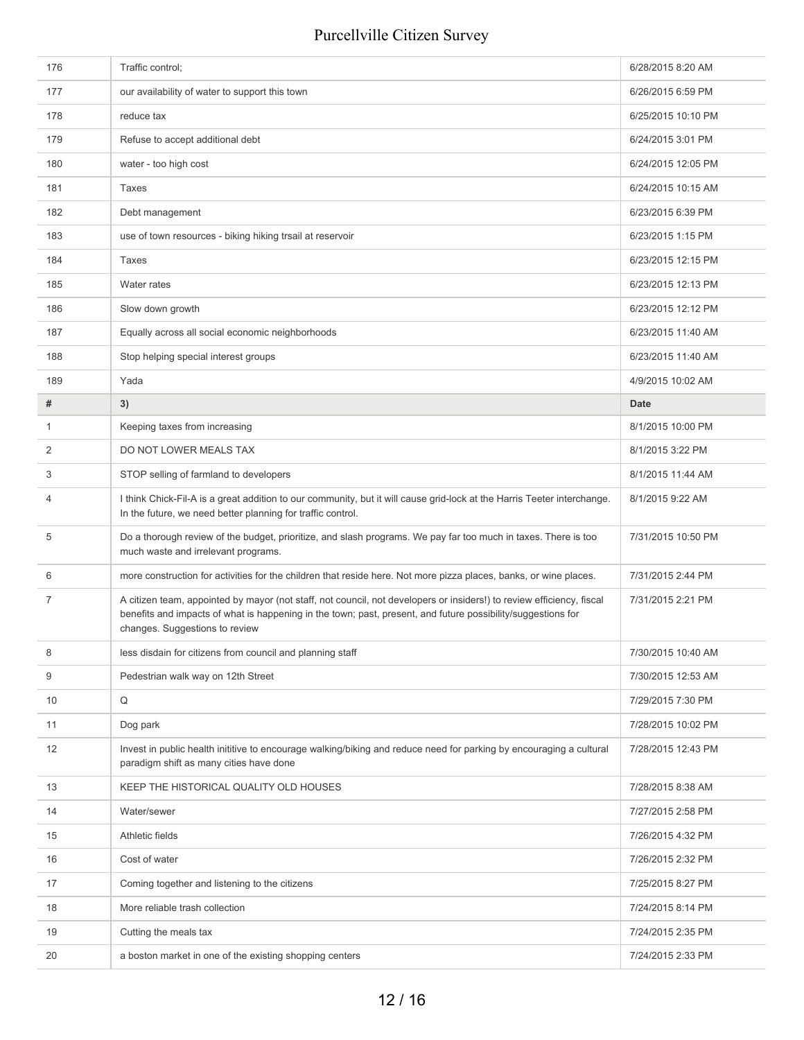| # | | Date |
|---|---|---|
| 176 | Traffic control; | 6/28/2015 8:20 AM |
| 177 | our availability of water to support this town | 6/26/2015 6:59 PM |
| 178 | reduce tax | 6/25/2015 10:10 PM |
| 179 | Refuse to accept additional debt | 6/24/2015 3:01 PM |
| 180 | water - too high cost | 6/24/2015 12:05 PM |
| 181 | Taxes | 6/24/2015 10:15 AM |
| 182 | Debt management | 6/23/2015 6:39 PM |
| 183 | use of town resources - biking hiking trsail at reservoir | 6/23/2015 1:15 PM |
| 184 | Taxes | 6/23/2015 12:15 PM |
| 185 | Water rates | 6/23/2015 12:13 PM |
| 186 | Slow down growth | 6/23/2015 12:12 PM |
| 187 | Equally across all social economic neighborhoods | 6/23/2015 11:40 AM |
| 188 | Stop helping special interest groups | 6/23/2015 11:40 AM |
| 189 | Yada | 4/9/2015 10:02 AM |

| # | 3) | Date |
|---|---|---|
| 1 | Keeping taxes from increasing | 8/1/2015 10:00 PM |
| 2 | DO NOT LOWER MEALS TAX | 8/1/2015 3:22 PM |
| 3 | STOP selling of farmland to developers | 8/1/2015 11:44 AM |
| 4 | I think Chick-Fil-A is a great addition to our community, but it will cause grid-lock at the Harris Teeter interchange. In the future, we need better planning for traffic control. | 8/1/2015 9:22 AM |
| 5 | Do a thorough review of the budget, prioritize, and slash programs. We pay far too much in taxes. There is too much waste and irrelevant programs. | 7/31/2015 10:50 PM |
| 6 | more construction for activities for the children that reside here. Not more pizza places, banks, or wine places. | 7/31/2015 2:44 PM |
| 7 | A citizen team, appointed by mayor (not staff, not council, not developers or insiders!) to review efficiency, fiscal benefits and impacts of what is happening in the town; past, present, and future possibility/suggestions for changes. Suggestions to review | 7/31/2015 2:21 PM |
| 8 | less disdain for citizens from council and planning staff | 7/30/2015 10:40 AM |
| 9 | Pedestrian walk way on 12th Street | 7/30/2015 12:53 AM |
| 10 | Q | 7/29/2015 7:30 PM |
| 11 | Dog park | 7/28/2015 10:02 PM |
| 12 | Invest in public health inititive to encourage walking/biking and reduce need for parking by encouraging a cultural paradigm shift as many cities have done | 7/28/2015 12:43 PM |
| 13 | KEEP THE HISTORICAL QUALITY OLD HOUSES | 7/28/2015 8:38 AM |
| 14 | Water/sewer | 7/27/2015 2:58 PM |
| 15 | Athletic fields | 7/26/2015 4:32 PM |
| 16 | Cost of water | 7/26/2015 2:32 PM |
| 17 | Coming together and listening to the citizens | 7/25/2015 8:27 PM |
| 18 | More reliable trash collection | 7/24/2015 8:14 PM |
| 19 | Cutting the meals tax | 7/24/2015 2:35 PM |
| 20 | a boston market in one of the existing shopping centers | 7/24/2015 2:33 PM |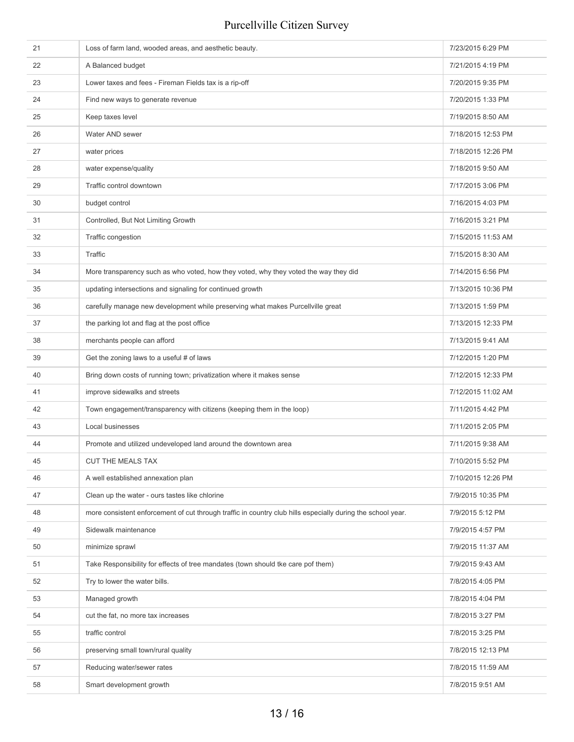| | | |
|---|---|---|
| 21 | Loss of farm land, wooded areas, and aesthetic beauty. | 7/23/2015 6:29 PM |
| 22 | A Balanced budget | 7/21/2015 4:19 PM |
| 23 | Lower taxes and fees - Fireman Fields tax is a rip-off | 7/20/2015 9:35 PM |
| 24 | Find new ways to generate revenue | 7/20/2015 1:33 PM |
| 25 | Keep taxes level | 7/19/2015 8:50 AM |
| 26 | Water AND sewer | 7/18/2015 12:53 PM |
| 27 | water prices | 7/18/2015 12:26 PM |
| 28 | water expense/quality | 7/18/2015 9:50 AM |
| 29 | Traffic control downtown | 7/17/2015 3:06 PM |
| 30 | budget control | 7/16/2015 4:03 PM |
| 31 | Controlled, But Not Limiting Growth | 7/16/2015 3:21 PM |
| 32 | Traffic congestion | 7/15/2015 11:53 AM |
| 33 | Traffic | 7/15/2015 8:30 AM |
| 34 | More transparency such as who voted, how they voted, why they voted the way they did | 7/14/2015 6:56 PM |
| 35 | updating intersections and signaling for continued growth | 7/13/2015 10:36 PM |
| 36 | carefully manage new development while preserving what makes Purcellville great | 7/13/2015 1:59 PM |
| 37 | the parking lot and flag at the post office | 7/13/2015 12:33 PM |
| 38 | merchants people can afford | 7/13/2015 9:41 AM |
| 39 | Get the zoning laws to a useful # of laws | 7/12/2015 1:20 PM |
| 40 | Bring down costs of running town; privatization where it makes sense | 7/12/2015 12:33 PM |
| 41 | improve sidewalks and streets | 7/12/2015 11:02 AM |
| 42 | Town engagement/transparency with citizens (keeping them in the loop) | 7/11/2015 4:42 PM |
| 43 | Local businesses | 7/11/2015 2:05 PM |
| 44 | Promote and utilized undeveloped land around the downtown area | 7/11/2015 9:38 AM |
| 45 | CUT THE MEALS TAX | 7/10/2015 5:52 PM |
| 46 | A well established annexation plan | 7/10/2015 12:26 PM |
| 47 | Clean up the water - ours tastes like chlorine | 7/9/2015 10:35 PM |
| 48 | more consistent enforcement of cut through traffic in country club hills especially during the school year. | 7/9/2015 5:12 PM |
| 49 | Sidewalk maintenance | 7/9/2015 4:57 PM |
| 50 | minimize sprawl | 7/9/2015 11:37 AM |
| 51 | Take Responsibility for effects of tree mandates (town should tke care pof them) | 7/9/2015 9:43 AM |
| 52 | Try to lower the water bills. | 7/8/2015 4:05 PM |
| 53 | Managed growth | 7/8/2015 4:04 PM |
| 54 | cut the fat, no more tax increases | 7/8/2015 3:27 PM |
| 55 | traffic control | 7/8/2015 3:25 PM |
| 56 | preserving small town/rural quality | 7/8/2015 12:13 PM |
| 57 | Reducing water/sewer rates | 7/8/2015 11:59 AM |
| 58 | Smart development growth | 7/8/2015 9:51 AM |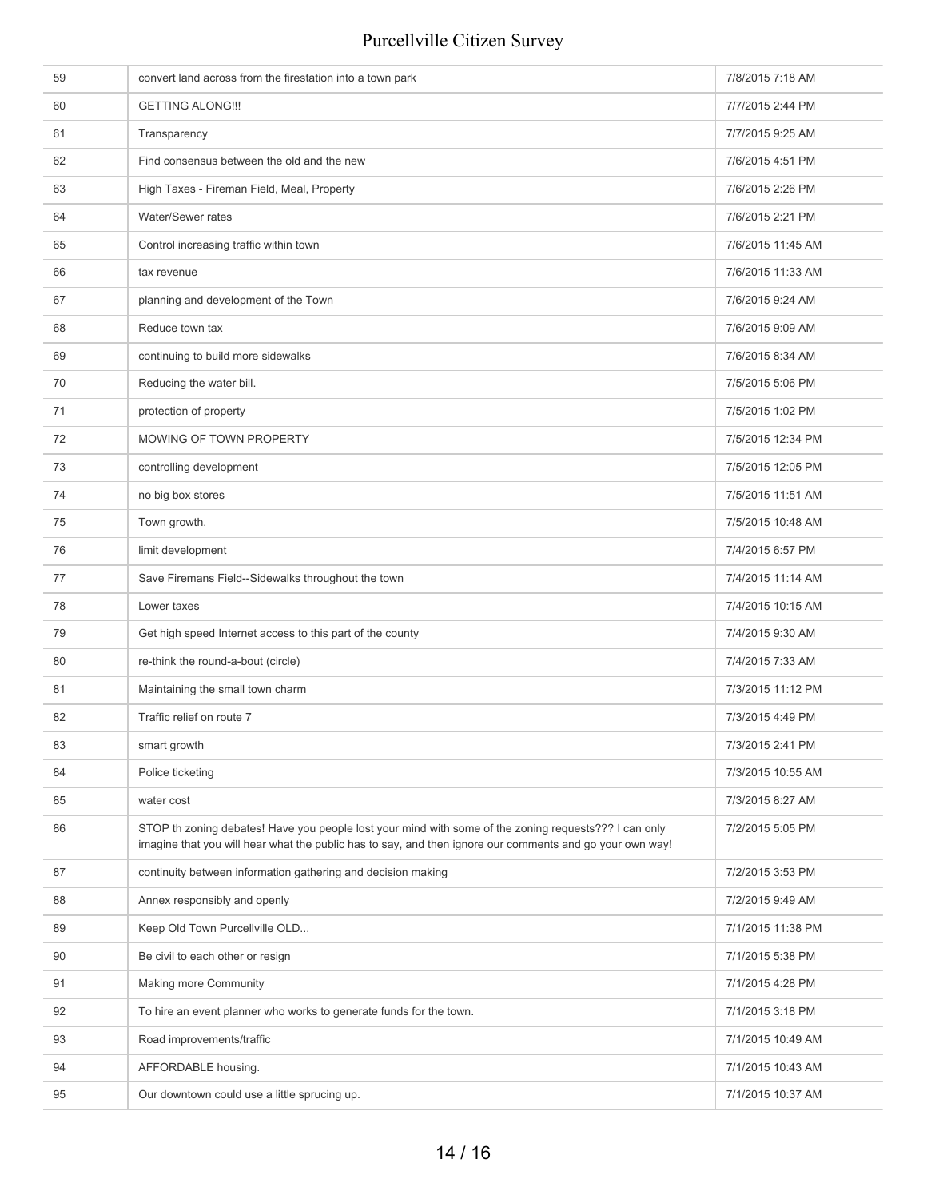| | | |
|---|---|---|
| 59 | convert land across from the firestation into a town park | 7/8/2015 7:18 AM |
| 60 | GETTING ALONG!!! | 7/7/2015 2:44 PM |
| 61 | Transparency | 7/7/2015 9:25 AM |
| 62 | Find consensus between the old and the new | 7/6/2015 4:51 PM |
| 63 | High Taxes - Fireman Field, Meal, Property | 7/6/2015 2:26 PM |
| 64 | Water/Sewer rates | 7/6/2015 2:21 PM |
| 65 | Control increasing traffic within town | 7/6/2015 11:45 AM |
| 66 | tax revenue | 7/6/2015 11:33 AM |
| 67 | planning and development of the Town | 7/6/2015 9:24 AM |
| 68 | Reduce town tax | 7/6/2015 9:09 AM |
| 69 | continuing to build more sidewalks | 7/6/2015 8:34 AM |
| 70 | Reducing the water bill. | 7/5/2015 5:06 PM |
| 71 | protection of property | 7/5/2015 1:02 PM |
| 72 | MOWING OF TOWN PROPERTY | 7/5/2015 12:34 PM |
| 73 | controlling development | 7/5/2015 12:05 PM |
| 74 | no big box stores | 7/5/2015 11:51 AM |
| 75 | Town growth. | 7/5/2015 10:48 AM |
| 76 | limit development | 7/4/2015 6:57 PM |
| 77 | Save Firemans Field--Sidewalks throughout the town | 7/4/2015 11:14 AM |
| 78 | Lower taxes | 7/4/2015 10:15 AM |
| 79 | Get high speed Internet access to this part of the county | 7/4/2015 9:30 AM |
| 80 | re-think the round-a-bout (circle) | 7/4/2015 7:33 AM |
| 81 | Maintaining the small town charm | 7/3/2015 11:12 PM |
| 82 | Traffic relief on route 7 | 7/3/2015 4:49 PM |
| 83 | smart growth | 7/3/2015 2:41 PM |
| 84 | Police ticketing | 7/3/2015 10:55 AM |
| 85 | water cost | 7/3/2015 8:27 AM |
| 86 | STOP th zoning debates! Have you people lost your mind with some of the zoning requests??? I can only imagine that you will hear what the public has to say, and then ignore our comments and go your own way! | 7/2/2015 5:05 PM |
| 87 | continuity between information gathering and decision making | 7/2/2015 3:53 PM |
| 88 | Annex responsibly and openly | 7/2/2015 9:49 AM |
| 89 | Keep Old Town Purcellville OLD... | 7/1/2015 11:38 PM |
| 90 | Be civil to each other or resign | 7/1/2015 5:38 PM |
| 91 | Making more Community | 7/1/2015 4:28 PM |
| 92 | To hire an event planner who works to generate funds for the town. | 7/1/2015 3:18 PM |
| 93 | Road improvements/traffic | 7/1/2015 10:49 AM |
| 94 | AFFORDABLE housing. | 7/1/2015 10:43 AM |
| 95 | Our downtown could use a little sprucing up. | 7/1/2015 10:37 AM |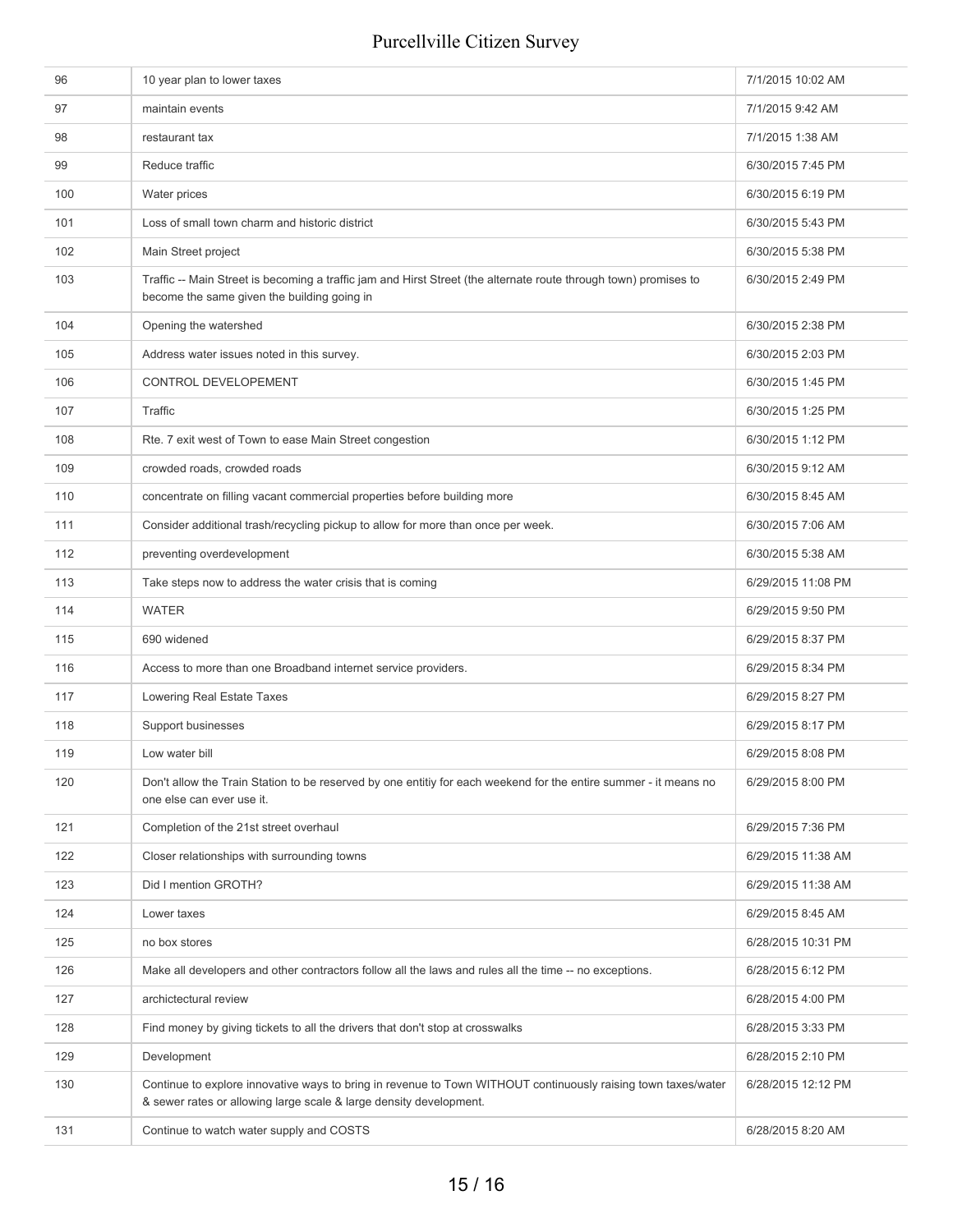| | | |
|---|---|---|
| 96 | 10 year plan to lower taxes | 7/1/2015 10:02 AM |
| 97 | maintain events | 7/1/2015 9:42 AM |
| 98 | restaurant tax | 7/1/2015 1:38 AM |
| 99 | Reduce traffic | 6/30/2015 7:45 PM |
| 100 | Water prices | 6/30/2015 6:19 PM |
| 101 | Loss of small town charm and historic district | 6/30/2015 5:43 PM |
| 102 | Main Street project | 6/30/2015 5:38 PM |
| 103 | Traffic -- Main Street is becoming a traffic jam and Hirst Street (the alternate route through town) promises to become the same given the building going in | 6/30/2015 2:49 PM |
| 104 | Opening the watershed | 6/30/2015 2:38 PM |
| 105 | Address water issues noted in this survey. | 6/30/2015 2:03 PM |
| 106 | CONTROL DEVELOPEMENT | 6/30/2015 1:45 PM |
| 107 | Traffic | 6/30/2015 1:25 PM |
| 108 | Rte. 7 exit west of Town to ease Main Street congestion | 6/30/2015 1:12 PM |
| 109 | crowded roads, crowded roads | 6/30/2015 9:12 AM |
| 110 | concentrate on filling vacant commercial properties before building more | 6/30/2015 8:45 AM |
| 111 | Consider additional trash/recycling pickup to allow for more than once per week. | 6/30/2015 7:06 AM |
| 112 | preventing overdevelopment | 6/30/2015 5:38 AM |
| 113 | Take steps now to address the water crisis that is coming | 6/29/2015 11:08 PM |
| 114 | WATER | 6/29/2015 9:50 PM |
| 115 | 690 widened | 6/29/2015 8:37 PM |
| 116 | Access to more than one Broadband internet service providers. | 6/29/2015 8:34 PM |
| 117 | Lowering Real Estate Taxes | 6/29/2015 8:27 PM |
| 118 | Support businesses | 6/29/2015 8:17 PM |
| 119 | Low water bill | 6/29/2015 8:08 PM |
| 120 | Don't allow the Train Station to be reserved by one entitiy for each weekend for the entire summer - it means no one else can ever use it. | 6/29/2015 8:00 PM |
| 121 | Completion of the 21st street overhaul | 6/29/2015 7:36 PM |
| 122 | Closer relationships with surrounding towns | 6/29/2015 11:38 AM |
| 123 | Did I mention GROTH? | 6/29/2015 11:38 AM |
| 124 | Lower taxes | 6/29/2015 8:45 AM |
| 125 | no box stores | 6/28/2015 10:31 PM |
| 126 | Make all developers and other contractors follow all the laws and rules all the time -- no exceptions. | 6/28/2015 6:12 PM |
| 127 | archictectural review | 6/28/2015 4:00 PM |
| 128 | Find money by giving tickets to all the drivers that don't stop at crosswalks | 6/28/2015 3:33 PM |
| 129 | Development | 6/28/2015 2:10 PM |
| 130 | Continue to explore innovative ways to bring in revenue to Town WITHOUT continuously raising town taxes/water & sewer rates or allowing large scale & large density development. | 6/28/2015 12:12 PM |
| 131 | Continue to watch water supply and COSTS | 6/28/2015 8:20 AM |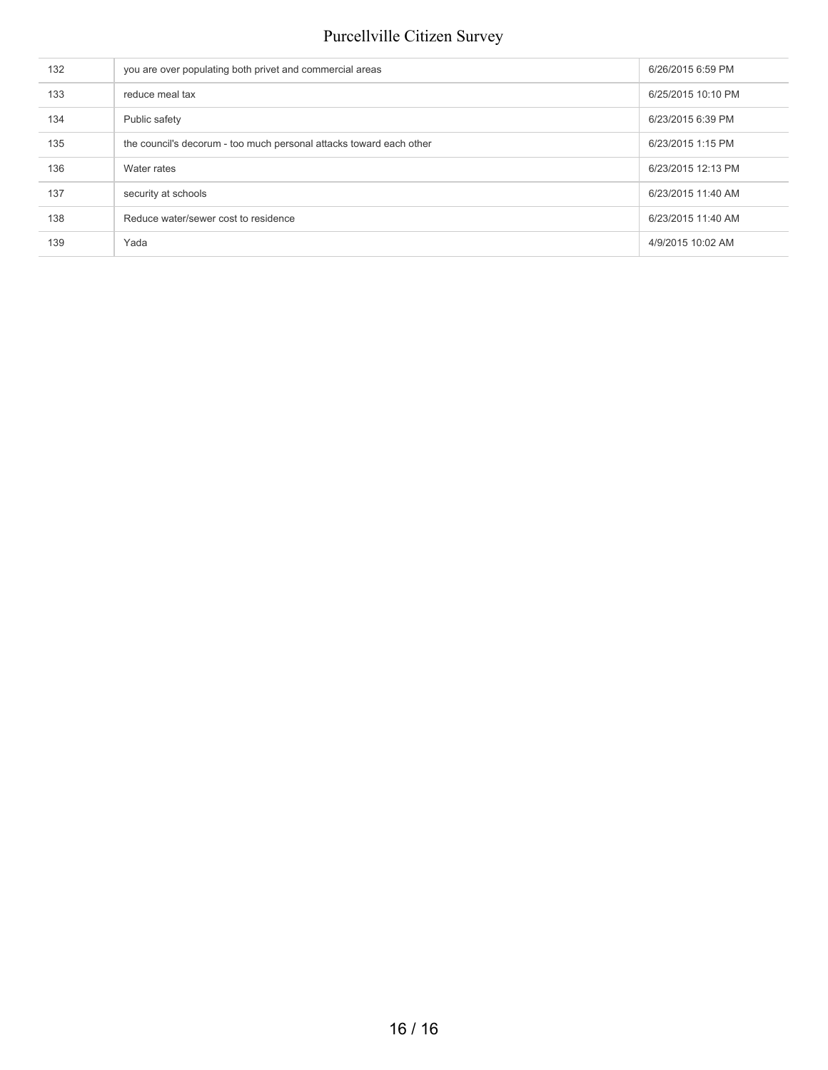| | | |
|---|---|---|
| 132 | you are over populating both privet and commercial areas | 6/26/2015 6:59 PM |
| 133 | reduce meal tax | 6/25/2015 10:10 PM |
| 134 | Public safety | 6/23/2015 6:39 PM |
| 135 | the council's decorum - too much personal attacks toward each other | 6/23/2015 1:15 PM |
| 136 | Water rates | 6/23/2015 12:13 PM |
| 137 | security at schools | 6/23/2015 11:40 AM |
| 138 | Reduce water/sewer cost to residence | 6/23/2015 11:40 AM |
| 139 | Yada | 4/9/2015 10:02 AM |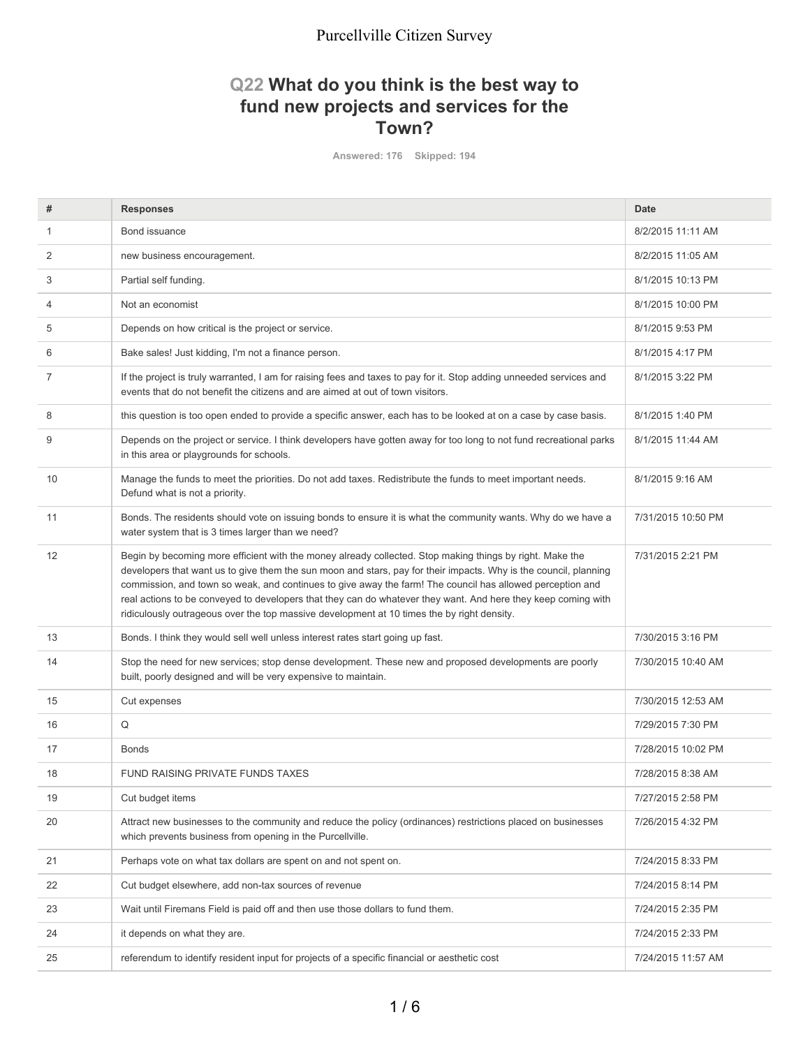Purcellville Citizen Survey

## Q22 What do you think is the best way to fund new projects and services for the Town?

Answered: 176 Skipped: 194

| # | Responses | Date |
|---|---|---|
| 1 | Bond issuance | 8/2/2015 11:11 AM |
| 2 | new business encouragement. | 8/2/2015 11:05 AM |
| 3 | Partial self funding. | 8/1/2015 10:13 PM |
| 4 | Not an economist | 8/1/2015 10:00 PM |
| 5 | Depends on how critical is the project or service. | 8/1/2015 9:53 PM |
| 6 | Bake sales! Just kidding, I'm not a finance person. | 8/1/2015 4:17 PM |
| 7 | If the project is truly warranted, I am for raising fees and taxes to pay for it. Stop adding unneeded services and events that do not benefit the citizens and are aimed at out of town visitors. | 8/1/2015 3:22 PM |
| 8 | this question is too open ended to provide a specific answer, each has to be looked at on a case by case basis. | 8/1/2015 1:40 PM |
| 9 | Depends on the project or service. I think developers have gotten away for too long to not fund recreational parks in this area or playgrounds for schools. | 8/1/2015 11:44 AM |
| 10 | Manage the funds to meet the priorities. Do not add taxes. Redistribute the funds to meet important needs. Defund what is not a priority. | 8/1/2015 9:16 AM |
| 11 | Bonds. The residents should vote on issuing bonds to ensure it is what the community wants. Why do we have a water system that is 3 times larger than we need? | 7/31/2015 10:50 PM |
| 12 | Begin by becoming more efficient with the money already collected. Stop making things by right. Make the developers that want us to give them the sun moon and stars, pay for their impacts. Why is the council, planning commission, and town so weak, and continues to give away the farm! The council has allowed perception and real actions to be conveyed to developers that they can do whatever they want. And here they keep coming with ridiculously outrageous over the top massive development at 10 times the by right density. | 7/31/2015 2:21 PM |
| 13 | Bonds. I think they would sell well unless interest rates start going up fast. | 7/30/2015 3:16 PM |
| 14 | Stop the need for new services; stop dense development. These new and proposed developments are poorly built, poorly designed and will be very expensive to maintain. | 7/30/2015 10:40 AM |
| 15 | Cut expenses | 7/30/2015 12:53 AM |
| 16 | Q | 7/29/2015 7:30 PM |
| 17 | Bonds | 7/28/2015 10:02 PM |
| 18 | FUND RAISING PRIVATE FUNDS TAXES | 7/28/2015 8:38 AM |
| 19 | Cut budget items | 7/27/2015 2:58 PM |
| 20 | Attract new businesses to the community and reduce the policy (ordinances) restrictions placed on businesses which prevents business from opening in the Purcellville. | 7/26/2015 4:32 PM |
| 21 | Perhaps vote on what tax dollars are spent on and not spent on. | 7/24/2015 8:33 PM |
| 22 | Cut budget elsewhere, add non-tax sources of revenue | 7/24/2015 8:14 PM |
| 23 | Wait until Firemans Field is paid off and then use those dollars to fund them. | 7/24/2015 2:35 PM |
| 24 | it depends on what they are. | 7/24/2015 2:33 PM |
| 25 | referendum to identify resident input for projects of a specific financial or aesthetic cost | 7/24/2015 11:57 AM |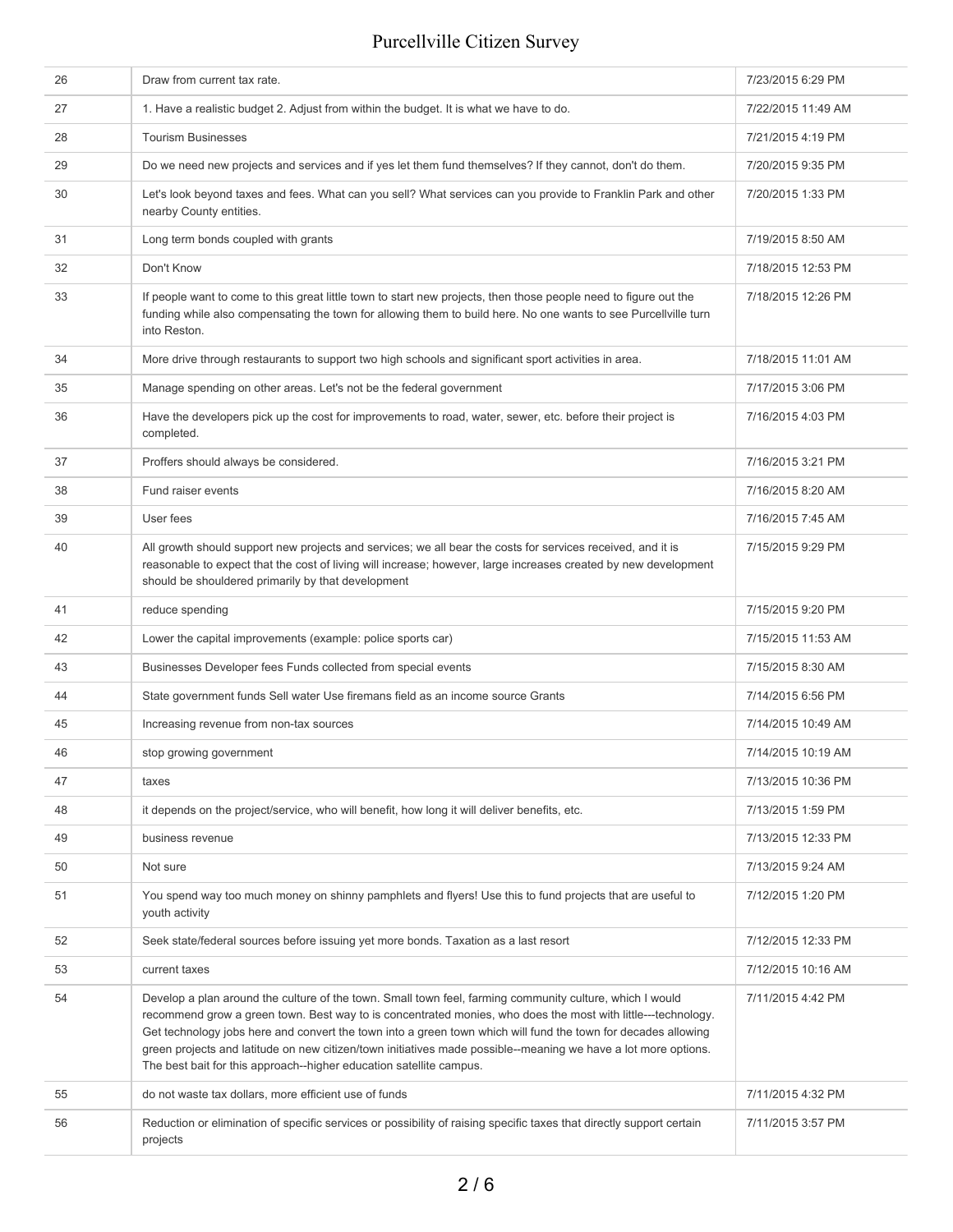| 26 | Draw from current tax rate. | 7/23/2015 6:29 PM |
|---|---|---|
| 27 | 1. Have a realistic budget 2. Adjust from within the budget. It is what we have to do. | 7/22/2015 11:49 AM |
| 28 | Tourism Businesses | 7/21/2015 4:19 PM |
| 29 | Do we need new projects and services and if yes let them fund themselves? If they cannot, don't do them. | 7/20/2015 9:35 PM |
| 30 | Let's look beyond taxes and fees. What can you sell? What services can you provide to Franklin Park and other nearby County entities. | 7/20/2015 1:33 PM |
| 31 | Long term bonds coupled with grants | 7/19/2015 8:50 AM |
| 32 | Don't Know | 7/18/2015 12:53 PM |
| 33 | If people want to come to this great little town to start new projects, then those people need to figure out the funding while also compensating the town for allowing them to build here. No one wants to see Purcellville turn into Reston. | 7/18/2015 12:26 PM |
| 34 | More drive through restaurants to support two high schools and significant sport activities in area. | 7/18/2015 11:01 AM |
| 35 | Manage spending on other areas. Let's not be the federal government | 7/17/2015 3:06 PM |
| 36 | Have the developers pick up the cost for improvements to road, water, sewer, etc. before their project is completed. | 7/16/2015 4:03 PM |
| 37 | Proffers should always be considered. | 7/16/2015 3:21 PM |
| 38 | Fund raiser events | 7/16/2015 8:20 AM |
| 39 | User fees | 7/16/2015 7:45 AM |
| 40 | All growth should support new projects and services; we all bear the costs for services received, and it is reasonable to expect that the cost of living will increase; however, large increases created by new development should be shouldered primarily by that development | 7/15/2015 9:29 PM |
| 41 | reduce spending | 7/15/2015 9:20 PM |
| 42 | Lower the capital improvements (example: police sports car) | 7/15/2015 11:53 AM |
| 43 | Businesses Developer fees Funds collected from special events | 7/15/2015 8:30 AM |
| 44 | State government funds Sell water Use firemans field as an income source Grants | 7/14/2015 6:56 PM |
| 45 | Increasing revenue from non-tax sources | 7/14/2015 10:49 AM |
| 46 | stop growing government | 7/14/2015 10:19 AM |
| 47 | taxes | 7/13/2015 10:36 PM |
| 48 | it depends on the project/service, who will benefit, how long it will deliver benefits, etc. | 7/13/2015 1:59 PM |
| 49 | business revenue | 7/13/2015 12:33 PM |
| 50 | Not sure | 7/13/2015 9:24 AM |
| 51 | You spend way too much money on shinny pamphlets and flyers! Use this to fund projects that are useful to youth activity | 7/12/2015 1:20 PM |
| 52 | Seek state/federal sources before issuing yet more bonds. Taxation as a last resort | 7/12/2015 12:33 PM |
| 53 | current taxes | 7/12/2015 10:16 AM |
| 54 | Develop a plan around the culture of the town. Small town feel, farming community culture, which I would recommend grow a green town. Best way to is concentrated monies, who does the most with little---technology. Get technology jobs here and convert the town into a green town which will fund the town for decades allowing green projects and latitude on new citizen/town initiatives made possible--meaning we have a lot more options. The best bait for this approach--higher education satellite campus. | 7/11/2015 4:42 PM |
| 55 | do not waste tax dollars, more efficient use of funds | 7/11/2015 4:32 PM |
| 56 | Reduction or elimination of specific services or possibility of raising specific taxes that directly support certain projects | 7/11/2015 3:57 PM |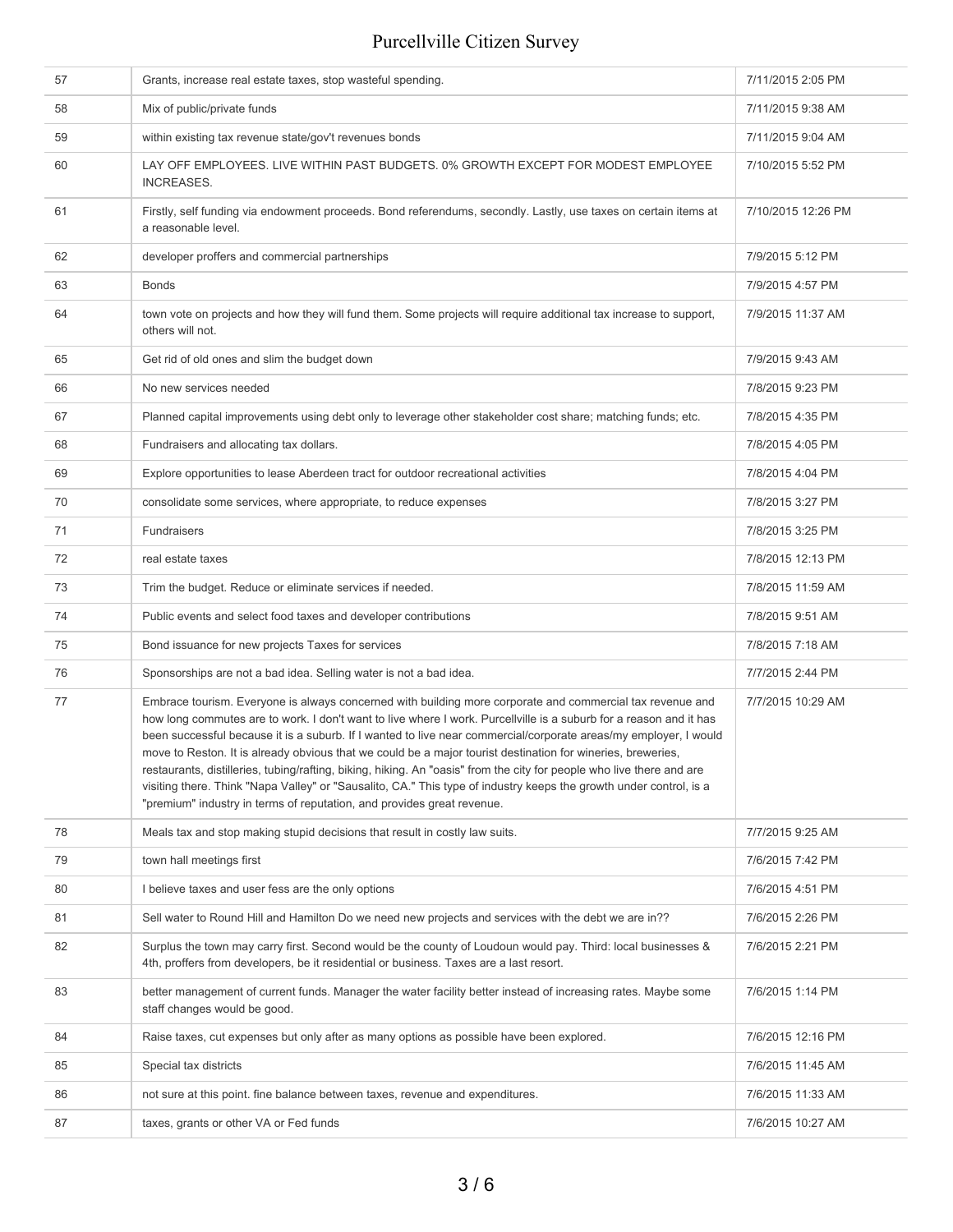| | | |
|---|---|---|
| 57 | Grants, increase real estate taxes, stop wasteful spending. | 7/11/2015 2:05 PM |
| 58 | Mix of public/private funds | 7/11/2015 9:38 AM |
| 59 | within existing tax revenue state/gov't revenues bonds | 7/11/2015 9:04 AM |
| 60 | LAY OFF EMPLOYEES. LIVE WITHIN PAST BUDGETS. 0% GROWTH EXCEPT FOR MODEST EMPLOYEE INCREASES. | 7/10/2015 5:52 PM |
| 61 | Firstly, self funding via endowment proceeds. Bond referendums, secondly. Lastly, use taxes on certain items at a reasonable level. | 7/10/2015 12:26 PM |
| 62 | developer proffers and commercial partnerships | 7/9/2015 5:12 PM |
| 63 | Bonds | 7/9/2015 4:57 PM |
| 64 | town vote on projects and how they will fund them. Some projects will require additional tax increase to support, others will not. | 7/9/2015 11:37 AM |
| 65 | Get rid of old ones and slim the budget down | 7/9/2015 9:43 AM |
| 66 | No new services needed | 7/8/2015 9:23 PM |
| 67 | Planned capital improvements using debt only to leverage other stakeholder cost share; matching funds; etc. | 7/8/2015 4:35 PM |
| 68 | Fundraisers and allocating tax dollars. | 7/8/2015 4:05 PM |
| 69 | Explore opportunities to lease Aberdeen tract for outdoor recreational activities | 7/8/2015 4:04 PM |
| 70 | consolidate some services, where appropriate, to reduce expenses | 7/8/2015 3:27 PM |
| 71 | Fundraisers | 7/8/2015 3:25 PM |
| 72 | real estate taxes | 7/8/2015 12:13 PM |
| 73 | Trim the budget. Reduce or eliminate services if needed. | 7/8/2015 11:59 AM |
| 74 | Public events and select food taxes and developer contributions | 7/8/2015 9:51 AM |
| 75 | Bond issuance for new projects Taxes for services | 7/8/2015 7:18 AM |
| 76 | Sponsorships are not a bad idea. Selling water is not a bad idea. | 7/7/2015 2:44 PM |
| 77 | Embrace tourism. Everyone is always concerned with building more corporate and commercial tax revenue and how long commutes are to work. I don't want to live where I work. Purcellville is a suburb for a reason and it has been successful because it is a suburb. If I wanted to live near commercial/corporate areas/my employer, I would move to Reston. It is already obvious that we could be a major tourist destination for wineries, breweries, restaurants, distilleries, tubing/rafting, biking, hiking. An "oasis" from the city for people who live there and are visiting there. Think "Napa Valley" or "Sausalito, CA." This type of industry keeps the growth under control, is a "premium" industry in terms of reputation, and provides great revenue. | 7/7/2015 10:29 AM |
| 78 | Meals tax and stop making stupid decisions that result in costly law suits. | 7/7/2015 9:25 AM |
| 79 | town hall meetings first | 7/6/2015 7:42 PM |
| 80 | I believe taxes and user fess are the only options | 7/6/2015 4:51 PM |
| 81 | Sell water to Round Hill and Hamilton Do we need new projects and services with the debt we are in?? | 7/6/2015 2:26 PM |
| 82 | Surplus the town may carry first. Second would be the county of Loudoun would pay. Third: local businesses & 4th, proffers from developers, be it residential or business. Taxes are a last resort. | 7/6/2015 2:21 PM |
| 83 | better management of current funds. Manager the water facility better instead of increasing rates. Maybe some staff changes would be good. | 7/6/2015 1:14 PM |
| 84 | Raise taxes, cut expenses but only after as many options as possible have been explored. | 7/6/2015 12:16 PM |
| 85 | Special tax districts | 7/6/2015 11:45 AM |
| 86 | not sure at this point. fine balance between taxes, revenue and expenditures. | 7/6/2015 11:33 AM |
| 87 | taxes, grants or other VA or Fed funds | 7/6/2015 10:27 AM |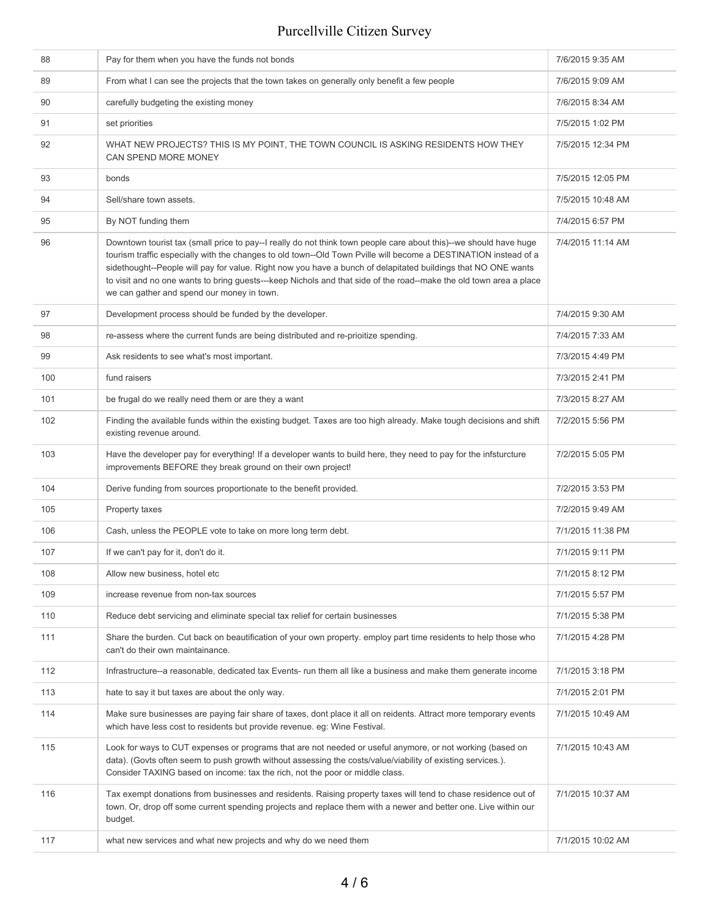| | | |
|---|---|---|
| 88 | Pay for them when you have the funds not bonds | 7/6/2015 9:35 AM |
| 89 | From what I can see the projects that the town takes on generally only benefit a few people | 7/6/2015 9:09 AM |
| 90 | carefully budgeting the existing money | 7/6/2015 8:34 AM |
| 91 | set priorities | 7/5/2015 1:02 PM |
| 92 | WHAT NEW PROJECTS? THIS IS MY POINT, THE TOWN COUNCIL IS ASKING RESIDENTS HOW THEY CAN SPEND MORE MONEY | 7/5/2015 12:34 PM |
| 93 | bonds | 7/5/2015 12:05 PM |
| 94 | Sell/share town assets. | 7/5/2015 10:48 AM |
| 95 | By NOT funding them | 7/4/2015 6:57 PM |
| 96 | Downtown tourist tax (small price to pay--I really do not think town people care about this)--we should have huge tourism traffic especially with the changes to old town--Old Town Pville will become a DESTINATION instead of a sidethought--People will pay for value. Right now you have a bunch of delapitated buildings that NO ONE wants to visit and no one wants to bring guests---keep Nichols and that side of the road--make the old town area a place we can gather and spend our money in town. | 7/4/2015 11:14 AM |
| 97 | Development process should be funded by the developer. | 7/4/2015 9:30 AM |
| 98 | re-assess where the current funds are being distributed and re-prioitize spending. | 7/4/2015 7:33 AM |
| 99 | Ask residents to see what's most important. | 7/3/2015 4:49 PM |
| 100 | fund raisers | 7/3/2015 2:41 PM |
| 101 | be frugal do we really need them or are they a want | 7/3/2015 8:27 AM |
| 102 | Finding the available funds within the existing budget. Taxes are too high already. Make tough decisions and shift existing revenue around. | 7/2/2015 5:56 PM |
| 103 | Have the developer pay for everything! If a developer wants to build here, they need to pay for the infsturcture improvements BEFORE they break ground on their own project! | 7/2/2015 5:05 PM |
| 104 | Derive funding from sources proportionate to the benefit provided. | 7/2/2015 3:53 PM |
| 105 | Property taxes | 7/2/2015 9:49 AM |
| 106 | Cash, unless the PEOPLE vote to take on more long term debt. | 7/1/2015 11:38 PM |
| 107 | If we can't pay for it, don't do it. | 7/1/2015 9:11 PM |
| 108 | Allow new business, hotel etc | 7/1/2015 8:12 PM |
| 109 | increase revenue from non-tax sources | 7/1/2015 5:57 PM |
| 110 | Reduce debt servicing and eliminate special tax relief for certain businesses | 7/1/2015 5:38 PM |
| 111 | Share the burden. Cut back on beautification of your own property. employ part time residents to help those who can't do their own maintainance. | 7/1/2015 4:28 PM |
| 112 | Infrastructure--a reasonable, dedicated tax Events- run them all like a business and make them generate income | 7/1/2015 3:18 PM |
| 113 | hate to say it but taxes are about the only way. | 7/1/2015 2:01 PM |
| 114 | Make sure businesses are paying fair share of taxes, dont place it all on reidents. Attract more temporary events which have less cost to residents but provide revenue. eg: Wine Festival. | 7/1/2015 10:49 AM |
| 115 | Look for ways to CUT expenses or programs that are not needed or useful anymore, or not working (based on data). (Govts often seem to push growth without assessing the costs/value/viability of existing services.). Consider TAXING based on income: tax the rich, not the poor or middle class. | 7/1/2015 10:43 AM |
| 116 | Tax exempt donations from businesses and residents. Raising property taxes will tend to chase residence out of town. Or, drop off some current spending projects and replace them with a newer and better one. Live within our budget. | 7/1/2015 10:37 AM |
| 117 | what new services and what new projects and why do we need them | 7/1/2015 10:02 AM |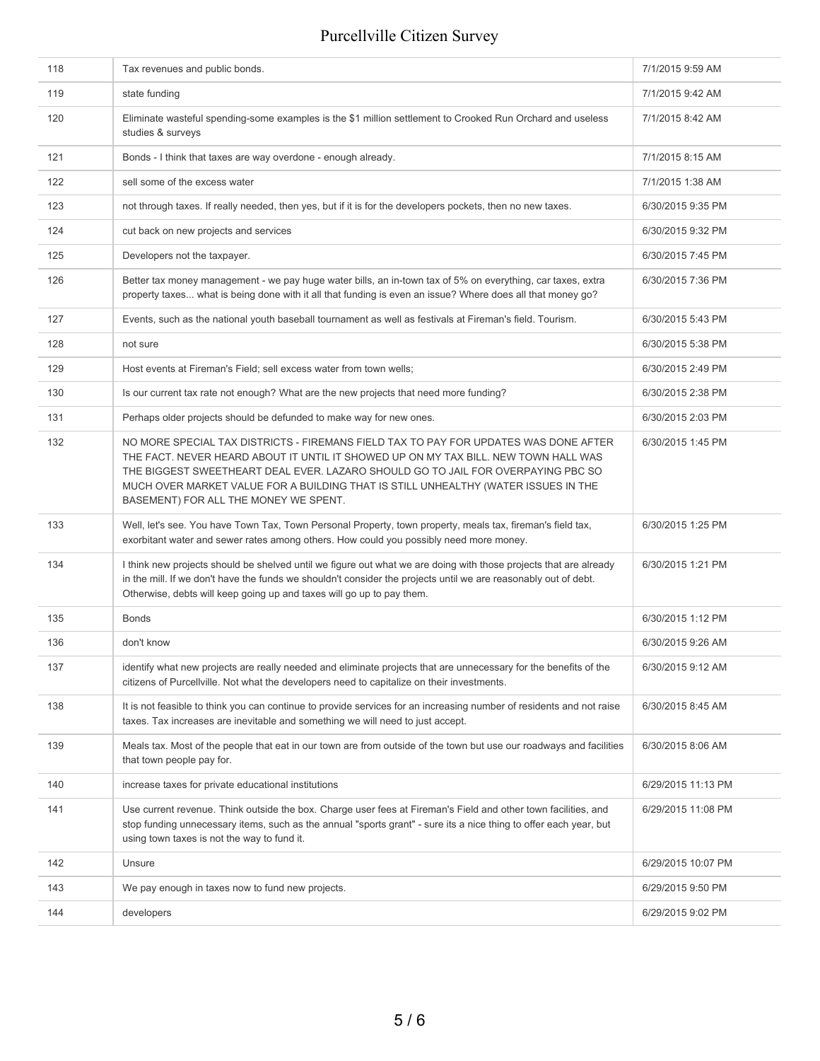| | | |
|---|---|---|
| 118 | Tax revenues and public bonds. | 7/1/2015 9:59 AM |
| 119 | state funding | 7/1/2015 9:42 AM |
| 120 | Eliminate wasteful spending-some examples is the $1 million settlement to Crooked Run Orchard and useless studies & surveys | 7/1/2015 8:42 AM |
| 121 | Bonds - I think that taxes are way overdone - enough already. | 7/1/2015 8:15 AM |
| 122 | sell some of the excess water | 7/1/2015 1:38 AM |
| 123 | not through taxes. If really needed, then yes, but if it is for the developers pockets, then no new taxes. | 6/30/2015 9:35 PM |
| 124 | cut back on new projects and services | 6/30/2015 9:32 PM |
| 125 | Developers not the taxpayer. | 6/30/2015 7:45 PM |
| 126 | Better tax money management - we pay huge water bills, an in-town tax of 5% on everything, car taxes, extra property taxes... what is being done with it all that funding is even an issue? Where does all that money go? | 6/30/2015 7:36 PM |
| 127 | Events, such as the national youth baseball tournament as well as festivals at Fireman's field. Tourism. | 6/30/2015 5:43 PM |
| 128 | not sure | 6/30/2015 5:38 PM |
| 129 | Host events at Fireman's Field; sell excess water from town wells; | 6/30/2015 2:49 PM |
| 130 | Is our current tax rate not enough? What are the new projects that need more funding? | 6/30/2015 2:38 PM |
| 131 | Perhaps older projects should be defunded to make way for new ones. | 6/30/2015 2:03 PM |
| 132 | NO MORE SPECIAL TAX DISTRICTS - FIREMANS FIELD TAX TO PAY FOR UPDATES WAS DONE AFTER THE FACT. NEVER HEARD ABOUT IT UNTIL IT SHOWED UP ON MY TAX BILL. NEW TOWN HALL WAS THE BIGGEST SWEETHEART DEAL EVER. LAZARO SHOULD GO TO JAIL FOR OVERPAYING PBC SO MUCH OVER MARKET VALUE FOR A BUILDING THAT IS STILL UNHEALTHY (WATER ISSUES IN THE BASEMENT) FOR ALL THE MONEY WE SPENT. | 6/30/2015 1:45 PM |
| 133 | Well, let's see. You have Town Tax, Town Personal Property, town property, meals tax, fireman's field tax, exorbitant water and sewer rates among others. How could you possibly need more money. | 6/30/2015 1:25 PM |
| 134 | I think new projects should be shelved until we figure out what we are doing with those projects that are already in the mill. If we don't have the funds we shouldn't consider the projects until we are reasonably out of debt. Otherwise, debts will keep going up and taxes will go up to pay them. | 6/30/2015 1:21 PM |
| 135 | Bonds | 6/30/2015 1:12 PM |
| 136 | don't know | 6/30/2015 9:26 AM |
| 137 | identify what new projects are really needed and eliminate projects that are unnecessary for the benefits of the citizens of Purcellville. Not what the developers need to capitalize on their investments. | 6/30/2015 9:12 AM |
| 138 | It is not feasible to think you can continue to provide services for an increasing number of residents and not raise taxes. Tax increases are inevitable and something we will need to just accept. | 6/30/2015 8:45 AM |
| 139 | Meals tax. Most of the people that eat in our town are from outside of the town but use our roadways and facilities that town people pay for. | 6/30/2015 8:06 AM |
| 140 | increase taxes for private educational institutions | 6/29/2015 11:13 PM |
| 141 | Use current revenue. Think outside the box. Charge user fees at Fireman's Field and other town facilities, and stop funding unnecessary items, such as the annual "sports grant" - sure its a nice thing to offer each year, but using town taxes is not the way to fund it. | 6/29/2015 11:08 PM |
| 142 | Unsure | 6/29/2015 10:07 PM |
| 143 | We pay enough in taxes now to fund new projects. | 6/29/2015 9:50 PM |
| 144 | developers | 6/29/2015 9:02 PM |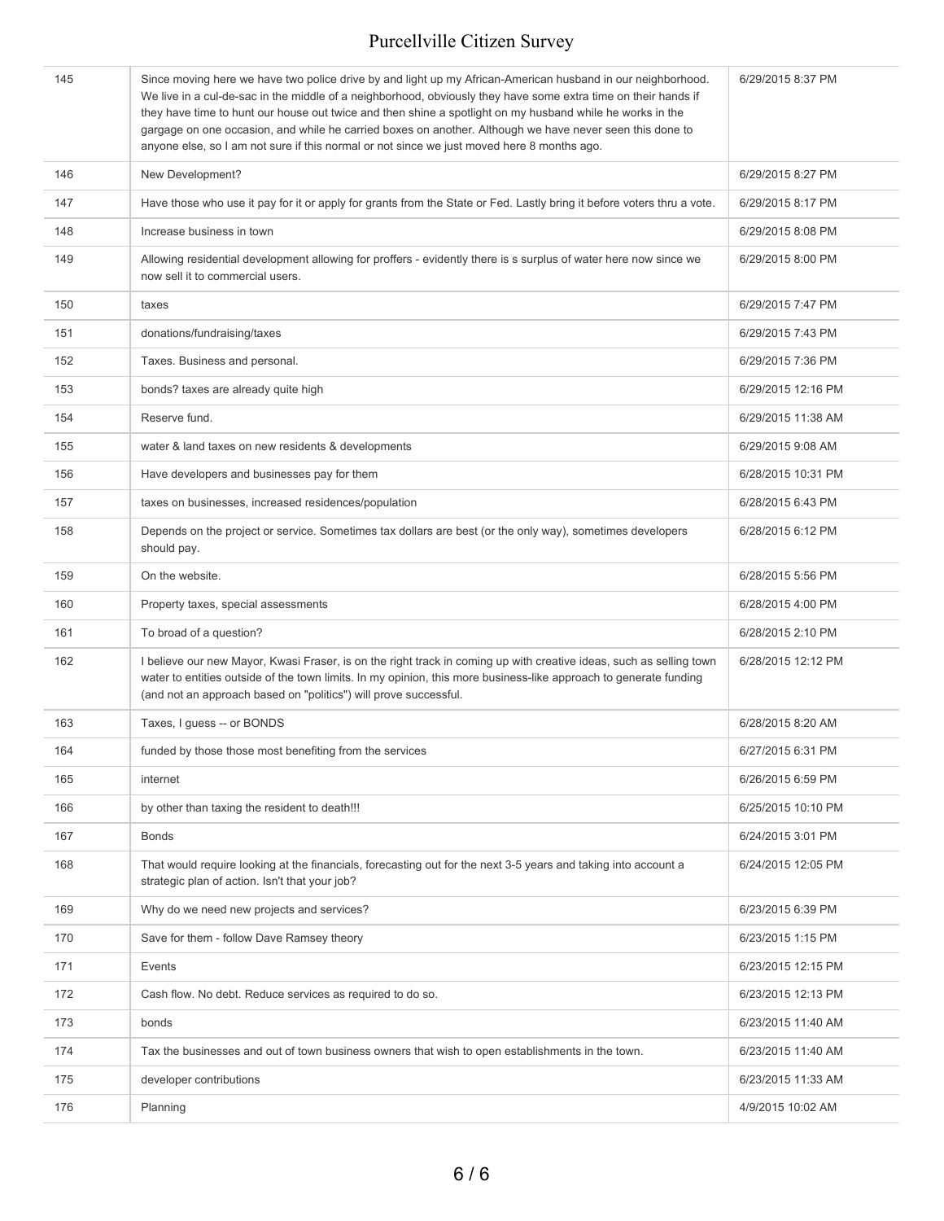| | | |
|---|---|---|
| 145 | Since moving here we have two police drive by and light up my African-American husband in our neighborhood. We live in a cul-de-sac in the middle of a neighborhood, obviously they have some extra time on their hands if they have time to hunt our house out twice and then shine a spotlight on my husband while he works in the gargage on one occasion, and while he carried boxes on another. Although we have never seen this done to anyone else, so I am not sure if this normal or not since we just moved here 8 months ago. | 6/29/2015 8:37 PM |
| 146 | New Development? | 6/29/2015 8:27 PM |
| 147 | Have those who use it pay for it or apply for grants from the State or Fed. Lastly bring it before voters thru a vote. | 6/29/2015 8:17 PM |
| 148 | Increase business in town | 6/29/2015 8:08 PM |
| 149 | Allowing residential development allowing for proffers - evidently there is s surplus of water here now since we now sell it to commercial users. | 6/29/2015 8:00 PM |
| 150 | taxes | 6/29/2015 7:47 PM |
| 151 | donations/fundraising/taxes | 6/29/2015 7:43 PM |
| 152 | Taxes. Business and personal. | 6/29/2015 7:36 PM |
| 153 | bonds? taxes are already quite high | 6/29/2015 12:16 PM |
| 154 | Reserve fund. | 6/29/2015 11:38 AM |
| 155 | water & land taxes on new residents & developments | 6/29/2015 9:08 AM |
| 156 | Have developers and businesses pay for them | 6/28/2015 10:31 PM |
| 157 | taxes on businesses, increased residences/population | 6/28/2015 6:43 PM |
| 158 | Depends on the project or service. Sometimes tax dollars are best (or the only way), sometimes developers should pay. | 6/28/2015 6:12 PM |
| 159 | On the website. | 6/28/2015 5:56 PM |
| 160 | Property taxes, special assessments | 6/28/2015 4:00 PM |
| 161 | To broad of a question? | 6/28/2015 2:10 PM |
| 162 | I believe our new Mayor, Kwasi Fraser, is on the right track in coming up with creative ideas, such as selling town water to entities outside of the town limits. In my opinion, this more business-like approach to generate funding (and not an approach based on "politics") will prove successful. | 6/28/2015 12:12 PM |
| 163 | Taxes, I guess -- or BONDS | 6/28/2015 8:20 AM |
| 164 | funded by those those most benefiting from the services | 6/27/2015 6:31 PM |
| 165 | internet | 6/26/2015 6:59 PM |
| 166 | by other than taxing the resident to death!!! | 6/25/2015 10:10 PM |
| 167 | Bonds | 6/24/2015 3:01 PM |
| 168 | That would require looking at the financials, forecasting out for the next 3-5 years and taking into account a strategic plan of action. Isn't that your job? | 6/24/2015 12:05 PM |
| 169 | Why do we need new projects and services? | 6/23/2015 6:39 PM |
| 170 | Save for them - follow Dave Ramsey theory | 6/23/2015 1:15 PM |
| 171 | Events | 6/23/2015 12:15 PM |
| 172 | Cash flow. No debt. Reduce services as required to do so. | 6/23/2015 12:13 PM |
| 173 | bonds | 6/23/2015 11:40 AM |
| 174 | Tax the businesses and out of town business owners that wish to open establishments in the town. | 6/23/2015 11:40 AM |
| 175 | developer contributions | 6/23/2015 11:33 AM |
| 176 | Planning | 4/9/2015 10:02 AM |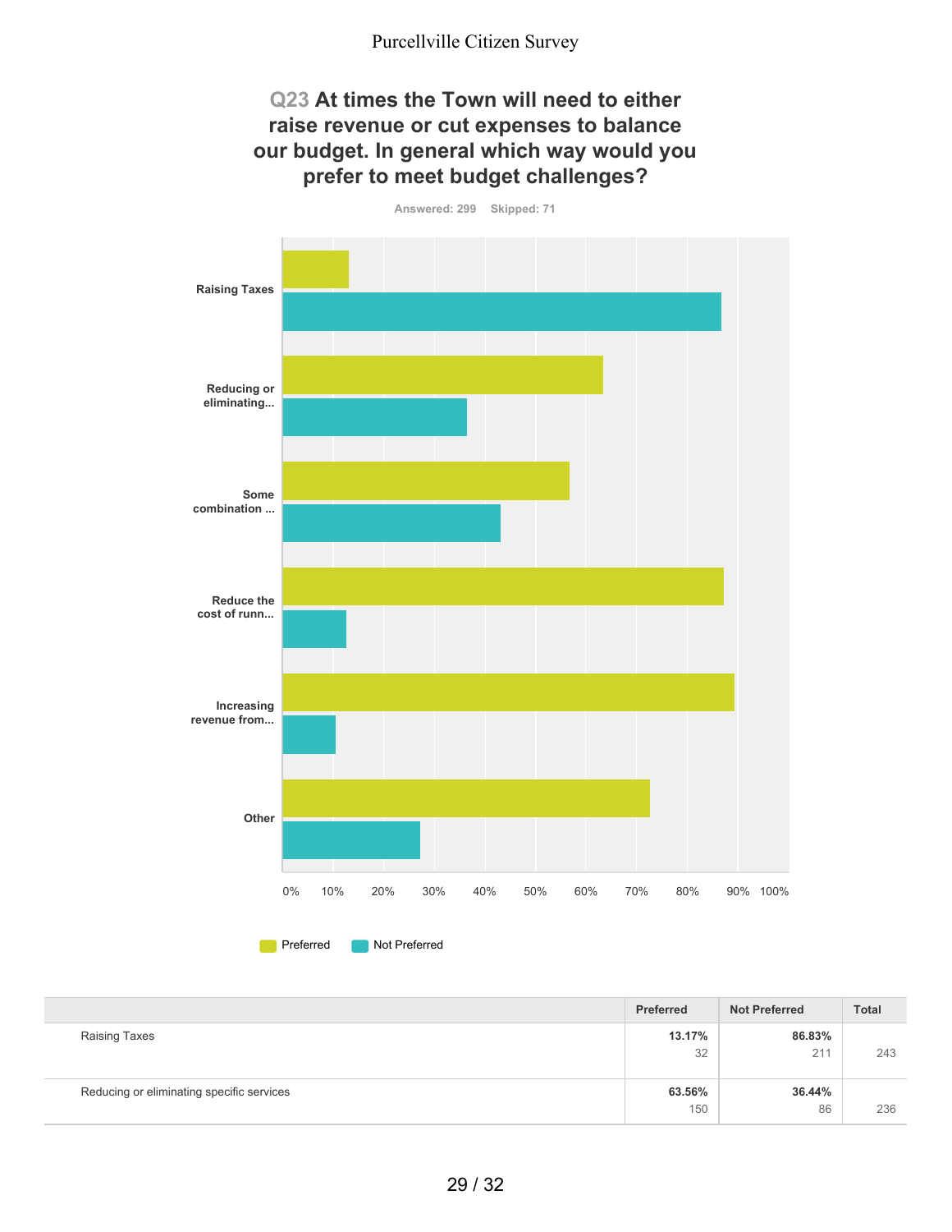## Q23 At times the Town will need to either raise revenue or cut expenses to balance our budget. In general which way would you prefer to meet budget challenges?

Answered: 299 Skipped: 71

Raising Taxes

Reducing or eliminating...

Some combination ...

Reduce the cost of runn...

Increasing revenue from...

Other

0% 10% 20% 30% 40% 50% 60% 70% 80% 90% 100%

Preferred Not Preferred

| | Preferred | Not Preferred | Total |
|---|---|---|---|
| Raising Taxes | **13.17%**<br>32 | **86.83%**<br>211 | 243 |
| Reducing or eliminating specific services | **63.56%**<br>150 | **36.44%**<br>86 | 236 |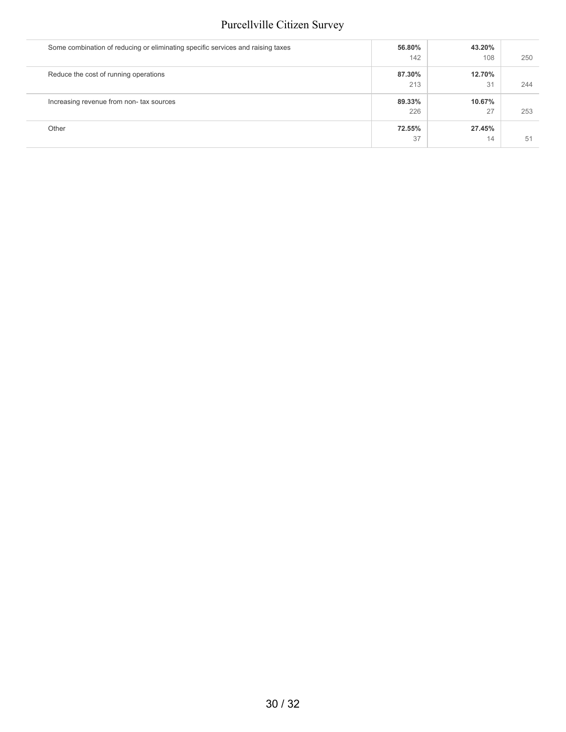| | | | |
|---|---|---|---|
| Some combination of reducing or eliminating specific services and raising taxes | **56.80%**<br>142 | **43.20%**<br>108 | 250 |
| Reduce the cost of running operations | **87.30%**<br>213 | **12.70%**<br>31 | 244 |
| Increasing revenue from non- tax sources | **89.33%**<br>226 | **10.67%**<br>27 | 253 |
| Other | **72.55%**<br>37 | **27.45%**<br>14 | 51 |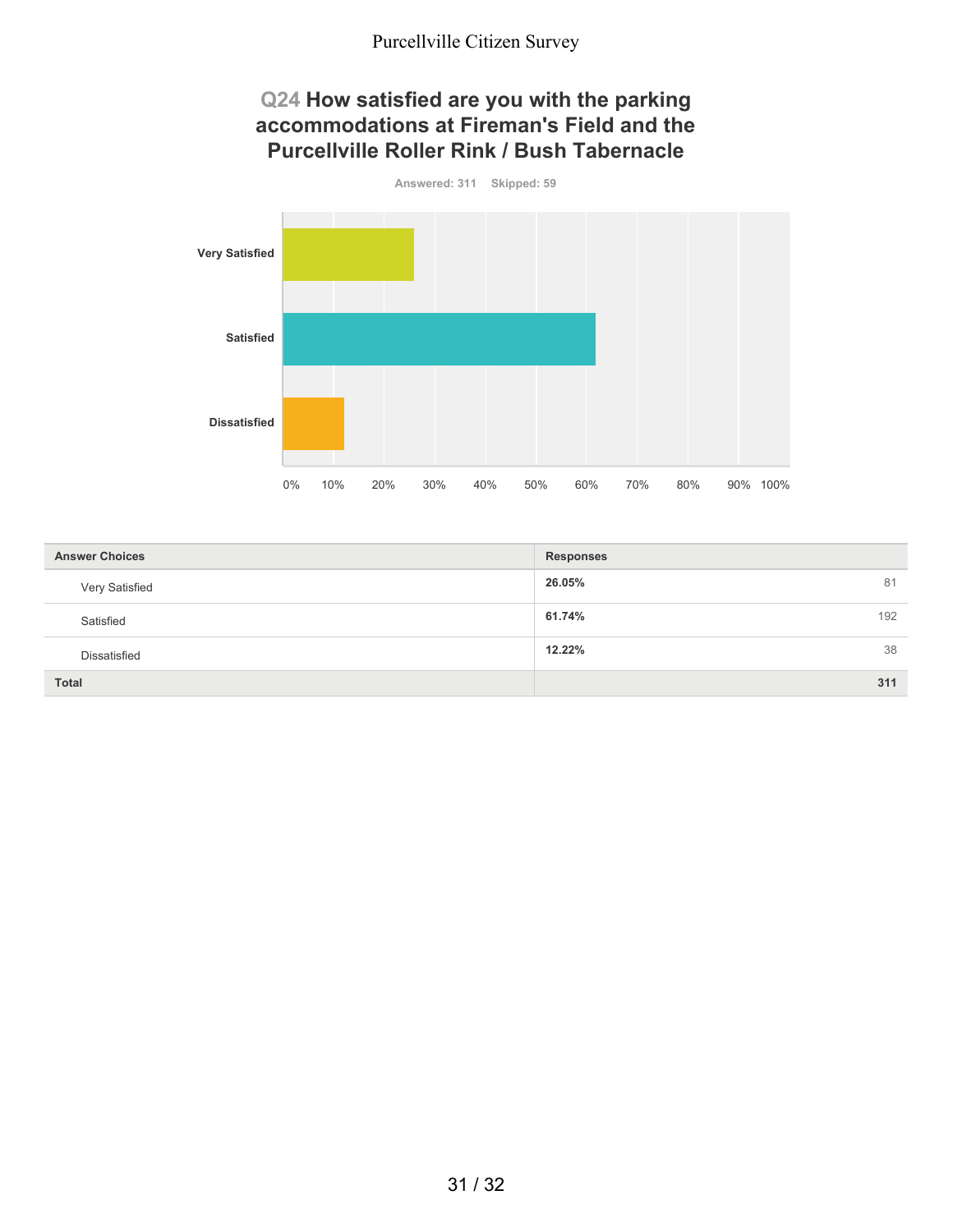## Q24 How satisfied are you with the parking accommodations at Fireman's Field and the Purcellville Roller Rink / Bush Tabernacle

Answered: 311 Skipped: 59

| Answer Choices | Responses | |
|---|---|---|
| Very Satisfied | 26.05% | 81 |
| Satisfied | 61.74% | 192 |
| Dissatisfied | 12.22% | 38 |
| **Total** | | **311** |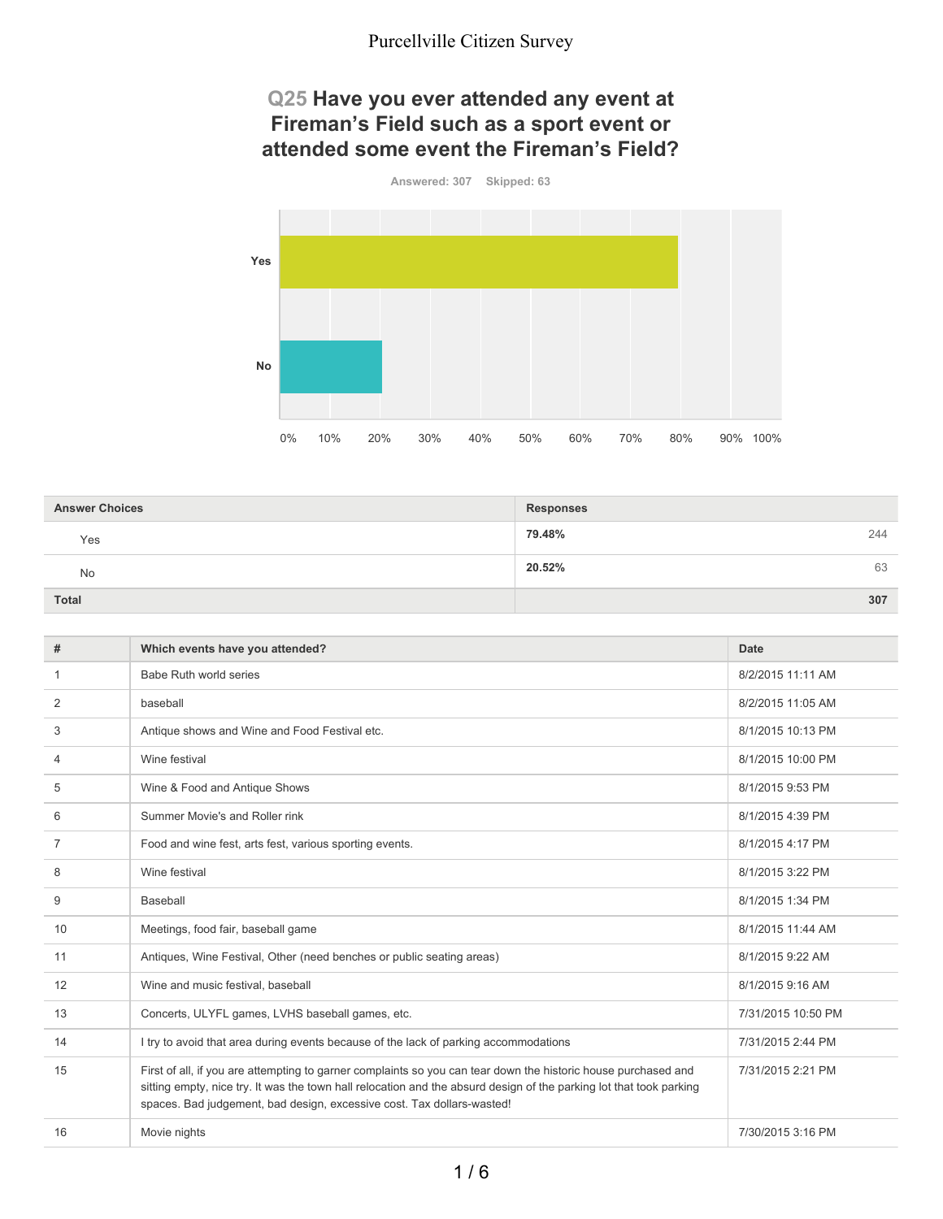# Q25 Have you ever attended any event at Fireman's Field such as a sport event or attended some event the Fireman's Field?

Answered: 307 Skipped: 63

| Answer Choices | Responses | |
|---|---|---|
| Yes | 79.48% | 244 |
| No | 20.52% | 63 |
| Total | | 307 |

| # | Which events have you attended? | Date |
|---|---|---|
| 1 | Babe Ruth world series | 8/2/2015 11:11 AM |
| 2 | baseball | 8/2/2015 11:05 AM |
| 3 | Antique shows and Wine and Food Festival etc. | 8/1/2015 10:13 PM |
| 4 | Wine festival | 8/1/2015 10:00 PM |
| 5 | Wine & Food and Antique Shows | 8/1/2015 9:53 PM |
| 6 | Summer Movie's and Roller rink | 8/1/2015 4:39 PM |
| 7 | Food and wine fest, arts fest, various sporting events. | 8/1/2015 4:17 PM |
| 8 | Wine festival | 8/1/2015 3:22 PM |
| 9 | Baseball | 8/1/2015 1:34 PM |
| 10 | Meetings, food fair, baseball game | 8/1/2015 11:44 AM |
| 11 | Antiques, Wine Festival, Other (need benches or public seating areas) | 8/1/2015 9:22 AM |
| 12 | Wine and music festival, baseball | 8/1/2015 9:16 AM |
| 13 | Concerts, ULYFL games, LVHS baseball games, etc. | 7/31/2015 10:50 PM |
| 14 | I try to avoid that area during events because of the lack of parking accommodations | 7/31/2015 2:44 PM |
| 15 | First of all, if you are attempting to garner complaints so you can tear down the historic house purchased and sitting empty, nice try. It was the town hall relocation and the absurd design of the parking lot that took parking spaces. Bad judgement, bad design, excessive cost. Tax dollars-wasted! | 7/31/2015 2:21 PM |
| 16 | Movie nights | 7/30/2015 3:16 PM |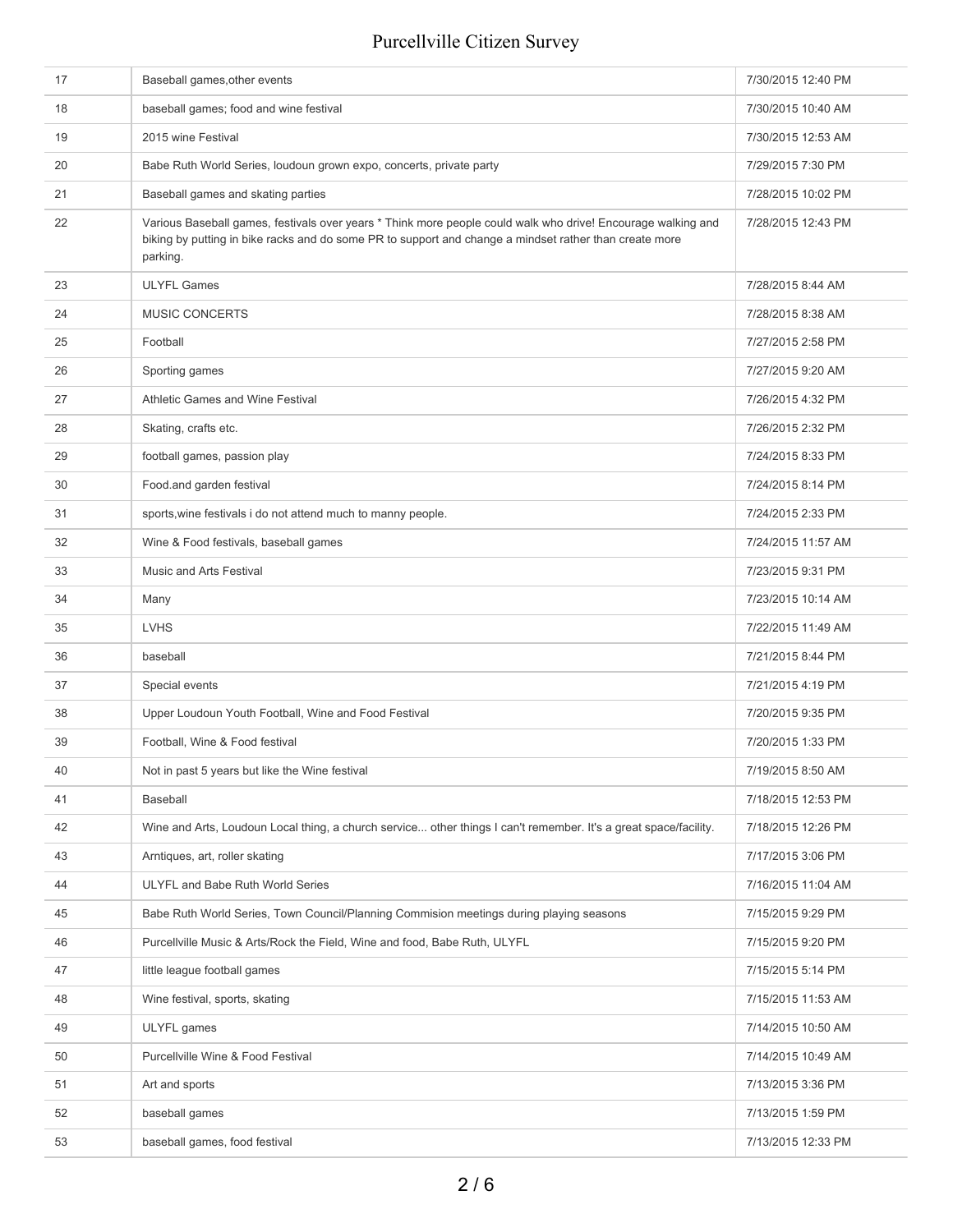| | | |
|---|---|---|
| 17 | Baseball games,other events | 7/30/2015 12:40 PM |
| 18 | baseball games; food and wine festival | 7/30/2015 10:40 AM |
| 19 | 2015 wine Festival | 7/30/2015 12:53 AM |
| 20 | Babe Ruth World Series, loudoun grown expo, concerts, private party | 7/29/2015 7:30 PM |
| 21 | Baseball games and skating parties | 7/28/2015 10:02 PM |
| 22 | Various Baseball games, festivals over years * Think more people could walk who drive! Encourage walking and biking by putting in bike racks and do some PR to support and change a mindset rather than create more parking. | 7/28/2015 12:43 PM |
| 23 | ULYFL Games | 7/28/2015 8:44 AM |
| 24 | MUSIC CONCERTS | 7/28/2015 8:38 AM |
| 25 | Football | 7/27/2015 2:58 PM |
| 26 | Sporting games | 7/27/2015 9:20 AM |
| 27 | Athletic Games and Wine Festival | 7/26/2015 4:32 PM |
| 28 | Skating, crafts etc. | 7/26/2015 2:32 PM |
| 29 | football games, passion play | 7/24/2015 8:33 PM |
| 30 | Food.and garden festival | 7/24/2015 8:14 PM |
| 31 | sports,wine festivals i do not attend much to manny people. | 7/24/2015 2:33 PM |
| 32 | Wine & Food festivals, baseball games | 7/24/2015 11:57 AM |
| 33 | Music and Arts Festival | 7/23/2015 9:31 PM |
| 34 | Many | 7/23/2015 10:14 AM |
| 35 | LVHS | 7/22/2015 11:49 AM |
| 36 | baseball | 7/21/2015 8:44 PM |
| 37 | Special events | 7/21/2015 4:19 PM |
| 38 | Upper Loudoun Youth Football, Wine and Food Festival | 7/20/2015 9:35 PM |
| 39 | Football, Wine & Food festival | 7/20/2015 1:33 PM |
| 40 | Not in past 5 years but like the Wine festival | 7/19/2015 8:50 AM |
| 41 | Baseball | 7/18/2015 12:53 PM |
| 42 | Wine and Arts, Loudoun Local thing, a church service... other things I can't remember. It's a great space/facility. | 7/18/2015 12:26 PM |
| 43 | Arntiques, art, roller skating | 7/17/2015 3:06 PM |
| 44 | ULYFL and Babe Ruth World Series | 7/16/2015 11:04 AM |
| 45 | Babe Ruth World Series, Town Council/Planning Commision meetings during playing seasons | 7/15/2015 9:29 PM |
| 46 | Purcellville Music & Arts/Rock the Field, Wine and food, Babe Ruth, ULYFL | 7/15/2015 9:20 PM |
| 47 | little league football games | 7/15/2015 5:14 PM |
| 48 | Wine festival, sports, skating | 7/15/2015 11:53 AM |
| 49 | ULYFL games | 7/14/2015 10:50 AM |
| 50 | Purcellville Wine & Food Festival | 7/14/2015 10:49 AM |
| 51 | Art and sports | 7/13/2015 3:36 PM |
| 52 | baseball games | 7/13/2015 1:59 PM |
| 53 | baseball games, food festival | 7/13/2015 12:33 PM |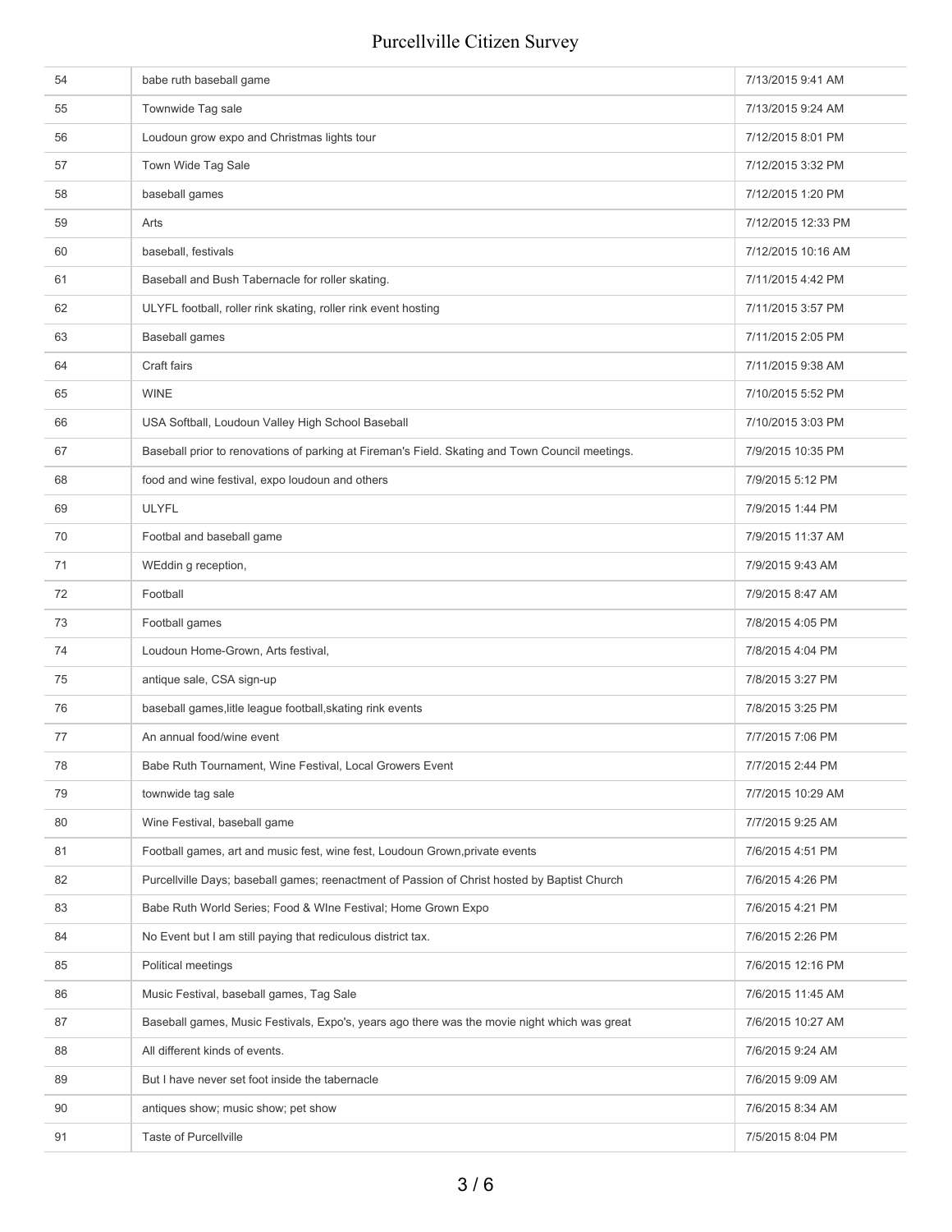| | | |
|---|---|---|
| 54 | babe ruth baseball game | 7/13/2015 9:41 AM |
| 55 | Townwide Tag sale | 7/13/2015 9:24 AM |
| 56 | Loudoun grow expo and Christmas lights tour | 7/12/2015 8:01 PM |
| 57 | Town Wide Tag Sale | 7/12/2015 3:32 PM |
| 58 | baseball games | 7/12/2015 1:20 PM |
| 59 | Arts | 7/12/2015 12:33 PM |
| 60 | baseball, festivals | 7/12/2015 10:16 AM |
| 61 | Baseball and Bush Tabernacle for roller skating. | 7/11/2015 4:42 PM |
| 62 | ULYFL football, roller rink skating, roller rink event hosting | 7/11/2015 3:57 PM |
| 63 | Baseball games | 7/11/2015 2:05 PM |
| 64 | Craft fairs | 7/11/2015 9:38 AM |
| 65 | WINE | 7/10/2015 5:52 PM |
| 66 | USA Softball, Loudoun Valley High School Baseball | 7/10/2015 3:03 PM |
| 67 | Baseball prior to renovations of parking at Fireman's Field. Skating and Town Council meetings. | 7/9/2015 10:35 PM |
| 68 | food and wine festival, expo loudoun and others | 7/9/2015 5:12 PM |
| 69 | ULYFL | 7/9/2015 1:44 PM |
| 70 | Footbal and baseball game | 7/9/2015 11:37 AM |
| 71 | WEddin g reception, | 7/9/2015 9:43 AM |
| 72 | Football | 7/9/2015 8:47 AM |
| 73 | Football games | 7/8/2015 4:05 PM |
| 74 | Loudoun Home-Grown, Arts festival, | 7/8/2015 4:04 PM |
| 75 | antique sale, CSA sign-up | 7/8/2015 3:27 PM |
| 76 | baseball games,litle league football,skating rink events | 7/8/2015 3:25 PM |
| 77 | An annual food/wine event | 7/7/2015 7:06 PM |
| 78 | Babe Ruth Tournament, Wine Festival, Local Growers Event | 7/7/2015 2:44 PM |
| 79 | townwide tag sale | 7/7/2015 10:29 AM |
| 80 | Wine Festival, baseball game | 7/7/2015 9:25 AM |
| 81 | Football games, art and music fest, wine fest, Loudoun Grown,private events | 7/6/2015 4:51 PM |
| 82 | Purcellville Days; baseball games; reenactment of Passion of Christ hosted by Baptist Church | 7/6/2015 4:26 PM |
| 83 | Babe Ruth World Series; Food & WIne Festival; Home Grown Expo | 7/6/2015 4:21 PM |
| 84 | No Event but I am still paying that rediculous district tax. | 7/6/2015 2:26 PM |
| 85 | Political meetings | 7/6/2015 12:16 PM |
| 86 | Music Festival, baseball games, Tag Sale | 7/6/2015 11:45 AM |
| 87 | Baseball games, Music Festivals, Expo's, years ago there was the movie night which was great | 7/6/2015 10:27 AM |
| 88 | All different kinds of events. | 7/6/2015 9:24 AM |
| 89 | But I have never set foot inside the tabernacle | 7/6/2015 9:09 AM |
| 90 | antiques show; music show; pet show | 7/6/2015 8:34 AM |
| 91 | Taste of Purcellville | 7/5/2015 8:04 PM |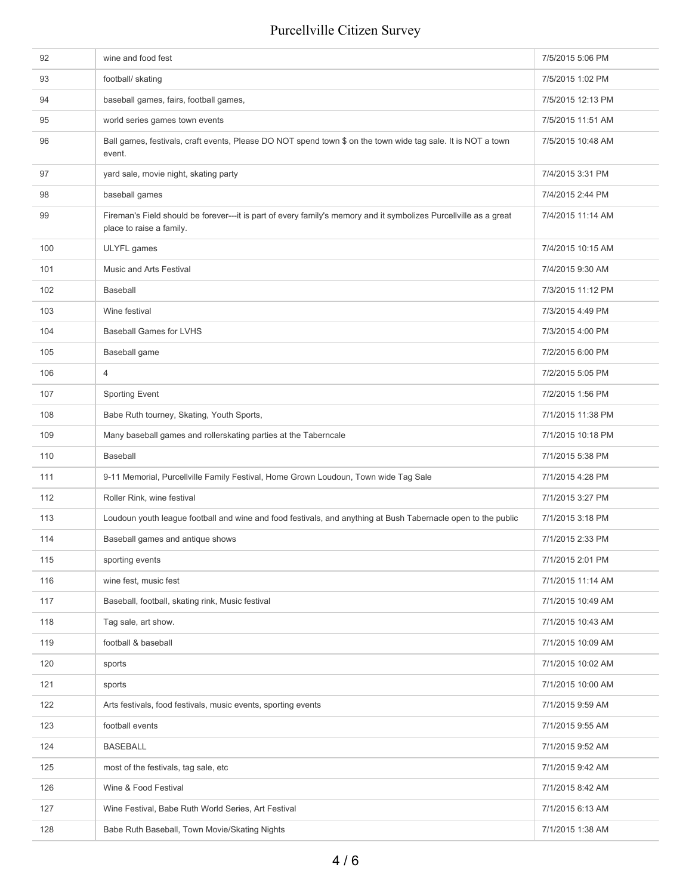| | | |
|---|---|---|
| 92 | wine and food fest | 7/5/2015 5:06 PM |
| 93 | football/ skating | 7/5/2015 1:02 PM |
| 94 | baseball games, fairs, football games, | 7/5/2015 12:13 PM |
| 95 | world series games town events | 7/5/2015 11:51 AM |
| 96 | Ball games, festivals, craft events, Please DO NOT spend town $ on the town wide tag sale. It is NOT a town event. | 7/5/2015 10:48 AM |
| 97 | yard sale, movie night, skating party | 7/4/2015 3:31 PM |
| 98 | baseball games | 7/4/2015 2:44 PM |
| 99 | Fireman's Field should be forever---it is part of every family's memory and it symbolizes Purcellville as a great place to raise a family. | 7/4/2015 11:14 AM |
| 100 | ULYFL games | 7/4/2015 10:15 AM |
| 101 | Music and Arts Festival | 7/4/2015 9:30 AM |
| 102 | Baseball | 7/3/2015 11:12 PM |
| 103 | Wine festival | 7/3/2015 4:49 PM |
| 104 | Baseball Games for LVHS | 7/3/2015 4:00 PM |
| 105 | Baseball game | 7/2/2015 6:00 PM |
| 106 | 4 | 7/2/2015 5:05 PM |
| 107 | Sporting Event | 7/2/2015 1:56 PM |
| 108 | Babe Ruth tourney, Skating, Youth Sports, | 7/1/2015 11:38 PM |
| 109 | Many baseball games and rollerskating parties at the Taberncale | 7/1/2015 10:18 PM |
| 110 | Baseball | 7/1/2015 5:38 PM |
| 111 | 9-11 Memorial, Purcellville Family Festival, Home Grown Loudoun, Town wide Tag Sale | 7/1/2015 4:28 PM |
| 112 | Roller Rink, wine festival | 7/1/2015 3:27 PM |
| 113 | Loudoun youth league football and wine and food festivals, and anything at Bush Tabernacle open to the public | 7/1/2015 3:18 PM |
| 114 | Baseball games and antique shows | 7/1/2015 2:33 PM |
| 115 | sporting events | 7/1/2015 2:01 PM |
| 116 | wine fest, music fest | 7/1/2015 11:14 AM |
| 117 | Baseball, football, skating rink, Music festival | 7/1/2015 10:49 AM |
| 118 | Tag sale, art show. | 7/1/2015 10:43 AM |
| 119 | football & baseball | 7/1/2015 10:09 AM |
| 120 | sports | 7/1/2015 10:02 AM |
| 121 | sports | 7/1/2015 10:00 AM |
| 122 | Arts festivals, food festivals, music events, sporting events | 7/1/2015 9:59 AM |
| 123 | football events | 7/1/2015 9:55 AM |
| 124 | BASEBALL | 7/1/2015 9:52 AM |
| 125 | most of the festivals, tag sale, etc | 7/1/2015 9:42 AM |
| 126 | Wine & Food Festival | 7/1/2015 8:42 AM |
| 127 | Wine Festival, Babe Ruth World Series, Art Festival | 7/1/2015 6:13 AM |
| 128 | Babe Ruth Baseball, Town Movie/Skating Nights | 7/1/2015 1:38 AM |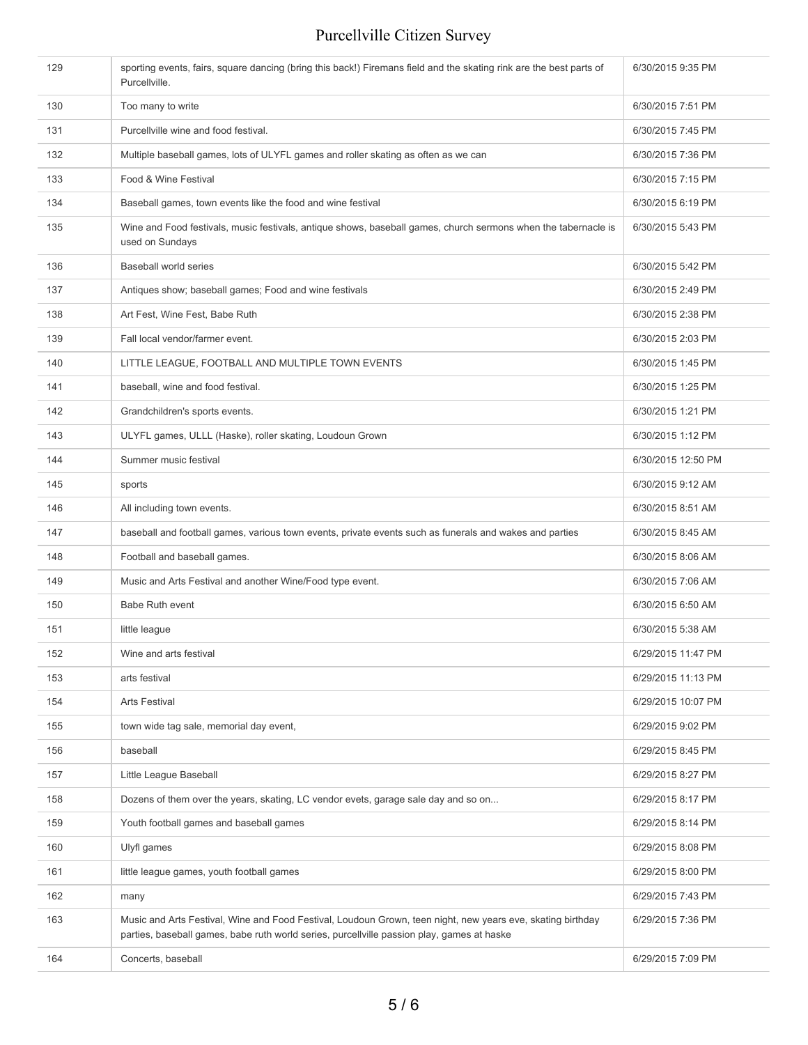| | | |
|---|---|---|
| 129 | sporting events, fairs, square dancing (bring this back!) Firemans field and the skating rink are the best parts of Purcellville. | 6/30/2015 9:35 PM |
| 130 | Too many to write | 6/30/2015 7:51 PM |
| 131 | Purcellville wine and food festival. | 6/30/2015 7:45 PM |
| 132 | Multiple baseball games, lots of ULYFL games and roller skating as often as we can | 6/30/2015 7:36 PM |
| 133 | Food & Wine Festival | 6/30/2015 7:15 PM |
| 134 | Baseball games, town events like the food and wine festival | 6/30/2015 6:19 PM |
| 135 | Wine and Food festivals, music festivals, antique shows, baseball games, church sermons when the tabernacle is used on Sundays | 6/30/2015 5:43 PM |
| 136 | Baseball world series | 6/30/2015 5:42 PM |
| 137 | Antiques show; baseball games; Food and wine festivals | 6/30/2015 2:49 PM |
| 138 | Art Fest, Wine Fest, Babe Ruth | 6/30/2015 2:38 PM |
| 139 | Fall local vendor/farmer event. | 6/30/2015 2:03 PM |
| 140 | LITTLE LEAGUE, FOOTBALL AND MULTIPLE TOWN EVENTS | 6/30/2015 1:45 PM |
| 141 | baseball, wine and food festival. | 6/30/2015 1:25 PM |
| 142 | Grandchildren's sports events. | 6/30/2015 1:21 PM |
| 143 | ULYFL games, ULLL (Haske), roller skating, Loudoun Grown | 6/30/2015 1:12 PM |
| 144 | Summer music festival | 6/30/2015 12:50 PM |
| 145 | sports | 6/30/2015 9:12 AM |
| 146 | All including town events. | 6/30/2015 8:51 AM |
| 147 | baseball and football games, various town events, private events such as funerals and wakes and parties | 6/30/2015 8:45 AM |
| 148 | Football and baseball games. | 6/30/2015 8:06 AM |
| 149 | Music and Arts Festival and another Wine/Food type event. | 6/30/2015 7:06 AM |
| 150 | Babe Ruth event | 6/30/2015 6:50 AM |
| 151 | little league | 6/30/2015 5:38 AM |
| 152 | Wine and arts festival | 6/29/2015 11:47 PM |
| 153 | arts festival | 6/29/2015 11:13 PM |
| 154 | Arts Festival | 6/29/2015 10:07 PM |
| 155 | town wide tag sale, memorial day event, | 6/29/2015 9:02 PM |
| 156 | baseball | 6/29/2015 8:45 PM |
| 157 | Little League Baseball | 6/29/2015 8:27 PM |
| 158 | Dozens of them over the years, skating, LC vendor evets, garage sale day and so on... | 6/29/2015 8:17 PM |
| 159 | Youth football games and baseball games | 6/29/2015 8:14 PM |
| 160 | Ulyfl games | 6/29/2015 8:08 PM |
| 161 | little league games, youth football games | 6/29/2015 8:00 PM |
| 162 | many | 6/29/2015 7:43 PM |
| 163 | Music and Arts Festival, Wine and Food Festival, Loudoun Grown, teen night, new years eve, skating birthday parties, baseball games, babe ruth world series, purcellville passion play, games at haske | 6/29/2015 7:36 PM |
| 164 | Concerts, baseball | 6/29/2015 7:09 PM |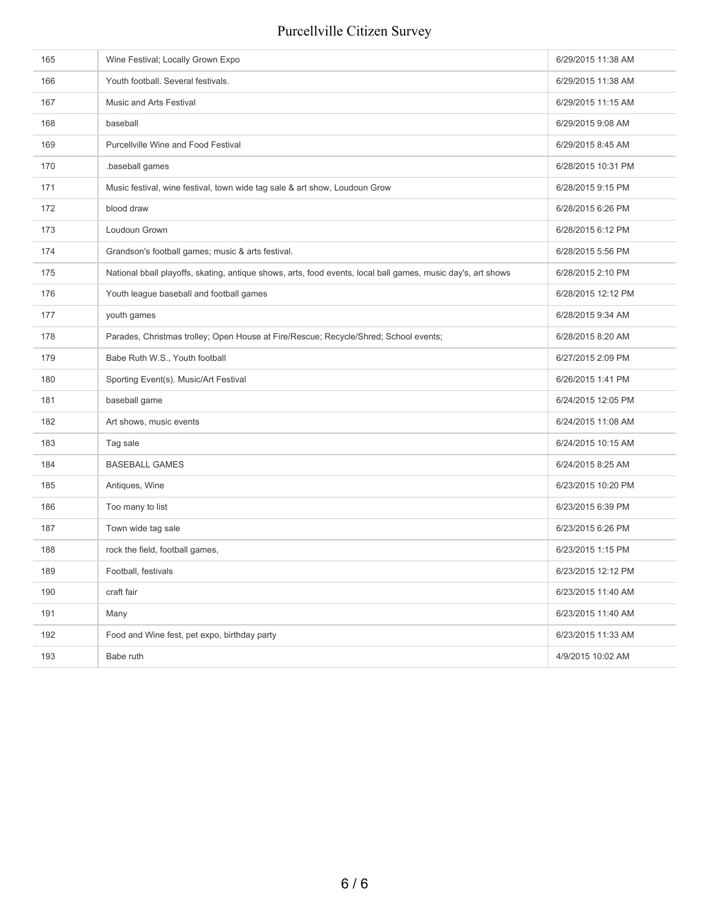| | | |
|---|---|---|
| 165 | Wine Festival; Locally Grown Expo | 6/29/2015 11:38 AM |
| 166 | Youth football. Several festivals. | 6/29/2015 11:38 AM |
| 167 | Music and Arts Festival | 6/29/2015 11:15 AM |
| 168 | baseball | 6/29/2015 9:08 AM |
| 169 | Purcellville Wine and Food Festival | 6/29/2015 8:45 AM |
| 170 | .baseball games | 6/28/2015 10:31 PM |
| 171 | Music festival, wine festival, town wide tag sale & art show, Loudoun Grow | 6/28/2015 9:15 PM |
| 172 | blood draw | 6/28/2015 6:26 PM |
| 173 | Loudoun Grown | 6/28/2015 6:12 PM |
| 174 | Grandson's football games; music & arts festival. | 6/28/2015 5:56 PM |
| 175 | National bball playoffs, skating, antique shows, arts, food events, local ball games, music day's, art shows | 6/28/2015 2:10 PM |
| 176 | Youth league baseball and football games | 6/28/2015 12:12 PM |
| 177 | youth games | 6/28/2015 9:34 AM |
| 178 | Parades, Christmas trolley; Open House at Fire/Rescue; Recycle/Shred; School events; | 6/28/2015 8:20 AM |
| 179 | Babe Ruth W.S., Youth football | 6/27/2015 2:09 PM |
| 180 | Sporting Event(s). Music/Art Festival | 6/26/2015 1:41 PM |
| 181 | baseball game | 6/24/2015 12:05 PM |
| 182 | Art shows, music events | 6/24/2015 11:08 AM |
| 183 | Tag sale | 6/24/2015 10:15 AM |
| 184 | BASEBALL GAMES | 6/24/2015 8:25 AM |
| 185 | Antiques, Wine | 6/23/2015 10:20 PM |
| 186 | Too many to list | 6/23/2015 6:39 PM |
| 187 | Town wide tag sale | 6/23/2015 6:26 PM |
| 188 | rock the field, football games, | 6/23/2015 1:15 PM |
| 189 | Football, festivals | 6/23/2015 12:12 PM |
| 190 | craft fair | 6/23/2015 11:40 AM |
| 191 | Many | 6/23/2015 11:40 AM |
| 192 | Food and Wine fest, pet expo, birthday party | 6/23/2015 11:33 AM |
| 193 | Babe ruth | 4/9/2015 10:02 AM |